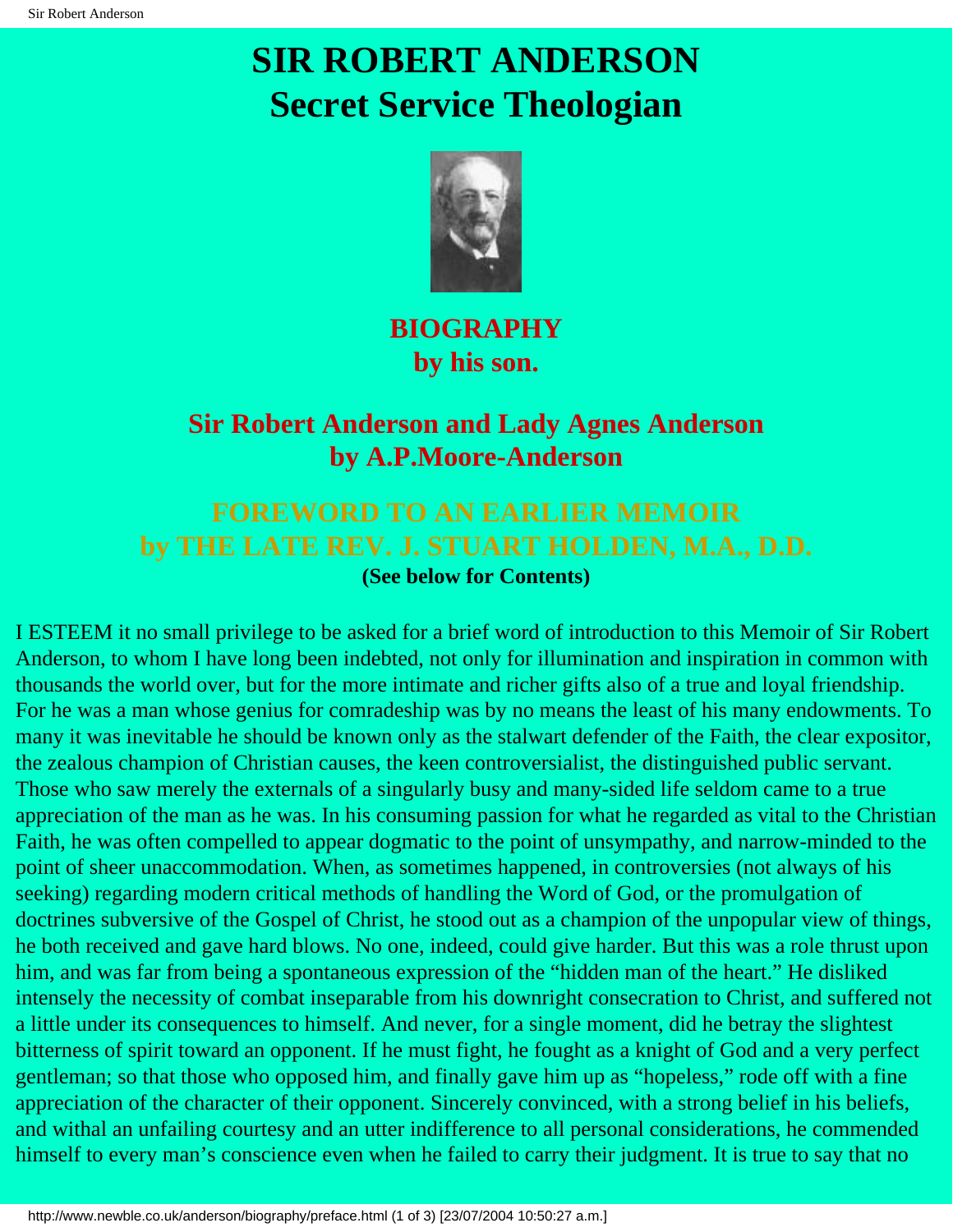# SIR ROBERT ANDERSON
# Secret Service Theologian

## BIOGRAPHY
## by his son.

## Sir Robert Anderson and Lady Agnes Anderson
## by A.P.Moore-Anderson

## FOREWORD TO AN EARLIER MEMOIR
## by THE LATE REV. J. STUART HOLDEN, M.A., D.D.

**(See below for Contents)**

I ESTEEM it no small privilege to be asked for a brief word of introduction to this Memoir of Sir Robert Anderson, to whom I have long been indebted, not only for illumination and inspiration in common with thousands the world over, but for the more intimate and richer gifts also of a true and loyal friendship. For he was a man whose genius for comradeship was by no means the least of his many endowments. To many it was inevitable he should be known only as the stalwart defender of the Faith, the clear expositor, the zealous champion of Christian causes, the keen controversialist, the distinguished public servant. Those who saw merely the externals of a singularly busy and many-sided life seldom came to a true appreciation of the man as he was. In his consuming passion for what he regarded as vital to the Christian Faith, he was often compelled to appear dogmatic to the point of unsympathy, and narrow-minded to the point of sheer unaccommodation. When, as sometimes happened, in controversies (not always of his seeking) regarding modern critical methods of handling the Word of God, or the promulgation of doctrines subversive of the Gospel of Christ, he stood out as a champion of the unpopular view of things, he both received and gave hard blows. No one, indeed, could give harder. But this was a role thrust upon him, and was far from being a spontaneous expression of the "hidden man of the heart." He disliked intensely the necessity of combat inseparable from his downright consecration to Christ, and suffered not a little under its consequences to himself. And never, for a single moment, did he betray the slightest bitterness of spirit toward an opponent. If he must fight, he fought as a knight of God and a very perfect gentleman; so that those who opposed him, and finally gave him up as "hopeless," rode off with a fine appreciation of the character of their opponent. Sincerely convinced, with a strong belief in his beliefs, and withal an unfailing courtesy and an utter indifference to all personal considerations, he commended himself to every man's conscience even when he failed to carry their judgment. It is true to say that no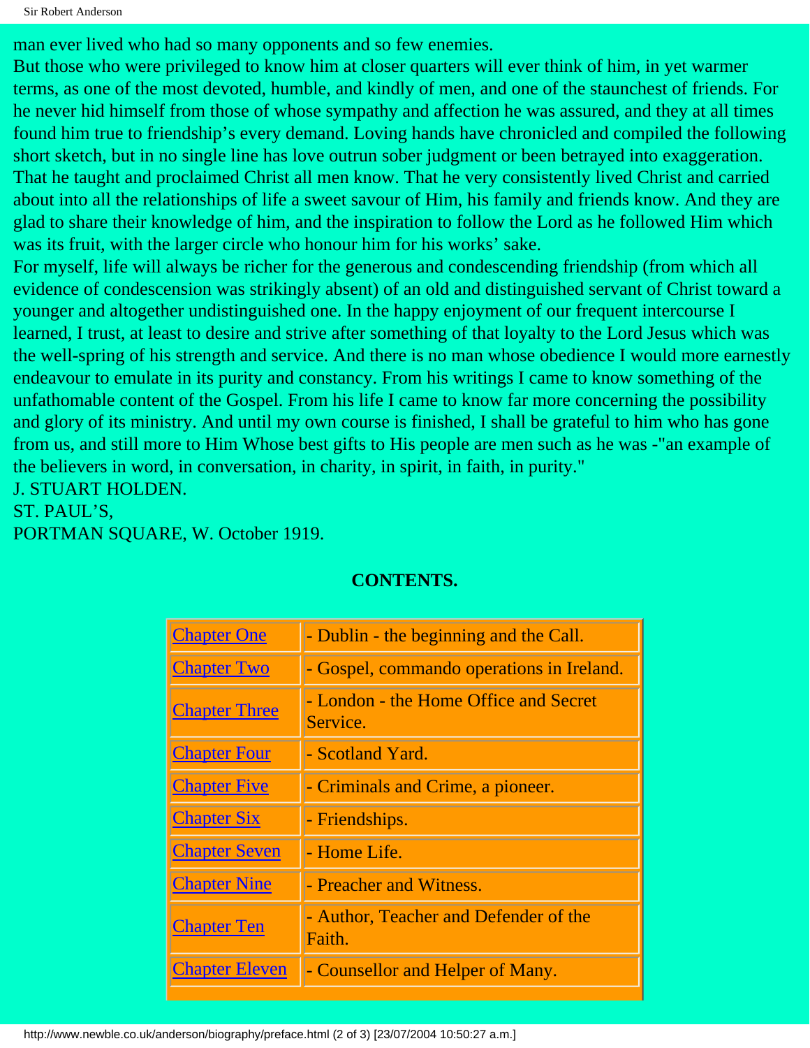man ever lived who had so many opponents and so few enemies.

But those who were privileged to know him at closer quarters will ever think of him, in yet warmer terms, as one of the most devoted, humble, and kindly of men, and one of the staunchest of friends. For he never hid himself from those of whose sympathy and affection he was assured, and they at all times found him true to friendship's every demand. Loving hands have chronicled and compiled the following short sketch, but in no single line has love outrun sober judgment or been betrayed into exaggeration. That he taught and proclaimed Christ all men know. That he very consistently lived Christ and carried about into all the relationships of life a sweet savour of Him, his family and friends know. And they are glad to share their knowledge of him, and the inspiration to follow the Lord as he followed Him which was its fruit, with the larger circle who honour him for his works' sake.

For myself, life will always be richer for the generous and condescending friendship (from which all evidence of condescension was strikingly absent) of an old and distinguished servant of Christ toward a younger and altogether undistinguished one. In the happy enjoyment of our frequent intercourse I learned, I trust, at least to desire and strive after something of that loyalty to the Lord Jesus which was the well-spring of his strength and service. And there is no man whose obedience I would more earnestly endeavour to emulate in its purity and constancy. From his writings I came to know something of the unfathomable content of the Gospel. From his life I came to know far more concerning the possibility and glory of its ministry. And until my own course is finished, I shall be grateful to him who has gone from us, and still more to Him Whose best gifts to His people are men such as he was -"an example of the believers in word, in conversation, in charity, in spirit, in faith, in purity."

J. STUART HOLDEN.

ST. PAUL'S,

PORTMAN SQUARE, W. October 1919.

**CONTENTS.**

| | |
|---|---|
| Chapter One | - Dublin - the beginning and the Call. |
| Chapter Two | - Gospel, commando operations in Ireland. |
| Chapter Three | - London - the Home Office and Secret Service. |
| Chapter Four | - Scotland Yard. |
| Chapter Five | - Criminals and Crime, a pioneer. |
| Chapter Six | - Friendships. |
| Chapter Seven | - Home Life. |
| Chapter Nine | - Preacher and Witness. |
| Chapter Ten | - Author, Teacher and Defender of the Faith. |
| Chapter Eleven | - Counsellor and Helper of Many. |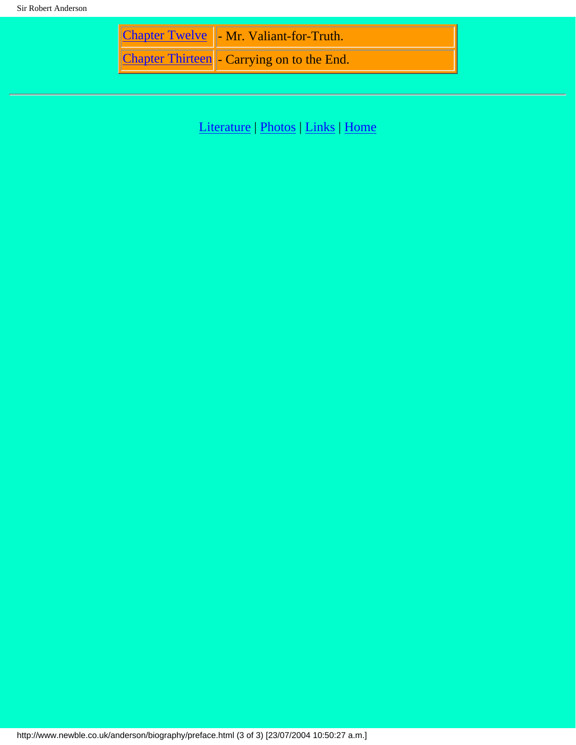| | |
|---|---|
| Chapter Twelve | - Mr. Valiant-for-Truth. |
| Chapter Thirteen | - Carrying on to the End. |

---

Literature | Photos | Links | Home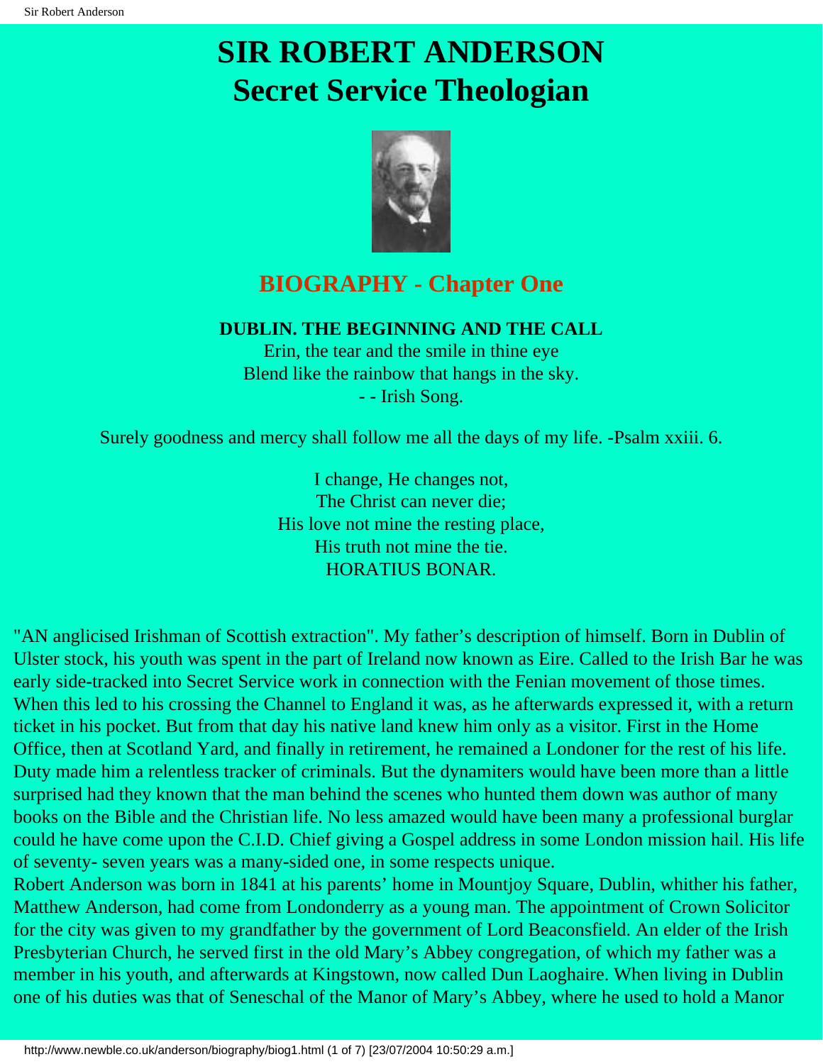# SIR ROBERT ANDERSON
# Secret Service Theologian

## BIOGRAPHY - Chapter One

### DUBLIN. THE BEGINNING AND THE CALL

Erin, the tear and the smile in thine eye
Blend like the rainbow that hangs in the sky.
- - Irish Song.

Surely goodness and mercy shall follow me all the days of my life. -Psalm xxiii. 6.

I change, He changes not,
The Christ can never die;
His love not mine the resting place,
His truth not mine the tie.
HORATIUS BONAR.

"AN anglicised Irishman of Scottish extraction". My father's description of himself. Born in Dublin of Ulster stock, his youth was spent in the part of Ireland now known as Eire. Called to the Irish Bar he was early side-tracked into Secret Service work in connection with the Fenian movement of those times. When this led to his crossing the Channel to England it was, as he afterwards expressed it, with a return ticket in his pocket. But from that day his native land knew him only as a visitor. First in the Home Office, then at Scotland Yard, and finally in retirement, he remained a Londoner for the rest of his life. Duty made him a relentless tracker of criminals. But the dynamiters would have been more than a little surprised had they known that the man behind the scenes who hunted them down was author of many books on the Bible and the Christian life. No less amazed would have been many a professional burglar could he have come upon the C.I.D. Chief giving a Gospel address in some London mission hail. His life of seventy- seven years was a many-sided one, in some respects unique.

Robert Anderson was born in 1841 at his parents' home in Mountjoy Square, Dublin, whither his father, Matthew Anderson, had come from Londonderry as a young man. The appointment of Crown Solicitor for the city was given to my grandfather by the government of Lord Beaconsfield. An elder of the Irish Presbyterian Church, he served first in the old Mary's Abbey congregation, of which my father was a member in his youth, and afterwards at Kingstown, now called Dun Laoghaire. When living in Dublin one of his duties was that of Seneschal of the Manor of Mary's Abbey, where he used to hold a Manor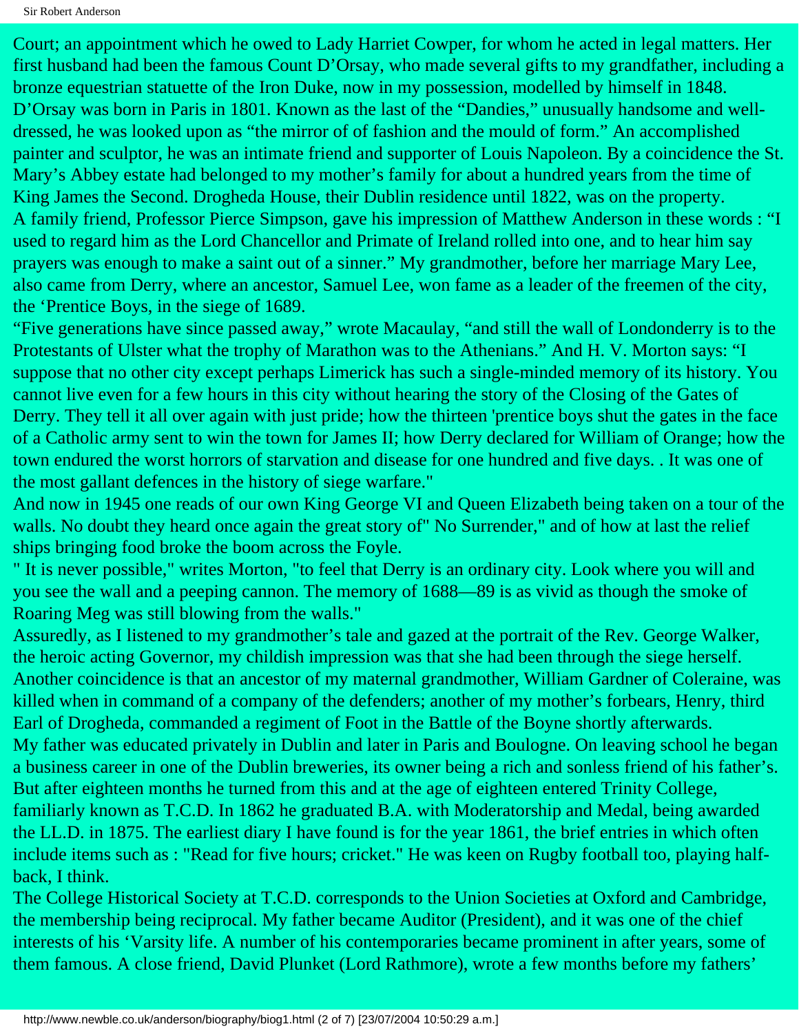Court; an appointment which he owed to Lady Harriet Cowper, for whom he acted in legal matters. Her first husband had been the famous Count D'Orsay, who made several gifts to my grandfather, including a bronze equestrian statuette of the Iron Duke, now in my possession, modelled by himself in 1848. D'Orsay was born in Paris in 1801. Known as the last of the "Dandies," unusually handsome and well-dressed, he was looked upon as "the mirror of of fashion and the mould of form." An accomplished painter and sculptor, he was an intimate friend and supporter of Louis Napoleon. By a coincidence the St. Mary's Abbey estate had belonged to my mother's family for about a hundred years from the time of King James the Second. Drogheda House, their Dublin residence until 1822, was on the property.

A family friend, Professor Pierce Simpson, gave his impression of Matthew Anderson in these words : "I used to regard him as the Lord Chancellor and Primate of Ireland rolled into one, and to hear him say prayers was enough to make a saint out of a sinner." My grandmother, before her marriage Mary Lee, also came from Derry, where an ancestor, Samuel Lee, won fame as a leader of the freemen of the city, the 'Prentice Boys, in the siege of 1689.

"Five generations have since passed away," wrote Macaulay, "and still the wall of Londonderry is to the Protestants of Ulster what the trophy of Marathon was to the Athenians." And H. V. Morton says: "I suppose that no other city except perhaps Limerick has such a single-minded memory of its history. You cannot live even for a few hours in this city without hearing the story of the Closing of the Gates of Derry. They tell it all over again with just pride; how the thirteen 'prentice boys shut the gates in the face of a Catholic army sent to win the town for James II; how Derry declared for William of Orange; how the town endured the worst horrors of starvation and disease for one hundred and five days. . It was one of the most gallant defences in the history of siege warfare."

And now in 1945 one reads of our own King George VI and Queen Elizabeth being taken on a tour of the walls. No doubt they heard once again the great story of" No Surrender," and of how at last the relief ships bringing food broke the boom across the Foyle.

" It is never possible," writes Morton, "to feel that Derry is an ordinary city. Look where you will and you see the wall and a peeping cannon. The memory of 1688—89 is as vivid as though the smoke of Roaring Meg was still blowing from the walls."

Assuredly, as I listened to my grandmother's tale and gazed at the portrait of the Rev. George Walker, the heroic acting Governor, my childish impression was that she had been through the siege herself. Another coincidence is that an ancestor of my maternal grandmother, William Gardner of Coleraine, was killed when in command of a company of the defenders; another of my mother's forbears, Henry, third Earl of Drogheda, commanded a regiment of Foot in the Battle of the Boyne shortly afterwards.

My father was educated privately in Dublin and later in Paris and Boulogne. On leaving school he began a business career in one of the Dublin breweries, its owner being a rich and sonless friend of his father's. But after eighteen months he turned from this and at the age of eighteen entered Trinity College, familiarly known as T.C.D. In 1862 he graduated B.A. with Moderatorship and Medal, being awarded the LL.D. in 1875. The earliest diary I have found is for the year 1861, the brief entries in which often include items such as : "Read for five hours; cricket." He was keen on Rugby football too, playing half-back, I think.

The College Historical Society at T.C.D. corresponds to the Union Societies at Oxford and Cambridge, the membership being reciprocal. My father became Auditor (President), and it was one of the chief interests of his 'Varsity life. A number of his contemporaries became prominent in after years, some of them famous. A close friend, David Plunket (Lord Rathmore), wrote a few months before my fathers'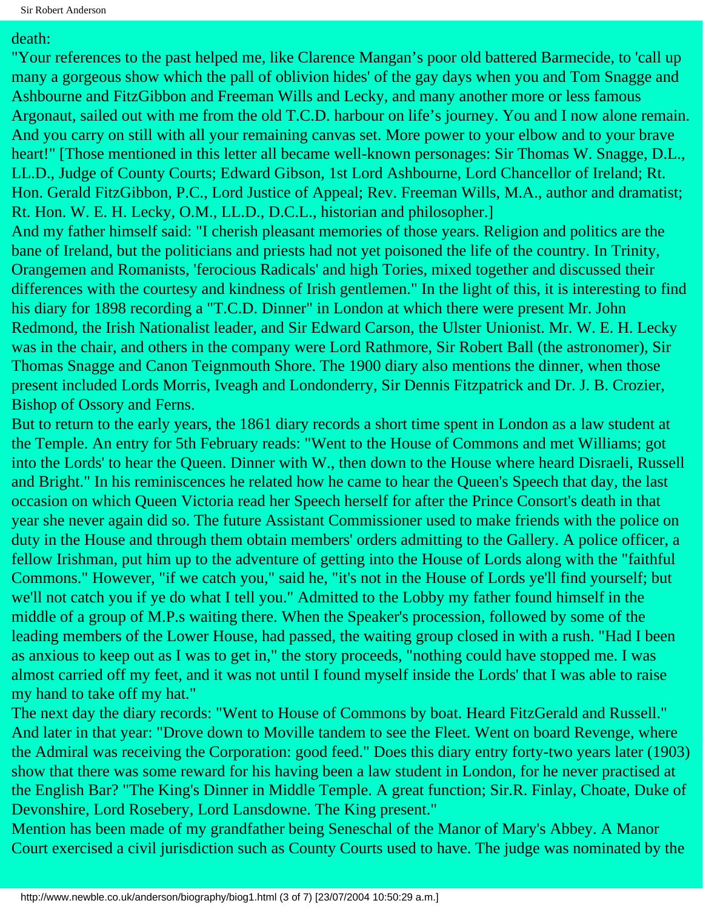death:

"Your references to the past helped me, like Clarence Mangan's poor old battered Barmecide, to 'call up many a gorgeous show which the pall of oblivion hides' of the gay days when you and Tom Snagge and Ashbourne and FitzGibbon and Freeman Wills and Lecky, and many another more or less famous Argonaut, sailed out with me from the old T.C.D. harbour on life's journey. You and I now alone remain. And you carry on still with all your remaining canvas set. More power to your elbow and to your brave heart!" [Those mentioned in this letter all became well-known personages: Sir Thomas W. Snagge, D.L., LL.D., Judge of County Courts; Edward Gibson, 1st Lord Ashbourne, Lord Chancellor of Ireland; Rt. Hon. Gerald FitzGibbon, P.C., Lord Justice of Appeal; Rev. Freeman Wills, M.A., author and dramatist; Rt. Hon. W. E. H. Lecky, O.M., LL.D., D.C.L., historian and philosopher.]

And my father himself said: "I cherish pleasant memories of those years. Religion and politics are the bane of Ireland, but the politicians and priests had not yet poisoned the life of the country. In Trinity, Orangemen and Romanists, 'ferocious Radicals' and high Tories, mixed together and discussed their differences with the courtesy and kindness of Irish gentlemen." In the light of this, it is interesting to find his diary for 1898 recording a "T.C.D. Dinner" in London at which there were present Mr. John Redmond, the Irish Nationalist leader, and Sir Edward Carson, the Ulster Unionist. Mr. W. E. H. Lecky was in the chair, and others in the company were Lord Rathmore, Sir Robert Ball (the astronomer), Sir Thomas Snagge and Canon Teignmouth Shore. The 1900 diary also mentions the dinner, when those present included Lords Morris, Iveagh and Londonderry, Sir Dennis Fitzpatrick and Dr. J. B. Crozier, Bishop of Ossory and Ferns.

But to return to the early years, the 1861 diary records a short time spent in London as a law student at the Temple. An entry for 5th February reads: "Went to the House of Commons and met Williams; got into the Lords' to hear the Queen. Dinner with W., then down to the House where heard Disraeli, Russell and Bright." In his reminiscences he related how he came to hear the Queen's Speech that day, the last occasion on which Queen Victoria read her Speech herself for after the Prince Consort's death in that year she never again did so. The future Assistant Commissioner used to make friends with the police on duty in the House and through them obtain members' orders admitting to the Gallery. A police officer, a fellow Irishman, put him up to the adventure of getting into the House of Lords along with the "faithful Commons." However, "if we catch you," said he, "it's not in the House of Lords ye'll find yourself; but we'll not catch you if ye do what I tell you." Admitted to the Lobby my father found himself in the middle of a group of M.P.s waiting there. When the Speaker's procession, followed by some of the leading members of the Lower House, had passed, the waiting group closed in with a rush. "Had I been as anxious to keep out as I was to get in," the story proceeds, "nothing could have stopped me. I was almost carried off my feet, and it was not until I found myself inside the Lords' that I was able to raise my hand to take off my hat."

The next day the diary records: "Went to House of Commons by boat. Heard FitzGerald and Russell." And later in that year: "Drove down to Moville tandem to see the Fleet. Went on board Revenge, where the Admiral was receiving the Corporation: good feed." Does this diary entry forty-two years later (1903) show that there was some reward for his having been a law student in London, for he never practised at the English Bar? "The King's Dinner in Middle Temple. A great function; Sir.R. Finlay, Choate, Duke of Devonshire, Lord Rosebery, Lord Lansdowne. The King present."

Mention has been made of my grandfather being Seneschal of the Manor of Mary's Abbey. A Manor Court exercised a civil jurisdiction such as County Courts used to have. The judge was nominated by the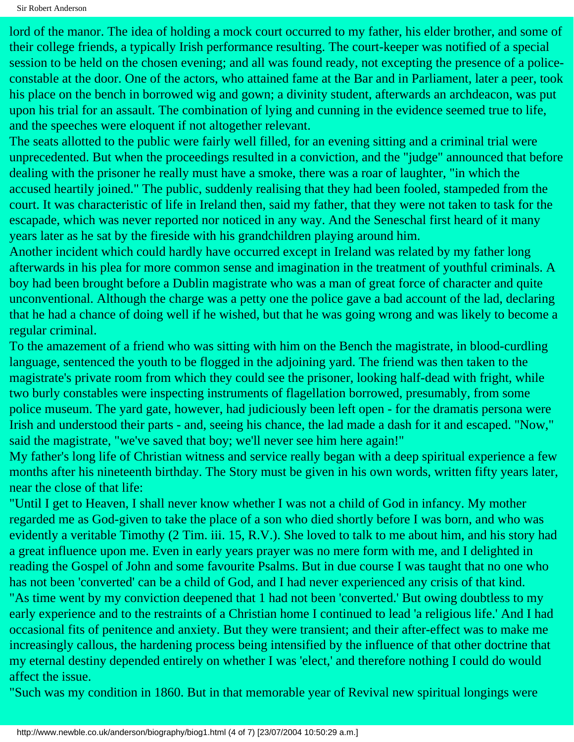lord of the manor. The idea of holding a mock court occurred to my father, his elder brother, and some of their college friends, a typically Irish performance resulting. The court-keeper was notified of a special session to be held on the chosen evening; and all was found ready, not excepting the presence of a police-constable at the door. One of the actors, who attained fame at the Bar and in Parliament, later a peer, took his place on the bench in borrowed wig and gown; a divinity student, afterwards an archdeacon, was put upon his trial for an assault. The combination of lying and cunning in the evidence seemed true to life, and the speeches were eloquent if not altogether relevant.

The seats allotted to the public were fairly well filled, for an evening sitting and a criminal trial were unprecedented. But when the proceedings resulted in a conviction, and the "judge" announced that before dealing with the prisoner he really must have a smoke, there was a roar of laughter, "in which the accused heartily joined." The public, suddenly realising that they had been fooled, stampeded from the court. It was characteristic of life in Ireland then, said my father, that they were not taken to task for the escapade, which was never reported nor noticed in any way. And the Seneschal first heard of it many years later as he sat by the fireside with his grandchildren playing around him.

Another incident which could hardly have occurred except in Ireland was related by my father long afterwards in his plea for more common sense and imagination in the treatment of youthful criminals. A boy had been brought before a Dublin magistrate who was a man of great force of character and quite unconventional. Although the charge was a petty one the police gave a bad account of the lad, declaring that he had a chance of doing well if he wished, but that he was going wrong and was likely to become a regular criminal.

To the amazement of a friend who was sitting with him on the Bench the magistrate, in blood-curdling language, sentenced the youth to be flogged in the adjoining yard. The friend was then taken to the magistrate's private room from which they could see the prisoner, looking half-dead with fright, while two burly constables were inspecting instruments of flagellation borrowed, presumably, from some police museum. The yard gate, however, had judiciously been left open - for the dramatis persona were Irish and understood their parts - and, seeing his chance, the lad made a dash for it and escaped. "Now," said the magistrate, "we've saved that boy; we'll never see him here again!"

My father's long life of Christian witness and service really began with a deep spiritual experience a few months after his nineteenth birthday. The Story must be given in his own words, written fifty years later, near the close of that life:

"Until I get to Heaven, I shall never know whether I was not a child of God in infancy. My mother regarded me as God-given to take the place of a son who died shortly before I was born, and who was evidently a veritable Timothy (2 Tim. iii. 15, R.V.). She loved to talk to me about him, and his story had a great influence upon me. Even in early years prayer was no mere form with me, and I delighted in reading the Gospel of John and some favourite Psalms. But in due course I was taught that no one who has not been 'converted' can be a child of God, and I had never experienced any crisis of that kind.

"As time went by my conviction deepened that 1 had not been 'converted.' But owing doubtless to my early experience and to the restraints of a Christian home I continued to lead 'a religious life.' And I had occasional fits of penitence and anxiety. But they were transient; and their after-effect was to make me increasingly callous, the hardening process being intensified by the influence of that other doctrine that my eternal destiny depended entirely on whether I was 'elect,' and therefore nothing I could do would affect the issue.

"Such was my condition in 1860. But in that memorable year of Revival new spiritual longings were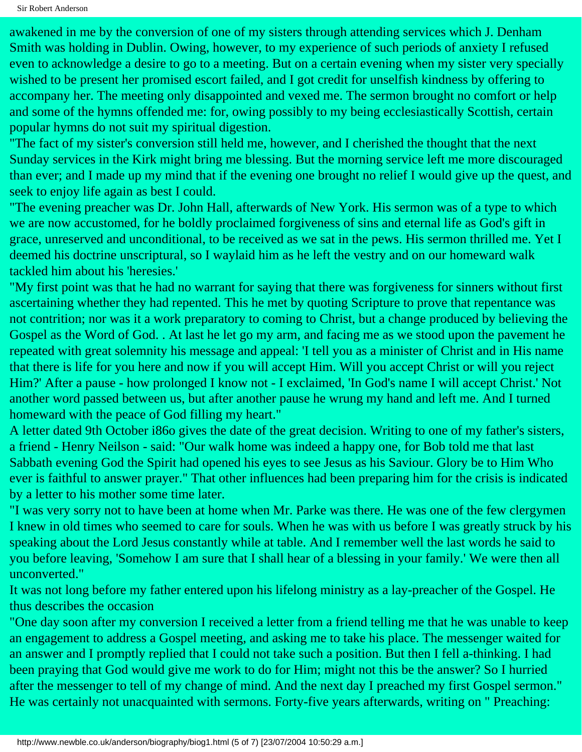awakened in me by the conversion of one of my sisters through attending services which J. Denham Smith was holding in Dublin. Owing, however, to my experience of such periods of anxiety I refused even to acknowledge a desire to go to a meeting. But on a certain evening when my sister very specially wished to be present her promised escort failed, and I got credit for unselfish kindness by offering to accompany her. The meeting only disappointed and vexed me. The sermon brought no comfort or help and some of the hymns offended me: for, owing possibly to my being ecclesiastically Scottish, certain popular hymns do not suit my spiritual digestion.

"The fact of my sister's conversion still held me, however, and I cherished the thought that the next Sunday services in the Kirk might bring me blessing. But the morning service left me more discouraged than ever; and I made up my mind that if the evening one brought no relief I would give up the quest, and seek to enjoy life again as best I could.

"The evening preacher was Dr. John Hall, afterwards of New York. His sermon was of a type to which we are now accustomed, for he boldly proclaimed forgiveness of sins and eternal life as God's gift in grace, unreserved and unconditional, to be received as we sat in the pews. His sermon thrilled me. Yet I deemed his doctrine unscriptural, so I waylaid him as he left the vestry and on our homeward walk tackled him about his 'heresies.'

"My first point was that he had no warrant for saying that there was forgiveness for sinners without first ascertaining whether they had repented. This he met by quoting Scripture to prove that repentance was not contrition; nor was it a work preparatory to coming to Christ, but a change produced by believing the Gospel as the Word of God. . At last he let go my arm, and facing me as we stood upon the pavement he repeated with great solemnity his message and appeal: 'I tell you as a minister of Christ and in His name that there is life for you here and now if you will accept Him. Will you accept Christ or will you reject Him?' After a pause - how prolonged I know not - I exclaimed, 'In God's name I will accept Christ.' Not another word passed between us, but after another pause he wrung my hand and left me. And I turned homeward with the peace of God filling my heart."

A letter dated 9th October i86o gives the date of the great decision. Writing to one of my father's sisters, a friend - Henry Neilson - said: "Our walk home was indeed a happy one, for Bob told me that last Sabbath evening God the Spirit had opened his eyes to see Jesus as his Saviour. Glory be to Him Who ever is faithful to answer prayer." That other influences had been preparing him for the crisis is indicated by a letter to his mother some time later.

"I was very sorry not to have been at home when Mr. Parke was there. He was one of the few clergymen I knew in old times who seemed to care for souls. When he was with us before I was greatly struck by his speaking about the Lord Jesus constantly while at table. And I remember well the last words he said to you before leaving, 'Somehow I am sure that I shall hear of a blessing in your family.' We were then all unconverted."

It was not long before my father entered upon his lifelong ministry as a lay-preacher of the Gospel. He thus describes the occasion

"One day soon after my conversion I received a letter from a friend telling me that he was unable to keep an engagement to address a Gospel meeting, and asking me to take his place. The messenger waited for an answer and I promptly replied that I could not take such a position. But then I fell a-thinking. I had been praying that God would give me work to do for Him; might not this be the answer? So I hurried after the messenger to tell of my change of mind. And the next day I preached my first Gospel sermon."

He was certainly not unacquainted with sermons. Forty-five years afterwards, writing on " Preaching: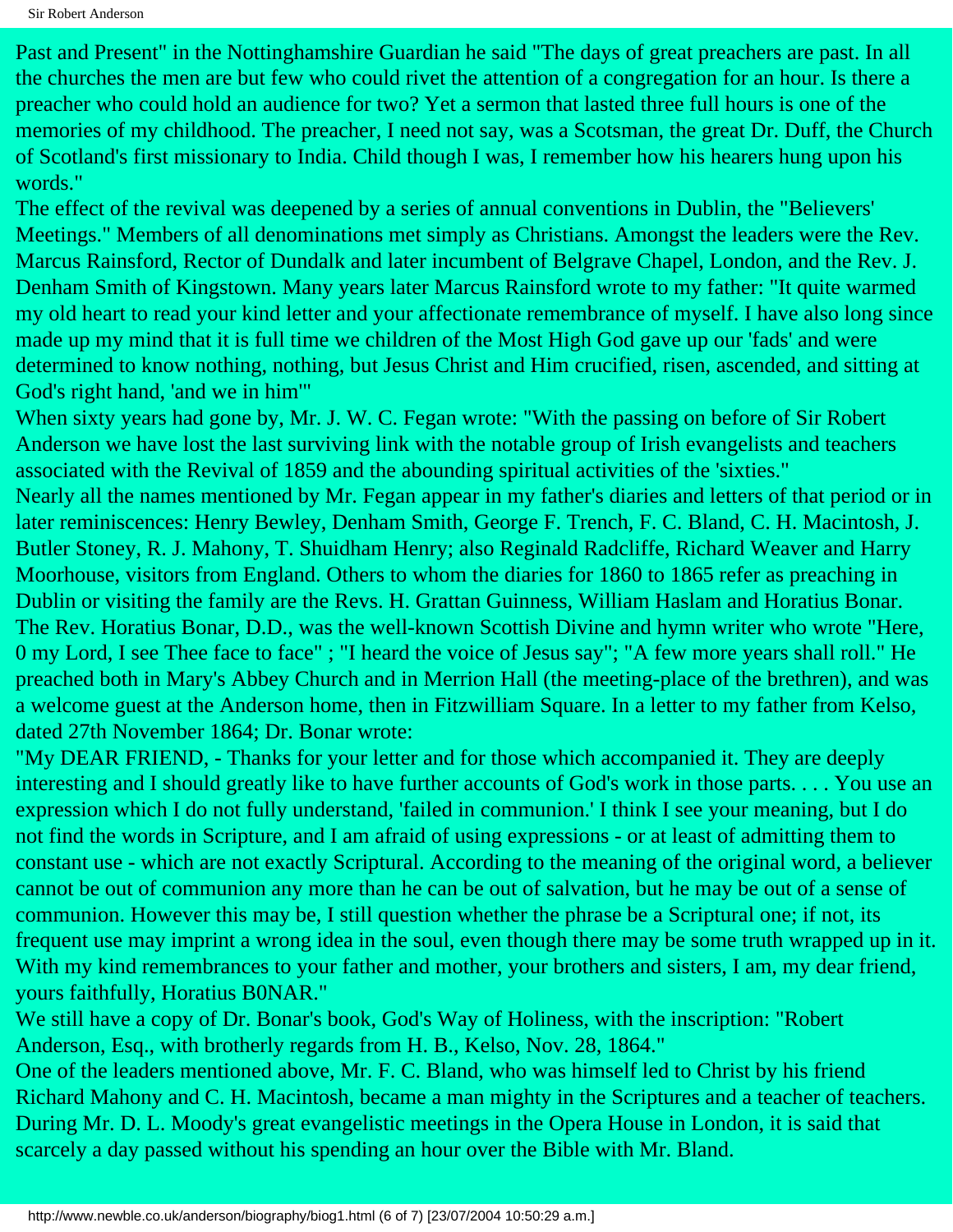Past and Present" in the Nottinghamshire Guardian he said "The days of great preachers are past. In all the churches the men are but few who could rivet the attention of a congregation for an hour. Is there a preacher who could hold an audience for two? Yet a sermon that lasted three full hours is one of the memories of my childhood. The preacher, I need not say, was a Scotsman, the great Dr. Duff, the Church of Scotland's first missionary to India. Child though I was, I remember how his hearers hung upon his words."

The effect of the revival was deepened by a series of annual conventions in Dublin, the "Believers' Meetings." Members of all denominations met simply as Christians. Amongst the leaders were the Rev. Marcus Rainsford, Rector of Dundalk and later incumbent of Belgrave Chapel, London, and the Rev. J. Denham Smith of Kingstown. Many years later Marcus Rainsford wrote to my father: "It quite warmed my old heart to read your kind letter and your affectionate remembrance of myself. I have also long since made up my mind that it is full time we children of the Most High God gave up our 'fads' and were determined to know nothing, nothing, but Jesus Christ and Him crucified, risen, ascended, and sitting at God's right hand, 'and we in him'"

When sixty years had gone by, Mr. J. W. C. Fegan wrote: "With the passing on before of Sir Robert Anderson we have lost the last surviving link with the notable group of Irish evangelists and teachers associated with the Revival of 1859 and the abounding spiritual activities of the 'sixties."

Nearly all the names mentioned by Mr. Fegan appear in my father's diaries and letters of that period or in later reminiscences: Henry Bewley, Denham Smith, George F. Trench, F. C. Bland, C. H. Macintosh, J. Butler Stoney, R. J. Mahony, T. Shuidham Henry; also Reginald Radcliffe, Richard Weaver and Harry Moorhouse, visitors from England. Others to whom the diaries for 1860 to 1865 refer as preaching in Dublin or visiting the family are the Revs. H. Grattan Guinness, William Haslam and Horatius Bonar. The Rev. Horatius Bonar, D.D., was the well-known Scottish Divine and hymn writer who wrote "Here, 0 my Lord, I see Thee face to face" ; "I heard the voice of Jesus say"; "A few more years shall roll." He preached both in Mary's Abbey Church and in Merrion Hall (the meeting-place of the brethren), and was a welcome guest at the Anderson home, then in Fitzwilliam Square. In a letter to my father from Kelso, dated 27th November 1864; Dr. Bonar wrote:

"My DEAR FRIEND, - Thanks for your letter and for those which accompanied it. They are deeply interesting and I should greatly like to have further accounts of God's work in those parts. . . . You use an expression which I do not fully understand, 'failed in communion.' I think I see your meaning, but I do not find the words in Scripture, and I am afraid of using expressions - or at least of admitting them to constant use - which are not exactly Scriptural. According to the meaning of the original word, a believer cannot be out of communion any more than he can be out of salvation, but he may be out of a sense of communion. However this may be, I still question whether the phrase be a Scriptural one; if not, its frequent use may imprint a wrong idea in the soul, even though there may be some truth wrapped up in it. With my kind remembrances to your father and mother, your brothers and sisters, I am, my dear friend, yours faithfully, Horatius B0NAR."

We still have a copy of Dr. Bonar's book, God's Way of Holiness, with the inscription: "Robert Anderson, Esq., with brotherly regards from H. B., Kelso, Nov. 28, 1864."

One of the leaders mentioned above, Mr. F. C. Bland, who was himself led to Christ by his friend Richard Mahony and C. H. Macintosh, became a man mighty in the Scriptures and a teacher of teachers. During Mr. D. L. Moody's great evangelistic meetings in the Opera House in London, it is said that scarcely a day passed without his spending an hour over the Bible with Mr. Bland.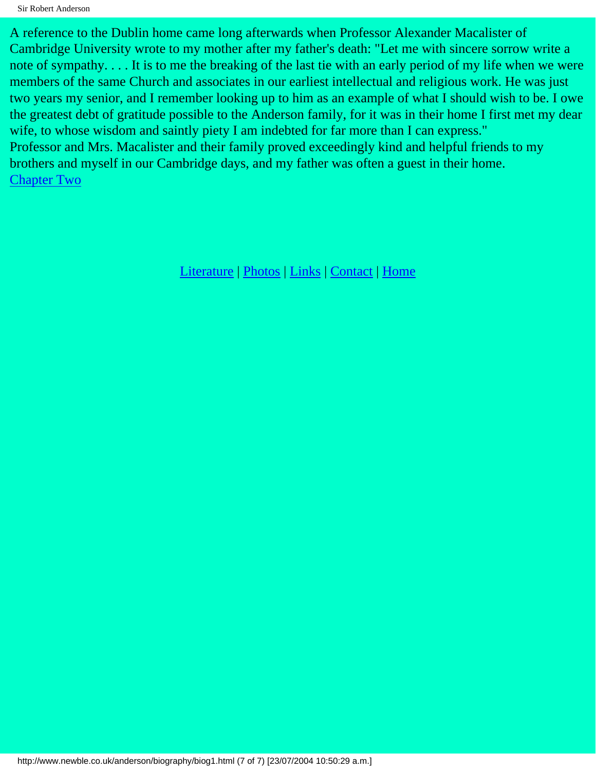A reference to the Dublin home came long afterwards when Professor Alexander Macalister of Cambridge University wrote to my mother after my father's death: "Let me with sincere sorrow write a note of sympathy. . . . It is to me the breaking of the last tie with an early period of my life when we were members of the same Church and associates in our earliest intellectual and religious work. He was just two years my senior, and I remember looking up to him as an example of what I should wish to be. I owe the greatest debt of gratitude possible to the Anderson family, for it was in their home I first met my dear wife, to whose wisdom and saintly piety I am indebted for far more than I can express."

Professor and Mrs. Macalister and their family proved exceedingly kind and helpful friends to my brothers and myself in our Cambridge days, and my father was often a guest in their home.

Chapter Two

Literature | Photos | Links | Contact | Home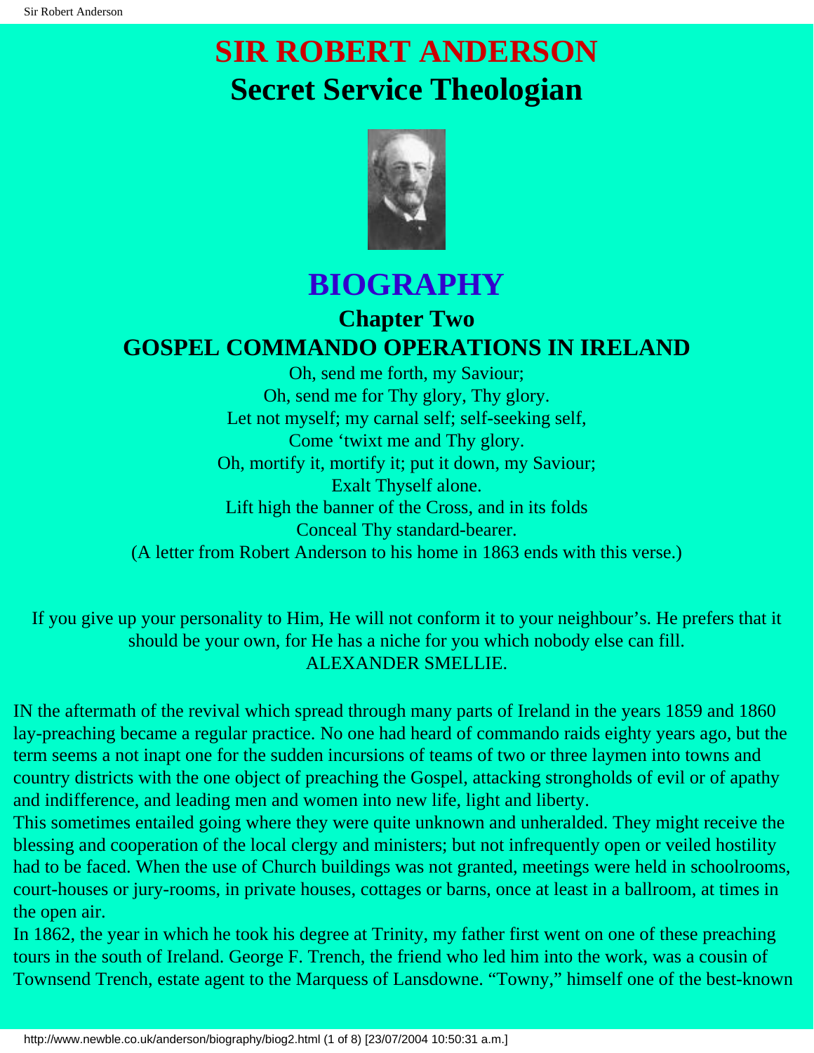# SIR ROBERT ANDERSON

# Secret Service Theologian

## BIOGRAPHY

### Chapter Two

### GOSPEL COMMANDO OPERATIONS IN IRELAND

Oh, send me forth, my Saviour;
Oh, send me for Thy glory, Thy glory.
Let not myself; my carnal self; self-seeking self,
Come 'twixt me and Thy glory.
Oh, mortify it, mortify it; put it down, my Saviour;
Exalt Thyself alone.
Lift high the banner of the Cross, and in its folds
Conceal Thy standard-bearer.
(A letter from Robert Anderson to his home in 1863 ends with this verse.)

If you give up your personality to Him, He will not conform it to your neighbour's. He prefers that it should be your own, for He has a niche for you which nobody else can fill.
ALEXANDER SMELLIE.

IN the aftermath of the revival which spread through many parts of Ireland in the years 1859 and 1860 lay-preaching became a regular practice. No one had heard of commando raids eighty years ago, but the term seems a not inapt one for the sudden incursions of teams of two or three laymen into towns and country districts with the one object of preaching the Gospel, attacking strongholds of evil or of apathy and indifference, and leading men and women into new life, light and liberty.

This sometimes entailed going where they were quite unknown and unheralded. They might receive the blessing and cooperation of the local clergy and ministers; but not infrequently open or veiled hostility had to be faced. When the use of Church buildings was not granted, meetings were held in schoolrooms, court-houses or jury-rooms, in private houses, cottages or barns, once at least in a ballroom, at times in the open air.

In 1862, the year in which he took his degree at Trinity, my father first went on one of these preaching tours in the south of Ireland. George F. Trench, the friend who led him into the work, was a cousin of Townsend Trench, estate agent to the Marquess of Lansdowne. "Towny," himself one of the best-known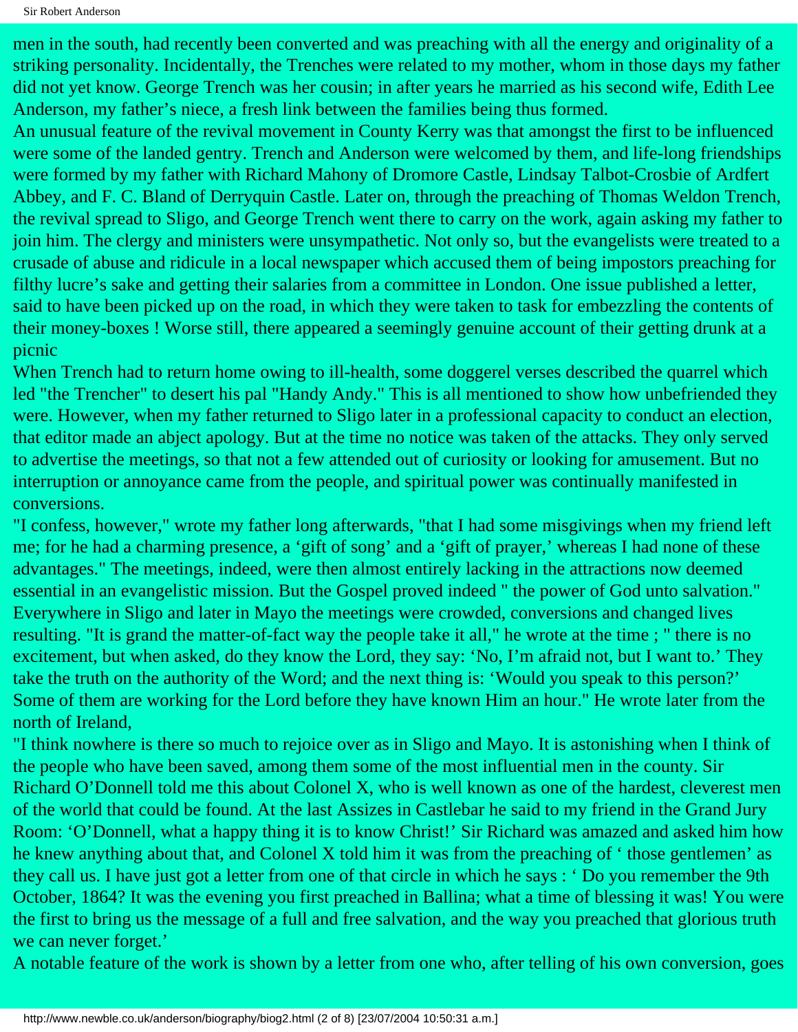men in the south, had recently been converted and was preaching with all the energy and originality of a striking personality. Incidentally, the Trenches were related to my mother, whom in those days my father did not yet know. George Trench was her cousin; in after years he married as his second wife, Edith Lee Anderson, my father's niece, a fresh link between the families being thus formed.

An unusual feature of the revival movement in County Kerry was that amongst the first to be influenced were some of the landed gentry. Trench and Anderson were welcomed by them, and life-long friendships were formed by my father with Richard Mahony of Dromore Castle, Lindsay Talbot-Crosbie of Ardfert Abbey, and F. C. Bland of Derryquin Castle. Later on, through the preaching of Thomas Weldon Trench, the revival spread to Sligo, and George Trench went there to carry on the work, again asking my father to join him. The clergy and ministers were unsympathetic. Not only so, but the evangelists were treated to a crusade of abuse and ridicule in a local newspaper which accused them of being impostors preaching for filthy lucre's sake and getting their salaries from a committee in London. One issue published a letter, said to have been picked up on the road, in which they were taken to task for embezzling the contents of their money-boxes ! Worse still, there appeared a seemingly genuine account of their getting drunk at a picnic

When Trench had to return home owing to ill-health, some doggerel verses described the quarrel which led "the Trencher" to desert his pal "Handy Andy." This is all mentioned to show how unbefriended they were. However, when my father returned to Sligo later in a professional capacity to conduct an election, that editor made an abject apology. But at the time no notice was taken of the attacks. They only served to advertise the meetings, so that not a few attended out of curiosity or looking for amusement. But no interruption or annoyance came from the people, and spiritual power was continually manifested in conversions.

"I confess, however," wrote my father long afterwards, "that I had some misgivings when my friend left me; for he had a charming presence, a 'gift of song' and a 'gift of prayer,' whereas I had none of these advantages." The meetings, indeed, were then almost entirely lacking in the attractions now deemed essential in an evangelistic mission. But the Gospel proved indeed " the power of God unto salvation." Everywhere in Sligo and later in Mayo the meetings were crowded, conversions and changed lives resulting. "It is grand the matter-of-fact way the people take it all," he wrote at the time ; " there is no excitement, but when asked, do they know the Lord, they say: 'No, I'm afraid not, but I want to.' They take the truth on the authority of the Word; and the next thing is: 'Would you speak to this person?' Some of them are working for the Lord before they have known Him an hour." He wrote later from the north of Ireland,

"I think nowhere is there so much to rejoice over as in Sligo and Mayo. It is astonishing when I think of the people who have been saved, among them some of the most influential men in the county. Sir Richard O'Donnell told me this about Colonel X, who is well known as one of the hardest, cleverest men of the world that could be found. At the last Assizes in Castlebar he said to my friend in the Grand Jury Room: 'O'Donnell, what a happy thing it is to know Christ!' Sir Richard was amazed and asked him how he knew anything about that, and Colonel X told him it was from the preaching of ' those gentlemen' as they call us. I have just got a letter from one of that circle in which he says : ' Do you remember the 9th October, 1864? It was the evening you first preached in Ballina; what a time of blessing it was! You were the first to bring us the message of a full and free salvation, and the way you preached that glorious truth we can never forget.'

A notable feature of the work is shown by a letter from one who, after telling of his own conversion, goes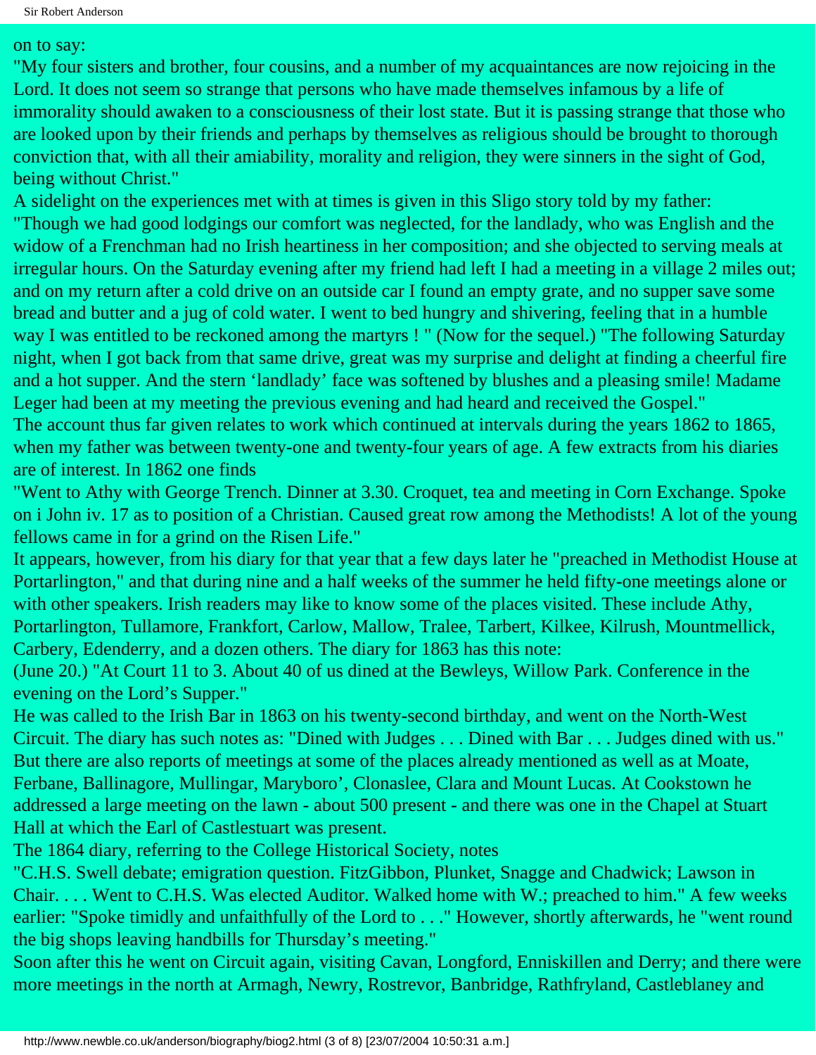on to say:

"My four sisters and brother, four cousins, and a number of my acquaintances are now rejoicing in the Lord. It does not seem so strange that persons who have made themselves infamous by a life of immorality should awaken to a consciousness of their lost state. But it is passing strange that those who are looked upon by their friends and perhaps by themselves as religious should be brought to thorough conviction that, with all their amiability, morality and religion, they were sinners in the sight of God, being without Christ."

A sidelight on the experiences met with at times is given in this Sligo story told by my father:

"Though we had good lodgings our comfort was neglected, for the landlady, who was English and the widow of a Frenchman had no Irish heartiness in her composition; and she objected to serving meals at irregular hours. On the Saturday evening after my friend had left I had a meeting in a village 2 miles out; and on my return after a cold drive on an outside car I found an empty grate, and no supper save some bread and butter and a jug of cold water. I went to bed hungry and shivering, feeling that in a humble way I was entitled to be reckoned among the martyrs ! " (Now for the sequel.) "The following Saturday night, when I got back from that same drive, great was my surprise and delight at finding a cheerful fire and a hot supper. And the stern 'landlady' face was softened by blushes and a pleasing smile! Madame Leger had been at my meeting the previous evening and had heard and received the Gospel."

The account thus far given relates to work which continued at intervals during the years 1862 to 1865, when my father was between twenty-one and twenty-four years of age. A few extracts from his diaries are of interest. In 1862 one finds

"Went to Athy with George Trench. Dinner at 3.30. Croquet, tea and meeting in Corn Exchange. Spoke on i John iv. 17 as to position of a Christian. Caused great row among the Methodists! A lot of the young fellows came in for a grind on the Risen Life."

It appears, however, from his diary for that year that a few days later he "preached in Methodist House at Portarlington," and that during nine and a half weeks of the summer he held fifty-one meetings alone or with other speakers. Irish readers may like to know some of the places visited. These include Athy, Portarlington, Tullamore, Frankfort, Carlow, Mallow, Tralee, Tarbert, Kilkee, Kilrush, Mountmellick, Carbery, Edenderry, and a dozen others. The diary for 1863 has this note:

(June 20.) "At Court 11 to 3. About 40 of us dined at the Bewleys, Willow Park. Conference in the evening on the Lord's Supper."

He was called to the Irish Bar in 1863 on his twenty-second birthday, and went on the North-West Circuit. The diary has such notes as: "Dined with Judges . . . Dined with Bar . . . Judges dined with us." But there are also reports of meetings at some of the places already mentioned as well as at Moate, Ferbane, Ballinagore, Mullingar, Maryboro', Clonaslee, Clara and Mount Lucas. At Cookstown he addressed a large meeting on the lawn - about 500 present - and there was one in the Chapel at Stuart Hall at which the Earl of Castlestuart was present.

The 1864 diary, referring to the College Historical Society, notes

"C.H.S. Swell debate; emigration question. FitzGibbon, Plunket, Snagge and Chadwick; Lawson in Chair. . . . Went to C.H.S. Was elected Auditor. Walked home with W.; preached to him." A few weeks earlier: "Spoke timidly and unfaithfully of the Lord to . . ." However, shortly afterwards, he "went round the big shops leaving handbills for Thursday's meeting."

Soon after this he went on Circuit again, visiting Cavan, Longford, Enniskillen and Derry; and there were more meetings in the north at Armagh, Newry, Rostrevor, Banbridge, Rathfryland, Castleblaney and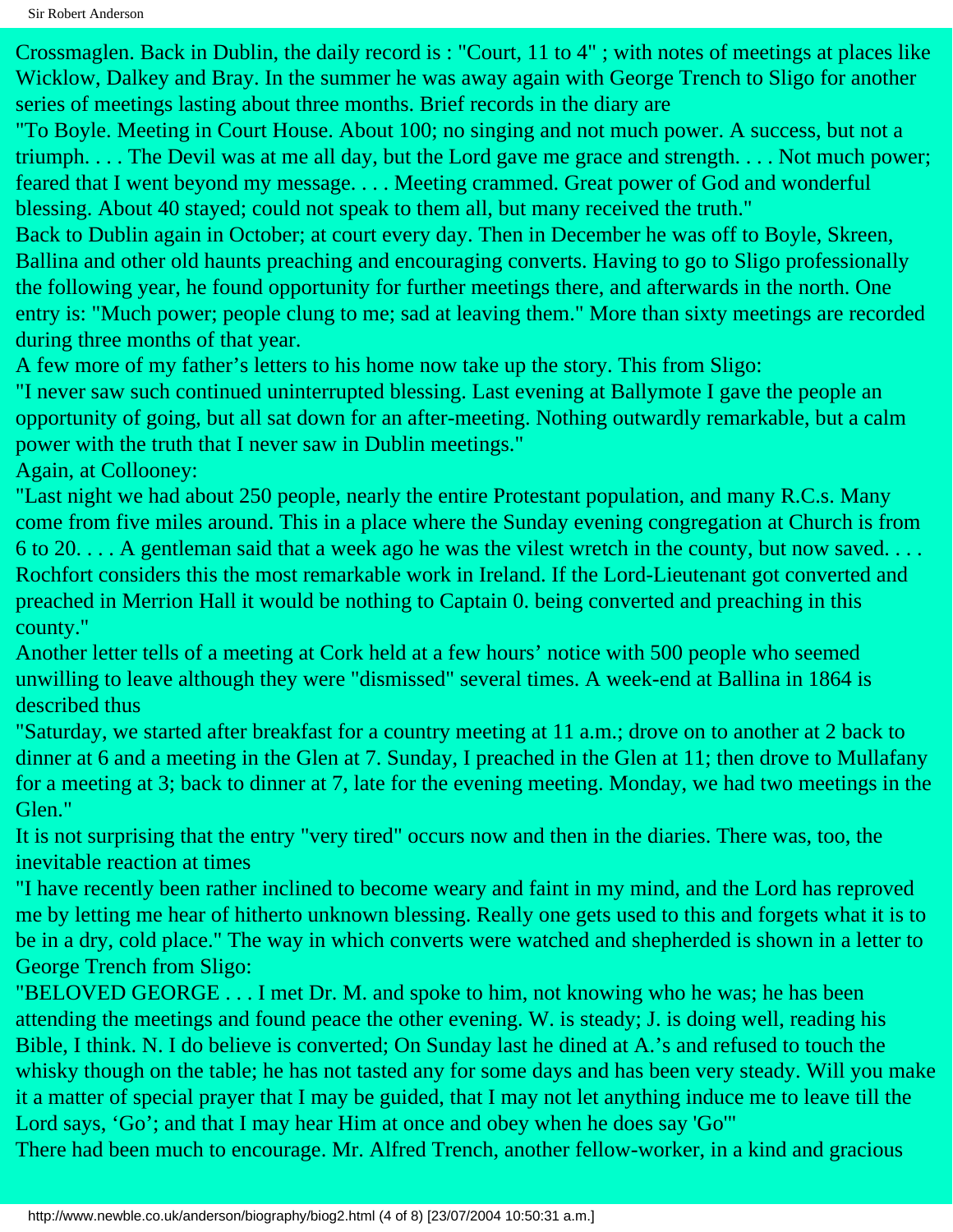Crossmaglen. Back in Dublin, the daily record is : "Court, 11 to 4" ; with notes of meetings at places like Wicklow, Dalkey and Bray. In the summer he was away again with George Trench to Sligo for another series of meetings lasting about three months. Brief records in the diary are

"To Boyle. Meeting in Court House. About 100; no singing and not much power. A success, but not a triumph. . . . The Devil was at me all day, but the Lord gave me grace and strength. . . . Not much power; feared that I went beyond my message. . . . Meeting crammed. Great power of God and wonderful blessing. About 40 stayed; could not speak to them all, but many received the truth."

Back to Dublin again in October; at court every day. Then in December he was off to Boyle, Skreen, Ballina and other old haunts preaching and encouraging converts. Having to go to Sligo professionally the following year, he found opportunity for further meetings there, and afterwards in the north. One entry is: "Much power; people clung to me; sad at leaving them." More than sixty meetings are recorded during three months of that year.

A few more of my father's letters to his home now take up the story. This from Sligo:

"I never saw such continued uninterrupted blessing. Last evening at Ballymote I gave the people an opportunity of going, but all sat down for an after-meeting. Nothing outwardly remarkable, but a calm power with the truth that I never saw in Dublin meetings."

Again, at Collooney:

"Last night we had about 250 people, nearly the entire Protestant population, and many R.C.s. Many come from five miles around. This in a place where the Sunday evening congregation at Church is from 6 to 20. . . . A gentleman said that a week ago he was the vilest wretch in the county, but now saved. . . . Rochfort considers this the most remarkable work in Ireland. If the Lord-Lieutenant got converted and preached in Merrion Hall it would be nothing to Captain 0. being converted and preaching in this county."

Another letter tells of a meeting at Cork held at a few hours' notice with 500 people who seemed unwilling to leave although they were "dismissed" several times. A week-end at Ballina in 1864 is described thus

"Saturday, we started after breakfast for a country meeting at 11 a.m.; drove on to another at 2 back to dinner at 6 and a meeting in the Glen at 7. Sunday, I preached in the Glen at 11; then drove to Mullafany for a meeting at 3; back to dinner at 7, late for the evening meeting. Monday, we had two meetings in the Glen."

It is not surprising that the entry "very tired" occurs now and then in the diaries. There was, too, the inevitable reaction at times

"I have recently been rather inclined to become weary and faint in my mind, and the Lord has reproved me by letting me hear of hitherto unknown blessing. Really one gets used to this and forgets what it is to be in a dry, cold place." The way in which converts were watched and shepherded is shown in a letter to George Trench from Sligo:

"BELOVED GEORGE . . . I met Dr. M. and spoke to him, not knowing who he was; he has been attending the meetings and found peace the other evening. W. is steady; J. is doing well, reading his Bible, I think. N. I do believe is converted; On Sunday last he dined at A.'s and refused to touch the whisky though on the table; he has not tasted any for some days and has been very steady. Will you make it a matter of special prayer that I may be guided, that I may not let anything induce me to leave till the Lord says, 'Go'; and that I may hear Him at once and obey when he does say 'Go'"

There had been much to encourage. Mr. Alfred Trench, another fellow-worker, in a kind and gracious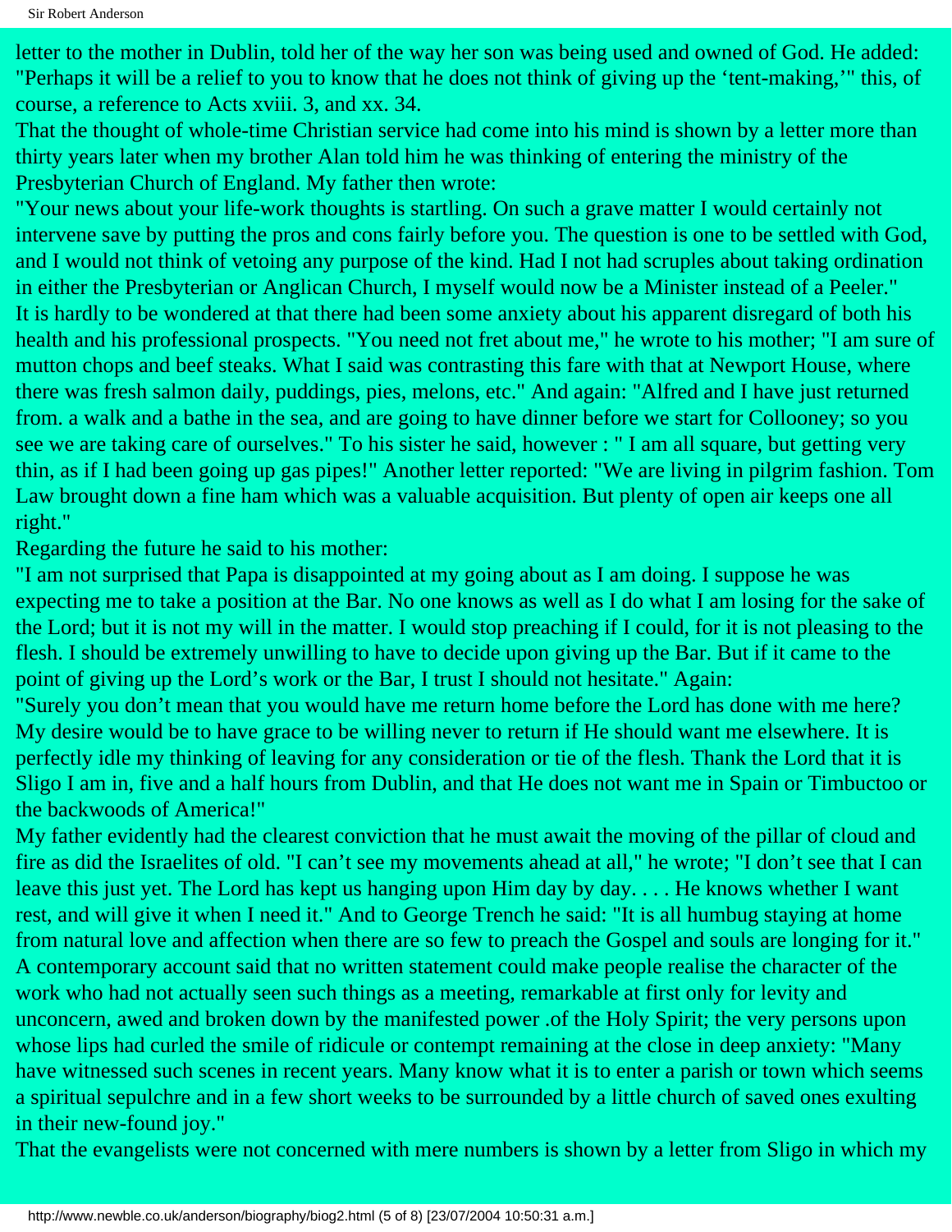letter to the mother in Dublin, told her of the way her son was being used and owned of God. He added: "Perhaps it will be a relief to you to know that he does not think of giving up the 'tent-making,'" this, of course, a reference to Acts xviii. 3, and xx. 34.

That the thought of whole-time Christian service had come into his mind is shown by a letter more than thirty years later when my brother Alan told him he was thinking of entering the ministry of the Presbyterian Church of England. My father then wrote:

"Your news about your life-work thoughts is startling. On such a grave matter I would certainly not intervene save by putting the pros and cons fairly before you. The question is one to be settled with God, and I would not think of vetoing any purpose of the kind. Had I not had scruples about taking ordination in either the Presbyterian or Anglican Church, I myself would now be a Minister instead of a Peeler."

It is hardly to be wondered at that there had been some anxiety about his apparent disregard of both his health and his professional prospects. "You need not fret about me," he wrote to his mother; "I am sure of mutton chops and beef steaks. What I said was contrasting this fare with that at Newport House, where there was fresh salmon daily, puddings, pies, melons, etc." And again: "Alfred and I have just returned from. a walk and a bathe in the sea, and are going to have dinner before we start for Collooney; so you see we are taking care of ourselves." To his sister he said, however : " I am all square, but getting very thin, as if I had been going up gas pipes!" Another letter reported: "We are living in pilgrim fashion. Tom Law brought down a fine ham which was a valuable acquisition. But plenty of open air keeps one all right."

Regarding the future he said to his mother:

"I am not surprised that Papa is disappointed at my going about as I am doing. I suppose he was expecting me to take a position at the Bar. No one knows as well as I do what I am losing for the sake of the Lord; but it is not my will in the matter. I would stop preaching if I could, for it is not pleasing to the flesh. I should be extremely unwilling to have to decide upon giving up the Bar. But if it came to the point of giving up the Lord's work or the Bar, I trust I should not hesitate." Again:

"Surely you don't mean that you would have me return home before the Lord has done with me here? My desire would be to have grace to be willing never to return if He should want me elsewhere. It is perfectly idle my thinking of leaving for any consideration or tie of the flesh. Thank the Lord that it is Sligo I am in, five and a half hours from Dublin, and that He does not want me in Spain or Timbuctoo or the backwoods of America!"

My father evidently had the clearest conviction that he must await the moving of the pillar of cloud and fire as did the Israelites of old. "I can't see my movements ahead at all," he wrote; "I don't see that I can leave this just yet. The Lord has kept us hanging upon Him day by day. . . . He knows whether I want rest, and will give it when I need it." And to George Trench he said: "It is all humbug staying at home from natural love and affection when there are so few to preach the Gospel and souls are longing for it."

A contemporary account said that no written statement could make people realise the character of the work who had not actually seen such things as a meeting, remarkable at first only for levity and unconcern, awed and broken down by the manifested power .of the Holy Spirit; the very persons upon whose lips had curled the smile of ridicule or contempt remaining at the close in deep anxiety: "Many have witnessed such scenes in recent years. Many know what it is to enter a parish or town which seems a spiritual sepulchre and in a few short weeks to be surrounded by a little church of saved ones exulting in their new-found joy."

That the evangelists were not concerned with mere numbers is shown by a letter from Sligo in which my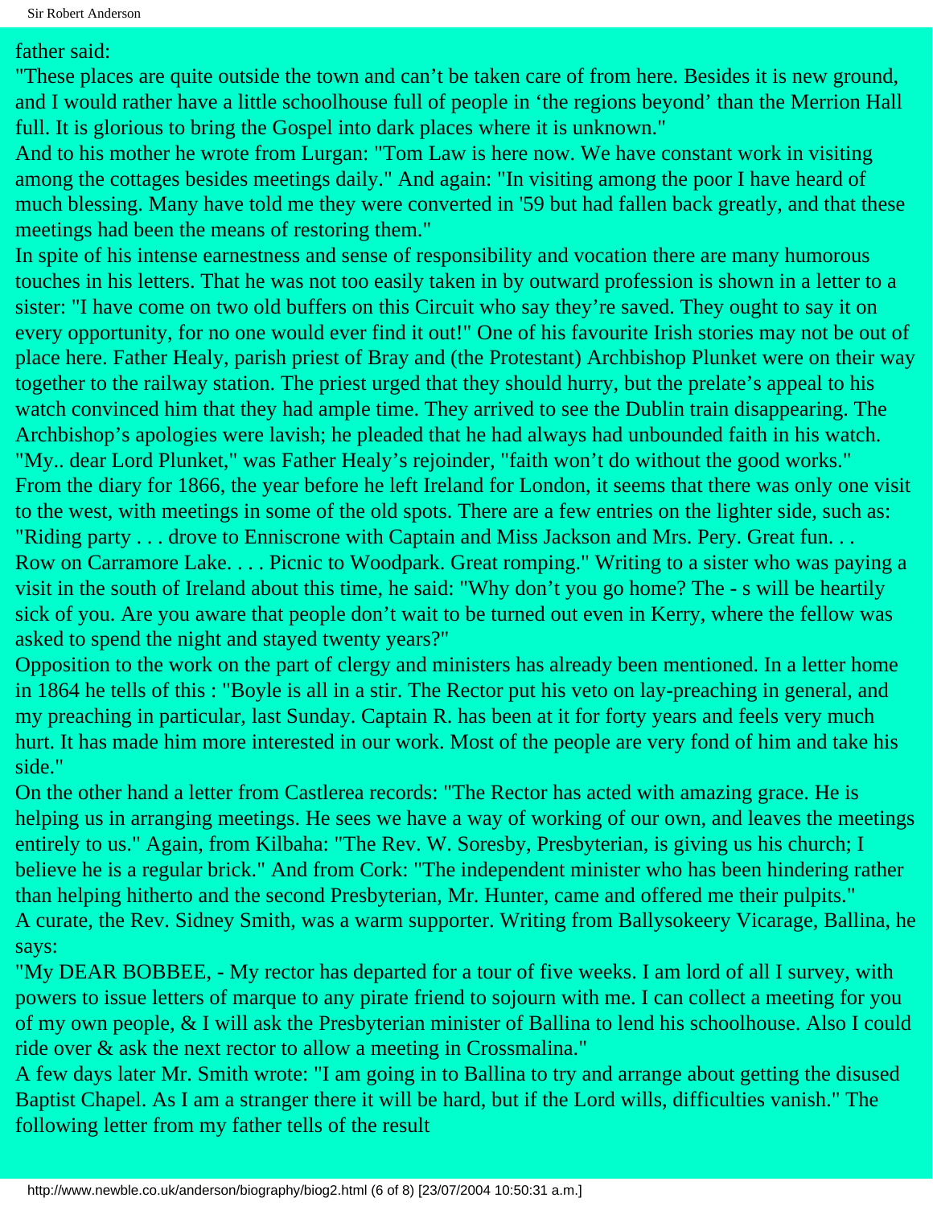father said:

"These places are quite outside the town and can't be taken care of from here. Besides it is new ground, and I would rather have a little schoolhouse full of people in 'the regions beyond' than the Merrion Hall full. It is glorious to bring the Gospel into dark places where it is unknown."

And to his mother he wrote from Lurgan: "Tom Law is here now. We have constant work in visiting among the cottages besides meetings daily." And again: "In visiting among the poor I have heard of much blessing. Many have told me they were converted in '59 but had fallen back greatly, and that these meetings had been the means of restoring them."

In spite of his intense earnestness and sense of responsibility and vocation there are many humorous touches in his letters. That he was not too easily taken in by outward profession is shown in a letter to a sister: "I have come on two old buffers on this Circuit who say they're saved. They ought to say it on every opportunity, for no one would ever find it out!" One of his favourite Irish stories may not be out of place here. Father Healy, parish priest of Bray and (the Protestant) Archbishop Plunket were on their way together to the railway station. The priest urged that they should hurry, but the prelate's appeal to his watch convinced him that they had ample time. They arrived to see the Dublin train disappearing. The Archbishop's apologies were lavish; he pleaded that he had always had unbounded faith in his watch. "My.. dear Lord Plunket," was Father Healy's rejoinder, "faith won't do without the good works."

From the diary for 1866, the year before he left Ireland for London, it seems that there was only one visit to the west, with meetings in some of the old spots. There are a few entries on the lighter side, such as: "Riding party . . . drove to Enniscrone with Captain and Miss Jackson and Mrs. Pery. Great fun. . . Row on Carramore Lake. . . . Picnic to Woodpark. Great romping." Writing to a sister who was paying a visit in the south of Ireland about this time, he said: "Why don't you go home? The - s will be heartily sick of you. Are you aware that people don't wait to be turned out even in Kerry, where the fellow was asked to spend the night and stayed twenty years?"

Opposition to the work on the part of clergy and ministers has already been mentioned. In a letter home in 1864 he tells of this : "Boyle is all in a stir. The Rector put his veto on lay-preaching in general, and my preaching in particular, last Sunday. Captain R. has been at it for forty years and feels very much hurt. It has made him more interested in our work. Most of the people are very fond of him and take his side."

On the other hand a letter from Castlerea records: "The Rector has acted with amazing grace. He is helping us in arranging meetings. He sees we have a way of working of our own, and leaves the meetings entirely to us." Again, from Kilbaha: "The Rev. W. Soresby, Presbyterian, is giving us his church; I believe he is a regular brick." And from Cork: "The independent minister who has been hindering rather than helping hitherto and the second Presbyterian, Mr. Hunter, came and offered me their pulpits."

A curate, the Rev. Sidney Smith, was a warm supporter. Writing from Ballysokeery Vicarage, Ballina, he says:

"My DEAR BOBBEE, - My rector has departed for a tour of five weeks. I am lord of all I survey, with powers to issue letters of marque to any pirate friend to sojourn with me. I can collect a meeting for you of my own people, & I will ask the Presbyterian minister of Ballina to lend his schoolhouse. Also I could ride over & ask the next rector to allow a meeting in Crossmalina."

A few days later Mr. Smith wrote: "I am going in to Ballina to try and arrange about getting the disused Baptist Chapel. As I am a stranger there it will be hard, but if the Lord wills, difficulties vanish." The following letter from my father tells of the result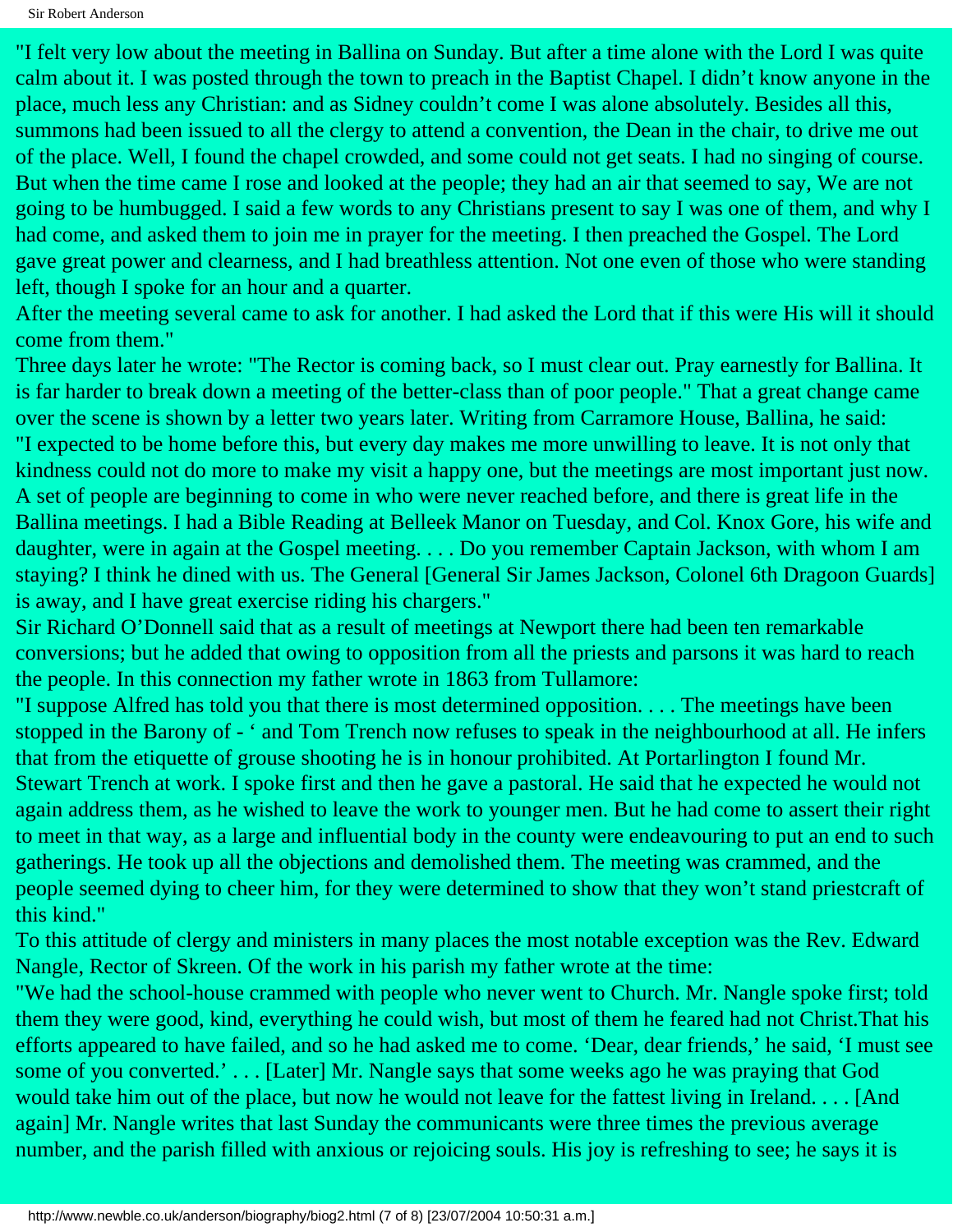"I felt very low about the meeting in Ballina on Sunday. But after a time alone with the Lord I was quite calm about it. I was posted through the town to preach in the Baptist Chapel. I didn't know anyone in the place, much less any Christian: and as Sidney couldn't come I was alone absolutely. Besides all this, summons had been issued to all the clergy to attend a convention, the Dean in the chair, to drive me out of the place. Well, I found the chapel crowded, and some could not get seats. I had no singing of course. But when the time came I rose and looked at the people; they had an air that seemed to say, We are not going to be humbugged. I said a few words to any Christians present to say I was one of them, and why I had come, and asked them to join me in prayer for the meeting. I then preached the Gospel. The Lord gave great power and clearness, and I had breathless attention. Not one even of those who were standing left, though I spoke for an hour and a quarter.

After the meeting several came to ask for another. I had asked the Lord that if this were His will it should come from them."

Three days later he wrote: "The Rector is coming back, so I must clear out. Pray earnestly for Ballina. It is far harder to break down a meeting of the better-class than of poor people." That a great change came over the scene is shown by a letter two years later. Writing from Carramore House, Ballina, he said:

"I expected to be home before this, but every day makes me more unwilling to leave. It is not only that kindness could not do more to make my visit a happy one, but the meetings are most important just now. A set of people are beginning to come in who were never reached before, and there is great life in the Ballina meetings. I had a Bible Reading at Belleek Manor on Tuesday, and Col. Knox Gore, his wife and daughter, were in again at the Gospel meeting. . . . Do you remember Captain Jackson, with whom I am staying? I think he dined with us. The General [General Sir James Jackson, Colonel 6th Dragoon Guards] is away, and I have great exercise riding his chargers."

Sir Richard O'Donnell said that as a result of meetings at Newport there had been ten remarkable conversions; but he added that owing to opposition from all the priests and parsons it was hard to reach the people. In this connection my father wrote in 1863 from Tullamore:

"I suppose Alfred has told you that there is most determined opposition. . . . The meetings have been stopped in the Barony of - ' and Tom Trench now refuses to speak in the neighbourhood at all. He infers that from the etiquette of grouse shooting he is in honour prohibited. At Portarlington I found Mr. Stewart Trench at work. I spoke first and then he gave a pastoral. He said that he expected he would not again address them, as he wished to leave the work to younger men. But he had come to assert their right to meet in that way, as a large and influential body in the county were endeavouring to put an end to such gatherings. He took up all the objections and demolished them. The meeting was crammed, and the people seemed dying to cheer him, for they were determined to show that they won't stand priestcraft of this kind."

To this attitude of clergy and ministers in many places the most notable exception was the Rev. Edward Nangle, Rector of Skreen. Of the work in his parish my father wrote at the time:

"We had the school-house crammed with people who never went to Church. Mr. Nangle spoke first; told them they were good, kind, everything he could wish, but most of them he feared had not Christ.That his efforts appeared to have failed, and so he had asked me to come. 'Dear, dear friends,' he said, 'I must see some of you converted.' . . . [Later] Mr. Nangle says that some weeks ago he was praying that God would take him out of the place, but now he would not leave for the fattest living in Ireland. . . . [And again] Mr. Nangle writes that last Sunday the communicants were three times the previous average number, and the parish filled with anxious or rejoicing souls. His joy is refreshing to see; he says it is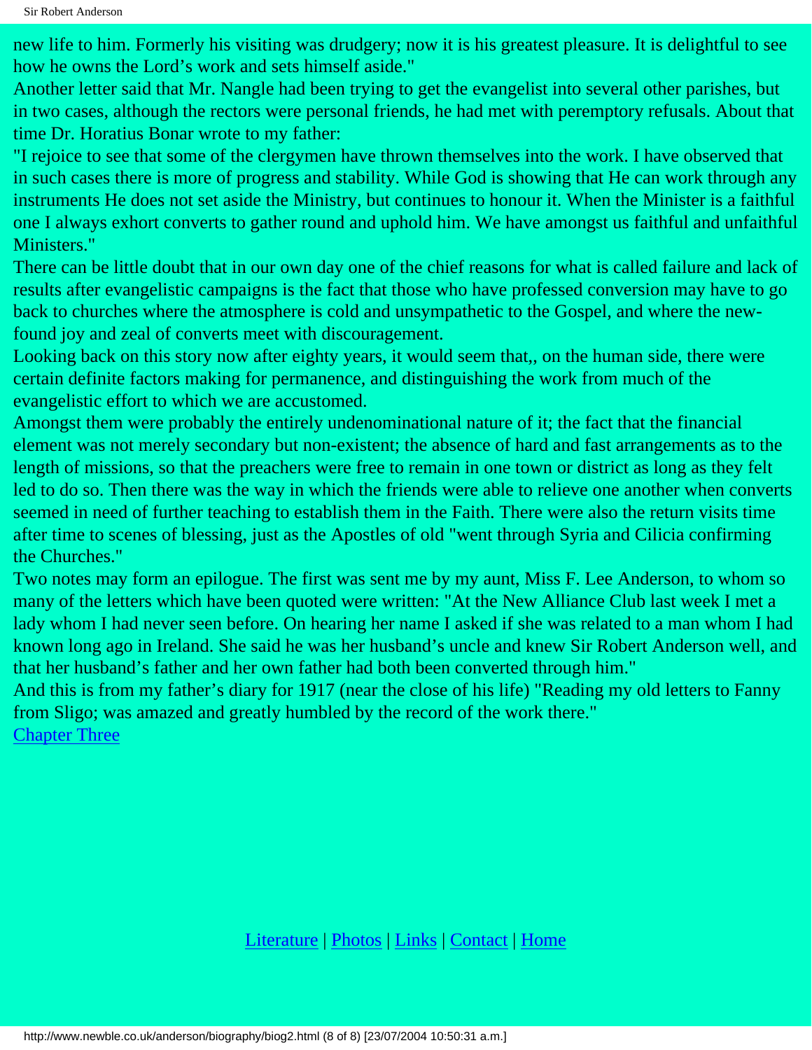new life to him. Formerly his visiting was drudgery; now it is his greatest pleasure. It is delightful to see how he owns the Lord's work and sets himself aside."

Another letter said that Mr. Nangle had been trying to get the evangelist into several other parishes, but in two cases, although the rectors were personal friends, he had met with peremptory refusals. About that time Dr. Horatius Bonar wrote to my father:

"I rejoice to see that some of the clergymen have thrown themselves into the work. I have observed that in such cases there is more of progress and stability. While God is showing that He can work through any instruments He does not set aside the Ministry, but continues to honour it. When the Minister is a faithful one I always exhort converts to gather round and uphold him. We have amongst us faithful and unfaithful Ministers."

There can be little doubt that in our own day one of the chief reasons for what is called failure and lack of results after evangelistic campaigns is the fact that those who have professed conversion may have to go back to churches where the atmosphere is cold and unsympathetic to the Gospel, and where the new-found joy and zeal of converts meet with discouragement.

Looking back on this story now after eighty years, it would seem that,, on the human side, there were certain definite factors making for permanence, and distinguishing the work from much of the evangelistic effort to which we are accustomed.

Amongst them were probably the entirely undenominational nature of it; the fact that the financial element was not merely secondary but non-existent; the absence of hard and fast arrangements as to the length of missions, so that the preachers were free to remain in one town or district as long as they felt led to do so. Then there was the way in which the friends were able to relieve one another when converts seemed in need of further teaching to establish them in the Faith. There were also the return visits time after time to scenes of blessing, just as the Apostles of old "went through Syria and Cilicia confirming the Churches."

Two notes may form an epilogue. The first was sent me by my aunt, Miss F. Lee Anderson, to whom so many of the letters which have been quoted were written: "At the New Alliance Club last week I met a lady whom I had never seen before. On hearing her name I asked if she was related to a man whom I had known long ago in Ireland. She said he was her husband's uncle and knew Sir Robert Anderson well, and that her husband's father and her own father had both been converted through him."

And this is from my father's diary for 1917 (near the close of his life) "Reading my old letters to Fanny from Sligo; was amazed and greatly humbled by the record of the work there."

Chapter Three

Literature | Photos | Links | Contact | Home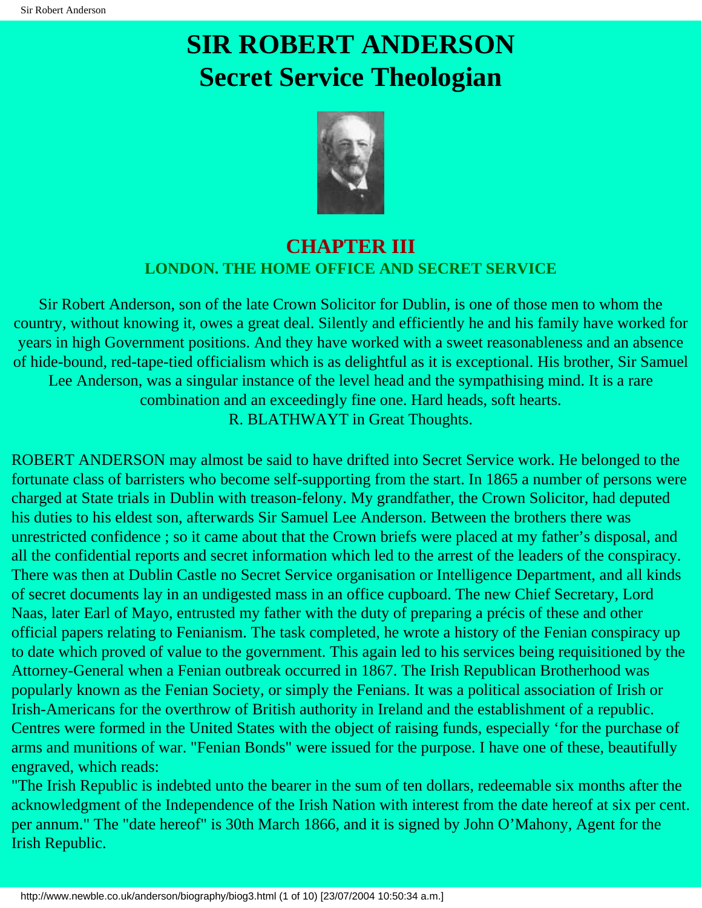# SIR ROBERT ANDERSON
# Secret Service Theologian

## CHAPTER III

### LONDON. THE HOME OFFICE AND SECRET SERVICE

Sir Robert Anderson, son of the late Crown Solicitor for Dublin, is one of those men to whom the country, without knowing it, owes a great deal. Silently and efficiently he and his family have worked for years in high Government positions. And they have worked with a sweet reasonableness and an absence of hide-bound, red-tape-tied officialism which is as delightful as it is exceptional. His brother, Sir Samuel Lee Anderson, was a singular instance of the level head and the sympathising mind. It is a rare combination and an exceedingly fine one. Hard heads, soft hearts.
R. BLATHWAYT in Great Thoughts.

ROBERT ANDERSON may almost be said to have drifted into Secret Service work. He belonged to the fortunate class of barristers who become self-supporting from the start. In 1865 a number of persons were charged at State trials in Dublin with treason-felony. My grandfather, the Crown Solicitor, had deputed his duties to his eldest son, afterwards Sir Samuel Lee Anderson. Between the brothers there was unrestricted confidence ; so it came about that the Crown briefs were placed at my father's disposal, and all the confidential reports and secret information which led to the arrest of the leaders of the conspiracy. There was then at Dublin Castle no Secret Service organisation or Intelligence Department, and all kinds of secret documents lay in an undigested mass in an office cupboard. The new Chief Secretary, Lord Naas, later Earl of Mayo, entrusted my father with the duty of preparing a précis of these and other official papers relating to Fenianism. The task completed, he wrote a history of the Fenian conspiracy up to date which proved of value to the government. This again led to his services being requisitioned by the Attorney-General when a Fenian outbreak occurred in 1867. The Irish Republican Brotherhood was popularly known as the Fenian Society, or simply the Fenians. It was a political association of Irish or Irish-Americans for the overthrow of British authority in Ireland and the establishment of a republic. Centres were formed in the United States with the object of raising funds, especially 'for the purchase of arms and munitions of war. "Fenian Bonds" were issued for the purpose. I have one of these, beautifully engraved, which reads:
"The Irish Republic is indebted unto the bearer in the sum of ten dollars, redeemable six months after the acknowledgment of the Independence of the Irish Nation with interest from the date hereof at six per cent. per annum." The "date hereof" is 30th March 1866, and it is signed by John O'Mahony, Agent for the Irish Republic.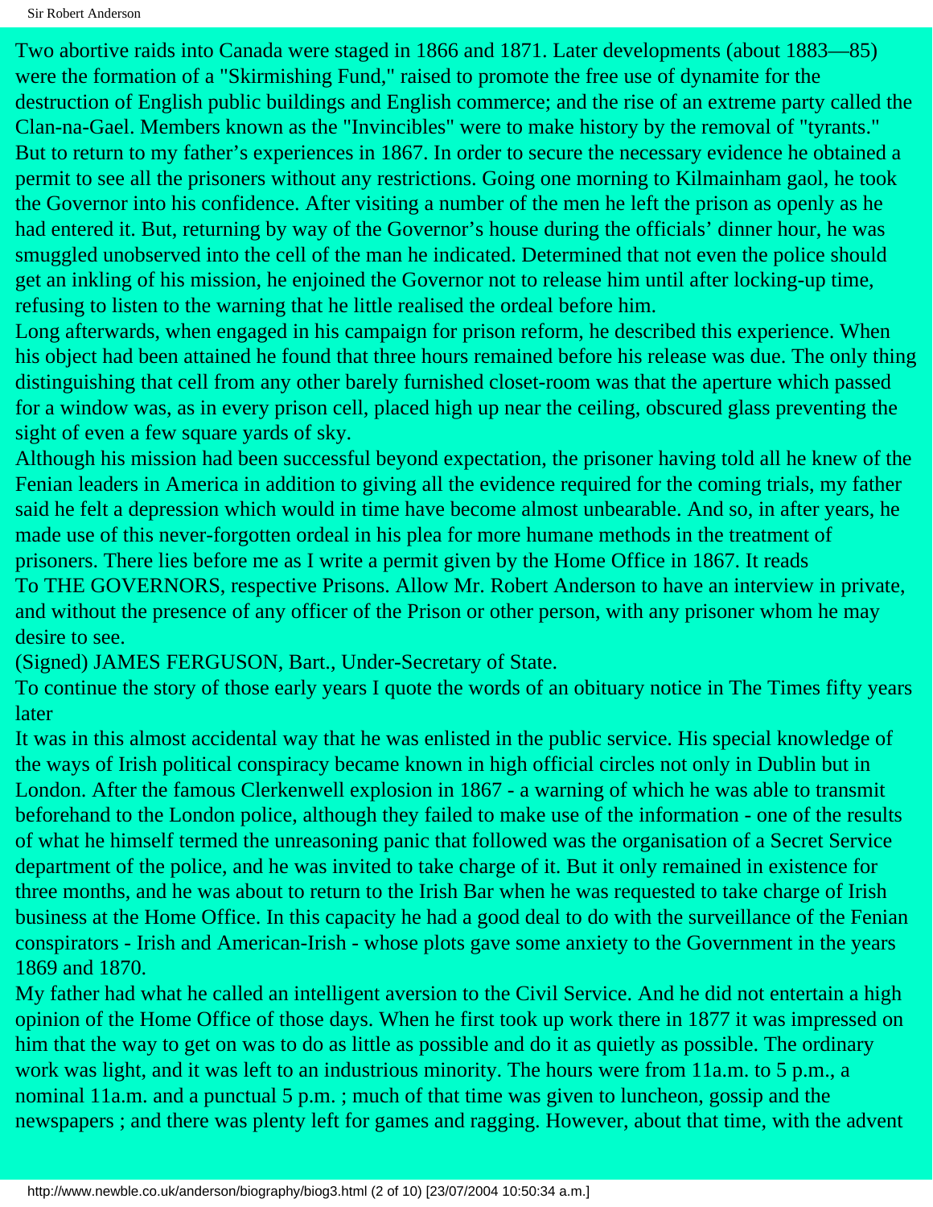Two abortive raids into Canada were staged in 1866 and 1871. Later developments (about 1883—85) were the formation of a "Skirmishing Fund," raised to promote the free use of dynamite for the destruction of English public buildings and English commerce; and the rise of an extreme party called the Clan-na-Gael. Members known as the "Invincibles" were to make history by the removal of "tyrants."

But to return to my father's experiences in 1867. In order to secure the necessary evidence he obtained a permit to see all the prisoners without any restrictions. Going one morning to Kilmainham gaol, he took the Governor into his confidence. After visiting a number of the men he left the prison as openly as he had entered it. But, returning by way of the Governor's house during the officials' dinner hour, he was smuggled unobserved into the cell of the man he indicated. Determined that not even the police should get an inkling of his mission, he enjoined the Governor not to release him until after locking-up time, refusing to listen to the warning that he little realised the ordeal before him.

Long afterwards, when engaged in his campaign for prison reform, he described this experience. When his object had been attained he found that three hours remained before his release was due. The only thing distinguishing that cell from any other barely furnished closet-room was that the aperture which passed for a window was, as in every prison cell, placed high up near the ceiling, obscured glass preventing the sight of even a few square yards of sky.

Although his mission had been successful beyond expectation, the prisoner having told all he knew of the Fenian leaders in America in addition to giving all the evidence required for the coming trials, my father said he felt a depression which would in time have become almost unbearable. And so, in after years, he made use of this never-forgotten ordeal in his plea for more humane methods in the treatment of prisoners. There lies before me as I write a permit given by the Home Office in 1867. It reads

To THE GOVERNORS, respective Prisons. Allow Mr. Robert Anderson to have an interview in private, and without the presence of any officer of the Prison or other person, with any prisoner whom he may desire to see.

(Signed) JAMES FERGUSON, Bart., Under-Secretary of State.

To continue the story of those early years I quote the words of an obituary notice in The Times fifty years later

It was in this almost accidental way that he was enlisted in the public service. His special knowledge of the ways of Irish political conspiracy became known in high official circles not only in Dublin but in London. After the famous Clerkenwell explosion in 1867 - a warning of which he was able to transmit beforehand to the London police, although they failed to make use of the information - one of the results of what he himself termed the unreasoning panic that followed was the organisation of a Secret Service department of the police, and he was invited to take charge of it. But it only remained in existence for three months, and he was about to return to the Irish Bar when he was requested to take charge of Irish business at the Home Office. In this capacity he had a good deal to do with the surveillance of the Fenian conspirators - Irish and American-Irish - whose plots gave some anxiety to the Government in the years 1869 and 1870.

My father had what he called an intelligent aversion to the Civil Service. And he did not entertain a high opinion of the Home Office of those days. When he first took up work there in 1877 it was impressed on him that the way to get on was to do as little as possible and do it as quietly as possible. The ordinary work was light, and it was left to an industrious minority. The hours were from 11a.m. to 5 p.m., a nominal 11a.m. and a punctual 5 p.m. ; much of that time was given to luncheon, gossip and the newspapers ; and there was plenty left for games and ragging. However, about that time, with the advent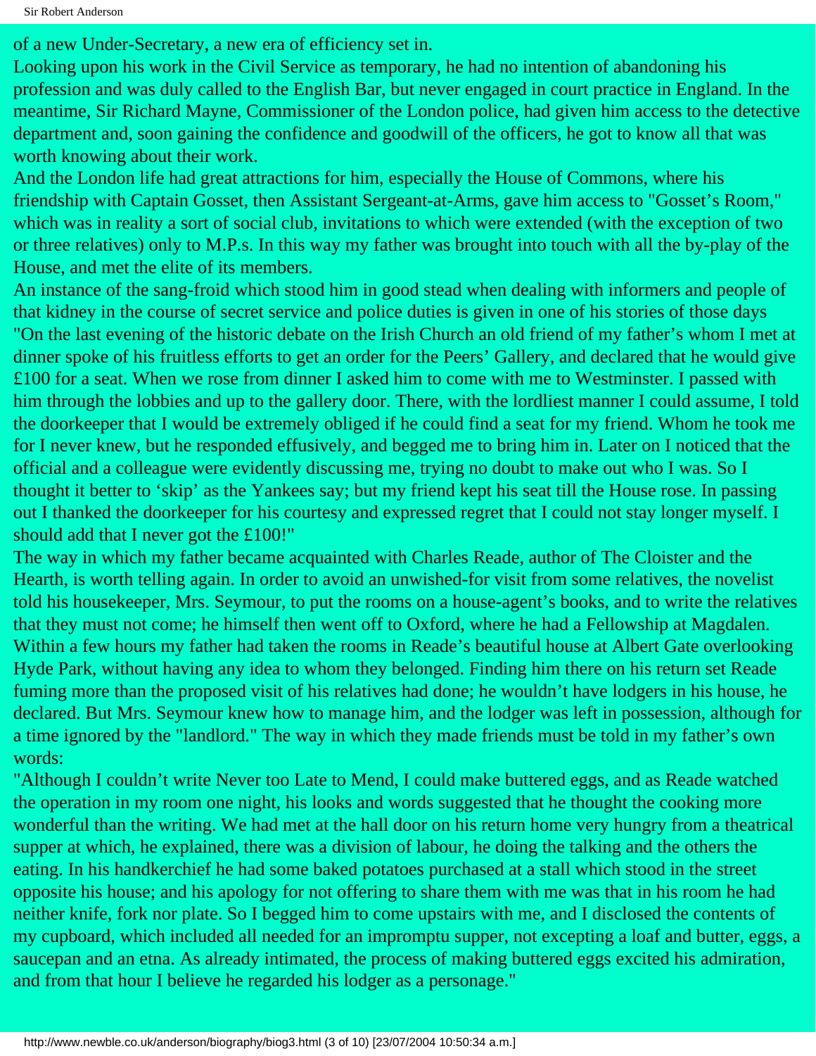of a new Under-Secretary, a new era of efficiency set in.

Looking upon his work in the Civil Service as temporary, he had no intention of abandoning his profession and was duly called to the English Bar, but never engaged in court practice in England. In the meantime, Sir Richard Mayne, Commissioner of the London police, had given him access to the detective department and, soon gaining the confidence and goodwill of the officers, he got to know all that was worth knowing about their work.

And the London life had great attractions for him, especially the House of Commons, where his friendship with Captain Gosset, then Assistant Sergeant-at-Arms, gave him access to "Gosset's Room," which was in reality a sort of social club, invitations to which were extended (with the exception of two or three relatives) only to M.P.s. In this way my father was brought into touch with all the by-play of the House, and met the elite of its members.

An instance of the sang-froid which stood him in good stead when dealing with informers and people of that kidney in the course of secret service and police duties is given in one of his stories of those days "On the last evening of the historic debate on the Irish Church an old friend of my father's whom I met at dinner spoke of his fruitless efforts to get an order for the Peers' Gallery, and declared that he would give £100 for a seat. When we rose from dinner I asked him to come with me to Westminster. I passed with him through the lobbies and up to the gallery door. There, with the lordliest manner I could assume, I told the doorkeeper that I would be extremely obliged if he could find a seat for my friend. Whom he took me for I never knew, but he responded effusively, and begged me to bring him in. Later on I noticed that the official and a colleague were evidently discussing me, trying no doubt to make out who I was. So I thought it better to 'skip' as the Yankees say; but my friend kept his seat till the House rose. In passing out I thanked the doorkeeper for his courtesy and expressed regret that I could not stay longer myself. I should add that I never got the £100!"

The way in which my father became acquainted with Charles Reade, author of The Cloister and the Hearth, is worth telling again. In order to avoid an unwished-for visit from some relatives, the novelist told his housekeeper, Mrs. Seymour, to put the rooms on a house-agent's books, and to write the relatives that they must not come; he himself then went off to Oxford, where he had a Fellowship at Magdalen. Within a few hours my father had taken the rooms in Reade's beautiful house at Albert Gate overlooking Hyde Park, without having any idea to whom they belonged. Finding him there on his return set Reade fuming more than the proposed visit of his relatives had done; he wouldn't have lodgers in his house, he declared. But Mrs. Seymour knew how to manage him, and the lodger was left in possession, although for a time ignored by the "landlord." The way in which they made friends must be told in my father's own words:

"Although I couldn't write Never too Late to Mend, I could make buttered eggs, and as Reade watched the operation in my room one night, his looks and words suggested that he thought the cooking more wonderful than the writing. We had met at the hall door on his return home very hungry from a theatrical supper at which, he explained, there was a division of labour, he doing the talking and the others the eating. In his handkerchief he had some baked potatoes purchased at a stall which stood in the street opposite his house; and his apology for not offering to share them with me was that in his room he had neither knife, fork nor plate. So I begged him to come upstairs with me, and I disclosed the contents of my cupboard, which included all needed for an impromptu supper, not excepting a loaf and butter, eggs, a saucepan and an etna. As already intimated, the process of making buttered eggs excited his admiration, and from that hour I believe he regarded his lodger as a personage."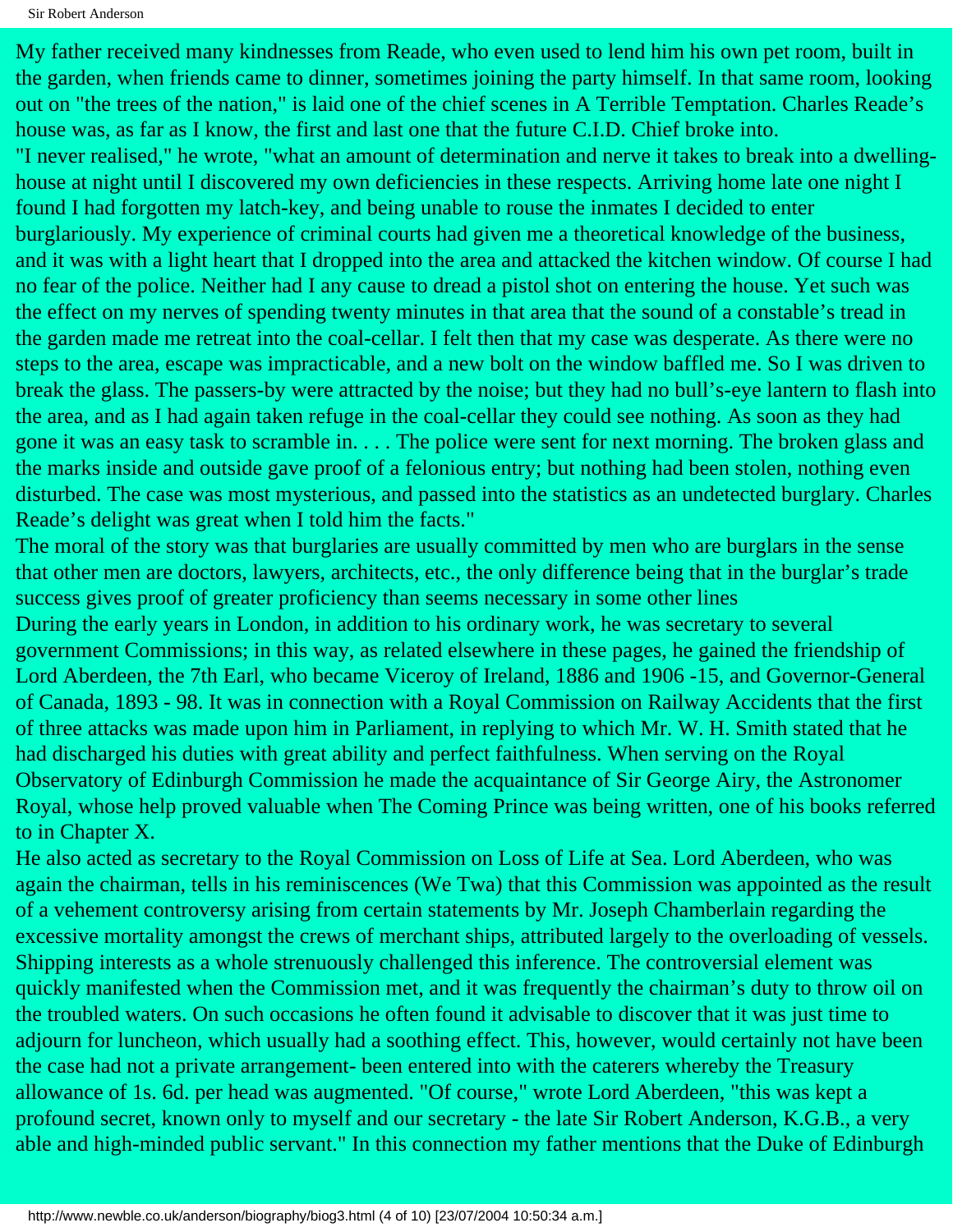My father received many kindnesses from Reade, who even used to lend him his own pet room, built in the garden, when friends came to dinner, sometimes joining the party himself. In that same room, looking out on "the trees of the nation," is laid one of the chief scenes in A Terrible Temptation. Charles Reade's house was, as far as I know, the first and last one that the future C.I.D. Chief broke into.

"I never realised," he wrote, "what an amount of determination and nerve it takes to break into a dwelling-house at night until I discovered my own deficiencies in these respects. Arriving home late one night I found I had forgotten my latch-key, and being unable to rouse the inmates I decided to enter burglariously. My experience of criminal courts had given me a theoretical knowledge of the business, and it was with a light heart that I dropped into the area and attacked the kitchen window. Of course I had no fear of the police. Neither had I any cause to dread a pistol shot on entering the house. Yet such was the effect on my nerves of spending twenty minutes in that area that the sound of a constable's tread in the garden made me retreat into the coal-cellar. I felt then that my case was desperate. As there were no steps to the area, escape was impracticable, and a new bolt on the window baffled me. So I was driven to break the glass. The passers-by were attracted by the noise; but they had no bull's-eye lantern to flash into the area, and as I had again taken refuge in the coal-cellar they could see nothing. As soon as they had gone it was an easy task to scramble in. . . . The police were sent for next morning. The broken glass and the marks inside and outside gave proof of a felonious entry; but nothing had been stolen, nothing even disturbed. The case was most mysterious, and passed into the statistics as an undetected burglary. Charles Reade's delight was great when I told him the facts."

The moral of the story was that burglaries are usually committed by men who are burglars in the sense that other men are doctors, lawyers, architects, etc., the only difference being that in the burglar's trade success gives proof of greater proficiency than seems necessary in some other lines

During the early years in London, in addition to his ordinary work, he was secretary to several government Commissions; in this way, as related elsewhere in these pages, he gained the friendship of Lord Aberdeen, the 7th Earl, who became Viceroy of Ireland, 1886 and 1906 -15, and Governor-General of Canada, 1893 - 98. It was in connection with a Royal Commission on Railway Accidents that the first of three attacks was made upon him in Parliament, in replying to which Mr. W. H. Smith stated that he had discharged his duties with great ability and perfect faithfulness. When serving on the Royal Observatory of Edinburgh Commission he made the acquaintance of Sir George Airy, the Astronomer Royal, whose help proved valuable when The Coming Prince was being written, one of his books referred to in Chapter X.

He also acted as secretary to the Royal Commission on Loss of Life at Sea. Lord Aberdeen, who was again the chairman, tells in his reminiscences (We Twa) that this Commission was appointed as the result of a vehement controversy arising from certain statements by Mr. Joseph Chamberlain regarding the excessive mortality amongst the crews of merchant ships, attributed largely to the overloading of vessels. Shipping interests as a whole strenuously challenged this inference. The controversial element was quickly manifested when the Commission met, and it was frequently the chairman's duty to throw oil on the troubled waters. On such occasions he often found it advisable to discover that it was just time to adjourn for luncheon, which usually had a soothing effect. This, however, would certainly not have been the case had not a private arrangement- been entered into with the caterers whereby the Treasury allowance of 1s. 6d. per head was augmented. "Of course," wrote Lord Aberdeen, "this was kept a profound secret, known only to myself and our secretary - the late Sir Robert Anderson, K.G.B., a very able and high-minded public servant." In this connection my father mentions that the Duke of Edinburgh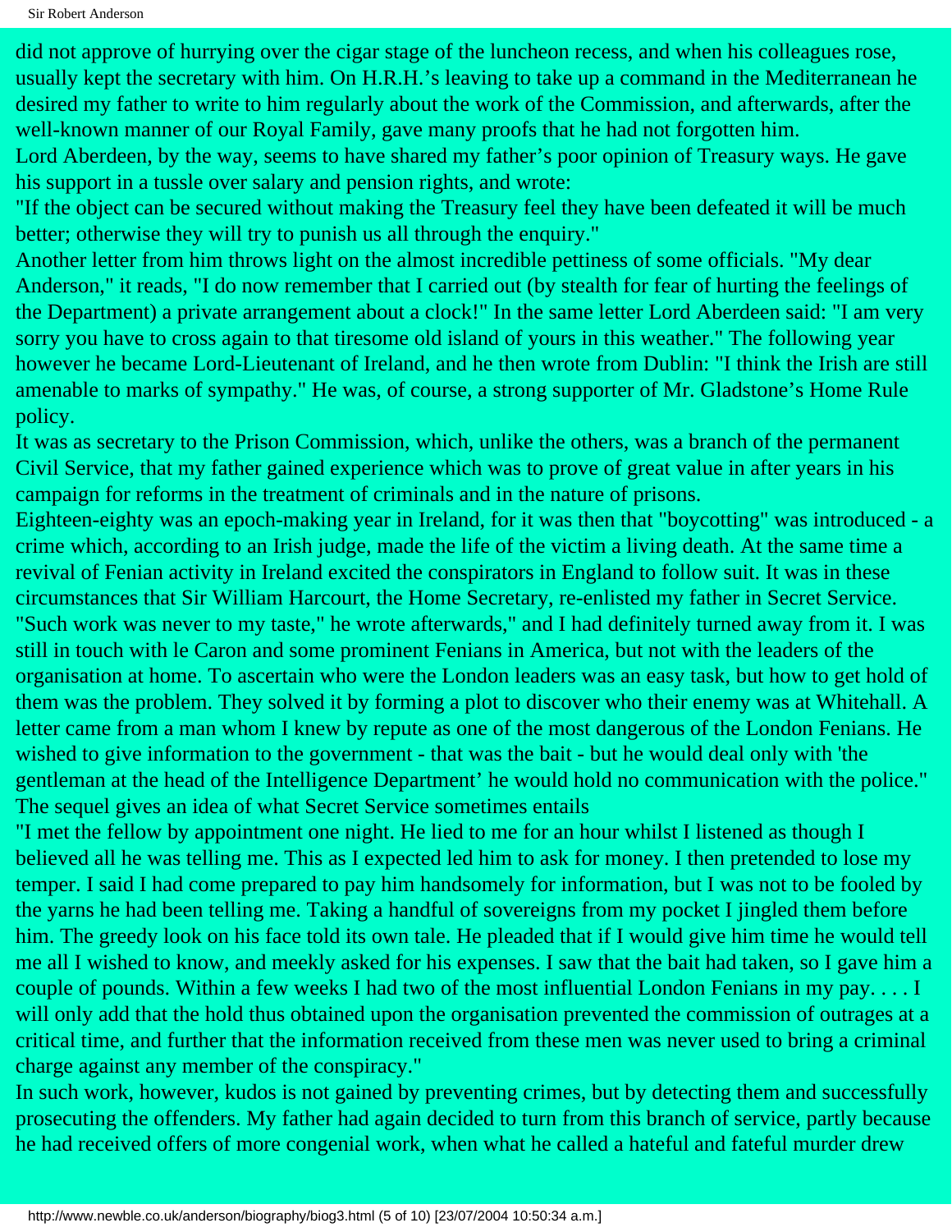did not approve of hurrying over the cigar stage of the luncheon recess, and when his colleagues rose, usually kept the secretary with him. On H.R.H.'s leaving to take up a command in the Mediterranean he desired my father to write to him regularly about the work of the Commission, and afterwards, after the well-known manner of our Royal Family, gave many proofs that he had not forgotten him.

Lord Aberdeen, by the way, seems to have shared my father's poor opinion of Treasury ways. He gave his support in a tussle over salary and pension rights, and wrote:

"If the object can be secured without making the Treasury feel they have been defeated it will be much better; otherwise they will try to punish us all through the enquiry."

Another letter from him throws light on the almost incredible pettiness of some officials. "My dear Anderson," it reads, "I do now remember that I carried out (by stealth for fear of hurting the feelings of the Department) a private arrangement about a clock!" In the same letter Lord Aberdeen said: "I am very sorry you have to cross again to that tiresome old island of yours in this weather." The following year however he became Lord-Lieutenant of Ireland, and he then wrote from Dublin: "I think the Irish are still amenable to marks of sympathy." He was, of course, a strong supporter of Mr. Gladstone's Home Rule policy.

It was as secretary to the Prison Commission, which, unlike the others, was a branch of the permanent Civil Service, that my father gained experience which was to prove of great value in after years in his campaign for reforms in the treatment of criminals and in the nature of prisons.

Eighteen-eighty was an epoch-making year in Ireland, for it was then that "boycotting" was introduced - a crime which, according to an Irish judge, made the life of the victim a living death. At the same time a revival of Fenian activity in Ireland excited the conspirators in England to follow suit. It was in these circumstances that Sir William Harcourt, the Home Secretary, re-enlisted my father in Secret Service. "Such work was never to my taste," he wrote afterwards," and I had definitely turned away from it. I was still in touch with le Caron and some prominent Fenians in America, but not with the leaders of the organisation at home. To ascertain who were the London leaders was an easy task, but how to get hold of them was the problem. They solved it by forming a plot to discover who their enemy was at Whitehall. A letter came from a man whom I knew by repute as one of the most dangerous of the London Fenians. He wished to give information to the government - that was the bait - but he would deal only with 'the gentleman at the head of the Intelligence Department' he would hold no communication with the police." The sequel gives an idea of what Secret Service sometimes entails

"I met the fellow by appointment one night. He lied to me for an hour whilst I listened as though I believed all he was telling me. This as I expected led him to ask for money. I then pretended to lose my temper. I said I had come prepared to pay him handsomely for information, but I was not to be fooled by the yarns he had been telling me. Taking a handful of sovereigns from my pocket I jingled them before him. The greedy look on his face told its own tale. He pleaded that if I would give him time he would tell me all I wished to know, and meekly asked for his expenses. I saw that the bait had taken, so I gave him a couple of pounds. Within a few weeks I had two of the most influential London Fenians in my pay. . . . I will only add that the hold thus obtained upon the organisation prevented the commission of outrages at a critical time, and further that the information received from these men was never used to bring a criminal charge against any member of the conspiracy."

In such work, however, kudos is not gained by preventing crimes, but by detecting them and successfully prosecuting the offenders. My father had again decided to turn from this branch of service, partly because he had received offers of more congenial work, when what he called a hateful and fateful murder drew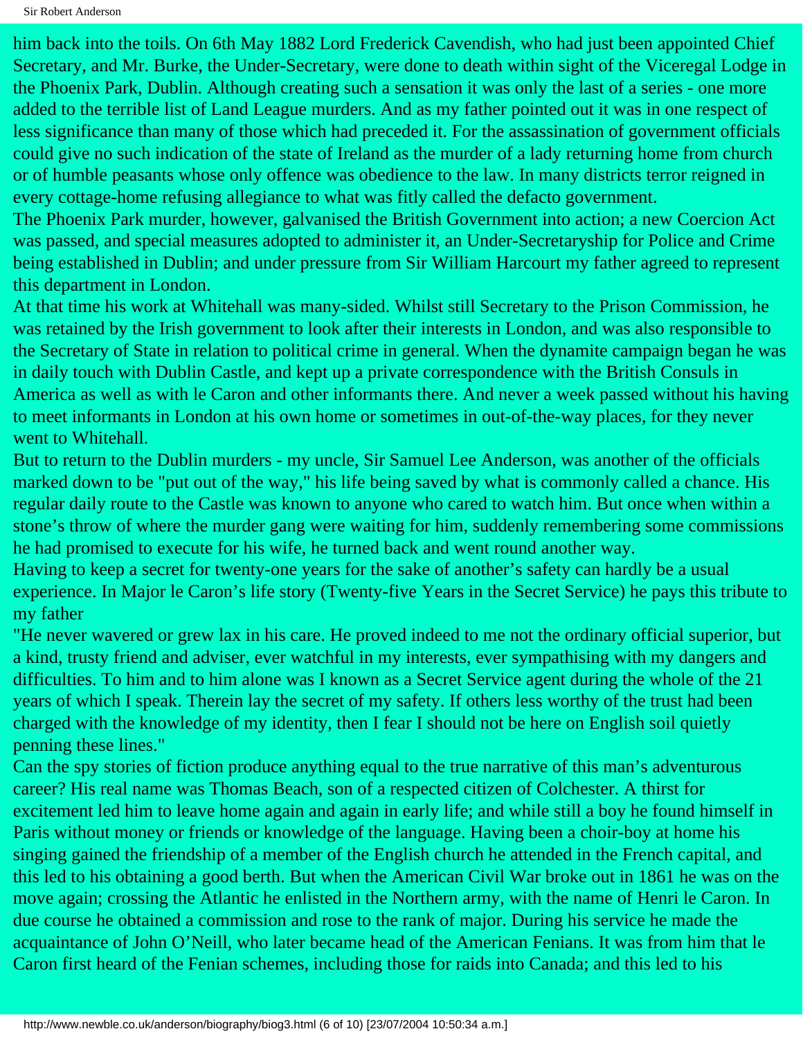him back into the toils. On 6th May 1882 Lord Frederick Cavendish, who had just been appointed Chief Secretary, and Mr. Burke, the Under-Secretary, were done to death within sight of the Viceregal Lodge in the Phoenix Park, Dublin. Although creating such a sensation it was only the last of a series - one more added to the terrible list of Land League murders. And as my father pointed out it was in one respect of less significance than many of those which had preceded it. For the assassination of government officials could give no such indication of the state of Ireland as the murder of a lady returning home from church or of humble peasants whose only offence was obedience to the law. In many districts terror reigned in every cottage-home refusing allegiance to what was fitly called the defacto government.

The Phoenix Park murder, however, galvanised the British Government into action; a new Coercion Act was passed, and special measures adopted to administer it, an Under-Secretaryship for Police and Crime being established in Dublin; and under pressure from Sir William Harcourt my father agreed to represent this department in London.

At that time his work at Whitehall was many-sided. Whilst still Secretary to the Prison Commission, he was retained by the Irish government to look after their interests in London, and was also responsible to the Secretary of State in relation to political crime in general. When the dynamite campaign began he was in daily touch with Dublin Castle, and kept up a private correspondence with the British Consuls in America as well as with le Caron and other informants there. And never a week passed without his having to meet informants in London at his own home or sometimes in out-of-the-way places, for they never went to Whitehall.

But to return to the Dublin murders - my uncle, Sir Samuel Lee Anderson, was another of the officials marked down to be "put out of the way," his life being saved by what is commonly called a chance. His regular daily route to the Castle was known to anyone who cared to watch him. But once when within a stone's throw of where the murder gang were waiting for him, suddenly remembering some commissions he had promised to execute for his wife, he turned back and went round another way.

Having to keep a secret for twenty-one years for the sake of another's safety can hardly be a usual experience. In Major le Caron's life story (Twenty-five Years in the Secret Service) he pays this tribute to my father

"He never wavered or grew lax in his care. He proved indeed to me not the ordinary official superior, but a kind, trusty friend and adviser, ever watchful in my interests, ever sympathising with my dangers and difficulties. To him and to him alone was I known as a Secret Service agent during the whole of the 21 years of which I speak. Therein lay the secret of my safety. If others less worthy of the trust had been charged with the knowledge of my identity, then I fear I should not be here on English soil quietly penning these lines."

Can the spy stories of fiction produce anything equal to the true narrative of this man's adventurous career? His real name was Thomas Beach, son of a respected citizen of Colchester. A thirst for excitement led him to leave home again and again in early life; and while still a boy he found himself in Paris without money or friends or knowledge of the language. Having been a choir-boy at home his singing gained the friendship of a member of the English church he attended in the French capital, and this led to his obtaining a good berth. But when the American Civil War broke out in 1861 he was on the move again; crossing the Atlantic he enlisted in the Northern army, with the name of Henri le Caron. In due course he obtained a commission and rose to the rank of major. During his service he made the acquaintance of John O'Neill, who later became head of the American Fenians. It was from him that le Caron first heard of the Fenian schemes, including those for raids into Canada; and this led to his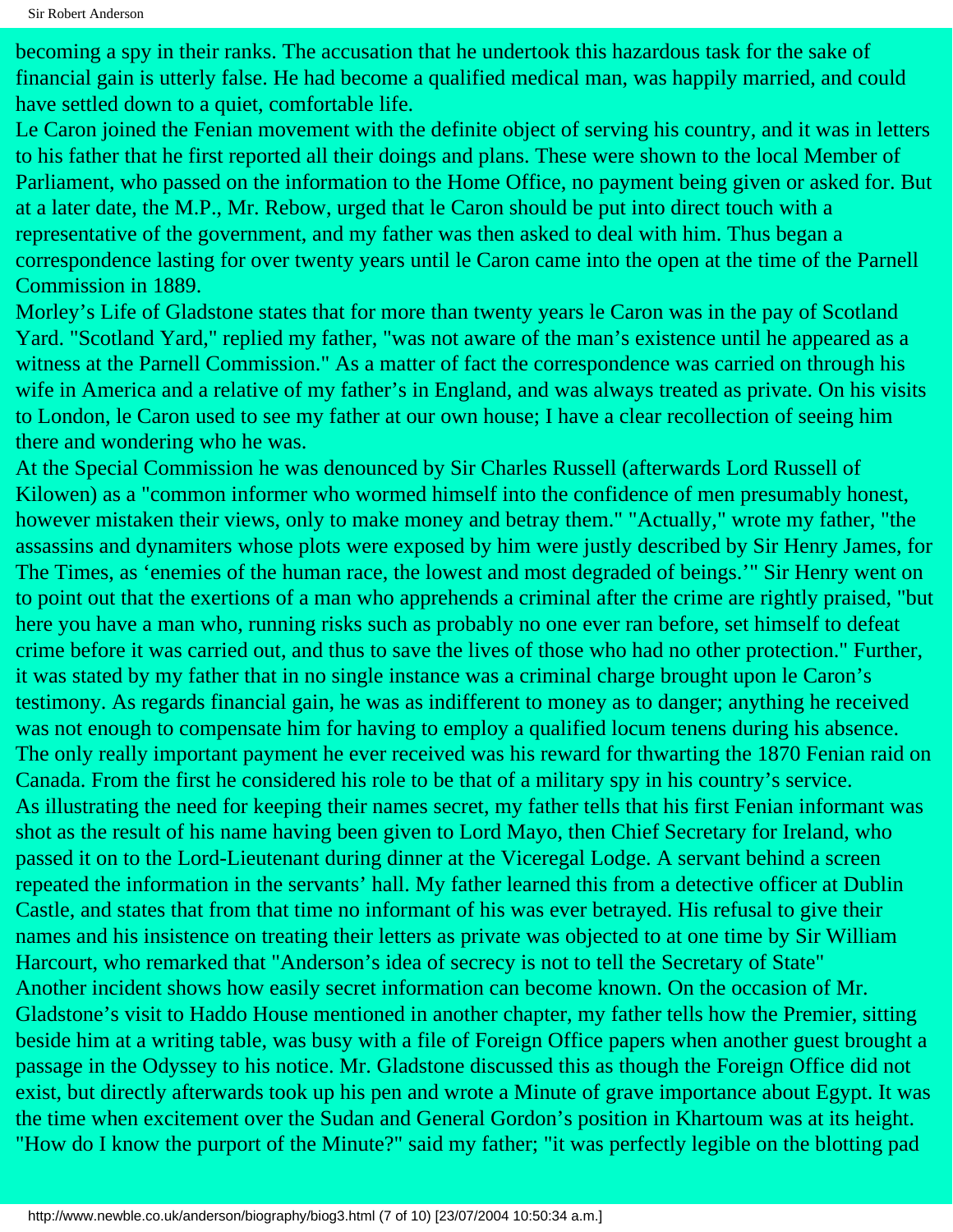becoming a spy in their ranks. The accusation that he undertook this hazardous task for the sake of financial gain is utterly false. He had become a qualified medical man, was happily married, and could have settled down to a quiet, comfortable life.

Le Caron joined the Fenian movement with the definite object of serving his country, and it was in letters to his father that he first reported all their doings and plans. These were shown to the local Member of Parliament, who passed on the information to the Home Office, no payment being given or asked for. But at a later date, the M.P., Mr. Rebow, urged that le Caron should be put into direct touch with a representative of the government, and my father was then asked to deal with him. Thus began a correspondence lasting for over twenty years until le Caron came into the open at the time of the Parnell Commission in 1889.

Morley's Life of Gladstone states that for more than twenty years le Caron was in the pay of Scotland Yard. "Scotland Yard," replied my father, "was not aware of the man's existence until he appeared as a witness at the Parnell Commission." As a matter of fact the correspondence was carried on through his wife in America and a relative of my father's in England, and was always treated as private. On his visits to London, le Caron used to see my father at our own house; I have a clear recollection of seeing him there and wondering who he was.

At the Special Commission he was denounced by Sir Charles Russell (afterwards Lord Russell of Kilowen) as a "common informer who wormed himself into the confidence of men presumably honest, however mistaken their views, only to make money and betray them." "Actually," wrote my father, "the assassins and dynamiters whose plots were exposed by him were justly described by Sir Henry James, for The Times, as 'enemies of the human race, the lowest and most degraded of beings.'" Sir Henry went on to point out that the exertions of a man who apprehends a criminal after the crime are rightly praised, "but here you have a man who, running risks such as probably no one ever ran before, set himself to defeat crime before it was carried out, and thus to save the lives of those who had no other protection." Further, it was stated by my father that in no single instance was a criminal charge brought upon le Caron's testimony. As regards financial gain, he was as indifferent to money as to danger; anything he received was not enough to compensate him for having to employ a qualified locum tenens during his absence. The only really important payment he ever received was his reward for thwarting the 1870 Fenian raid on Canada. From the first he considered his role to be that of a military spy in his country's service.

As illustrating the need for keeping their names secret, my father tells that his first Fenian informant was shot as the result of his name having been given to Lord Mayo, then Chief Secretary for Ireland, who passed it on to the Lord-Lieutenant during dinner at the Viceregal Lodge. A servant behind a screen repeated the information in the servants' hall. My father learned this from a detective officer at Dublin Castle, and states that from that time no informant of his was ever betrayed. His refusal to give their names and his insistence on treating their letters as private was objected to at one time by Sir William Harcourt, who remarked that "Anderson's idea of secrecy is not to tell the Secretary of State"

Another incident shows how easily secret information can become known. On the occasion of Mr. Gladstone's visit to Haddo House mentioned in another chapter, my father tells how the Premier, sitting beside him at a writing table, was busy with a file of Foreign Office papers when another guest brought a passage in the Odyssey to his notice. Mr. Gladstone discussed this as though the Foreign Office did not exist, but directly afterwards took up his pen and wrote a Minute of grave importance about Egypt. It was the time when excitement over the Sudan and General Gordon's position in Khartoum was at its height. "How do I know the purport of the Minute?" said my father; "it was perfectly legible on the blotting pad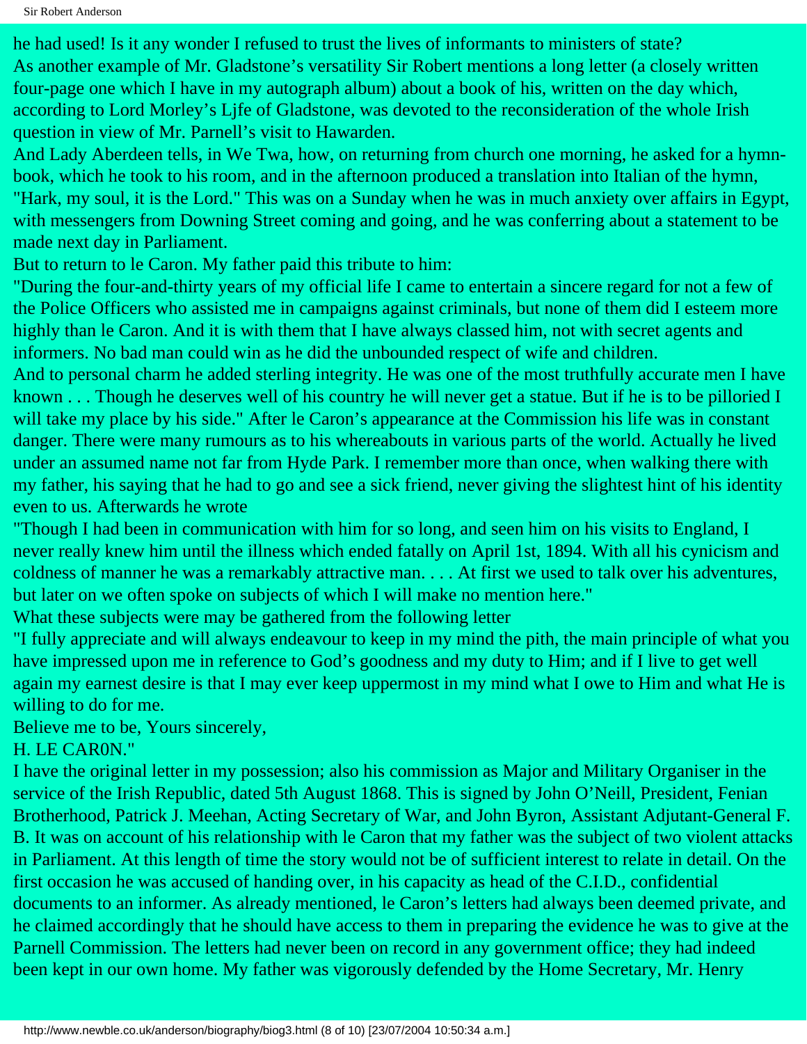he had used! Is it any wonder I refused to trust the lives of informants to ministers of state?

As another example of Mr. Gladstone's versatility Sir Robert mentions a long letter (a closely written four-page one which I have in my autograph album) about a book of his, written on the day which, according to Lord Morley's Ljfe of Gladstone, was devoted to the reconsideration of the whole Irish question in view of Mr. Parnell's visit to Hawarden.

And Lady Aberdeen tells, in We Twa, how, on returning from church one morning, he asked for a hymn-book, which he took to his room, and in the afternoon produced a translation into Italian of the hymn, "Hark, my soul, it is the Lord." This was on a Sunday when he was in much anxiety over affairs in Egypt, with messengers from Downing Street coming and going, and he was conferring about a statement to be made next day in Parliament.

But to return to le Caron. My father paid this tribute to him:

"During the four-and-thirty years of my official life I came to entertain a sincere regard for not a few of the Police Officers who assisted me in campaigns against criminals, but none of them did I esteem more highly than le Caron. And it is with them that I have always classed him, not with secret agents and informers. No bad man could win as he did the unbounded respect of wife and children.

And to personal charm he added sterling integrity. He was one of the most truthfully accurate men I have known . . . Though he deserves well of his country he will never get a statue. But if he is to be pilloried I will take my place by his side." After le Caron's appearance at the Commission his life was in constant danger. There were many rumours as to his whereabouts in various parts of the world. Actually he lived under an assumed name not far from Hyde Park. I remember more than once, when walking there with my father, his saying that he had to go and see a sick friend, never giving the slightest hint of his identity even to us. Afterwards he wrote

"Though I had been in communication with him for so long, and seen him on his visits to England, I never really knew him until the illness which ended fatally on April 1st, 1894. With all his cynicism and coldness of manner he was a remarkably attractive man. . . . At first we used to talk over his adventures, but later on we often spoke on subjects of which I will make no mention here."

What these subjects were may be gathered from the following letter

"I fully appreciate and will always endeavour to keep in my mind the pith, the main principle of what you have impressed upon me in reference to God's goodness and my duty to Him; and if I live to get well again my earnest desire is that I may ever keep uppermost in my mind what I owe to Him and what He is willing to do for me.

Believe me to be, Yours sincerely,

H. LE CAR0N."

I have the original letter in my possession; also his commission as Major and Military Organiser in the service of the Irish Republic, dated 5th August 1868. This is signed by John O'Neill, President, Fenian Brotherhood, Patrick J. Meehan, Acting Secretary of War, and John Byron, Assistant Adjutant-General F. B. It was on account of his relationship with le Caron that my father was the subject of two violent attacks in Parliament. At this length of time the story would not be of sufficient interest to relate in detail. On the first occasion he was accused of handing over, in his capacity as head of the C.I.D., confidential documents to an informer. As already mentioned, le Caron's letters had always been deemed private, and he claimed accordingly that he should have access to them in preparing the evidence he was to give at the Parnell Commission. The letters had never been on record in any government office; they had indeed been kept in our own home. My father was vigorously defended by the Home Secretary, Mr. Henry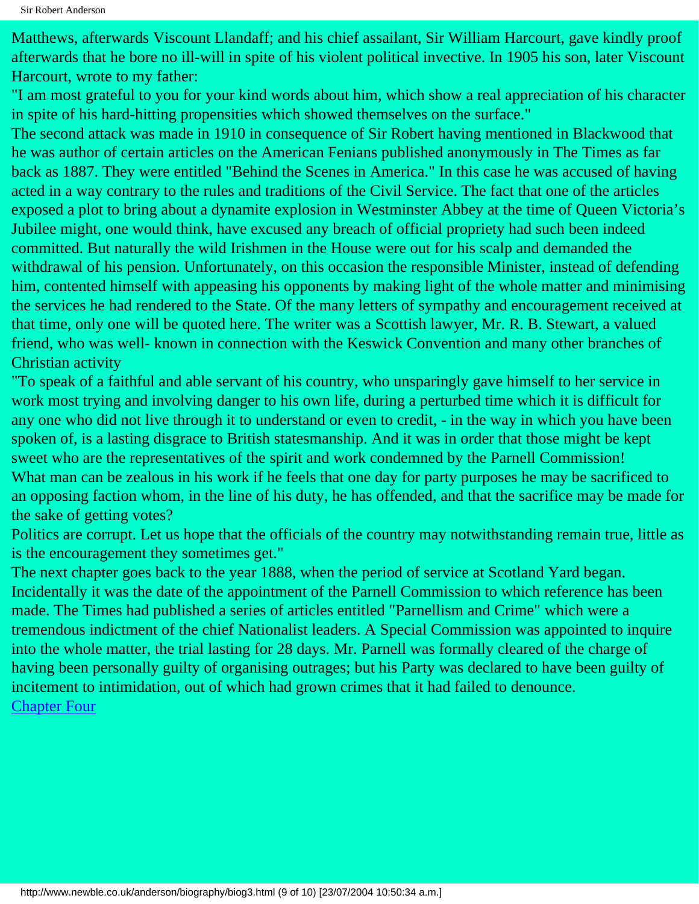Matthews, afterwards Viscount Llandaff; and his chief assailant, Sir William Harcourt, gave kindly proof afterwards that he bore no ill-will in spite of his violent political invective. In 1905 his son, later Viscount Harcourt, wrote to my father:

"I am most grateful to you for your kind words about him, which show a real appreciation of his character in spite of his hard-hitting propensities which showed themselves on the surface."

The second attack was made in 1910 in consequence of Sir Robert having mentioned in Blackwood that he was author of certain articles on the American Fenians published anonymously in The Times as far back as 1887. They were entitled "Behind the Scenes in America." In this case he was accused of having acted in a way contrary to the rules and traditions of the Civil Service. The fact that one of the articles exposed a plot to bring about a dynamite explosion in Westminster Abbey at the time of Queen Victoria's Jubilee might, one would think, have excused any breach of official propriety had such been indeed committed. But naturally the wild Irishmen in the House were out for his scalp and demanded the withdrawal of his pension. Unfortunately, on this occasion the responsible Minister, instead of defending him, contented himself with appeasing his opponents by making light of the whole matter and minimising the services he had rendered to the State. Of the many letters of sympathy and encouragement received at that time, only one will be quoted here. The writer was a Scottish lawyer, Mr. R. B. Stewart, a valued friend, who was well- known in connection with the Keswick Convention and many other branches of Christian activity

"To speak of a faithful and able servant of his country, who unsparingly gave himself to her service in work most trying and involving danger to his own life, during a perturbed time which it is difficult for any one who did not live through it to understand or even to credit, - in the way in which you have been spoken of, is a lasting disgrace to British statesmanship. And it was in order that those might be kept sweet who are the representatives of the spirit and work condemned by the Parnell Commission!

What man can be zealous in his work if he feels that one day for party purposes he may be sacrificed to an opposing faction whom, in the line of his duty, he has offended, and that the sacrifice may be made for the sake of getting votes?

Politics are corrupt. Let us hope that the officials of the country may notwithstanding remain true, little as is the encouragement they sometimes get."

The next chapter goes back to the year 1888, when the period of service at Scotland Yard began. Incidentally it was the date of the appointment of the Parnell Commission to which reference has been made. The Times had published a series of articles entitled "Parnellism and Crime" which were a tremendous indictment of the chief Nationalist leaders. A Special Commission was appointed to inquire into the whole matter, the trial lasting for 28 days. Mr. Parnell was formally cleared of the charge of having been personally guilty of organising outrages; but his Party was declared to have been guilty of incitement to intimidation, out of which had grown crimes that it had failed to denounce.

[Chapter Four](http://www.newble.co.uk/anderson/biography/biog4.html)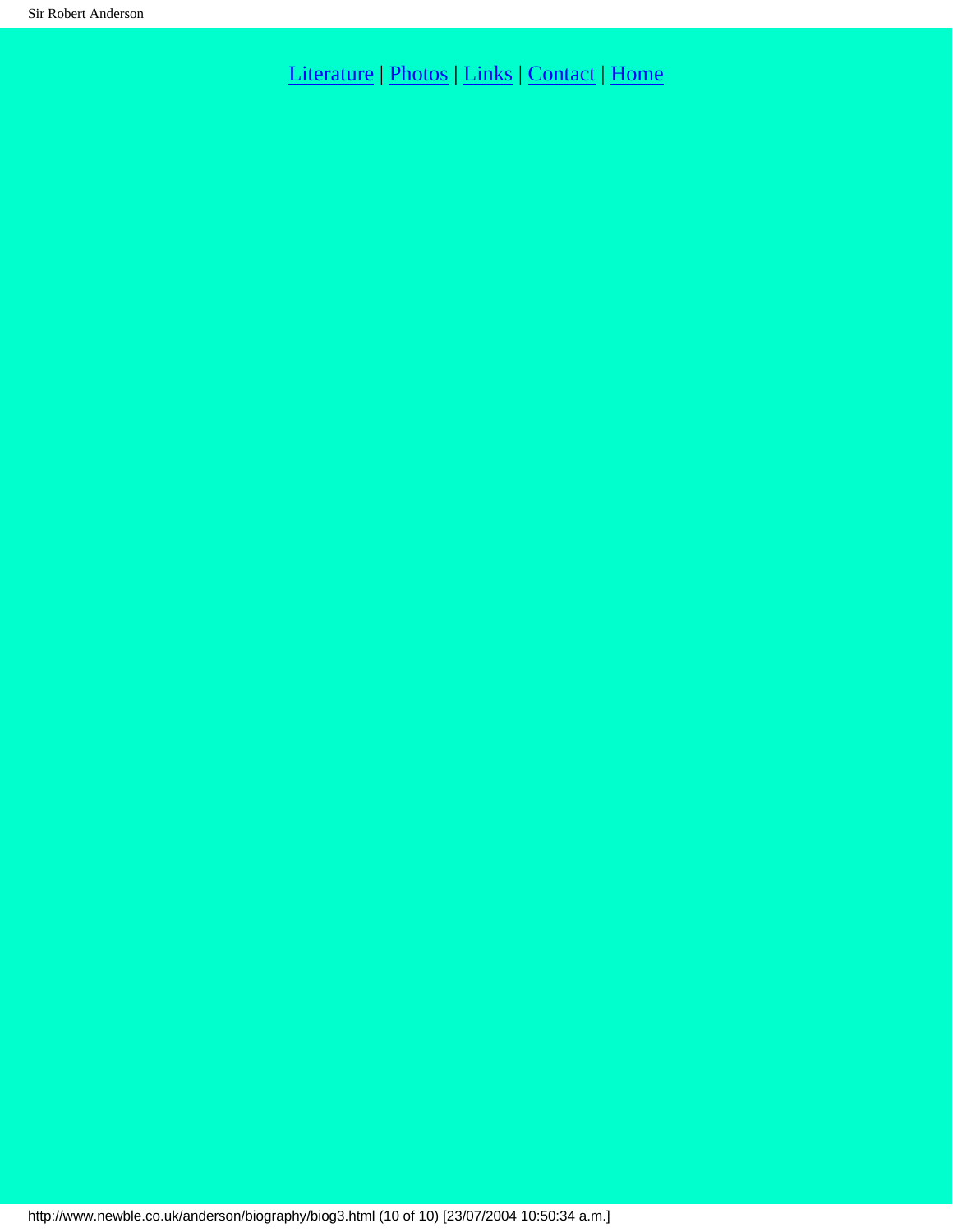Literature | Photos | Links | Contact | Home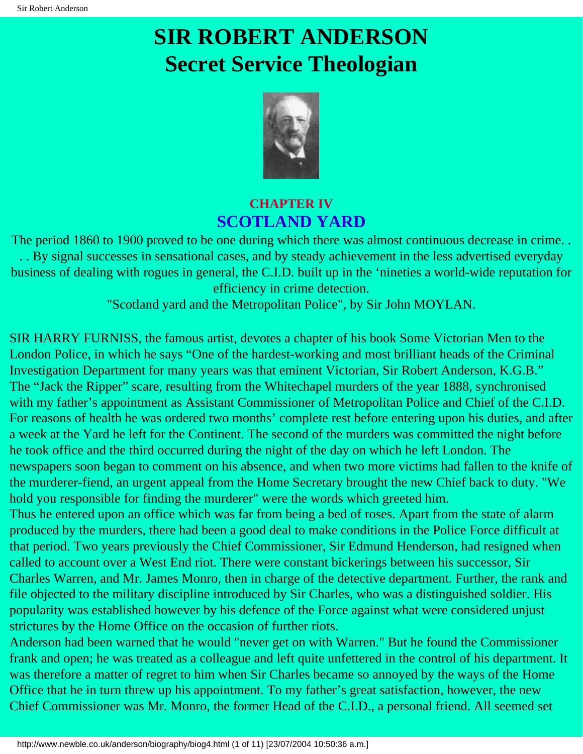# SIR ROBERT ANDERSON
# Secret Service Theologian

## CHAPTER IV
## SCOTLAND YARD

The period 1860 to 1900 proved to be one during which there was almost continuous decrease in crime. . . . By signal successes in sensational cases, and by steady achievement in the less advertised everyday business of dealing with rogues in general, the C.I.D. built up in the 'nineties a world-wide reputation for efficiency in crime detection.

"Scotland yard and the Metropolitan Police", by Sir John MOYLAN.

SIR HARRY FURNISS, the famous artist, devotes a chapter of his book Some Victorian Men to the London Police, in which he says "One of the hardest-working and most brilliant heads of the Criminal Investigation Department for many years was that eminent Victorian, Sir Robert Anderson, K.G.B."

The "Jack the Ripper" scare, resulting from the Whitechapel murders of the year 1888, synchronised with my father's appointment as Assistant Commissioner of Metropolitan Police and Chief of the C.I.D. For reasons of health he was ordered two months' complete rest before entering upon his duties, and after a week at the Yard he left for the Continent. The second of the murders was committed the night before he took office and the third occurred during the night of the day on which he left London. The newspapers soon began to comment on his absence, and when two more victims had fallen to the knife of the murderer-fiend, an urgent appeal from the Home Secretary brought the new Chief back to duty. "We hold you responsible for finding the murderer" were the words which greeted him.

Thus he entered upon an office which was far from being a bed of roses. Apart from the state of alarm produced by the murders, there had been a good deal to make conditions in the Police Force difficult at that period. Two years previously the Chief Commissioner, Sir Edmund Henderson, had resigned when called to account over a West End riot. There were constant bickerings between his successor, Sir Charles Warren, and Mr. James Monro, then in charge of the detective department. Further, the rank and file objected to the military discipline introduced by Sir Charles, who was a distinguished soldier. His popularity was established however by his defence of the Force against what were considered unjust strictures by the Home Office on the occasion of further riots.

Anderson had been warned that he would "never get on with Warren." But he found the Commissioner frank and open; he was treated as a colleague and left quite unfettered in the control of his department. It was therefore a matter of regret to him when Sir Charles became so annoyed by the ways of the Home Office that he in turn threw up his appointment. To my father's great satisfaction, however, the new Chief Commissioner was Mr. Monro, the former Head of the C.I.D., a personal friend. All seemed set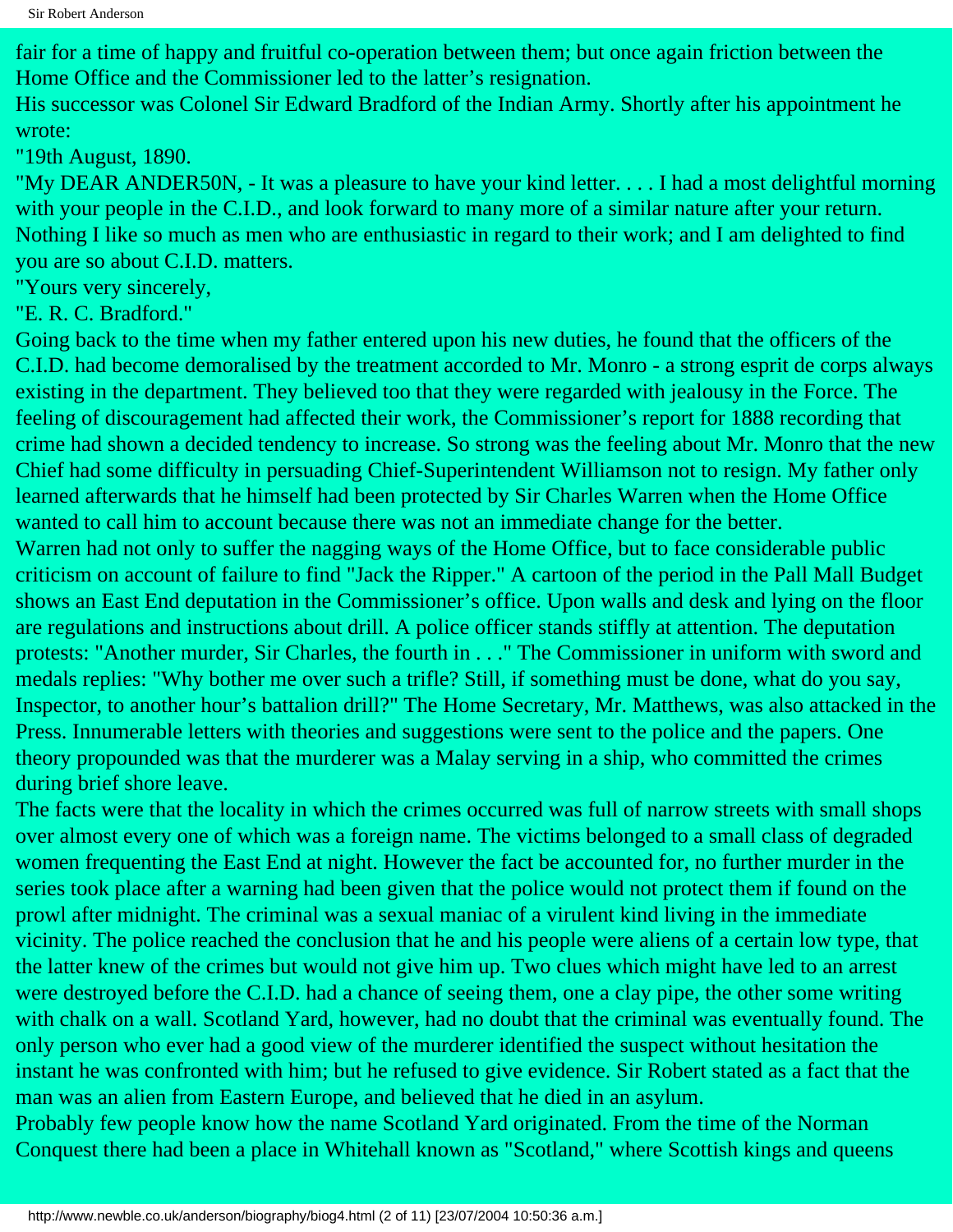fair for a time of happy and fruitful co-operation between them; but once again friction between the Home Office and the Commissioner led to the latter's resignation.

His successor was Colonel Sir Edward Bradford of the Indian Army. Shortly after his appointment he wrote:

"19th August, 1890.

"My DEAR ANDER50N, - It was a pleasure to have your kind letter. . . . I had a most delightful morning with your people in the C.I.D., and look forward to many more of a similar nature after your return. Nothing I like so much as men who are enthusiastic in regard to their work; and I am delighted to find you are so about C.I.D. matters.

"Yours very sincerely,

"E. R. C. Bradford."

Going back to the time when my father entered upon his new duties, he found that the officers of the C.I.D. had become demoralised by the treatment accorded to Mr. Monro - a strong esprit de corps always existing in the department. They believed too that they were regarded with jealousy in the Force. The feeling of discouragement had affected their work, the Commissioner's report for 1888 recording that crime had shown a decided tendency to increase. So strong was the feeling about Mr. Monro that the new Chief had some difficulty in persuading Chief-Superintendent Williamson not to resign. My father only learned afterwards that he himself had been protected by Sir Charles Warren when the Home Office wanted to call him to account because there was not an immediate change for the better.

Warren had not only to suffer the nagging ways of the Home Office, but to face considerable public criticism on account of failure to find "Jack the Ripper." A cartoon of the period in the Pall Mall Budget shows an East End deputation in the Commissioner's office. Upon walls and desk and lying on the floor are regulations and instructions about drill. A police officer stands stiffly at attention. The deputation protests: "Another murder, Sir Charles, the fourth in . . ." The Commissioner in uniform with sword and medals replies: "Why bother me over such a trifle? Still, if something must be done, what do you say, Inspector, to another hour's battalion drill?" The Home Secretary, Mr. Matthews, was also attacked in the Press. Innumerable letters with theories and suggestions were sent to the police and the papers. One theory propounded was that the murderer was a Malay serving in a ship, who committed the crimes during brief shore leave.

The facts were that the locality in which the crimes occurred was full of narrow streets with small shops over almost every one of which was a foreign name. The victims belonged to a small class of degraded women frequenting the East End at night. However the fact be accounted for, no further murder in the series took place after a warning had been given that the police would not protect them if found on the prowl after midnight. The criminal was a sexual maniac of a virulent kind living in the immediate vicinity. The police reached the conclusion that he and his people were aliens of a certain low type, that the latter knew of the crimes but would not give him up. Two clues which might have led to an arrest were destroyed before the C.I.D. had a chance of seeing them, one a clay pipe, the other some writing with chalk on a wall. Scotland Yard, however, had no doubt that the criminal was eventually found. The only person who ever had a good view of the murderer identified the suspect without hesitation the instant he was confronted with him; but he refused to give evidence. Sir Robert stated as a fact that the man was an alien from Eastern Europe, and believed that he died in an asylum.

Probably few people know how the name Scotland Yard originated. From the time of the Norman Conquest there had been a place in Whitehall known as "Scotland," where Scottish kings and queens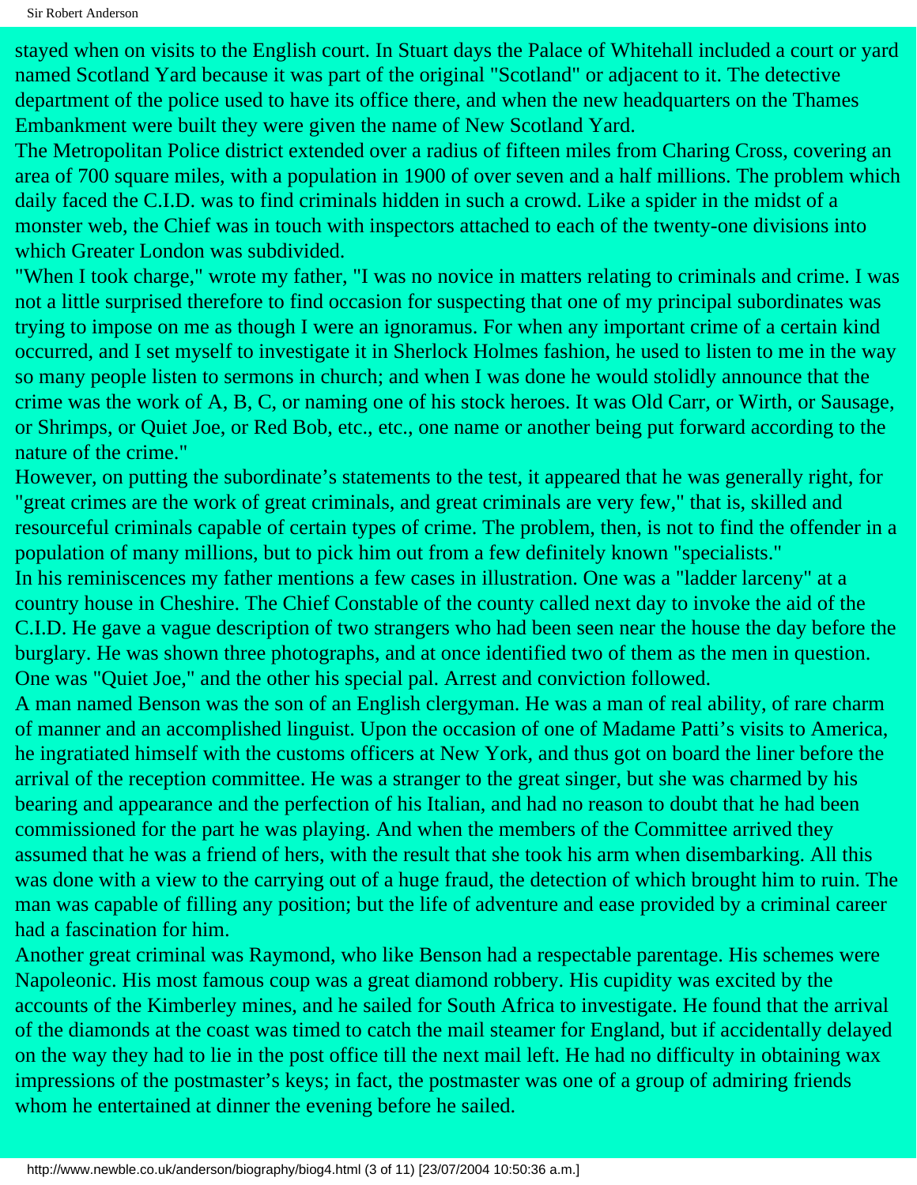stayed when on visits to the English court. In Stuart days the Palace of Whitehall included a court or yard named Scotland Yard because it was part of the original "Scotland" or adjacent to it. The detective department of the police used to have its office there, and when the new headquarters on the Thames Embankment were built they were given the name of New Scotland Yard.

The Metropolitan Police district extended over a radius of fifteen miles from Charing Cross, covering an area of 700 square miles, with a population in 1900 of over seven and a half millions. The problem which daily faced the C.I.D. was to find criminals hidden in such a crowd. Like a spider in the midst of a monster web, the Chief was in touch with inspectors attached to each of the twenty-one divisions into which Greater London was subdivided.

"When I took charge," wrote my father, "I was no novice in matters relating to criminals and crime. I was not a little surprised therefore to find occasion for suspecting that one of my principal subordinates was trying to impose on me as though I were an ignoramus. For when any important crime of a certain kind occurred, and I set myself to investigate it in Sherlock Holmes fashion, he used to listen to me in the way so many people listen to sermons in church; and when I was done he would stolidly announce that the crime was the work of A, B, C, or naming one of his stock heroes. It was Old Carr, or Wirth, or Sausage, or Shrimps, or Quiet Joe, or Red Bob, etc., etc., one name or another being put forward according to the nature of the crime."

However, on putting the subordinate's statements to the test, it appeared that he was generally right, for "great crimes are the work of great criminals, and great criminals are very few," that is, skilled and resourceful criminals capable of certain types of crime. The problem, then, is not to find the offender in a population of many millions, but to pick him out from a few definitely known "specialists."

In his reminiscences my father mentions a few cases in illustration. One was a "ladder larceny" at a country house in Cheshire. The Chief Constable of the county called next day to invoke the aid of the C.I.D. He gave a vague description of two strangers who had been seen near the house the day before the burglary. He was shown three photographs, and at once identified two of them as the men in question. One was "Quiet Joe," and the other his special pal. Arrest and conviction followed.

A man named Benson was the son of an English clergyman. He was a man of real ability, of rare charm of manner and an accomplished linguist. Upon the occasion of one of Madame Patti's visits to America, he ingratiated himself with the customs officers at New York, and thus got on board the liner before the arrival of the reception committee. He was a stranger to the great singer, but she was charmed by his bearing and appearance and the perfection of his Italian, and had no reason to doubt that he had been commissioned for the part he was playing. And when the members of the Committee arrived they assumed that he was a friend of hers, with the result that she took his arm when disembarking. All this was done with a view to the carrying out of a huge fraud, the detection of which brought him to ruin. The man was capable of filling any position; but the life of adventure and ease provided by a criminal career had a fascination for him.

Another great criminal was Raymond, who like Benson had a respectable parentage. His schemes were Napoleonic. His most famous coup was a great diamond robbery. His cupidity was excited by the accounts of the Kimberley mines, and he sailed for South Africa to investigate. He found that the arrival of the diamonds at the coast was timed to catch the mail steamer for England, but if accidentally delayed on the way they had to lie in the post office till the next mail left. He had no difficulty in obtaining wax impressions of the postmaster's keys; in fact, the postmaster was one of a group of admiring friends whom he entertained at dinner the evening before he sailed.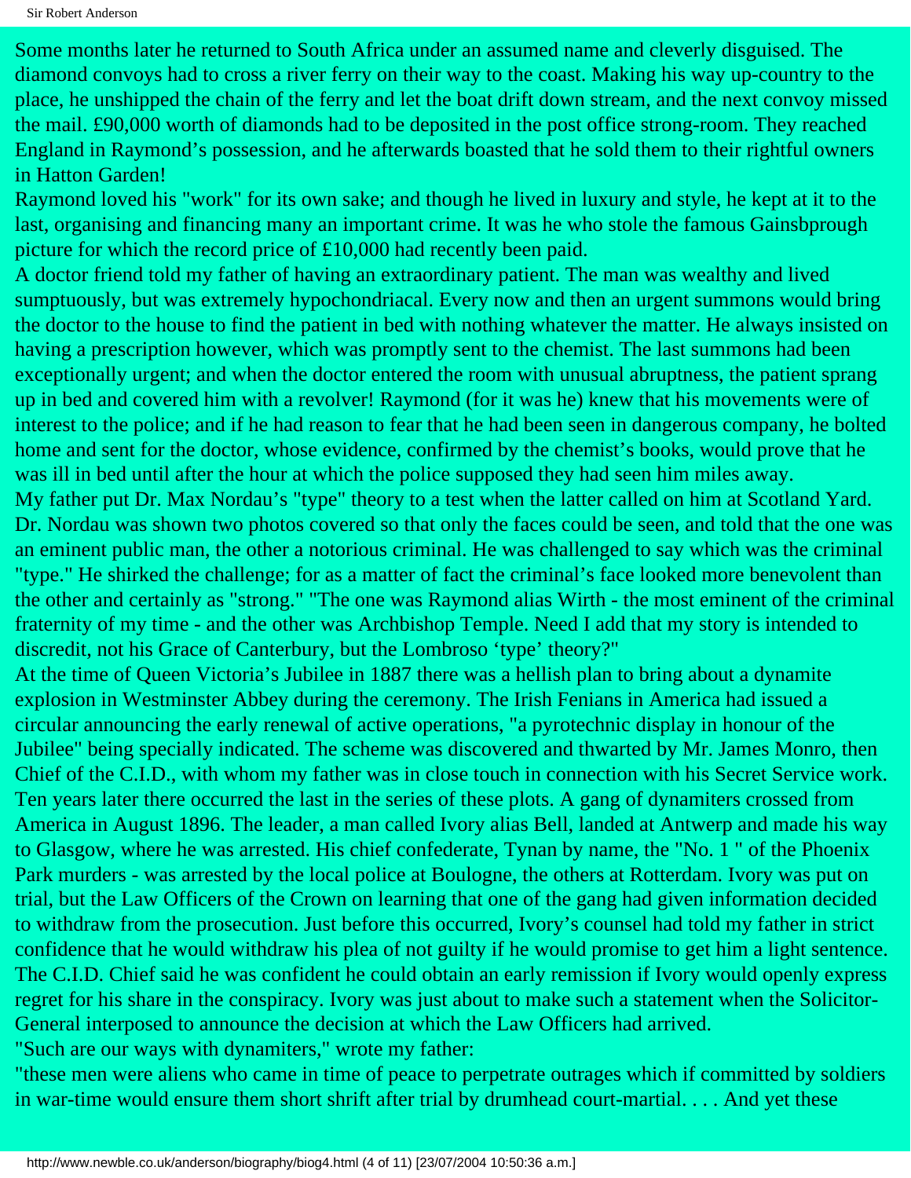Some months later he returned to South Africa under an assumed name and cleverly disguised. The diamond convoys had to cross a river ferry on their way to the coast. Making his way up-country to the place, he unshipped the chain of the ferry and let the boat drift down stream, and the next convoy missed the mail. £90,000 worth of diamonds had to be deposited in the post office strong-room. They reached England in Raymond's possession, and he afterwards boasted that he sold them to their rightful owners in Hatton Garden!

Raymond loved his "work" for its own sake; and though he lived in luxury and style, he kept at it to the last, organising and financing many an important crime. It was he who stole the famous Gainsbprough picture for which the record price of £10,000 had recently been paid.

A doctor friend told my father of having an extraordinary patient. The man was wealthy and lived sumptuously, but was extremely hypochondriacal. Every now and then an urgent summons would bring the doctor to the house to find the patient in bed with nothing whatever the matter. He always insisted on having a prescription however, which was promptly sent to the chemist. The last summons had been exceptionally urgent; and when the doctor entered the room with unusual abruptness, the patient sprang up in bed and covered him with a revolver! Raymond (for it was he) knew that his movements were of interest to the police; and if he had reason to fear that he had been seen in dangerous company, he bolted home and sent for the doctor, whose evidence, confirmed by the chemist's books, would prove that he was ill in bed until after the hour at which the police supposed they had seen him miles away.

My father put Dr. Max Nordau's "type" theory to a test when the latter called on him at Scotland Yard. Dr. Nordau was shown two photos covered so that only the faces could be seen, and told that the one was an eminent public man, the other a notorious criminal. He was challenged to say which was the criminal "type." He shirked the challenge; for as a matter of fact the criminal's face looked more benevolent than the other and certainly as "strong." "The one was Raymond alias Wirth - the most eminent of the criminal fraternity of my time - and the other was Archbishop Temple. Need I add that my story is intended to discredit, not his Grace of Canterbury, but the Lombroso 'type' theory?"

At the time of Queen Victoria's Jubilee in 1887 there was a hellish plan to bring about a dynamite explosion in Westminster Abbey during the ceremony. The Irish Fenians in America had issued a circular announcing the early renewal of active operations, "a pyrotechnic display in honour of the Jubilee" being specially indicated. The scheme was discovered and thwarted by Mr. James Monro, then Chief of the C.I.D., with whom my father was in close touch in connection with his Secret Service work. Ten years later there occurred the last in the series of these plots. A gang of dynamiters crossed from America in August 1896. The leader, a man called Ivory alias Bell, landed at Antwerp and made his way to Glasgow, where he was arrested. His chief confederate, Tynan by name, the "No. 1 " of the Phoenix Park murders - was arrested by the local police at Boulogne, the others at Rotterdam. Ivory was put on trial, but the Law Officers of the Crown on learning that one of the gang had given information decided to withdraw from the prosecution. Just before this occurred, Ivory's counsel had told my father in strict confidence that he would withdraw his plea of not guilty if he would promise to get him a light sentence. The C.I.D. Chief said he was confident he could obtain an early remission if Ivory would openly express regret for his share in the conspiracy. Ivory was just about to make such a statement when the Solicitor-General interposed to announce the decision at which the Law Officers had arrived.

"Such are our ways with dynamiters," wrote my father:

"these men were aliens who came in time of peace to perpetrate outrages which if committed by soldiers in war-time would ensure them short shrift after trial by drumhead court-martial. . . . And yet these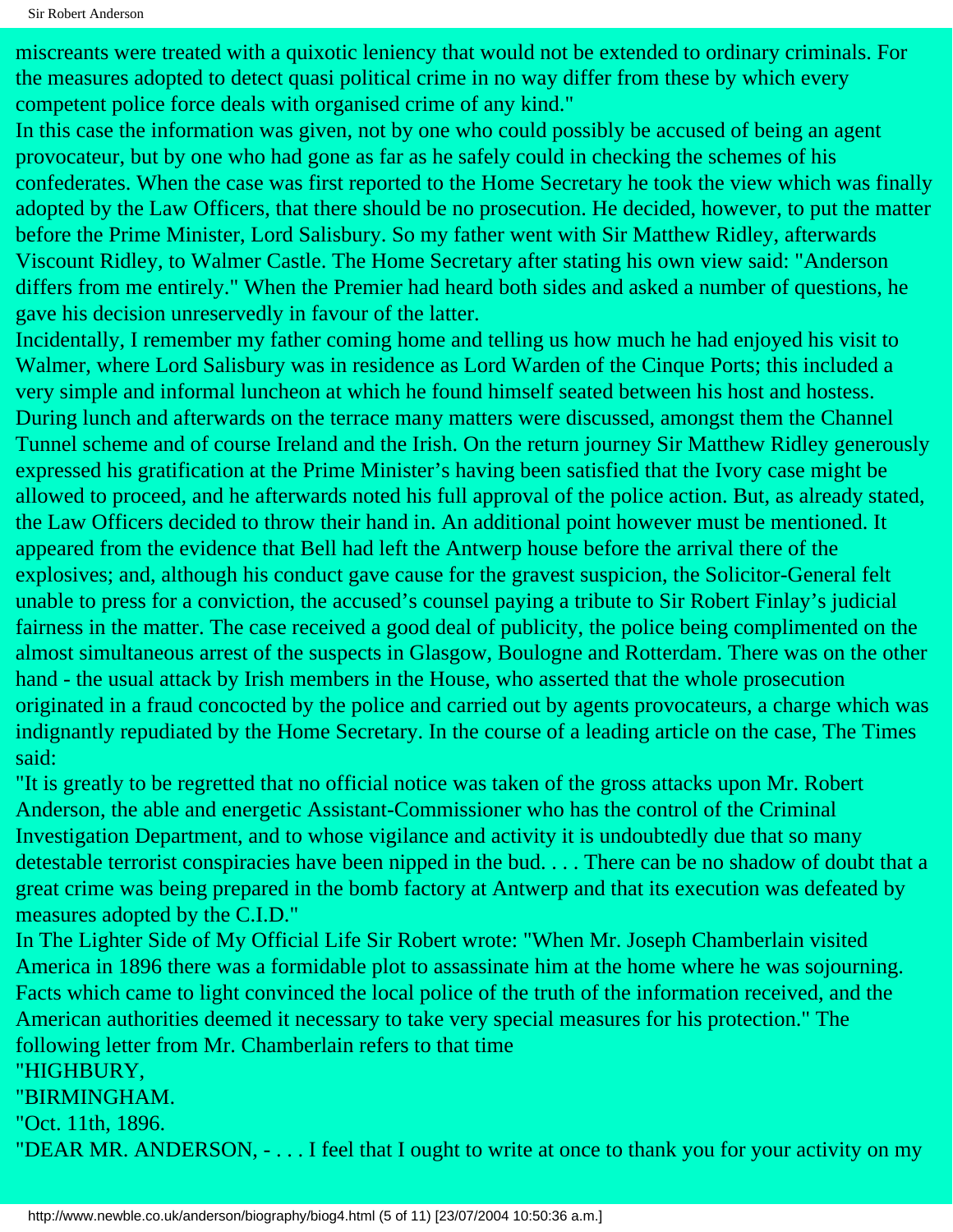miscreants were treated with a quixotic leniency that would not be extended to ordinary criminals. For the measures adopted to detect quasi political crime in no way differ from these by which every competent police force deals with organised crime of any kind."

In this case the information was given, not by one who could possibly be accused of being an agent provocateur, but by one who had gone as far as he safely could in checking the schemes of his confederates. When the case was first reported to the Home Secretary he took the view which was finally adopted by the Law Officers, that there should be no prosecution. He decided, however, to put the matter before the Prime Minister, Lord Salisbury. So my father went with Sir Matthew Ridley, afterwards Viscount Ridley, to Walmer Castle. The Home Secretary after stating his own view said: "Anderson differs from me entirely." When the Premier had heard both sides and asked a number of questions, he gave his decision unreservedly in favour of the latter.

Incidentally, I remember my father coming home and telling us how much he had enjoyed his visit to Walmer, where Lord Salisbury was in residence as Lord Warden of the Cinque Ports; this included a very simple and informal luncheon at which he found himself seated between his host and hostess. During lunch and afterwards on the terrace many matters were discussed, amongst them the Channel Tunnel scheme and of course Ireland and the Irish. On the return journey Sir Matthew Ridley generously expressed his gratification at the Prime Minister's having been satisfied that the Ivory case might be allowed to proceed, and he afterwards noted his full approval of the police action. But, as already stated, the Law Officers decided to throw their hand in. An additional point however must be mentioned. It appeared from the evidence that Bell had left the Antwerp house before the arrival there of the explosives; and, although his conduct gave cause for the gravest suspicion, the Solicitor-General felt unable to press for a conviction, the accused's counsel paying a tribute to Sir Robert Finlay's judicial fairness in the matter. The case received a good deal of publicity, the police being complimented on the almost simultaneous arrest of the suspects in Glasgow, Boulogne and Rotterdam. There was on the other hand - the usual attack by Irish members in the House, who asserted that the whole prosecution originated in a fraud concocted by the police and carried out by agents provocateurs, a charge which was indignantly repudiated by the Home Secretary. In the course of a leading article on the case, The Times said:

"It is greatly to be regretted that no official notice was taken of the gross attacks upon Mr. Robert Anderson, the able and energetic Assistant-Commissioner who has the control of the Criminal Investigation Department, and to whose vigilance and activity it is undoubtedly due that so many detestable terrorist conspiracies have been nipped in the bud. . . . There can be no shadow of doubt that a great crime was being prepared in the bomb factory at Antwerp and that its execution was defeated by measures adopted by the C.I.D."

In The Lighter Side of My Official Life Sir Robert wrote: "When Mr. Joseph Chamberlain visited America in 1896 there was a formidable plot to assassinate him at the home where he was sojourning. Facts which came to light convinced the local police of the truth of the information received, and the American authorities deemed it necessary to take very special measures for his protection." The following letter from Mr. Chamberlain refers to that time

"HIGHBURY,

"BIRMINGHAM.

"Oct. 11th, 1896.

"DEAR MR. ANDERSON, - . . . I feel that I ought to write at once to thank you for your activity on my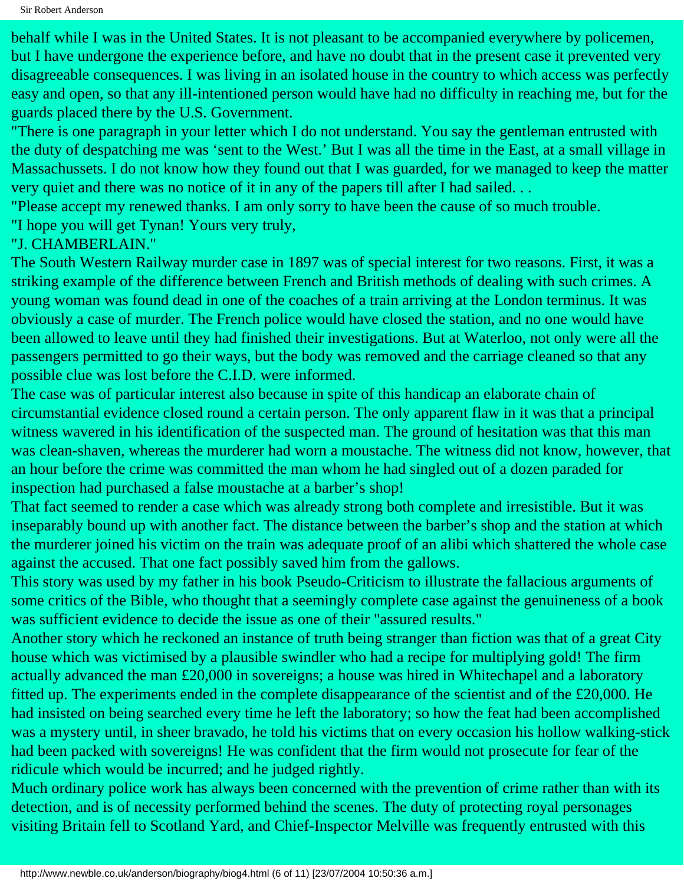behalf while I was in the United States. It is not pleasant to be accompanied everywhere by policemen, but I have undergone the experience before, and have no doubt that in the present case it prevented very disagreeable consequences. I was living in an isolated house in the country to which access was perfectly easy and open, so that any ill-intentioned person would have had no difficulty in reaching me, but for the guards placed there by the U.S. Government.

"There is one paragraph in your letter which I do not understand. You say the gentleman entrusted with the duty of despatching me was 'sent to the West.' But I was all the time in the East, at a small village in Massachussets. I do not know how they found out that I was guarded, for we managed to keep the matter very quiet and there was no notice of it in any of the papers till after I had sailed. . .

"Please accept my renewed thanks. I am only sorry to have been the cause of so much trouble.

"I hope you will get Tynan! Yours very truly,

"J. CHAMBERLAIN."

The South Western Railway murder case in 1897 was of special interest for two reasons. First, it was a striking example of the difference between French and British methods of dealing with such crimes. A young woman was found dead in one of the coaches of a train arriving at the London terminus. It was obviously a case of murder. The French police would have closed the station, and no one would have been allowed to leave until they had finished their investigations. But at Waterloo, not only were all the passengers permitted to go their ways, but the body was removed and the carriage cleaned so that any possible clue was lost before the C.I.D. were informed.

The case was of particular interest also because in spite of this handicap an elaborate chain of circumstantial evidence closed round a certain person. The only apparent flaw in it was that a principal witness wavered in his identification of the suspected man. The ground of hesitation was that this man was clean-shaven, whereas the murderer had worn a moustache. The witness did not know, however, that an hour before the crime was committed the man whom he had singled out of a dozen paraded for inspection had purchased a false moustache at a barber's shop!

That fact seemed to render a case which was already strong both complete and irresistible. But it was inseparably bound up with another fact. The distance between the barber's shop and the station at which the murderer joined his victim on the train was adequate proof of an alibi which shattered the whole case against the accused. That one fact possibly saved him from the gallows.

This story was used by my father in his book Pseudo-Criticism to illustrate the fallacious arguments of some critics of the Bible, who thought that a seemingly complete case against the genuineness of a book was sufficient evidence to decide the issue as one of their "assured results."

Another story which he reckoned an instance of truth being stranger than fiction was that of a great City house which was victimised by a plausible swindler who had a recipe for multiplying gold! The firm actually advanced the man £20,000 in sovereigns; a house was hired in Whitechapel and a laboratory fitted up. The experiments ended in the complete disappearance of the scientist and of the £20,000. He had insisted on being searched every time he left the laboratory; so how the feat had been accomplished was a mystery until, in sheer bravado, he told his victims that on every occasion his hollow walking-stick had been packed with sovereigns! He was confident that the firm would not prosecute for fear of the ridicule which would be incurred; and he judged rightly.

Much ordinary police work has always been concerned with the prevention of crime rather than with its detection, and is of necessity performed behind the scenes. The duty of protecting royal personages visiting Britain fell to Scotland Yard, and Chief-Inspector Melville was frequently entrusted with this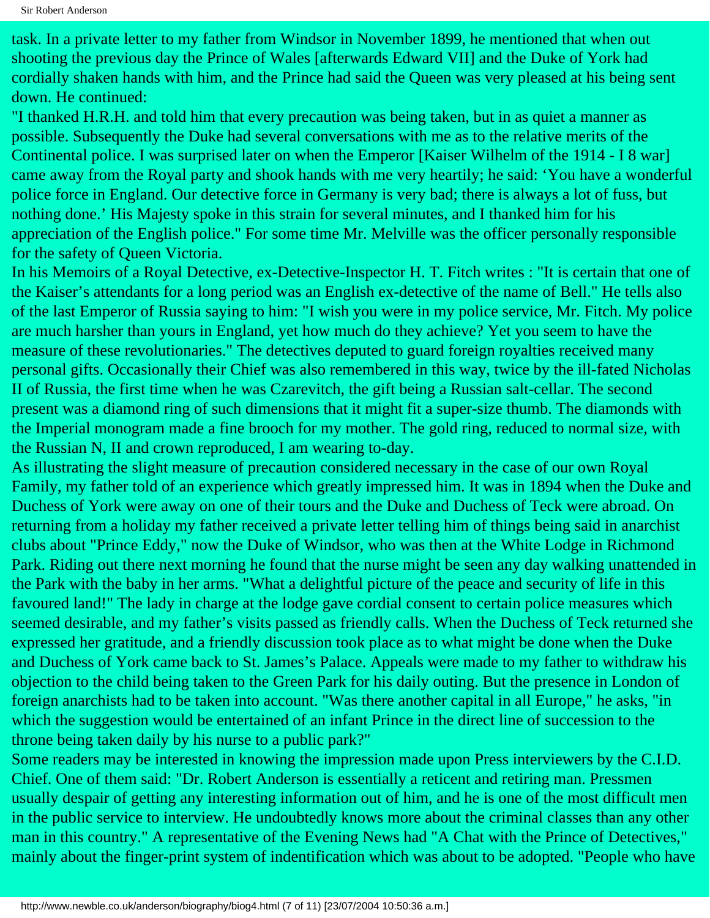task. In a private letter to my father from Windsor in November 1899, he mentioned that when out shooting the previous day the Prince of Wales [afterwards Edward VII] and the Duke of York had cordially shaken hands with him, and the Prince had said the Queen was very pleased at his being sent down. He continued:

"I thanked H.R.H. and told him that every precaution was being taken, but in as quiet a manner as possible. Subsequently the Duke had several conversations with me as to the relative merits of the Continental police. I was surprised later on when the Emperor [Kaiser Wilhelm of the 1914 - I 8 war] came away from the Royal party and shook hands with me very heartily; he said: 'You have a wonderful police force in England. Our detective force in Germany is very bad; there is always a lot of fuss, but nothing done.' His Majesty spoke in this strain for several minutes, and I thanked him for his appreciation of the English police." For some time Mr. Melville was the officer personally responsible for the safety of Queen Victoria.

In his Memoirs of a Royal Detective, ex-Detective-Inspector H. T. Fitch writes : "It is certain that one of the Kaiser's attendants for a long period was an English ex-detective of the name of Bell." He tells also of the last Emperor of Russia saying to him: "I wish you were in my police service, Mr. Fitch. My police are much harsher than yours in England, yet how much do they achieve? Yet you seem to have the measure of these revolutionaries." The detectives deputed to guard foreign royalties received many personal gifts. Occasionally their Chief was also remembered in this way, twice by the ill-fated Nicholas II of Russia, the first time when he was Czarevitch, the gift being a Russian salt-cellar. The second present was a diamond ring of such dimensions that it might fit a super-size thumb. The diamonds with the Imperial monogram made a fine brooch for my mother. The gold ring, reduced to normal size, with the Russian N, II and crown reproduced, I am wearing to-day.

As illustrating the slight measure of precaution considered necessary in the case of our own Royal Family, my father told of an experience which greatly impressed him. It was in 1894 when the Duke and Duchess of York were away on one of their tours and the Duke and Duchess of Teck were abroad. On returning from a holiday my father received a private letter telling him of things being said in anarchist clubs about "Prince Eddy," now the Duke of Windsor, who was then at the White Lodge in Richmond Park. Riding out there next morning he found that the nurse might be seen any day walking unattended in the Park with the baby in her arms. "What a delightful picture of the peace and security of life in this favoured land!" The lady in charge at the lodge gave cordial consent to certain police measures which seemed desirable, and my father's visits passed as friendly calls. When the Duchess of Teck returned she expressed her gratitude, and a friendly discussion took place as to what might be done when the Duke and Duchess of York came back to St. James's Palace. Appeals were made to my father to withdraw his objection to the child being taken to the Green Park for his daily outing. But the presence in London of foreign anarchists had to be taken into account. "Was there another capital in all Europe," he asks, "in which the suggestion would be entertained of an infant Prince in the direct line of succession to the throne being taken daily by his nurse to a public park?"

Some readers may be interested in knowing the impression made upon Press interviewers by the C.I.D. Chief. One of them said: "Dr. Robert Anderson is essentially a reticent and retiring man. Pressmen usually despair of getting any interesting information out of him, and he is one of the most difficult men in the public service to interview. He undoubtedly knows more about the criminal classes than any other man in this country." A representative of the Evening News had "A Chat with the Prince of Detectives," mainly about the finger-print system of indentification which was about to be adopted. "People who have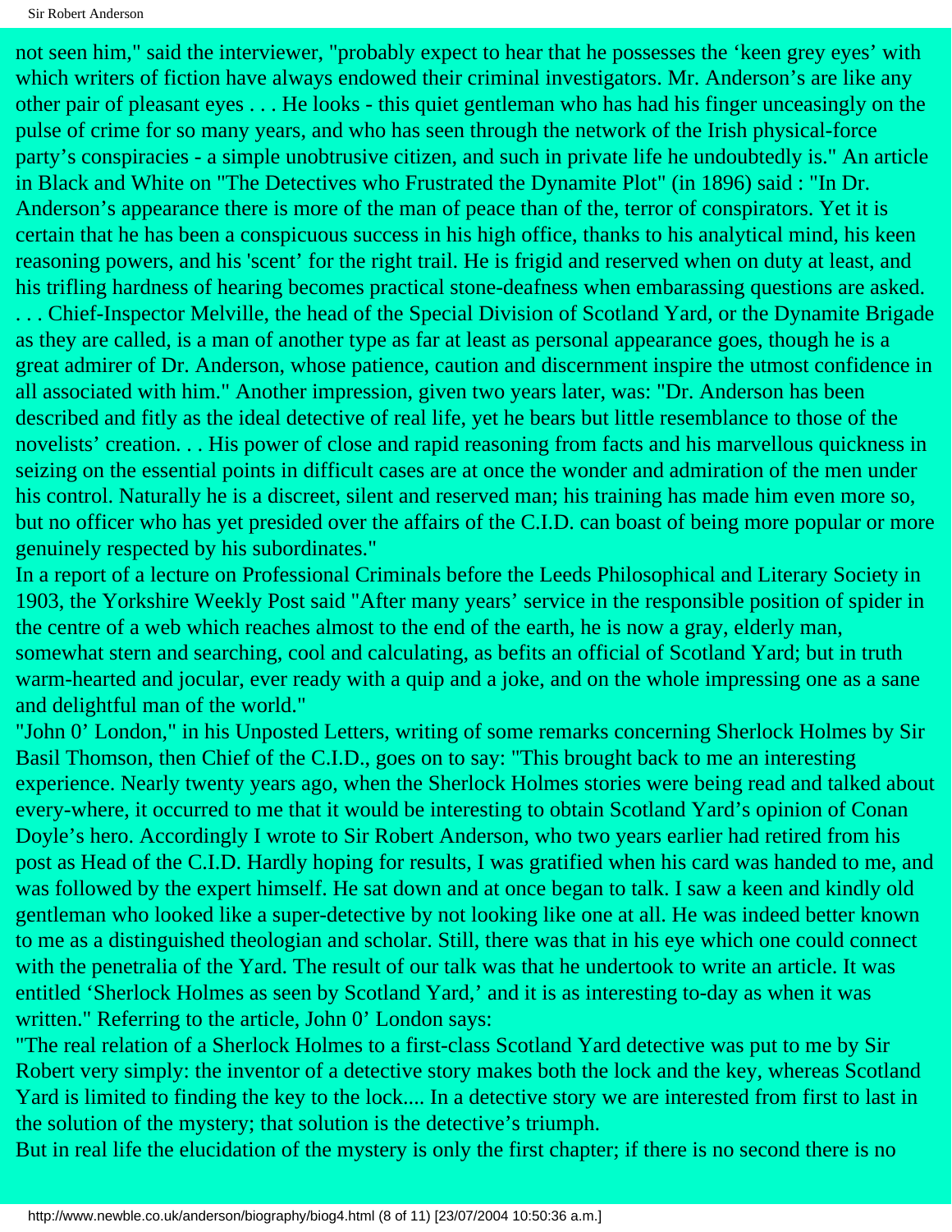not seen him," said the interviewer, "probably expect to hear that he possesses the 'keen grey eyes' with which writers of fiction have always endowed their criminal investigators. Mr. Anderson's are like any other pair of pleasant eyes . . . He looks - this quiet gentleman who has had his finger unceasingly on the pulse of crime for so many years, and who has seen through the network of the Irish physical-force party's conspiracies - a simple unobtrusive citizen, and such in private life he undoubtedly is." An article in Black and White on "The Detectives who Frustrated the Dynamite Plot" (in 1896) said : "In Dr. Anderson's appearance there is more of the man of peace than of the, terror of conspirators. Yet it is certain that he has been a conspicuous success in his high office, thanks to his analytical mind, his keen reasoning powers, and his 'scent' for the right trail. He is frigid and reserved when on duty at least, and his trifling hardness of hearing becomes practical stone-deafness when embarassing questions are asked. . . . Chief-Inspector Melville, the head of the Special Division of Scotland Yard, or the Dynamite Brigade as they are called, is a man of another type as far at least as personal appearance goes, though he is a great admirer of Dr. Anderson, whose patience, caution and discernment inspire the utmost confidence in all associated with him." Another impression, given two years later, was: "Dr. Anderson has been described and fitly as the ideal detective of real life, yet he bears but little resemblance to those of the novelists' creation. . . His power of close and rapid reasoning from facts and his marvellous quickness in seizing on the essential points in difficult cases are at once the wonder and admiration of the men under his control. Naturally he is a discreet, silent and reserved man; his training has made him even more so, but no officer who has yet presided over the affairs of the C.I.D. can boast of being more popular or more genuinely respected by his subordinates."

In a report of a lecture on Professional Criminals before the Leeds Philosophical and Literary Society in 1903, the Yorkshire Weekly Post said "After many years' service in the responsible position of spider in the centre of a web which reaches almost to the end of the earth, he is now a gray, elderly man, somewhat stern and searching, cool and calculating, as befits an official of Scotland Yard; but in truth warm-hearted and jocular, ever ready with a quip and a joke, and on the whole impressing one as a sane and delightful man of the world."

"John 0' London," in his Unposted Letters, writing of some remarks concerning Sherlock Holmes by Sir Basil Thomson, then Chief of the C.I.D., goes on to say: "This brought back to me an interesting experience. Nearly twenty years ago, when the Sherlock Holmes stories were being read and talked about every-where, it occurred to me that it would be interesting to obtain Scotland Yard's opinion of Conan Doyle's hero. Accordingly I wrote to Sir Robert Anderson, who two years earlier had retired from his post as Head of the C.I.D. Hardly hoping for results, I was gratified when his card was handed to me, and was followed by the expert himself. He sat down and at once began to talk. I saw a keen and kindly old gentleman who looked like a super-detective by not looking like one at all. He was indeed better known to me as a distinguished theologian and scholar. Still, there was that in his eye which one could connect with the penetralia of the Yard. The result of our talk was that he undertook to write an article. It was entitled 'Sherlock Holmes as seen by Scotland Yard,' and it is as interesting to-day as when it was written." Referring to the article, John 0' London says:

"The real relation of a Sherlock Holmes to a first-class Scotland Yard detective was put to me by Sir Robert very simply: the inventor of a detective story makes both the lock and the key, whereas Scotland Yard is limited to finding the key to the lock.... In a detective story we are interested from first to last in the solution of the mystery; that solution is the detective's triumph.

But in real life the elucidation of the mystery is only the first chapter; if there is no second there is no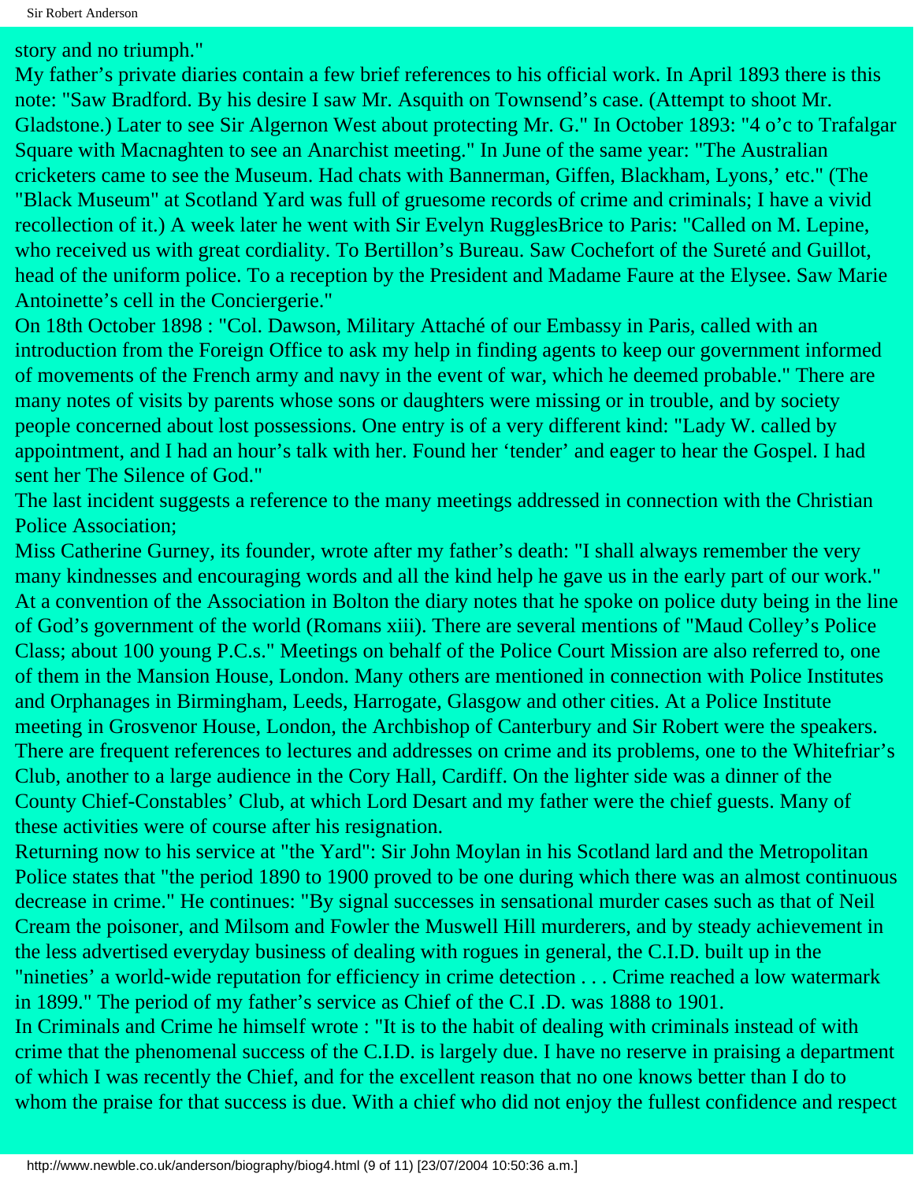story and no triumph."

My father's private diaries contain a few brief references to his official work. In April 1893 there is this note: "Saw Bradford. By his desire I saw Mr. Asquith on Townsend's case. (Attempt to shoot Mr. Gladstone.) Later to see Sir Algernon West about protecting Mr. G." In October 1893: "4 o'c to Trafalgar Square with Macnaghten to see an Anarchist meeting." In June of the same year: "The Australian cricketers came to see the Museum. Had chats with Bannerman, Giffen, Blackham, Lyons,' etc." (The "Black Museum" at Scotland Yard was full of gruesome records of crime and criminals; I have a vivid recollection of it.) A week later he went with Sir Evelyn RugglesBrice to Paris: "Called on M. Lepine, who received us with great cordiality. To Bertillon's Bureau. Saw Cochefort of the Sureté and Guillot, head of the uniform police. To a reception by the President and Madame Faure at the Elysee. Saw Marie Antoinette's cell in the Conciergerie."

On 18th October 1898 : "Col. Dawson, Military Attaché of our Embassy in Paris, called with an introduction from the Foreign Office to ask my help in finding agents to keep our government informed of movements of the French army and navy in the event of war, which he deemed probable." There are many notes of visits by parents whose sons or daughters were missing or in trouble, and by society people concerned about lost possessions. One entry is of a very different kind: "Lady W. called by appointment, and I had an hour's talk with her. Found her 'tender' and eager to hear the Gospel. I had sent her The Silence of God."

The last incident suggests a reference to the many meetings addressed in connection with the Christian Police Association;

Miss Catherine Gurney, its founder, wrote after my father's death: "I shall always remember the very many kindnesses and encouraging words and all the kind help he gave us in the early part of our work." At a convention of the Association in Bolton the diary notes that he spoke on police duty being in the line of God's government of the world (Romans xiii). There are several mentions of "Maud Colley's Police Class; about 100 young P.C.s." Meetings on behalf of the Police Court Mission are also referred to, one of them in the Mansion House, London. Many others are mentioned in connection with Police Institutes and Orphanages in Birmingham, Leeds, Harrogate, Glasgow and other cities. At a Police Institute meeting in Grosvenor House, London, the Archbishop of Canterbury and Sir Robert were the speakers. There are frequent references to lectures and addresses on crime and its problems, one to the Whitefriar's Club, another to a large audience in the Cory Hall, Cardiff. On the lighter side was a dinner of the County Chief-Constables' Club, at which Lord Desart and my father were the chief guests. Many of these activities were of course after his resignation.

Returning now to his service at "the Yard": Sir John Moylan in his Scotland lard and the Metropolitan Police states that "the period 1890 to 1900 proved to be one during which there was an almost continuous decrease in crime." He continues: "By signal successes in sensational murder cases such as that of Neil Cream the poisoner, and Milsom and Fowler the Muswell Hill murderers, and by steady achievement in the less advertised everyday business of dealing with rogues in general, the C.I.D. built up in the "nineties' a world-wide reputation for efficiency in crime detection . . . Crime reached a low watermark in 1899." The period of my father's service as Chief of the C.I .D. was 1888 to 1901.

In Criminals and Crime he himself wrote : "It is to the habit of dealing with criminals instead of with crime that the phenomenal success of the C.I.D. is largely due. I have no reserve in praising a department of which I was recently the Chief, and for the excellent reason that no one knows better than I do to whom the praise for that success is due. With a chief who did not enjoy the fullest confidence and respect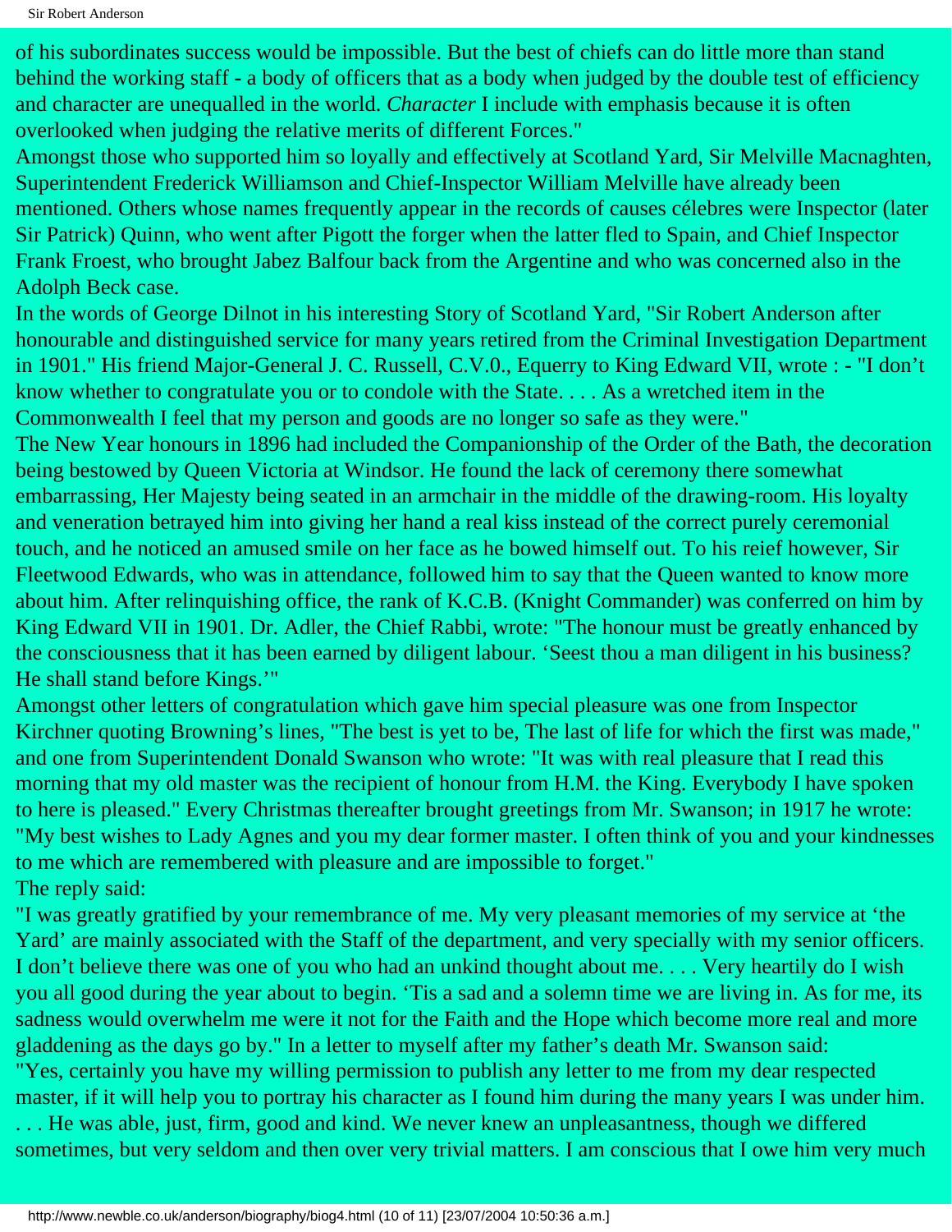of his subordinates success would be impossible. But the best of chiefs can do little more than stand behind the working staff - a body of officers that as a body when judged by the double test of efficiency and character are unequalled in the world. *Character* I include with emphasis because it is often overlooked when judging the relative merits of different Forces."

Amongst those who supported him so loyally and effectively at Scotland Yard, Sir Melville Macnaghten, Superintendent Frederick Williamson and Chief-Inspector William Melville have already been mentioned. Others whose names frequently appear in the records of causes célebres were Inspector (later Sir Patrick) Quinn, who went after Pigott the forger when the latter fled to Spain, and Chief Inspector Frank Froest, who brought Jabez Balfour back from the Argentine and who was concerned also in the Adolph Beck case.

In the words of George Dilnot in his interesting Story of Scotland Yard, "Sir Robert Anderson after honourable and distinguished service for many years retired from the Criminal Investigation Department in 1901." His friend Major-General J. C. Russell, C.V.0., Equerry to King Edward VII, wrote : - "I don't know whether to congratulate you or to condole with the State. . . . As a wretched item in the Commonwealth I feel that my person and goods are no longer so safe as they were."

The New Year honours in 1896 had included the Companionship of the Order of the Bath, the decoration being bestowed by Queen Victoria at Windsor. He found the lack of ceremony there somewhat embarrassing, Her Majesty being seated in an armchair in the middle of the drawing-room. His loyalty and veneration betrayed him into giving her hand a real kiss instead of the correct purely ceremonial touch, and he noticed an amused smile on her face as he bowed himself out. To his reief however, Sir Fleetwood Edwards, who was in attendance, followed him to say that the Queen wanted to know more about him. After relinquishing office, the rank of K.C.B. (Knight Commander) was conferred on him by King Edward VII in 1901. Dr. Adler, the Chief Rabbi, wrote: "The honour must be greatly enhanced by the consciousness that it has been earned by diligent labour. 'Seest thou a man diligent in his business? He shall stand before Kings.'"

Amongst other letters of congratulation which gave him special pleasure was one from Inspector Kirchner quoting Browning's lines, "The best is yet to be, The last of life for which the first was made," and one from Superintendent Donald Swanson who wrote: "It was with real pleasure that I read this morning that my old master was the recipient of honour from H.M. the King. Everybody I have spoken to here is pleased." Every Christmas thereafter brought greetings from Mr. Swanson; in 1917 he wrote: "My best wishes to Lady Agnes and you my dear former master. I often think of you and your kindnesses to me which are remembered with pleasure and are impossible to forget."

The reply said:

"I was greatly gratified by your remembrance of me. My very pleasant memories of my service at 'the Yard' are mainly associated with the Staff of the department, and very specially with my senior officers. I don't believe there was one of you who had an unkind thought about me. . . . Very heartily do I wish you all good during the year about to begin. 'Tis a sad and a solemn time we are living in. As for me, its sadness would overwhelm me were it not for the Faith and the Hope which become more real and more gladdening as the days go by." In a letter to myself after my father's death Mr. Swanson said:

"Yes, certainly you have my willing permission to publish any letter to me from my dear respected master, if it will help you to portray his character as I found him during the many years I was under him. . . . He was able, just, firm, good and kind. We never knew an unpleasantness, though we differed sometimes, but very seldom and then over very trivial matters. I am conscious that I owe him very much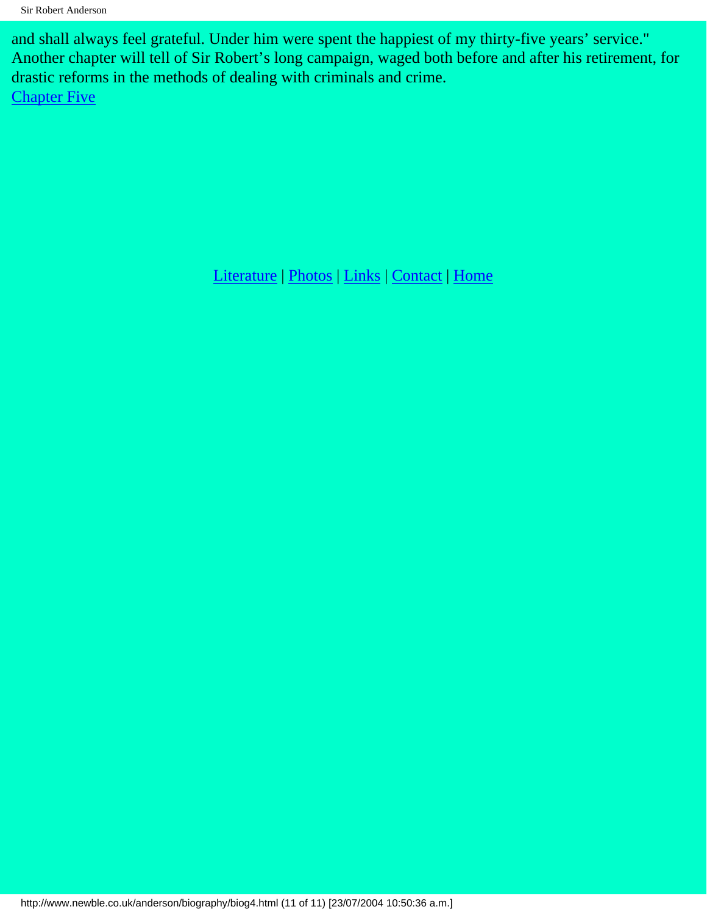and shall always feel grateful. Under him were spent the happiest of my thirty-five years' service."

Another chapter will tell of Sir Robert's long campaign, waged both before and after his retirement, for drastic reforms in the methods of dealing with criminals and crime.

Chapter Five

Literature | Photos | Links | Contact | Home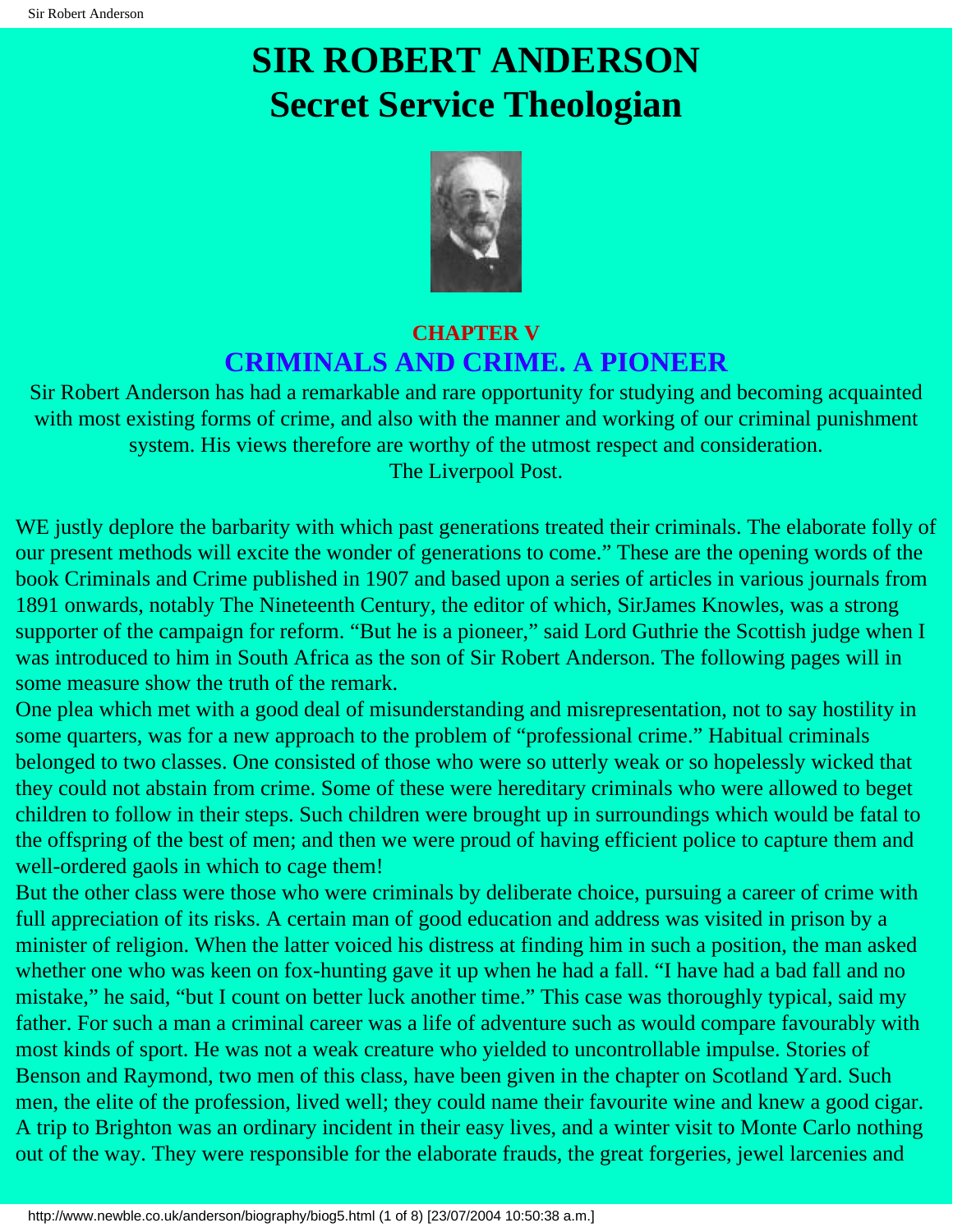# SIR ROBERT ANDERSON
# Secret Service Theologian

## CHAPTER V
## CRIMINALS AND CRIME. A PIONEER

Sir Robert Anderson has had a remarkable and rare opportunity for studying and becoming acquainted with most existing forms of crime, and also with the manner and working of our criminal punishment system. His views therefore are worthy of the utmost respect and consideration.
The Liverpool Post.

WE justly deplore the barbarity with which past generations treated their criminals. The elaborate folly of our present methods will excite the wonder of generations to come." These are the opening words of the book Criminals and Crime published in 1907 and based upon a series of articles in various journals from 1891 onwards, notably The Nineteenth Century, the editor of which, SirJames Knowles, was a strong supporter of the campaign for reform. "But he is a pioneer," said Lord Guthrie the Scottish judge when I was introduced to him in South Africa as the son of Sir Robert Anderson. The following pages will in some measure show the truth of the remark.

One plea which met with a good deal of misunderstanding and misrepresentation, not to say hostility in some quarters, was for a new approach to the problem of "professional crime." Habitual criminals belonged to two classes. One consisted of those who were so utterly weak or so hopelessly wicked that they could not abstain from crime. Some of these were hereditary criminals who were allowed to beget children to follow in their steps. Such children were brought up in surroundings which would be fatal to the offspring of the best of men; and then we were proud of having efficient police to capture them and well-ordered gaols in which to cage them!

But the other class were those who were criminals by deliberate choice, pursuing a career of crime with full appreciation of its risks. A certain man of good education and address was visited in prison by a minister of religion. When the latter voiced his distress at finding him in such a position, the man asked whether one who was keen on fox-hunting gave it up when he had a fall. "I have had a bad fall and no mistake," he said, "but I count on better luck another time." This case was thoroughly typical, said my father. For such a man a criminal career was a life of adventure such as would compare favourably with most kinds of sport. He was not a weak creature who yielded to uncontrollable impulse. Stories of Benson and Raymond, two men of this class, have been given in the chapter on Scotland Yard. Such men, the elite of the profession, lived well; they could name their favourite wine and knew a good cigar. A trip to Brighton was an ordinary incident in their easy lives, and a winter visit to Monte Carlo nothing out of the way. They were responsible for the elaborate frauds, the great forgeries, jewel larcenies and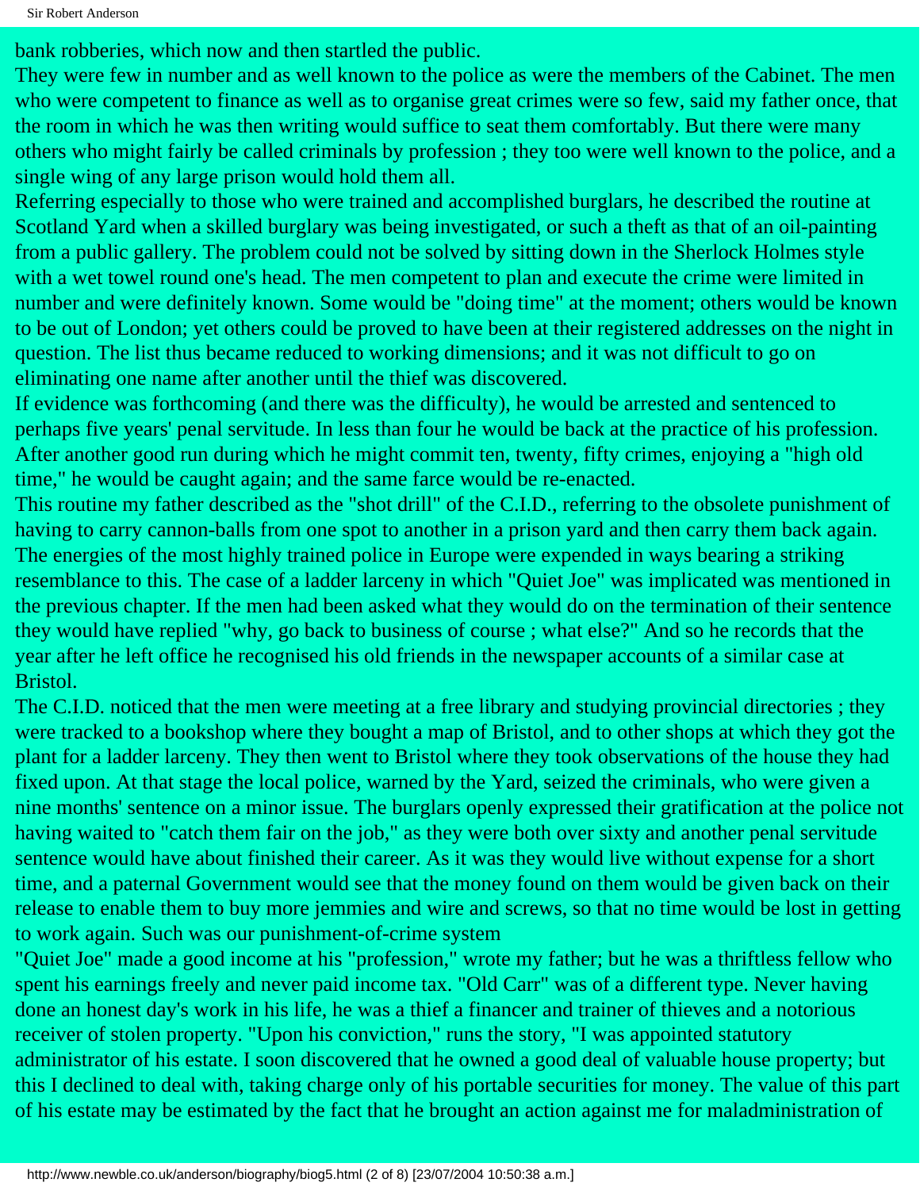bank robberies, which now and then startled the public.

They were few in number and as well known to the police as were the members of the Cabinet. The men who were competent to finance as well as to organise great crimes were so few, said my father once, that the room in which he was then writing would suffice to seat them comfortably. But there were many others who might fairly be called criminals by profession ; they too were well known to the police, and a single wing of any large prison would hold them all.

Referring especially to those who were trained and accomplished burglars, he described the routine at Scotland Yard when a skilled burglary was being investigated, or such a theft as that of an oil-painting from a public gallery. The problem could not be solved by sitting down in the Sherlock Holmes style with a wet towel round one's head. The men competent to plan and execute the crime were limited in number and were definitely known. Some would be "doing time" at the moment; others would be known to be out of London; yet others could be proved to have been at their registered addresses on the night in question. The list thus became reduced to working dimensions; and it was not difficult to go on eliminating one name after another until the thief was discovered.

If evidence was forthcoming (and there was the difficulty), he would be arrested and sentenced to perhaps five years' penal servitude. In less than four he would be back at the practice of his profession. After another good run during which he might commit ten, twenty, fifty crimes, enjoying a "high old time," he would be caught again; and the same farce would be re-enacted.

This routine my father described as the "shot drill" of the C.I.D., referring to the obsolete punishment of having to carry cannon-balls from one spot to another in a prison yard and then carry them back again. The energies of the most highly trained police in Europe were expended in ways bearing a striking resemblance to this. The case of a ladder larceny in which "Quiet Joe" was implicated was mentioned in the previous chapter. If the men had been asked what they would do on the termination of their sentence they would have replied "why, go back to business of course ; what else?" And so he records that the year after he left office he recognised his old friends in the newspaper accounts of a similar case at Bristol.

The C.I.D. noticed that the men were meeting at a free library and studying provincial directories ; they were tracked to a bookshop where they bought a map of Bristol, and to other shops at which they got the plant for a ladder larceny. They then went to Bristol where they took observations of the house they had fixed upon. At that stage the local police, warned by the Yard, seized the criminals, who were given a nine months' sentence on a minor issue. The burglars openly expressed their gratification at the police not having waited to "catch them fair on the job," as they were both over sixty and another penal servitude sentence would have about finished their career. As it was they would live without expense for a short time, and a paternal Government would see that the money found on them would be given back on their release to enable them to buy more jemmies and wire and screws, so that no time would be lost in getting to work again. Such was our punishment-of-crime system

"Quiet Joe" made a good income at his "profession," wrote my father; but he was a thriftless fellow who spent his earnings freely and never paid income tax. "Old Carr" was of a different type. Never having done an honest day's work in his life, he was a thief a financer and trainer of thieves and a notorious receiver of stolen property. "Upon his conviction," runs the story, "I was appointed statutory administrator of his estate. I soon discovered that he owned a good deal of valuable house property; but this I declined to deal with, taking charge only of his portable securities for money. The value of this part of his estate may be estimated by the fact that he brought an action against me for maladministration of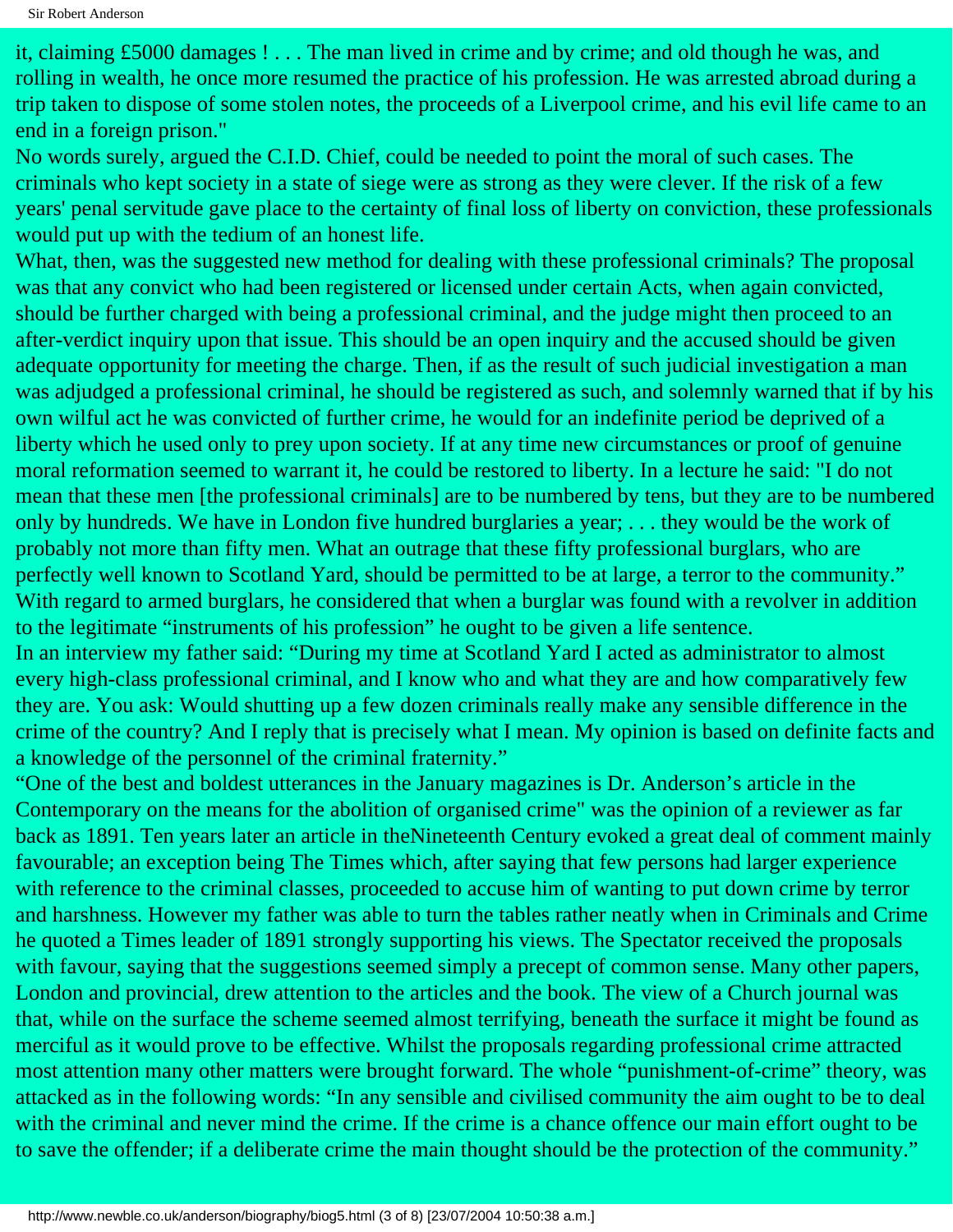it, claiming £5000 damages ! . . . The man lived in crime and by crime; and old though he was, and rolling in wealth, he once more resumed the practice of his profession. He was arrested abroad during a trip taken to dispose of some stolen notes, the proceeds of a Liverpool crime, and his evil life came to an end in a foreign prison."

No words surely, argued the C.I.D. Chief, could be needed to point the moral of such cases. The criminals who kept society in a state of siege were as strong as they were clever. If the risk of a few years' penal servitude gave place to the certainty of final loss of liberty on conviction, these professionals would put up with the tedium of an honest life.

What, then, was the suggested new method for dealing with these professional criminals? The proposal was that any convict who had been registered or licensed under certain Acts, when again convicted, should be further charged with being a professional criminal, and the judge might then proceed to an after-verdict inquiry upon that issue. This should be an open inquiry and the accused should be given adequate opportunity for meeting the charge. Then, if as the result of such judicial investigation a man was adjudged a professional criminal, he should be registered as such, and solemnly warned that if by his own wilful act he was convicted of further crime, he would for an indefinite period be deprived of a liberty which he used only to prey upon society. If at any time new circumstances or proof of genuine moral reformation seemed to warrant it, he could be restored to liberty. In a lecture he said: "I do not mean that these men [the professional criminals] are to be numbered by tens, but they are to be numbered only by hundreds. We have in London five hundred burglaries a year; . . . they would be the work of probably not more than fifty men. What an outrage that these fifty professional burglars, who are perfectly well known to Scotland Yard, should be permitted to be at large, a terror to the community." With regard to armed burglars, he considered that when a burglar was found with a revolver in addition to the legitimate "instruments of his profession" he ought to be given a life sentence.

In an interview my father said: "During my time at Scotland Yard I acted as administrator to almost every high-class professional criminal, and I know who and what they are and how comparatively few they are. You ask: Would shutting up a few dozen criminals really make any sensible difference in the crime of the country? And I reply that is precisely what I mean. My opinion is based on definite facts and a knowledge of the personnel of the criminal fraternity."

"One of the best and boldest utterances in the January magazines is Dr. Anderson's article in the Contemporary on the means for the abolition of organised crime" was the opinion of a reviewer as far back as 1891. Ten years later an article in theNineteenth Century evoked a great deal of comment mainly favourable; an exception being The Times which, after saying that few persons had larger experience with reference to the criminal classes, proceeded to accuse him of wanting to put down crime by terror and harshness. However my father was able to turn the tables rather neatly when in Criminals and Crime he quoted a Times leader of 1891 strongly supporting his views. The Spectator received the proposals with favour, saying that the suggestions seemed simply a precept of common sense. Many other papers, London and provincial, drew attention to the articles and the book. The view of a Church journal was that, while on the surface the scheme seemed almost terrifying, beneath the surface it might be found as merciful as it would prove to be effective. Whilst the proposals regarding professional crime attracted most attention many other matters were brought forward. The whole "punishment-of-crime" theory, was attacked as in the following words: "In any sensible and civilised community the aim ought to be to deal with the criminal and never mind the crime. If the crime is a chance offence our main effort ought to be to save the offender; if a deliberate crime the main thought should be the protection of the community."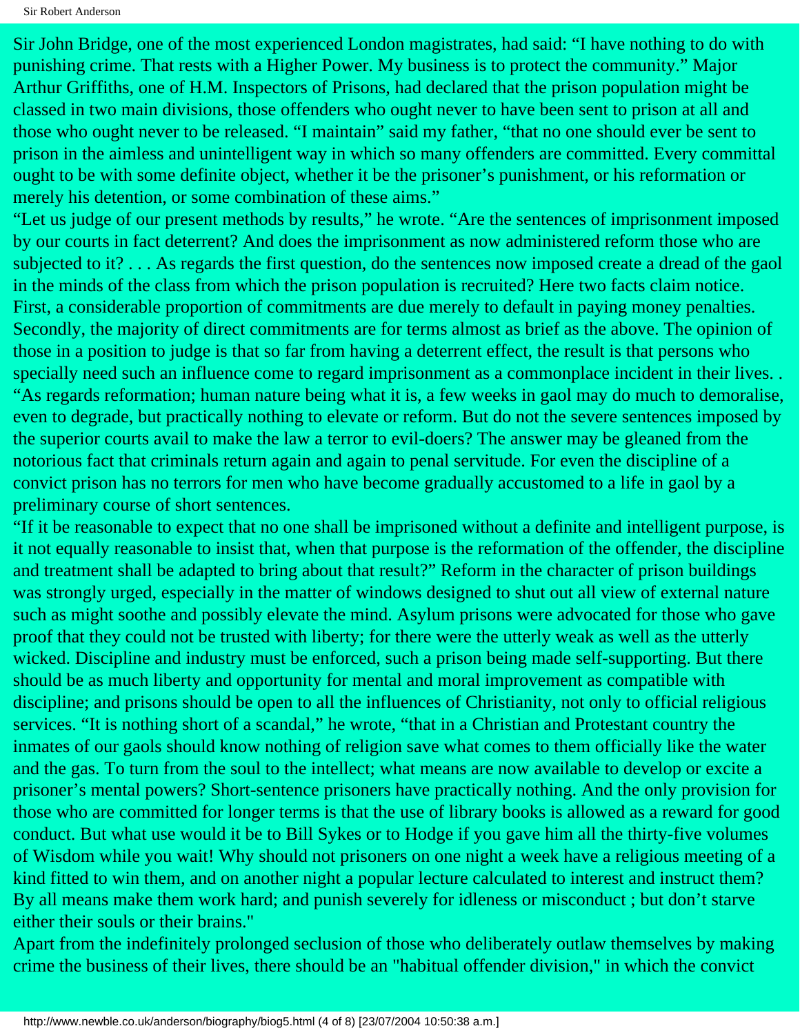Sir John Bridge, one of the most experienced London magistrates, had said: “I have nothing to do with punishing crime. That rests with a Higher Power. My business is to protect the community.” Major Arthur Griffiths, one of H.M. Inspectors of Prisons, had declared that the prison population might be classed in two main divisions, those offenders who ought never to have been sent to prison at all and those who ought never to be released. “I maintain” said my father, “that no one should ever be sent to prison in the aimless and unintelligent way in which so many offenders are committed. Every committal ought to be with some definite object, whether it be the prisoner’s punishment, or his reformation or merely his detention, or some combination of these aims.”

“Let us judge of our present methods by results,” he wrote. “Are the sentences of imprisonment imposed by our courts in fact deterrent? And does the imprisonment as now administered reform those who are subjected to it? . . . As regards the first question, do the sentences now imposed create a dread of the gaol in the minds of the class from which the prison population is recruited? Here two facts claim notice. First, a considerable proportion of commitments are due merely to default in paying money penalties. Secondly, the majority of direct commitments are for terms almost as brief as the above. The opinion of those in a position to judge is that so far from having a deterrent effect, the result is that persons who specially need such an influence come to regard imprisonment as a commonplace incident in their lives. .

“As regards reformation; human nature being what it is, a few weeks in gaol may do much to demoralise, even to degrade, but practically nothing to elevate or reform. But do not the severe sentences imposed by the superior courts avail to make the law a terror to evil-doers? The answer may be gleaned from the notorious fact that criminals return again and again to penal servitude. For even the discipline of a convict prison has no terrors for men who have become gradually accustomed to a life in gaol by a preliminary course of short sentences.

“If it be reasonable to expect that no one shall be imprisoned without a definite and intelligent purpose, is it not equally reasonable to insist that, when that purpose is the reformation of the offender, the discipline and treatment shall be adapted to bring about that result?” Reform in the character of prison buildings was strongly urged, especially in the matter of windows designed to shut out all view of external nature such as might soothe and possibly elevate the mind. Asylum prisons were advocated for those who gave proof that they could not be trusted with liberty; for there were the utterly weak as well as the utterly wicked. Discipline and industry must be enforced, such a prison being made self-supporting. But there should be as much liberty and opportunity for mental and moral improvement as compatible with discipline; and prisons should be open to all the influences of Christianity, not only to official religious services. “It is nothing short of a scandal,” he wrote, “that in a Christian and Protestant country the inmates of our gaols should know nothing of religion save what comes to them officially like the water and the gas. To turn from the soul to the intellect; what means are now available to develop or excite a prisoner’s mental powers? Short-sentence prisoners have practically nothing. And the only provision for those who are committed for longer terms is that the use of library books is allowed as a reward for good conduct. But what use would it be to Bill Sykes or to Hodge if you gave him all the thirty-five volumes of Wisdom while you wait! Why should not prisoners on one night a week have a religious meeting of a kind fitted to win them, and on another night a popular lecture calculated to interest and instruct them? By all means make them work hard; and punish severely for idleness or misconduct ; but don’t starve either their souls or their brains."

Apart from the indefinitely prolonged seclusion of those who deliberately outlaw themselves by making crime the business of their lives, there should be an "habitual offender division," in which the convict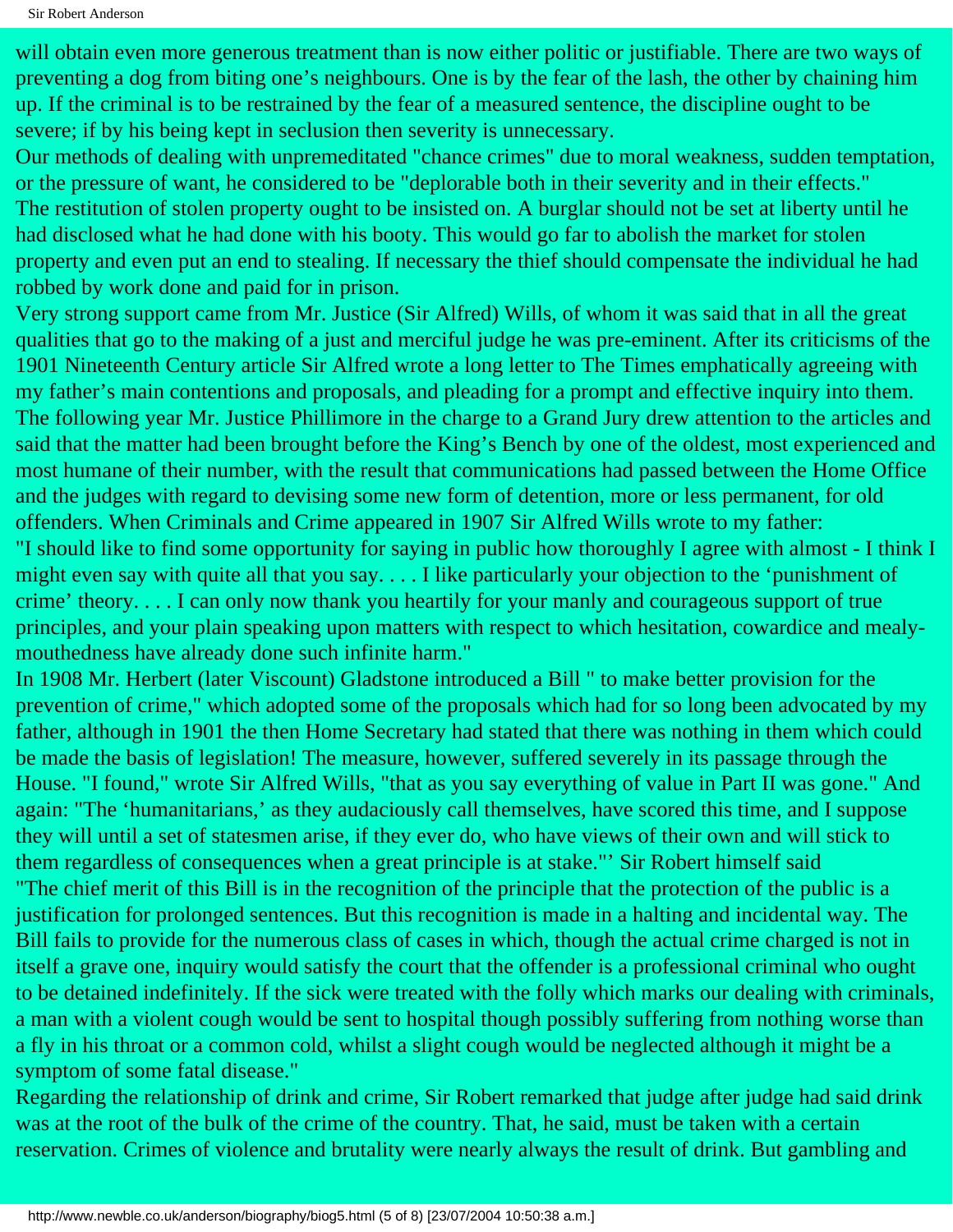will obtain even more generous treatment than is now either politic or justifiable. There are two ways of preventing a dog from biting one's neighbours. One is by the fear of the lash, the other by chaining him up. If the criminal is to be restrained by the fear of a measured sentence, the discipline ought to be severe; if by his being kept in seclusion then severity is unnecessary.

Our methods of dealing with unpremeditated "chance crimes" due to moral weakness, sudden temptation, or the pressure of want, he considered to be "deplorable both in their severity and in their effects."

The restitution of stolen property ought to be insisted on. A burglar should not be set at liberty until he had disclosed what he had done with his booty. This would go far to abolish the market for stolen property and even put an end to stealing. If necessary the thief should compensate the individual he had robbed by work done and paid for in prison.

Very strong support came from Mr. Justice (Sir Alfred) Wills, of whom it was said that in all the great qualities that go to the making of a just and merciful judge he was pre-eminent. After its criticisms of the 1901 Nineteenth Century article Sir Alfred wrote a long letter to The Times emphatically agreeing with my father's main contentions and proposals, and pleading for a prompt and effective inquiry into them. The following year Mr. Justice Phillimore in the charge to a Grand Jury drew attention to the articles and said that the matter had been brought before the King's Bench by one of the oldest, most experienced and most humane of their number, with the result that communications had passed between the Home Office and the judges with regard to devising some new form of detention, more or less permanent, for old offenders. When Criminals and Crime appeared in 1907 Sir Alfred Wills wrote to my father:

"I should like to find some opportunity for saying in public how thoroughly I agree with almost - I think I might even say with quite all that you say. . . . I like particularly your objection to the 'punishment of crime' theory. . . . I can only now thank you heartily for your manly and courageous support of true principles, and your plain speaking upon matters with respect to which hesitation, cowardice and mealy-mouthedness have already done such infinite harm."

In 1908 Mr. Herbert (later Viscount) Gladstone introduced a Bill " to make better provision for the prevention of crime," which adopted some of the proposals which had for so long been advocated by my father, although in 1901 the then Home Secretary had stated that there was nothing in them which could be made the basis of legislation! The measure, however, suffered severely in its passage through the House. "I found," wrote Sir Alfred Wills, "that as you say everything of value in Part II was gone." And again: "The 'humanitarians,' as they audaciously call themselves, have scored this time, and I suppose they will until a set of statesmen arise, if they ever do, who have views of their own and will stick to them regardless of consequences when a great principle is at stake."' Sir Robert himself said

"The chief merit of this Bill is in the recognition of the principle that the protection of the public is a justification for prolonged sentences. But this recognition is made in a halting and incidental way. The Bill fails to provide for the numerous class of cases in which, though the actual crime charged is not in itself a grave one, inquiry would satisfy the court that the offender is a professional criminal who ought to be detained indefinitely. If the sick were treated with the folly which marks our dealing with criminals, a man with a violent cough would be sent to hospital though possibly suffering from nothing worse than a fly in his throat or a common cold, whilst a slight cough would be neglected although it might be a symptom of some fatal disease."

Regarding the relationship of drink and crime, Sir Robert remarked that judge after judge had said drink was at the root of the bulk of the crime of the country. That, he said, must be taken with a certain reservation. Crimes of violence and brutality were nearly always the result of drink. But gambling and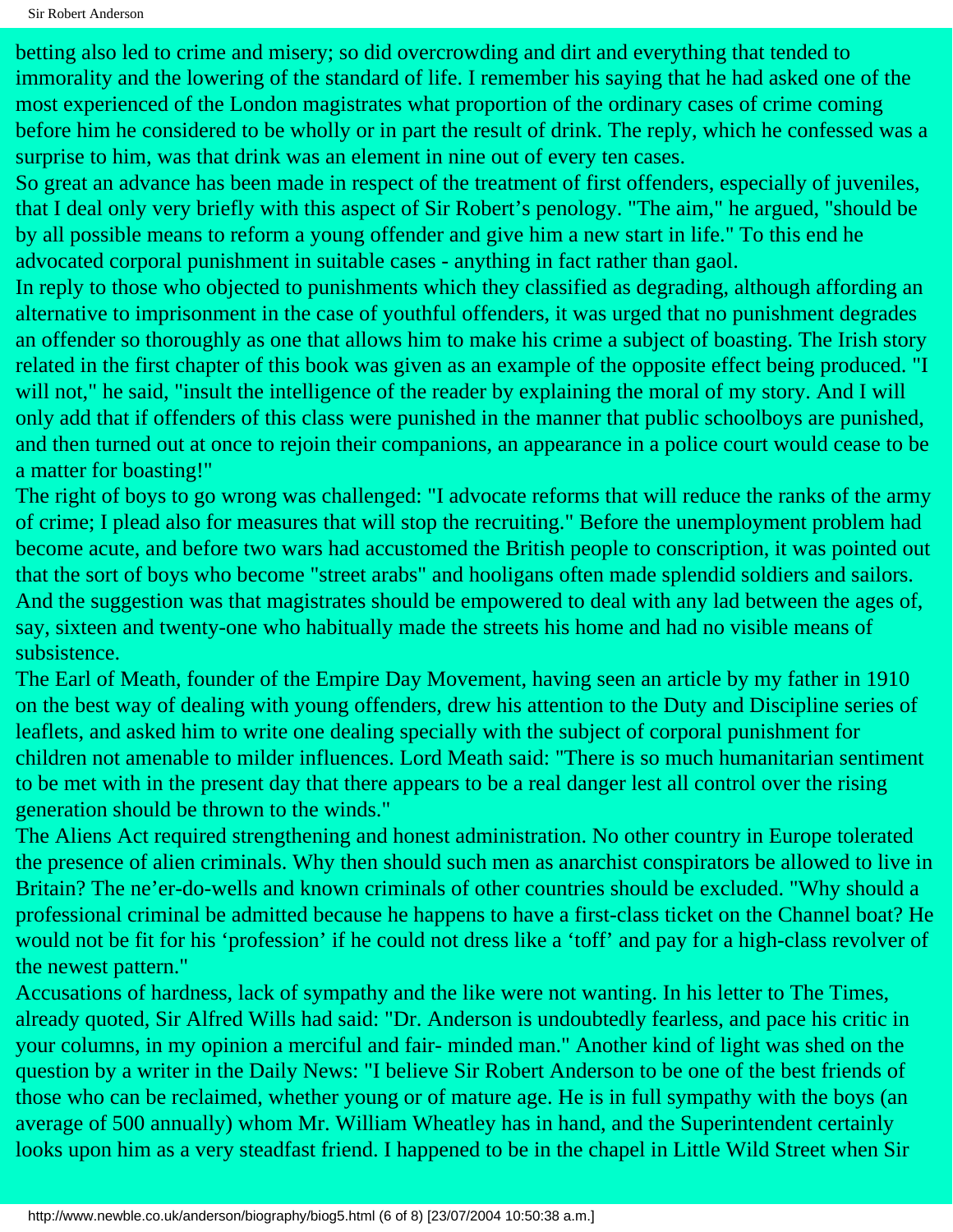betting also led to crime and misery; so did overcrowding and dirt and everything that tended to immorality and the lowering of the standard of life. I remember his saying that he had asked one of the most experienced of the London magistrates what proportion of the ordinary cases of crime coming before him he considered to be wholly or in part the result of drink. The reply, which he confessed was a surprise to him, was that drink was an element in nine out of every ten cases.

So great an advance has been made in respect of the treatment of first offenders, especially of juveniles, that I deal only very briefly with this aspect of Sir Robert's penology. "The aim," he argued, "should be by all possible means to reform a young offender and give him a new start in life." To this end he advocated corporal punishment in suitable cases - anything in fact rather than gaol.

In reply to those who objected to punishments which they classified as degrading, although affording an alternative to imprisonment in the case of youthful offenders, it was urged that no punishment degrades an offender so thoroughly as one that allows him to make his crime a subject of boasting. The Irish story related in the first chapter of this book was given as an example of the opposite effect being produced. "I will not," he said, "insult the intelligence of the reader by explaining the moral of my story. And I will only add that if offenders of this class were punished in the manner that public schoolboys are punished, and then turned out at once to rejoin their companions, an appearance in a police court would cease to be a matter for boasting!"

The right of boys to go wrong was challenged: "I advocate reforms that will reduce the ranks of the army of crime; I plead also for measures that will stop the recruiting." Before the unemployment problem had become acute, and before two wars had accustomed the British people to conscription, it was pointed out that the sort of boys who become "street arabs" and hooligans often made splendid soldiers and sailors. And the suggestion was that magistrates should be empowered to deal with any lad between the ages of, say, sixteen and twenty-one who habitually made the streets his home and had no visible means of subsistence.

The Earl of Meath, founder of the Empire Day Movement, having seen an article by my father in 1910 on the best way of dealing with young offenders, drew his attention to the Duty and Discipline series of leaflets, and asked him to write one dealing specially with the subject of corporal punishment for children not amenable to milder influences. Lord Meath said: "There is so much humanitarian sentiment to be met with in the present day that there appears to be a real danger lest all control over the rising generation should be thrown to the winds."

The Aliens Act required strengthening and honest administration. No other country in Europe tolerated the presence of alien criminals. Why then should such men as anarchist conspirators be allowed to live in Britain? The ne'er-do-wells and known criminals of other countries should be excluded. "Why should a professional criminal be admitted because he happens to have a first-class ticket on the Channel boat? He would not be fit for his 'profession' if he could not dress like a 'toff' and pay for a high-class revolver of the newest pattern."

Accusations of hardness, lack of sympathy and the like were not wanting. In his letter to The Times, already quoted, Sir Alfred Wills had said: "Dr. Anderson is undoubtedly fearless, and pace his critic in your columns, in my opinion a merciful and fair- minded man." Another kind of light was shed on the question by a writer in the Daily News: "I believe Sir Robert Anderson to be one of the best friends of those who can be reclaimed, whether young or of mature age. He is in full sympathy with the boys (an average of 500 annually) whom Mr. William Wheatley has in hand, and the Superintendent certainly looks upon him as a very steadfast friend. I happened to be in the chapel in Little Wild Street when Sir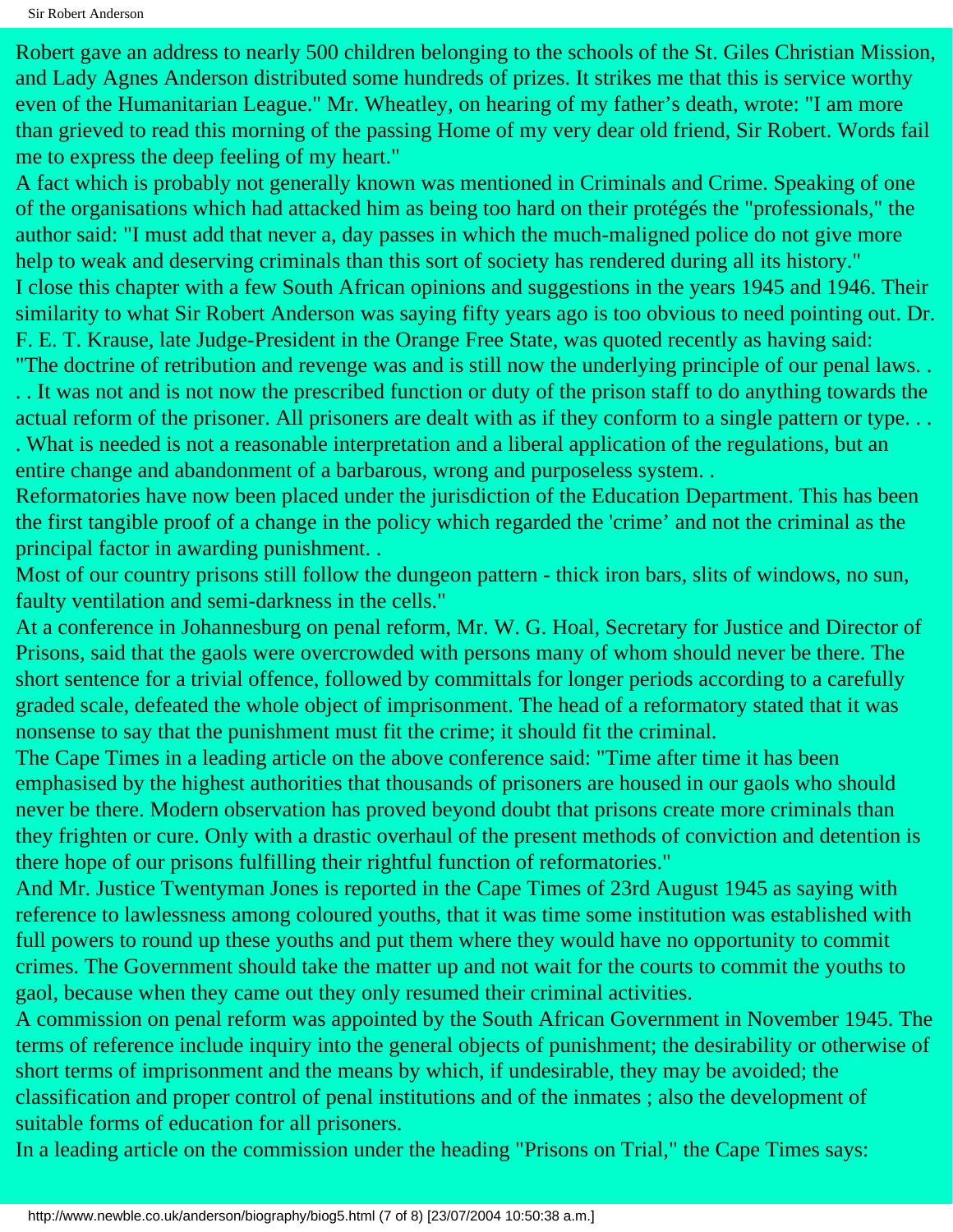Robert gave an address to nearly 500 children belonging to the schools of the St. Giles Christian Mission, and Lady Agnes Anderson distributed some hundreds of prizes. It strikes me that this is service worthy even of the Humanitarian League." Mr. Wheatley, on hearing of my father's death, wrote: "I am more than grieved to read this morning of the passing Home of my very dear old friend, Sir Robert. Words fail me to express the deep feeling of my heart."

A fact which is probably not generally known was mentioned in Criminals and Crime. Speaking of one of the organisations which had attacked him as being too hard on their protégés the "professionals," the author said: "I must add that never a, day passes in which the much-maligned police do not give more help to weak and deserving criminals than this sort of society has rendered during all its history."

I close this chapter with a few South African opinions and suggestions in the years 1945 and 1946. Their similarity to what Sir Robert Anderson was saying fifty years ago is too obvious to need pointing out. Dr. F. E. T. Krause, late Judge-President in the Orange Free State, was quoted recently as having said:

"The doctrine of retribution and revenge was and is still now the underlying principle of our penal laws. . . . It was not and is not now the prescribed function or duty of the prison staff to do anything towards the actual reform of the prisoner. All prisoners are dealt with as if they conform to a single pattern or type. . . . What is needed is not a reasonable interpretation and a liberal application of the regulations, but an entire change and abandonment of a barbarous, wrong and purposeless system. .

Reformatories have now been placed under the jurisdiction of the Education Department. This has been the first tangible proof of a change in the policy which regarded the 'crime' and not the criminal as the principal factor in awarding punishment. .

Most of our country prisons still follow the dungeon pattern - thick iron bars, slits of windows, no sun, faulty ventilation and semi-darkness in the cells."

At a conference in Johannesburg on penal reform, Mr. W. G. Hoal, Secretary for Justice and Director of Prisons, said that the gaols were overcrowded with persons many of whom should never be there. The short sentence for a trivial offence, followed by committals for longer periods according to a carefully graded scale, defeated the whole object of imprisonment. The head of a reformatory stated that it was nonsense to say that the punishment must fit the crime; it should fit the criminal.

The Cape Times in a leading article on the above conference said: "Time after time it has been emphasised by the highest authorities that thousands of prisoners are housed in our gaols who should never be there. Modern observation has proved beyond doubt that prisons create more criminals than they frighten or cure. Only with a drastic overhaul of the present methods of conviction and detention is there hope of our prisons fulfilling their rightful function of reformatories."

And Mr. Justice Twentyman Jones is reported in the Cape Times of 23rd August 1945 as saying with reference to lawlessness among coloured youths, that it was time some institution was established with full powers to round up these youths and put them where they would have no opportunity to commit crimes. The Government should take the matter up and not wait for the courts to commit the youths to gaol, because when they came out they only resumed their criminal activities.

A commission on penal reform was appointed by the South African Government in November 1945. The terms of reference include inquiry into the general objects of punishment; the desirability or otherwise of short terms of imprisonment and the means by which, if undesirable, they may be avoided; the classification and proper control of penal institutions and of the inmates ; also the development of suitable forms of education for all prisoners.

In a leading article on the commission under the heading "Prisons on Trial," the Cape Times says: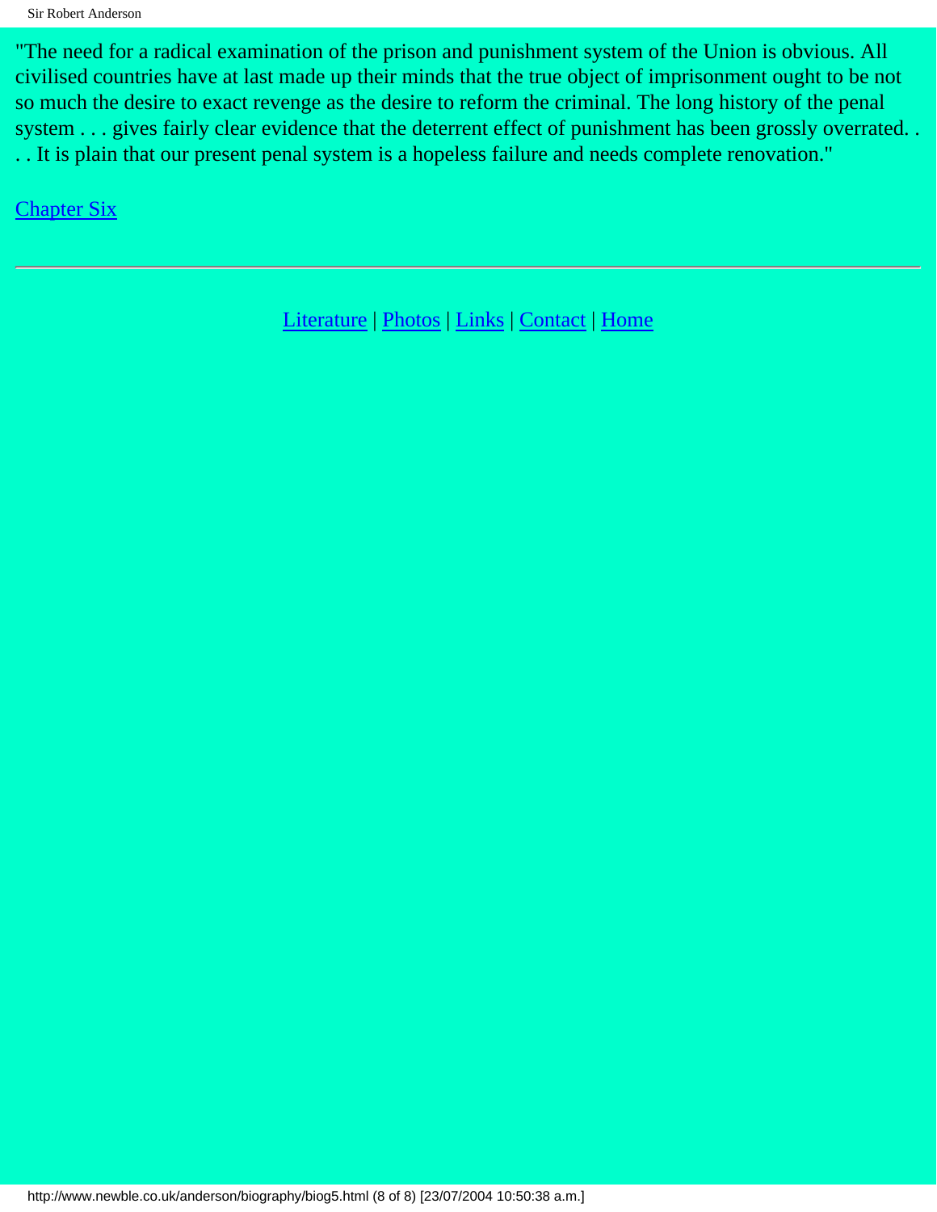"The need for a radical examination of the prison and punishment system of the Union is obvious. All civilised countries have at last made up their minds that the true object of imprisonment ought to be not so much the desire to exact revenge as the desire to reform the criminal. The long history of the penal system . . . gives fairly clear evidence that the deterrent effect of punishment has been grossly overrated. . . . It is plain that our present penal system is a hopeless failure and needs complete renovation."

Chapter Six

---

Literature | Photos | Links | Contact | Home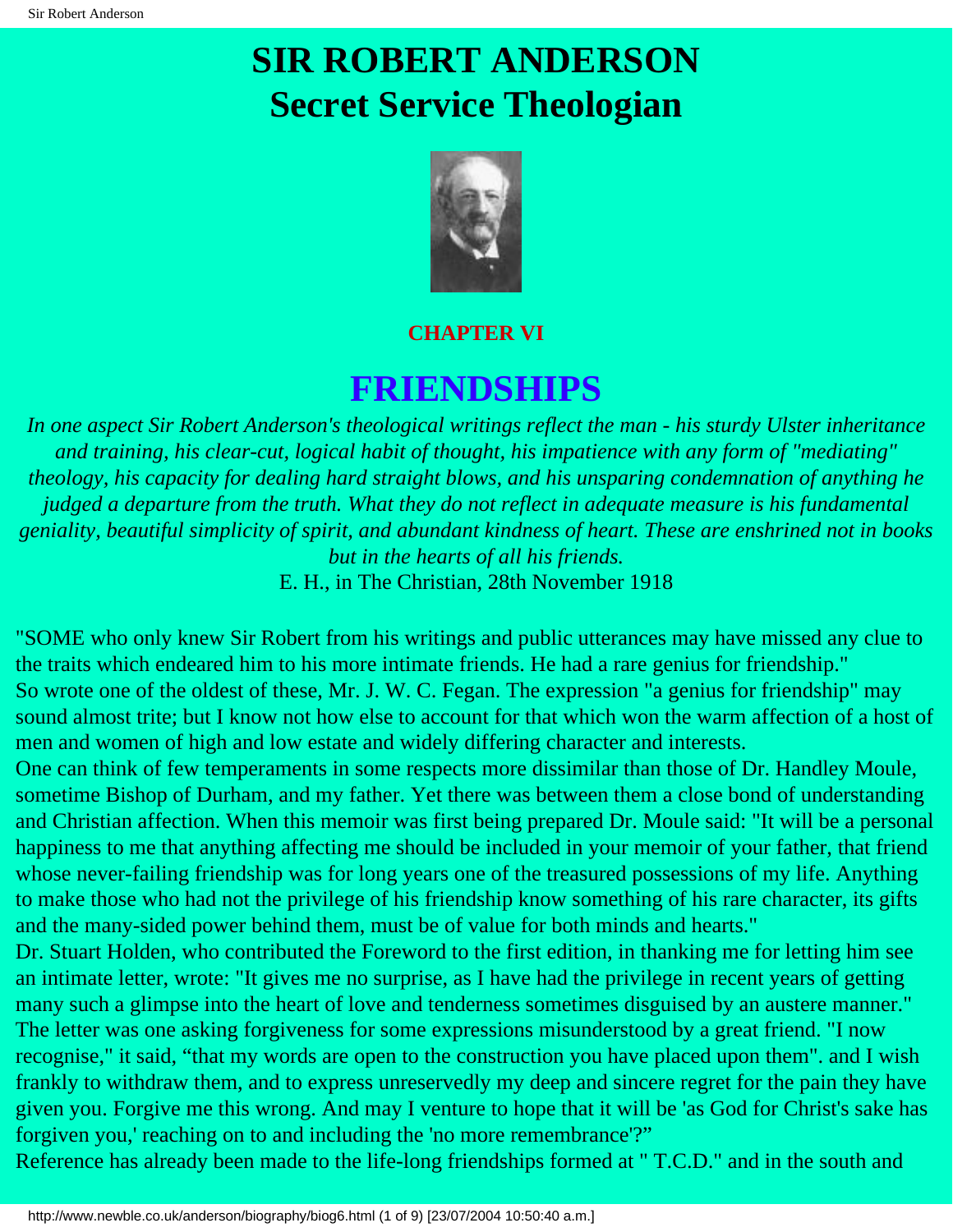# SIR ROBERT ANDERSON
# Secret Service Theologian

## CHAPTER VI

# FRIENDSHIPS

*In one aspect Sir Robert Anderson's theological writings reflect the man - his sturdy Ulster inheritance and training, his clear-cut, logical habit of thought, his impatience with any form of "mediating" theology, his capacity for dealing hard straight blows, and his unsparing condemnation of anything he judged a departure from the truth. What they do not reflect in adequate measure is his fundamental geniality, beautiful simplicity of spirit, and abundant kindness of heart. These are enshrined not in books but in the hearts of all his friends.*

E. H., in The Christian, 28th November 1918

"SOME who only knew Sir Robert from his writings and public utterances may have missed any clue to the traits which endeared him to his more intimate friends. He had a rare genius for friendship."

So wrote one of the oldest of these, Mr. J. W. C. Fegan. The expression "a genius for friendship" may sound almost trite; but I know not how else to account for that which won the warm affection of a host of men and women of high and low estate and widely differing character and interests.

One can think of few temperaments in some respects more dissimilar than those of Dr. Handley Moule, sometime Bishop of Durham, and my father. Yet there was between them a close bond of understanding and Christian affection. When this memoir was first being prepared Dr. Moule said: "It will be a personal happiness to me that anything affecting me should be included in your memoir of your father, that friend whose never-failing friendship was for long years one of the treasured possessions of my life. Anything to make those who had not the privilege of his friendship know something of his rare character, its gifts and the many-sided power behind them, must be of value for both minds and hearts."

Dr. Stuart Holden, who contributed the Foreword to the first edition, in thanking me for letting him see an intimate letter, wrote: "It gives me no surprise, as I have had the privilege in recent years of getting many such a glimpse into the heart of love and tenderness sometimes disguised by an austere manner." The letter was one asking forgiveness for some expressions misunderstood by a great friend. "I now recognise," it said, "that my words are open to the construction you have placed upon them". and I wish frankly to withdraw them, and to express unreservedly my deep and sincere regret for the pain they have given you. Forgive me this wrong. And may I venture to hope that it will be 'as God for Christ's sake has forgiven you,' reaching on to and including the 'no more remembrance'?"

Reference has already been made to the life-long friendships formed at " T.C.D." and in the south and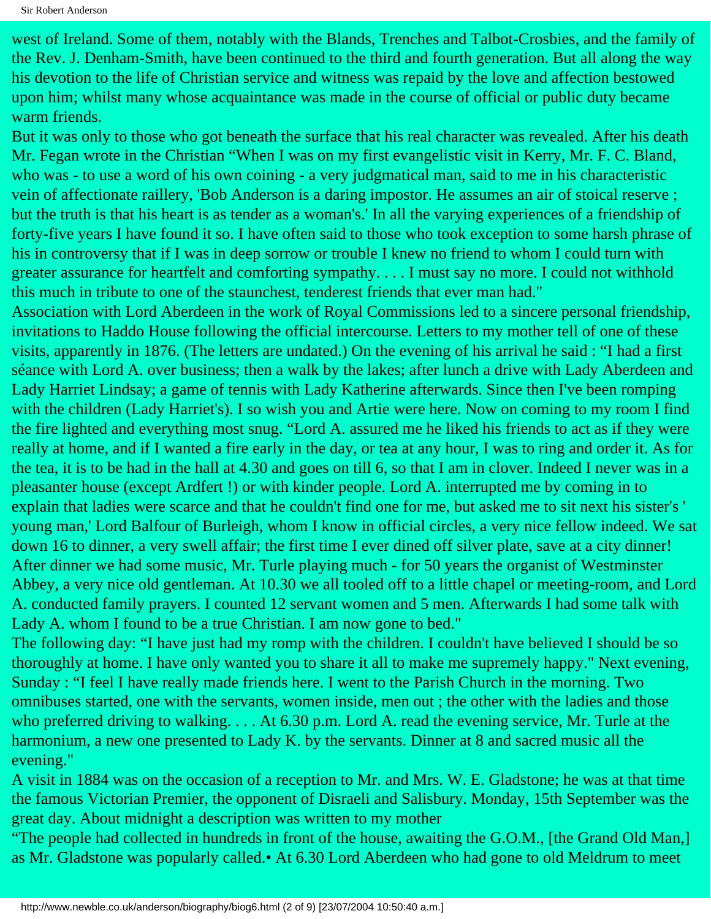west of Ireland. Some of them, notably with the Blands, Trenches and Talbot-Crosbies, and the family of the Rev. J. Denham-Smith, have been continued to the third and fourth generation. But all along the way his devotion to the life of Christian service and witness was repaid by the love and affection bestowed upon him; whilst many whose acquaintance was made in the course of official or public duty became warm friends.

But it was only to those who got beneath the surface that his real character was revealed. After his death Mr. Fegan wrote in the Christian "When I was on my first evangelistic visit in Kerry, Mr. F. C. Bland, who was - to use a word of his own coining - a very judgmatical man, said to me in his characteristic vein of affectionate raillery, 'Bob Anderson is a daring impostor. He assumes an air of stoical reserve ; but the truth is that his heart is as tender as a woman's.' In all the varying experiences of a friendship of forty-five years I have found it so. I have often said to those who took exception to some harsh phrase of his in controversy that if I was in deep sorrow or trouble I knew no friend to whom I could turn with greater assurance for heartfelt and comforting sympathy. . . . I must say no more. I could not withhold this much in tribute to one of the staunchest, tenderest friends that ever man had."

Association with Lord Aberdeen in the work of Royal Commissions led to a sincere personal friendship, invitations to Haddo House following the official intercourse. Letters to my mother tell of one of these visits, apparently in 1876. (The letters are undated.) On the evening of his arrival he said : "I had a first séance with Lord A. over business; then a walk by the lakes; after lunch a drive with Lady Aberdeen and Lady Harriet Lindsay; a game of tennis with Lady Katherine afterwards. Since then I've been romping with the children (Lady Harriet's). I so wish you and Artie were here. Now on coming to my room I find the fire lighted and everything most snug. "Lord A. assured me he liked his friends to act as if they were really at home, and if I wanted a fire early in the day, or tea at any hour, I was to ring and order it. As for the tea, it is to be had in the hall at 4.30 and goes on till 6, so that I am in clover. Indeed I never was in a pleasanter house (except Ardfert !) or with kinder people. Lord A. interrupted me by coming in to explain that ladies were scarce and that he couldn't find one for me, but asked me to sit next his sister's ' young man,' Lord Balfour of Burleigh, whom I know in official circles, a very nice fellow indeed. We sat down 16 to dinner, a very swell affair; the first time I ever dined off silver plate, save at a city dinner! After dinner we had some music, Mr. Turle playing much - for 50 years the organist of Westminster Abbey, a very nice old gentleman. At 10.30 we all tooled off to a little chapel or meeting-room, and Lord A. conducted family prayers. I counted 12 servant women and 5 men. Afterwards I had some talk with Lady A. whom I found to be a true Christian. I am now gone to bed."

The following day: "I have just had my romp with the children. I couldn't have believed I should be so thoroughly at home. I have only wanted you to share it all to make me supremely happy." Next evening, Sunday : "I feel I have really made friends here. I went to the Parish Church in the morning. Two omnibuses started, one with the servants, women inside, men out ; the other with the ladies and those who preferred driving to walking. . . . At 6.30 p.m. Lord A. read the evening service, Mr. Turle at the harmonium, a new one presented to Lady K. by the servants. Dinner at 8 and sacred music all the evening."

A visit in 1884 was on the occasion of a reception to Mr. and Mrs. W. E. Gladstone; he was at that time the famous Victorian Premier, the opponent of Disraeli and Salisbury. Monday, 15th September was the great day. About midnight a description was written to my mother

"The people had collected in hundreds in front of the house, awaiting the G.O.M., [the Grand Old Man,] as Mr. Gladstone was popularly called.• At 6.30 Lord Aberdeen who had gone to old Meldrum to meet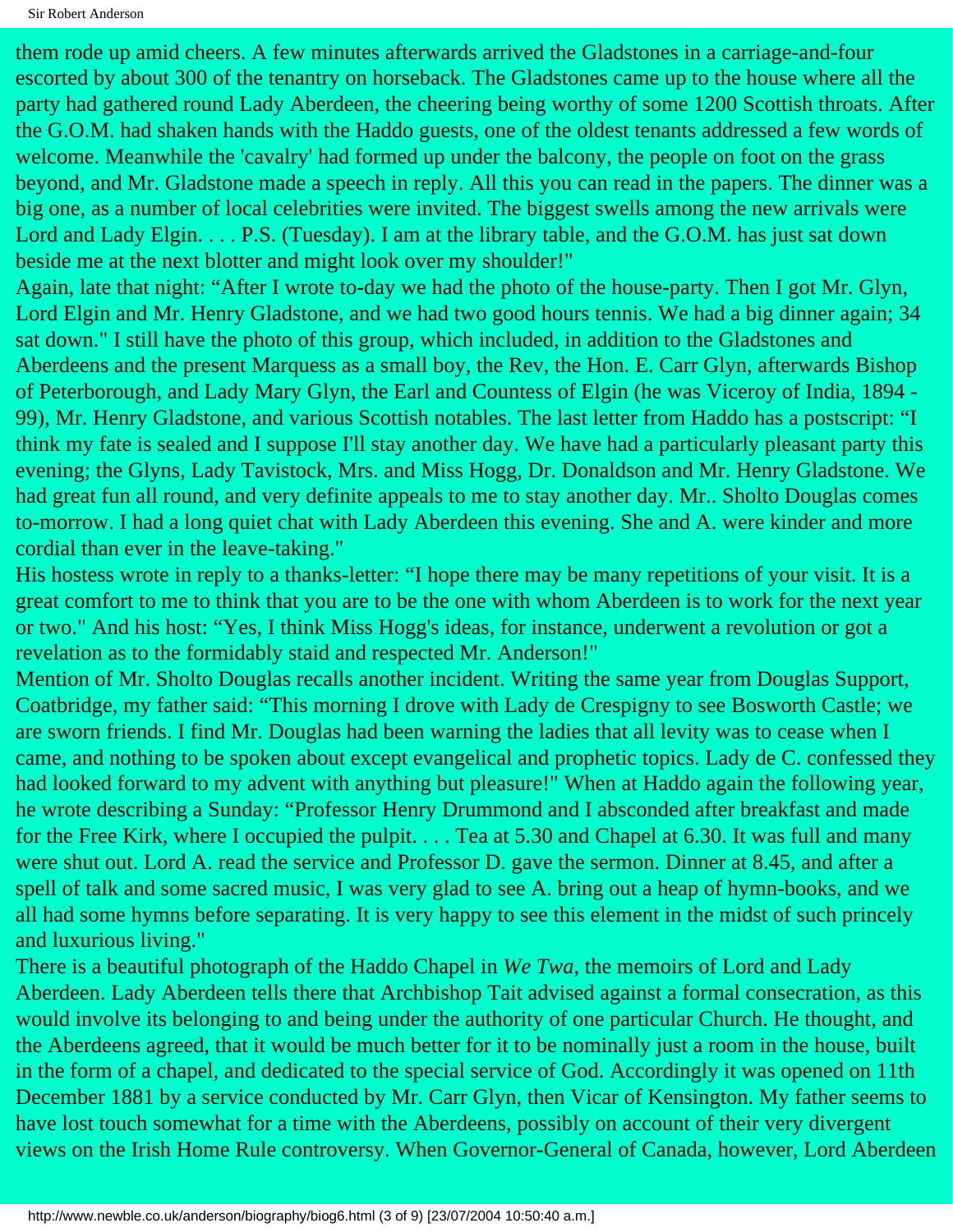them rode up amid cheers. A few minutes afterwards arrived the Gladstones in a carriage-and-four escorted by about 300 of the tenantry on horseback. The Gladstones came up to the house where all the party had gathered round Lady Aberdeen, the cheering being worthy of some 1200 Scottish throats. After the G.O.M. had shaken hands with the Haddo guests, one of the oldest tenants addressed a few words of welcome. Meanwhile the 'cavalry' had formed up under the balcony, the people on foot on the grass beyond, and Mr. Gladstone made a speech in reply. All this you can read in the papers. The dinner was a big one, as a number of local celebrities were invited. The biggest swells among the new arrivals were Lord and Lady Elgin. . . . P.S. (Tuesday). I am at the library table, and the G.O.M. has just sat down beside me at the next blotter and might look over my shoulder!"

Again, late that night: "After I wrote to-day we had the photo of the house-party. Then I got Mr. Glyn, Lord Elgin and Mr. Henry Gladstone, and we had two good hours tennis. We had a big dinner again; 34 sat down." I still have the photo of this group, which included, in addition to the Gladstones and Aberdeens and the present Marquess as a small boy, the Rev, the Hon. E. Carr Glyn, afterwards Bishop of Peterborough, and Lady Mary Glyn, the Earl and Countess of Elgin (he was Viceroy of India, 1894 - 99), Mr. Henry Gladstone, and various Scottish notables. The last letter from Haddo has a postscript: "I think my fate is sealed and I suppose I'll stay another day. We have had a particularly pleasant party this evening; the Glyns, Lady Tavistock, Mrs. and Miss Hogg, Dr. Donaldson and Mr. Henry Gladstone. We had great fun all round, and very definite appeals to me to stay another day. Mr.. Sholto Douglas comes to-morrow. I had a long quiet chat with Lady Aberdeen this evening. She and A. were kinder and more cordial than ever in the leave-taking."

His hostess wrote in reply to a thanks-letter: "I hope there may be many repetitions of your visit. It is a great comfort to me to think that you are to be the one with whom Aberdeen is to work for the next year or two." And his host: "Yes, I think Miss Hogg's ideas, for instance, underwent a revolution or got a revelation as to the formidably staid and respected Mr. Anderson!"

Mention of Mr. Sholto Douglas recalls another incident. Writing the same year from Douglas Support, Coatbridge, my father said: "This morning I drove with Lady de Crespigny to see Bosworth Castle; we are sworn friends. I find Mr. Douglas had been warning the ladies that all levity was to cease when I came, and nothing to be spoken about except evangelical and prophetic topics. Lady de C. confessed they had looked forward to my advent with anything but pleasure!" When at Haddo again the following year, he wrote describing a Sunday: "Professor Henry Drummond and I absconded after breakfast and made for the Free Kirk, where I occupied the pulpit. . . . Tea at 5.30 and Chapel at 6.30. It was full and many were shut out. Lord A. read the service and Professor D. gave the sermon. Dinner at 8.45, and after a spell of talk and some sacred music, I was very glad to see A. bring out a heap of hymn-books, and we all had some hymns before separating. It is very happy to see this element in the midst of such princely and luxurious living."

There is a beautiful photograph of the Haddo Chapel in *We Twa*, the memoirs of Lord and Lady Aberdeen. Lady Aberdeen tells there that Archbishop Tait advised against a formal consecration, as this would involve its belonging to and being under the authority of one particular Church. He thought, and the Aberdeens agreed, that it would be much better for it to be nominally just a room in the house, built in the form of a chapel, and dedicated to the special service of God. Accordingly it was opened on 11th December 1881 by a service conducted by Mr. Carr Glyn, then Vicar of Kensington. My father seems to have lost touch somewhat for a time with the Aberdeens, possibly on account of their very divergent views on the Irish Home Rule controversy. When Governor-General of Canada, however, Lord Aberdeen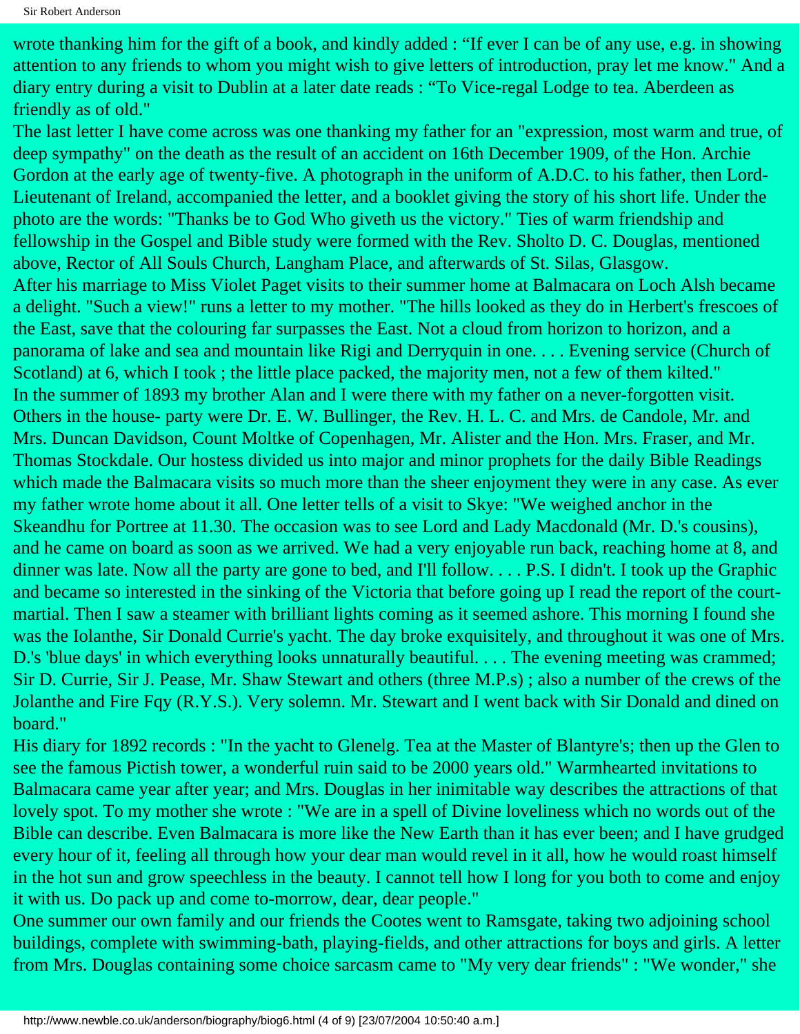wrote thanking him for the gift of a book, and kindly added : "If ever I can be of any use, e.g. in showing attention to any friends to whom you might wish to give letters of introduction, pray let me know." And a diary entry during a visit to Dublin at a later date reads : "To Vice-regal Lodge to tea. Aberdeen as friendly as of old."

The last letter I have come across was one thanking my father for an "expression, most warm and true, of deep sympathy" on the death as the result of an accident on 16th December 1909, of the Hon. Archie Gordon at the early age of twenty-five. A photograph in the uniform of A.D.C. to his father, then Lord-Lieutenant of Ireland, accompanied the letter, and a booklet giving the story of his short life. Under the photo are the words: "Thanks be to God Who giveth us the victory." Ties of warm friendship and fellowship in the Gospel and Bible study were formed with the Rev. Sholto D. C. Douglas, mentioned above, Rector of All Souls Church, Langham Place, and afterwards of St. Silas, Glasgow.

After his marriage to Miss Violet Paget visits to their summer home at Balmacara on Loch Alsh became a delight. "Such a view!" runs a letter to my mother. "The hills looked as they do in Herbert's frescoes of the East, save that the colouring far surpasses the East. Not a cloud from horizon to horizon, and a panorama of lake and sea and mountain like Rigi and Derryquin in one. . . . Evening service (Church of Scotland) at 6, which I took ; the little place packed, the majority men, not a few of them kilted."

In the summer of 1893 my brother Alan and I were there with my father on a never-forgotten visit. Others in the house- party were Dr. E. W. Bullinger, the Rev. H. L. C. and Mrs. de Candole, Mr. and Mrs. Duncan Davidson, Count Moltke of Copenhagen, Mr. Alister and the Hon. Mrs. Fraser, and Mr. Thomas Stockdale. Our hostess divided us into major and minor prophets for the daily Bible Readings which made the Balmacara visits so much more than the sheer enjoyment they were in any case. As ever my father wrote home about it all. One letter tells of a visit to Skye: "We weighed anchor in the Skeandhu for Portree at 11.30. The occasion was to see Lord and Lady Macdonald (Mr. D.'s cousins), and he came on board as soon as we arrived. We had a very enjoyable run back, reaching home at 8, and dinner was late. Now all the party are gone to bed, and I'll follow. . . . P.S. I didn't. I took up the Graphic and became so interested in the sinking of the Victoria that before going up I read the report of the court-martial. Then I saw a steamer with brilliant lights coming as it seemed ashore. This morning I found she was the Iolanthe, Sir Donald Currie's yacht. The day broke exquisitely, and throughout it was one of Mrs. D.'s 'blue days' in which everything looks unnaturally beautiful. . . . The evening meeting was crammed; Sir D. Currie, Sir J. Pease, Mr. Shaw Stewart and others (three M.P.s) ; also a number of the crews of the Jolanthe and Fire Fqy (R.Y.S.). Very solemn. Mr. Stewart and I went back with Sir Donald and dined on board."

His diary for 1892 records : "In the yacht to Glenelg. Tea at the Master of Blantyre's; then up the Glen to see the famous Pictish tower, a wonderful ruin said to be 2000 years old." Warmhearted invitations to Balmacara came year after year; and Mrs. Douglas in her inimitable way describes the attractions of that lovely spot. To my mother she wrote : "We are in a spell of Divine loveliness which no words out of the Bible can describe. Even Balmacara is more like the New Earth than it has ever been; and I have grudged every hour of it, feeling all through how your dear man would revel in it all, how he would roast himself in the hot sun and grow speechless in the beauty. I cannot tell how I long for you both to come and enjoy it with us. Do pack up and come to-morrow, dear, dear people."

One summer our own family and our friends the Cootes went to Ramsgate, taking two adjoining school buildings, complete with swimming-bath, playing-fields, and other attractions for boys and girls. A letter from Mrs. Douglas containing some choice sarcasm came to "My very dear friends" : "We wonder," she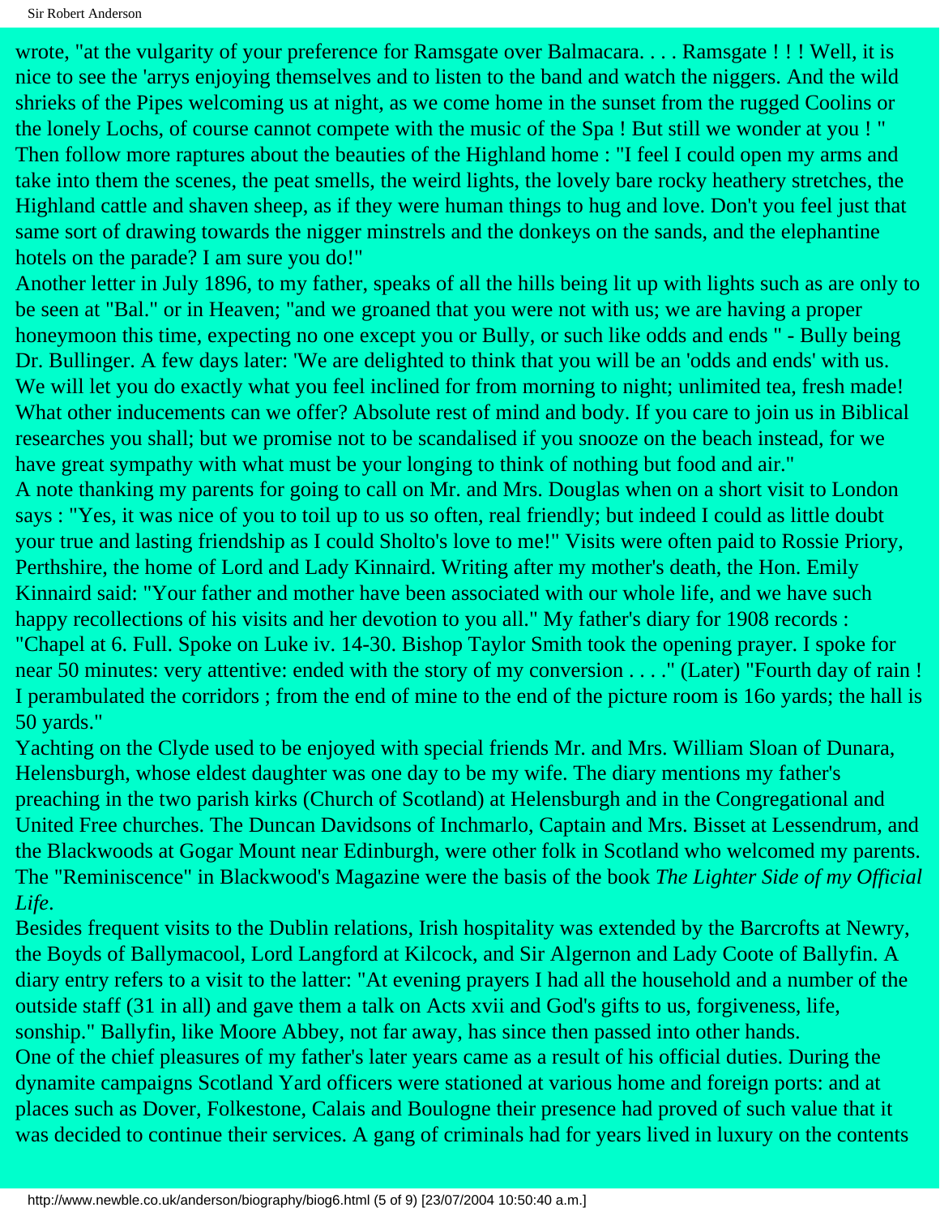wrote, "at the vulgarity of your preference for Ramsgate over Balmacara. . . . Ramsgate ! ! ! Well, it is nice to see the 'arrys enjoying themselves and to listen to the band and watch the niggers. And the wild shrieks of the Pipes welcoming us at night, as we come home in the sunset from the rugged Coolins or the lonely Lochs, of course cannot compete with the music of the Spa ! But still we wonder at you ! " Then follow more raptures about the beauties of the Highland home : "I feel I could open my arms and take into them the scenes, the peat smells, the weird lights, the lovely bare rocky heathery stretches, the Highland cattle and shaven sheep, as if they were human things to hug and love. Don't you feel just that same sort of drawing towards the nigger minstrels and the donkeys on the sands, and the elephantine hotels on the parade? I am sure you do!"

Another letter in July 1896, to my father, speaks of all the hills being lit up with lights such as are only to be seen at "Bal." or in Heaven; "and we groaned that you were not with us; we are having a proper honeymoon this time, expecting no one except you or Bully, or such like odds and ends " - Bully being Dr. Bullinger. A few days later: 'We are delighted to think that you will be an 'odds and ends' with us. We will let you do exactly what you feel inclined for from morning to night; unlimited tea, fresh made! What other inducements can we offer? Absolute rest of mind and body. If you care to join us in Biblical researches you shall; but we promise not to be scandalised if you snooze on the beach instead, for we have great sympathy with what must be your longing to think of nothing but food and air."

A note thanking my parents for going to call on Mr. and Mrs. Douglas when on a short visit to London says : "Yes, it was nice of you to toil up to us so often, real friendly; but indeed I could as little doubt your true and lasting friendship as I could Sholto's love to me!" Visits were often paid to Rossie Priory, Perthshire, the home of Lord and Lady Kinnaird. Writing after my mother's death, the Hon. Emily Kinnaird said: "Your father and mother have been associated with our whole life, and we have such happy recollections of his visits and her devotion to you all." My father's diary for 1908 records : "Chapel at 6. Full. Spoke on Luke iv. 14-30. Bishop Taylor Smith took the opening prayer. I spoke for near 50 minutes: very attentive: ended with the story of my conversion . . . ." (Later) "Fourth day of rain ! I perambulated the corridors ; from the end of mine to the end of the picture room is 16o yards; the hall is 50 yards."

Yachting on the Clyde used to be enjoyed with special friends Mr. and Mrs. William Sloan of Dunara, Helensburgh, whose eldest daughter was one day to be my wife. The diary mentions my father's preaching in the two parish kirks (Church of Scotland) at Helensburgh and in the Congregational and United Free churches. The Duncan Davidsons of Inchmarlo, Captain and Mrs. Bisset at Lessendrum, and the Blackwoods at Gogar Mount near Edinburgh, were other folk in Scotland who welcomed my parents. The "Reminiscence" in Blackwood's Magazine were the basis of the book *The Lighter Side of my Official Life*.

Besides frequent visits to the Dublin relations, Irish hospitality was extended by the Barcrofts at Newry, the Boyds of Ballymacool, Lord Langford at Kilcock, and Sir Algernon and Lady Coote of Ballyfin. A diary entry refers to a visit to the latter: "At evening prayers I had all the household and a number of the outside staff (31 in all) and gave them a talk on Acts xvii and God's gifts to us, forgiveness, life, sonship." Ballyfin, like Moore Abbey, not far away, has since then passed into other hands.

One of the chief pleasures of my father's later years came as a result of his official duties. During the dynamite campaigns Scotland Yard officers were stationed at various home and foreign ports: and at places such as Dover, Folkestone, Calais and Boulogne their presence had proved of such value that it was decided to continue their services. A gang of criminals had for years lived in luxury on the contents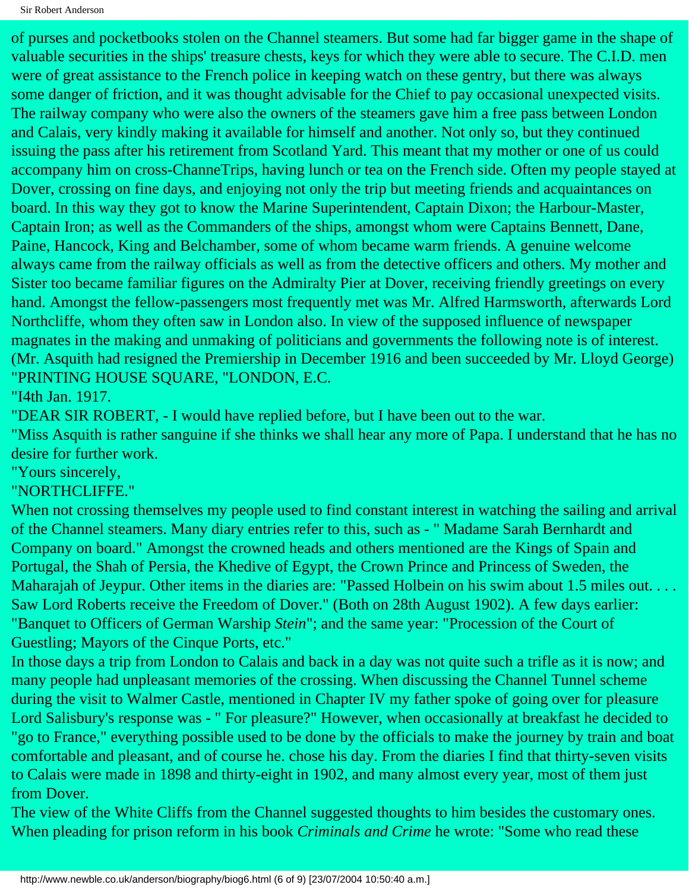of purses and pocketbooks stolen on the Channel steamers. But some had far bigger game in the shape of valuable securities in the ships' treasure chests, keys for which they were able to secure. The C.I.D. men were of great assistance to the French police in keeping watch on these gentry, but there was always some danger of friction, and it was thought advisable for the Chief to pay occasional unexpected visits. The railway company who were also the owners of the steamers gave him a free pass between London and Calais, very kindly making it available for himself and another. Not only so, but they continued issuing the pass after his retirement from Scotland Yard. This meant that my mother or one of us could accompany him on cross-ChanneTrips, having lunch or tea on the French side. Often my people stayed at Dover, crossing on fine days, and enjoying not only the trip but meeting friends and acquaintances on board. In this way they got to know the Marine Superintendent, Captain Dixon; the Harbour-Master, Captain Iron; as well as the Commanders of the ships, amongst whom were Captains Bennett, Dane, Paine, Hancock, King and Belchamber, some of whom became warm friends. A genuine welcome always came from the railway officials as well as from the detective officers and others. My mother and Sister too became familiar figures on the Admiralty Pier at Dover, receiving friendly greetings on every hand. Amongst the fellow-passengers most frequently met was Mr. Alfred Harmsworth, afterwards Lord Northcliffe, whom they often saw in London also. In view of the supposed influence of newspaper magnates in the making and unmaking of politicians and governments the following note is of interest. (Mr. Asquith had resigned the Premiership in December 1916 and been succeeded by Mr. Lloyd George)

"PRINTING HOUSE SQUARE, "LONDON, E.C.

"I4th Jan. 1917.

"DEAR SIR ROBERT, - I would have replied before, but I have been out to the war.

"Miss Asquith is rather sanguine if she thinks we shall hear any more of Papa. I understand that he has no desire for further work.

"Yours sincerely,

"NORTHCLIFFE."

When not crossing themselves my people used to find constant interest in watching the sailing and arrival of the Channel steamers. Many diary entries refer to this, such as - " Madame Sarah Bernhardt and Company on board." Amongst the crowned heads and others mentioned are the Kings of Spain and Portugal, the Shah of Persia, the Khedive of Egypt, the Crown Prince and Princess of Sweden, the Maharajah of Jeypur. Other items in the diaries are: "Passed Holbein on his swim about 1.5 miles out. . . . Saw Lord Roberts receive the Freedom of Dover." (Both on 28th August 1902). A few days earlier: "Banquet to Officers of German Warship *Stein*"; and the same year: "Procession of the Court of Guestling; Mayors of the Cinque Ports, etc."

In those days a trip from London to Calais and back in a day was not quite such a trifle as it is now; and many people had unpleasant memories of the crossing. When discussing the Channel Tunnel scheme during the visit to Walmer Castle, mentioned in Chapter IV my father spoke of going over for pleasure Lord Salisbury's response was - " For pleasure?" However, when occasionally at breakfast he decided to "go to France," everything possible used to be done by the officials to make the journey by train and boat comfortable and pleasant, and of course he. chose his day. From the diaries I find that thirty-seven visits to Calais were made in 1898 and thirty-eight in 1902, and many almost every year, most of them just from Dover.

The view of the White Cliffs from the Channel suggested thoughts to him besides the customary ones. When pleading for prison reform in his book *Criminals and Crime* he wrote: "Some who read these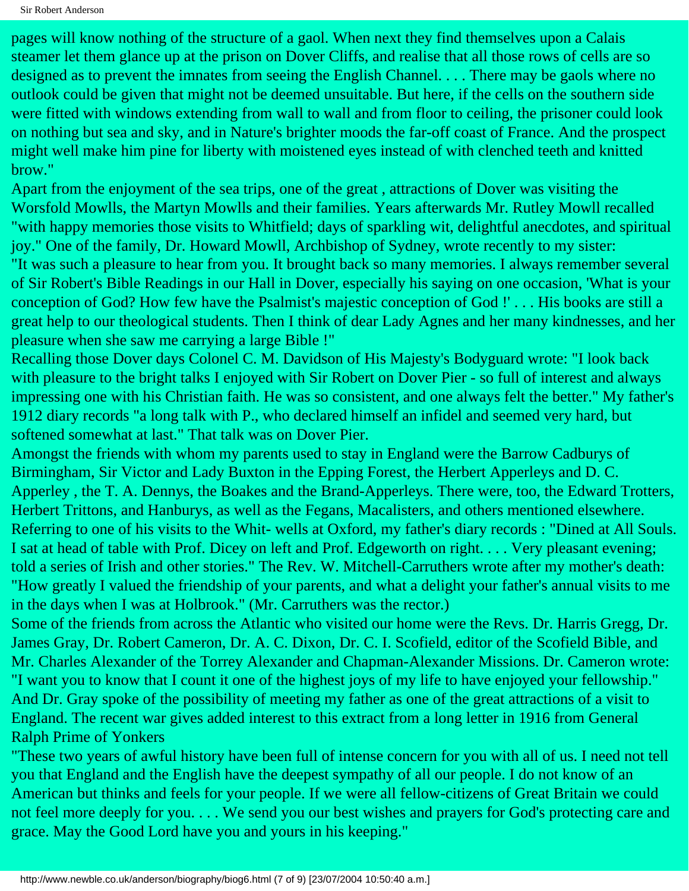pages will know nothing of the structure of a gaol. When next they find themselves upon a Calais steamer let them glance up at the prison on Dover Cliffs, and realise that all those rows of cells are so designed as to prevent the imnates from seeing the English Channel. . . . There may be gaols where no outlook could be given that might not be deemed unsuitable. But here, if the cells on the southern side were fitted with windows extending from wall to wall and from floor to ceiling, the prisoner could look on nothing but sea and sky, and in Nature's brighter moods the far-off coast of France. And the prospect might well make him pine for liberty with moistened eyes instead of with clenched teeth and knitted brow."

Apart from the enjoyment of the sea trips, one of the great , attractions of Dover was visiting the Worsfold Mowlls, the Martyn Mowlls and their families. Years afterwards Mr. Rutley Mowll recalled "with happy memories those visits to Whitfield; days of sparkling wit, delightful anecdotes, and spiritual joy." One of the family, Dr. Howard Mowll, Archbishop of Sydney, wrote recently to my sister: "It was such a pleasure to hear from you. It brought back so many memories. I always remember several of Sir Robert's Bible Readings in our Hall in Dover, especially his saying on one occasion, 'What is your conception of God? How few have the Psalmist's majestic conception of God !' . . . His books are still a great help to our theological students. Then I think of dear Lady Agnes and her many kindnesses, and her pleasure when she saw me carrying a large Bible !"

Recalling those Dover days Colonel C. M. Davidson of His Majesty's Bodyguard wrote: "I look back with pleasure to the bright talks I enjoyed with Sir Robert on Dover Pier - so full of interest and always impressing one with his Christian faith. He was so consistent, and one always felt the better." My father's 1912 diary records "a long talk with P., who declared himself an infidel and seemed very hard, but softened somewhat at last." That talk was on Dover Pier.

Amongst the friends with whom my parents used to stay in England were the Barrow Cadburys of Birmingham, Sir Victor and Lady Buxton in the Epping Forest, the Herbert Apperleys and D. C. Apperley , the T. A. Dennys, the Boakes and the Brand-Apperleys. There were, too, the Edward Trotters, Herbert Trittons, and Hanburys, as well as the Fegans, Macalisters, and others mentioned elsewhere. Referring to one of his visits to the Whit- wells at Oxford, my father's diary records : "Dined at All Souls. I sat at head of table with Prof. Dicey on left and Prof. Edgeworth on right. . . . Very pleasant evening; told a series of Irish and other stories." The Rev. W. Mitchell-Carruthers wrote after my mother's death: "How greatly I valued the friendship of your parents, and what a delight your father's annual visits to me in the days when I was at Holbrook." (Mr. Carruthers was the rector.)

Some of the friends from across the Atlantic who visited our home were the Revs. Dr. Harris Gregg, Dr. James Gray, Dr. Robert Cameron, Dr. A. C. Dixon, Dr. C. I. Scofield, editor of the Scofield Bible, and Mr. Charles Alexander of the Torrey Alexander and Chapman-Alexander Missions. Dr. Cameron wrote: "I want you to know that I count it one of the highest joys of my life to have enjoyed your fellowship." And Dr. Gray spoke of the possibility of meeting my father as one of the great attractions of a visit to England. The recent war gives added interest to this extract from a long letter in 1916 from General Ralph Prime of Yonkers

"These two years of awful history have been full of intense concern for you with all of us. I need not tell you that England and the English have the deepest sympathy of all our people. I do not know of an American but thinks and feels for your people. If we were all fellow-citizens of Great Britain we could not feel more deeply for you. . . . We send you our best wishes and prayers for God's protecting care and grace. May the Good Lord have you and yours in his keeping."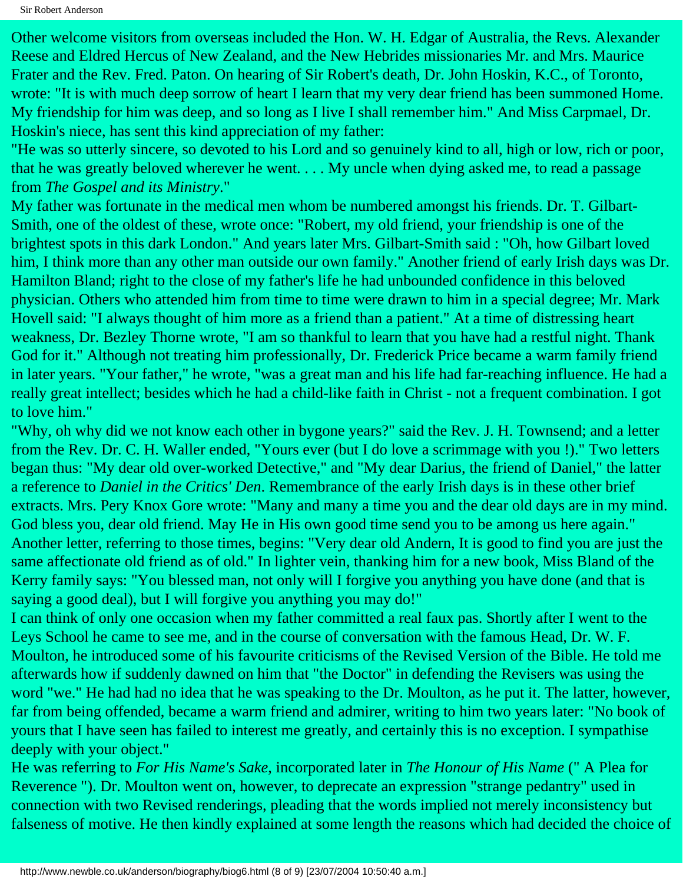Other welcome visitors from overseas included the Hon. W. H. Edgar of Australia, the Revs. Alexander Reese and Eldred Hercus of New Zealand, and the New Hebrides missionaries Mr. and Mrs. Maurice Frater and the Rev. Fred. Paton. On hearing of Sir Robert's death, Dr. John Hoskin, K.C., of Toronto, wrote: "It is with much deep sorrow of heart I learn that my very dear friend has been summoned Home. My friendship for him was deep, and so long as I live I shall remember him." And Miss Carpmael, Dr. Hoskin's niece, has sent this kind appreciation of my father:

"He was so utterly sincere, so devoted to his Lord and so genuinely kind to all, high or low, rich or poor, that he was greatly beloved wherever he went. . . . My uncle when dying asked me, to read a passage from *The Gospel and its Ministry*."

My father was fortunate in the medical men whom be numbered amongst his friends. Dr. T. Gilbart-Smith, one of the oldest of these, wrote once: "Robert, my old friend, your friendship is one of the brightest spots in this dark London." And years later Mrs. Gilbart-Smith said : "Oh, how Gilbart loved him, I think more than any other man outside our own family." Another friend of early Irish days was Dr. Hamilton Bland; right to the close of my father's life he had unbounded confidence in this beloved physician. Others who attended him from time to time were drawn to him in a special degree; Mr. Mark Hovell said: "I always thought of him more as a friend than a patient." At a time of distressing heart weakness, Dr. Bezley Thorne wrote, "I am so thankful to learn that you have had a restful night. Thank God for it." Although not treating him professionally, Dr. Frederick Price became a warm family friend in later years. "Your father," he wrote, "was a great man and his life had far-reaching influence. He had a really great intellect; besides which he had a child-like faith in Christ - not a frequent combination. I got to love him."

"Why, oh why did we not know each other in bygone years?" said the Rev. J. H. Townsend; and a letter from the Rev. Dr. C. H. Waller ended, "Yours ever (but I do love a scrimmage with you !)." Two letters began thus: "My dear old over-worked Detective," and "My dear Darius, the friend of Daniel," the latter a reference to *Daniel in the Critics' Den*. Remembrance of the early Irish days is in these other brief extracts. Mrs. Pery Knox Gore wrote: "Many and many a time you and the dear old days are in my mind. God bless you, dear old friend. May He in His own good time send you to be among us here again." Another letter, referring to those times, begins: "Very dear old Andern, It is good to find you are just the same affectionate old friend as of old." In lighter vein, thanking him for a new book, Miss Bland of the Kerry family says: "You blessed man, not only will I forgive you anything you have done (and that is saying a good deal), but I will forgive you anything you may do!"

I can think of only one occasion when my father committed a real faux pas. Shortly after I went to the Leys School he came to see me, and in the course of conversation with the famous Head, Dr. W. F. Moulton, he introduced some of his favourite criticisms of the Revised Version of the Bible. He told me afterwards how if suddenly dawned on him that "the Doctor" in defending the Revisers was using the word "we." He had had no idea that he was speaking to the Dr. Moulton, as he put it. The latter, however, far from being offended, became a warm friend and admirer, writing to him two years later: "No book of yours that I have seen has failed to interest me greatly, and certainly this is no exception. I sympathise deeply with your object."

He was referring to *For His Name's Sake*, incorporated later in *The Honour of His Name* (" A Plea for Reverence "). Dr. Moulton went on, however, to deprecate an expression "strange pedantry" used in connection with two Revised renderings, pleading that the words implied not merely inconsistency but falseness of motive. He then kindly explained at some length the reasons which had decided the choice of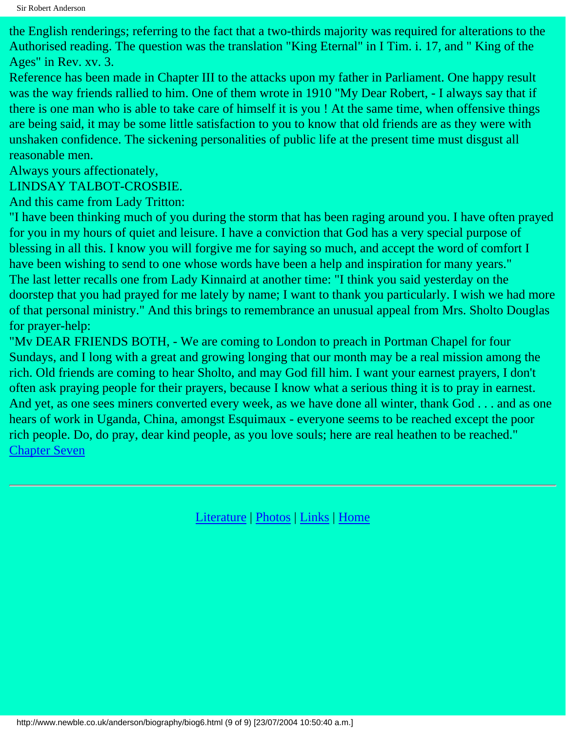the English renderings; referring to the fact that a two-thirds majority was required for alterations to the Authorised reading. The question was the translation "King Eternal" in I Tim. i. 17, and " King of the Ages" in Rev. xv. 3.

Reference has been made in Chapter III to the attacks upon my father in Parliament. One happy result was the way friends rallied to him. One of them wrote in 1910 "My Dear Robert, - I always say that if there is one man who is able to take care of himself it is you ! At the same time, when offensive things are being said, it may be some little satisfaction to you to know that old friends are as they were with unshaken confidence. The sickening personalities of public life at the present time must disgust all reasonable men.

Always yours affectionately,

LINDSAY TALBOT-CROSBIE.

And this came from Lady Tritton:

"I have been thinking much of you during the storm that has been raging around you. I have often prayed for you in my hours of quiet and leisure. I have a conviction that God has a very special purpose of blessing in all this. I know you will forgive me for saying so much, and accept the word of comfort I have been wishing to send to one whose words have been a help and inspiration for many years."

The last letter recalls one from Lady Kinnaird at another time: "I think you said yesterday on the doorstep that you had prayed for me lately by name; I want to thank you particularly. I wish we had more of that personal ministry." And this brings to remembrance an unusual appeal from Mrs. Sholto Douglas for prayer-help:

"Mv DEAR FRIENDS BOTH, - We are coming to London to preach in Portman Chapel for four Sundays, and I long with a great and growing longing that our month may be a real mission among the rich. Old friends are coming to hear Sholto, and may God fill him. I want your earnest prayers, I don't often ask praying people for their prayers, because I know what a serious thing it is to pray in earnest. And yet, as one sees miners converted every week, as we have done all winter, thank God . . . and as one hears of work in Uganda, China, amongst Esquimaux - everyone seems to be reached except the poor rich people. Do, do pray, dear kind people, as you love souls; here are real heathen to be reached."

Chapter Seven

---

Literature | Photos | Links | Home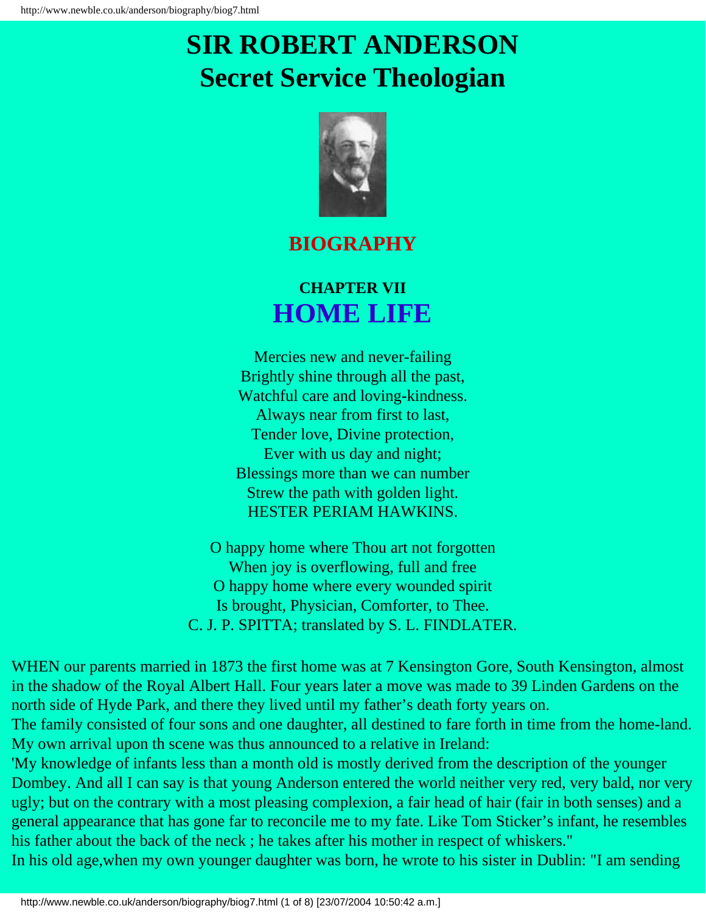# SIR ROBERT ANDERSON
# Secret Service Theologian

## BIOGRAPHY

### CHAPTER VII
## HOME LIFE

Mercies new and never-failing
Brightly shine through all the past,
Watchful care and loving-kindness.
Always near from first to last,
Tender love, Divine protection,
Ever with us day and night;
Blessings more than we can number
Strew the path with golden light.
HESTER PERIAM HAWKINS.

O happy home where Thou art not forgotten
When joy is overflowing, full and free
O happy home where every wounded spirit
Is brought, Physician, Comforter, to Thee.
C. J. P. SPITTA; translated by S. L. FINDLATER.

WHEN our parents married in 1873 the first home was at 7 Kensington Gore, South Kensington, almost in the shadow of the Royal Albert Hall. Four years later a move was made to 39 Linden Gardens on the north side of Hyde Park, and there they lived until my father's death forty years on.

The family consisted of four sons and one daughter, all destined to fare forth in time from the home-land. My own arrival upon th scene was thus announced to a relative in Ireland:

'My knowledge of infants less than a month old is mostly derived from the description of the younger Dombey. And all I can say is that young Anderson entered the world neither very red, very bald, nor very ugly; but on the contrary with a most pleasing complexion, a fair head of hair (fair in both senses) and a general appearance that has gone far to reconcile me to my fate. Like Tom Sticker's infant, he resembles his father about the back of the neck ; he takes after his mother in respect of whiskers."

In his old age,when my own younger daughter was born, he wrote to his sister in Dublin: "I am sending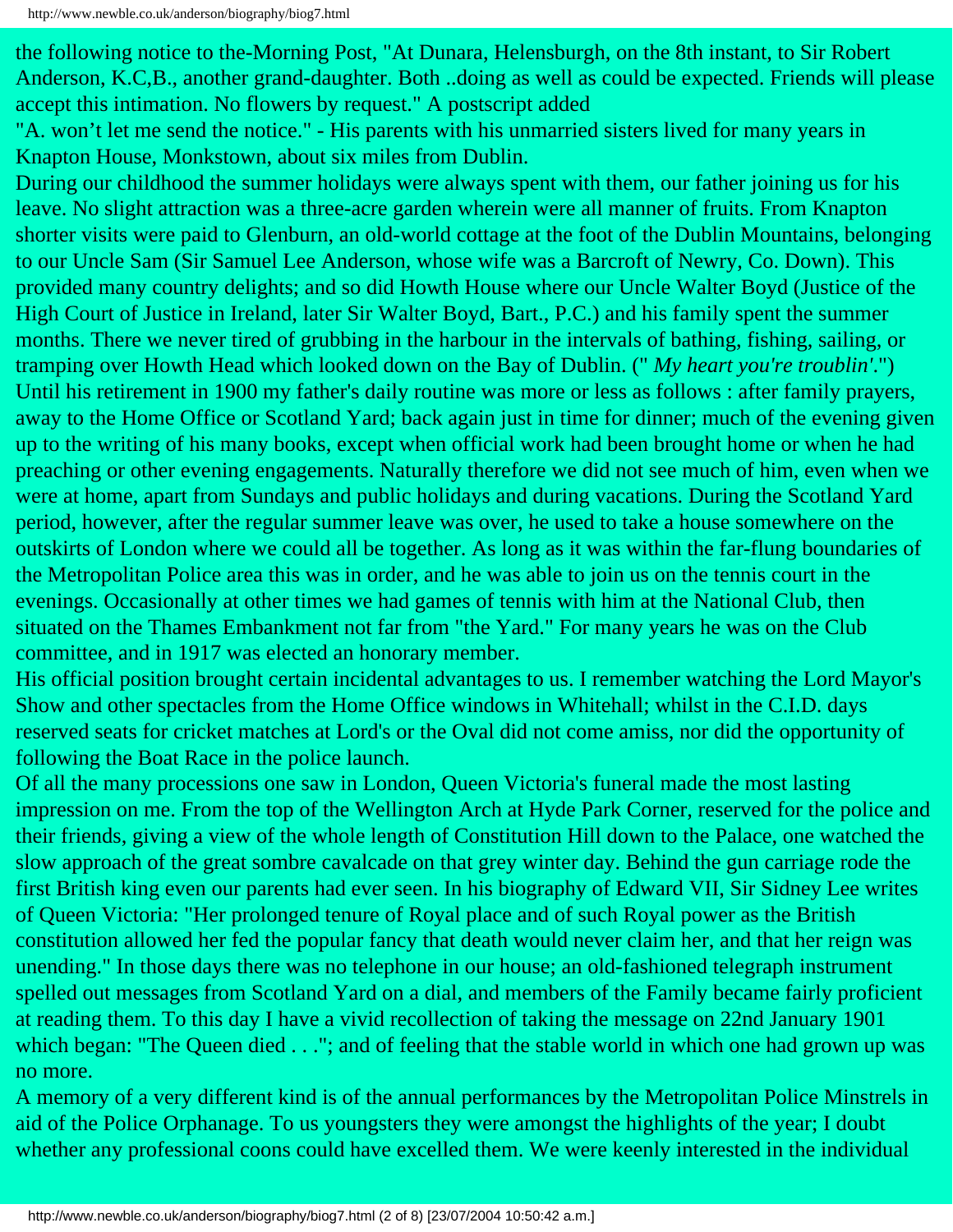the following notice to the-Morning Post, "At Dunara, Helensburgh, on the 8th instant, to Sir Robert Anderson, K.C,B., another grand-daughter. Both ..doing as well as could be expected. Friends will please accept this intimation. No flowers by request." A postscript added

"A. won't let me send the notice." - His parents with his unmarried sisters lived for many years in Knapton House, Monkstown, about six miles from Dublin.

During our childhood the summer holidays were always spent with them, our father joining us for his leave. No slight attraction was a three-acre garden wherein were all manner of fruits. From Knapton shorter visits were paid to Glenburn, an old-world cottage at the foot of the Dublin Mountains, belonging to our Uncle Sam (Sir Samuel Lee Anderson, whose wife was a Barcroft of Newry, Co. Down). This provided many country delights; and so did Howth House where our Uncle Walter Boyd (Justice of the High Court of Justice in Ireland, later Sir Walter Boyd, Bart., P.C.) and his family spent the summer months. There we never tired of grubbing in the harbour in the intervals of bathing, fishing, sailing, or tramping over Howth Head which looked down on the Bay of Dublin. ("*My heart you're troublin'*.")

Until his retirement in 1900 my father's daily routine was more or less as follows : after family prayers, away to the Home Office or Scotland Yard; back again just in time for dinner; much of the evening given up to the writing of his many books, except when official work had been brought home or when he had preaching or other evening engagements. Naturally therefore we did not see much of him, even when we were at home, apart from Sundays and public holidays and during vacations. During the Scotland Yard period, however, after the regular summer leave was over, he used to take a house somewhere on the outskirts of London where we could all be together. As long as it was within the far-flung boundaries of the Metropolitan Police area this was in order, and he was able to join us on the tennis court in the evenings. Occasionally at other times we had games of tennis with him at the National Club, then situated on the Thames Embankment not far from "the Yard." For many years he was on the Club committee, and in 1917 was elected an honorary member.

His official position brought certain incidental advantages to us. I remember watching the Lord Mayor's Show and other spectacles from the Home Office windows in Whitehall; whilst in the C.I.D. days reserved seats for cricket matches at Lord's or the Oval did not come amiss, nor did the opportunity of following the Boat Race in the police launch.

Of all the many processions one saw in London, Queen Victoria's funeral made the most lasting impression on me. From the top of the Wellington Arch at Hyde Park Corner, reserved for the police and their friends, giving a view of the whole length of Constitution Hill down to the Palace, one watched the slow approach of the great sombre cavalcade on that grey winter day. Behind the gun carriage rode the first British king even our parents had ever seen. In his biography of Edward VII, Sir Sidney Lee writes of Queen Victoria: "Her prolonged tenure of Royal place and of such Royal power as the British constitution allowed her fed the popular fancy that death would never claim her, and that her reign was unending." In those days there was no telephone in our house; an old-fashioned telegraph instrument spelled out messages from Scotland Yard on a dial, and members of the Family became fairly proficient at reading them. To this day I have a vivid recollection of taking the message on 22nd January 1901 which began: "The Queen died . . ."; and of feeling that the stable world in which one had grown up was no more.

A memory of a very different kind is of the annual performances by the Metropolitan Police Minstrels in aid of the Police Orphanage. To us youngsters they were amongst the highlights of the year; I doubt whether any professional coons could have excelled them. We were keenly interested in the individual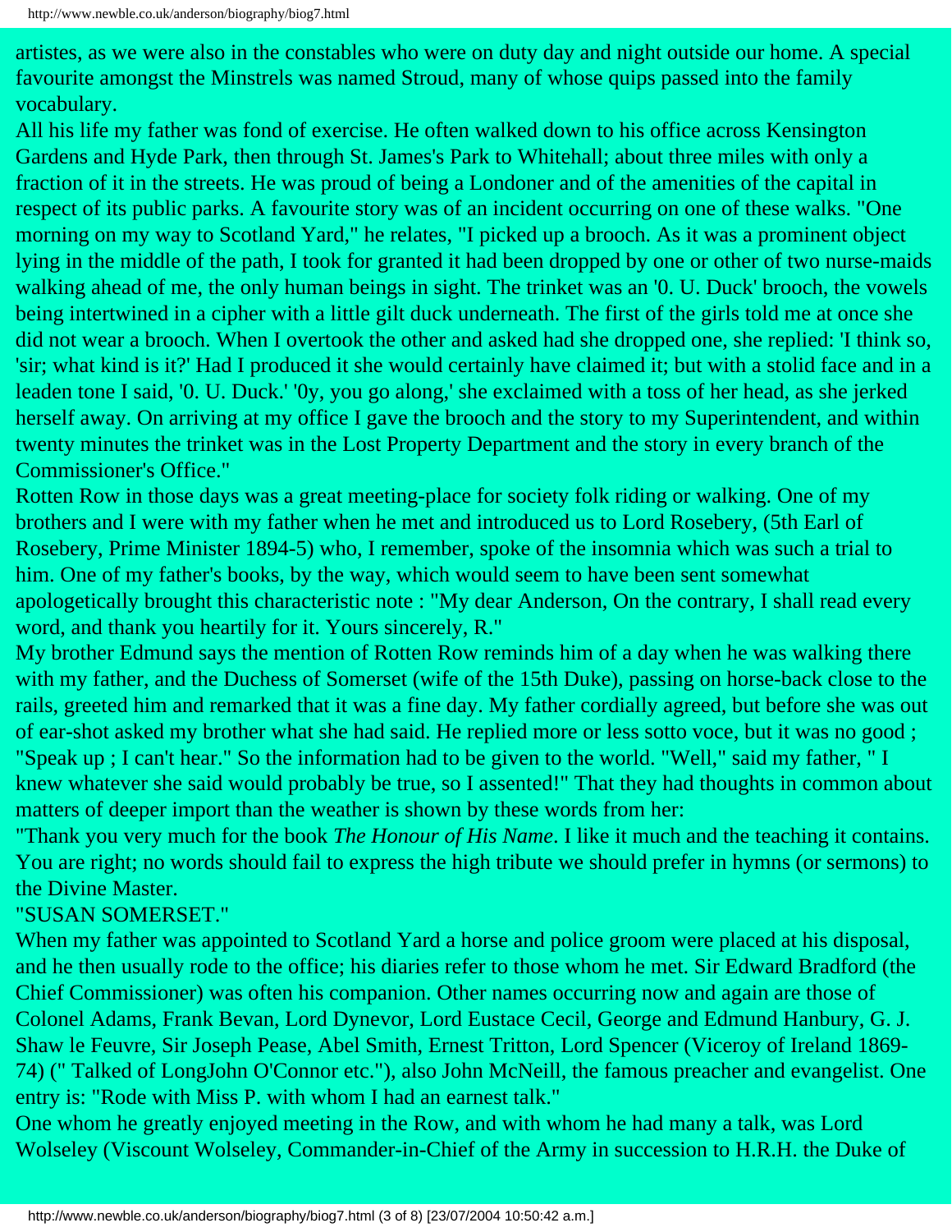artistes, as we were also in the constables who were on duty day and night outside our home. A special favourite amongst the Minstrels was named Stroud, many of whose quips passed into the family vocabulary.

All his life my father was fond of exercise. He often walked down to his office across Kensington Gardens and Hyde Park, then through St. James's Park to Whitehall; about three miles with only a fraction of it in the streets. He was proud of being a Londoner and of the amenities of the capital in respect of its public parks. A favourite story was of an incident occurring on one of these walks. "One morning on my way to Scotland Yard," he relates, "I picked up a brooch. As it was a prominent object lying in the middle of the path, I took for granted it had been dropped by one or other of two nurse-maids walking ahead of me, the only human beings in sight. The trinket was an '0. U. Duck' brooch, the vowels being intertwined in a cipher with a little gilt duck underneath. The first of the girls told me at once she did not wear a brooch. When I overtook the other and asked had she dropped one, she replied: 'I think so, 'sir; what kind is it?' Had I produced it she would certainly have claimed it; but with a stolid face and in a leaden tone I said, '0. U. Duck.' '0y, you go along,' she exclaimed with a toss of her head, as she jerked herself away. On arriving at my office I gave the brooch and the story to my Superintendent, and within twenty minutes the trinket was in the Lost Property Department and the story in every branch of the Commissioner's Office."

Rotten Row in those days was a great meeting-place for society folk riding or walking. One of my brothers and I were with my father when he met and introduced us to Lord Rosebery, (5th Earl of Rosebery, Prime Minister 1894-5) who, I remember, spoke of the insomnia which was such a trial to him. One of my father's books, by the way, which would seem to have been sent somewhat apologetically brought this characteristic note : "My dear Anderson, On the contrary, I shall read every word, and thank you heartily for it. Yours sincerely, R."

My brother Edmund says the mention of Rotten Row reminds him of a day when he was walking there with my father, and the Duchess of Somerset (wife of the 15th Duke), passing on horse-back close to the rails, greeted him and remarked that it was a fine day. My father cordially agreed, but before she was out of ear-shot asked my brother what she had said. He replied more or less sotto voce, but it was no good ; "Speak up ; I can't hear." So the information had to be given to the world. "Well," said my father, " I knew whatever she said would probably be true, so I assented!" That they had thoughts in common about matters of deeper import than the weather is shown by these words from her:

"Thank you very much for the book *The Honour of His Name*. I like it much and the teaching it contains. You are right; no words should fail to express the high tribute we should prefer in hymns (or sermons) to the Divine Master.

"SUSAN SOMERSET."

When my father was appointed to Scotland Yard a horse and police groom were placed at his disposal, and he then usually rode to the office; his diaries refer to those whom he met. Sir Edward Bradford (the Chief Commissioner) was often his companion. Other names occurring now and again are those of Colonel Adams, Frank Bevan, Lord Dynevor, Lord Eustace Cecil, George and Edmund Hanbury, G. J. Shaw le Feuvre, Sir Joseph Pease, Abel Smith, Ernest Tritton, Lord Spencer (Viceroy of Ireland 1869-74) (" Talked of LongJohn O'Connor etc."), also John McNeill, the famous preacher and evangelist. One entry is: "Rode with Miss P. with whom I had an earnest talk."

One whom he greatly enjoyed meeting in the Row, and with whom he had many a talk, was Lord Wolseley (Viscount Wolseley, Commander-in-Chief of the Army in succession to H.R.H. the Duke of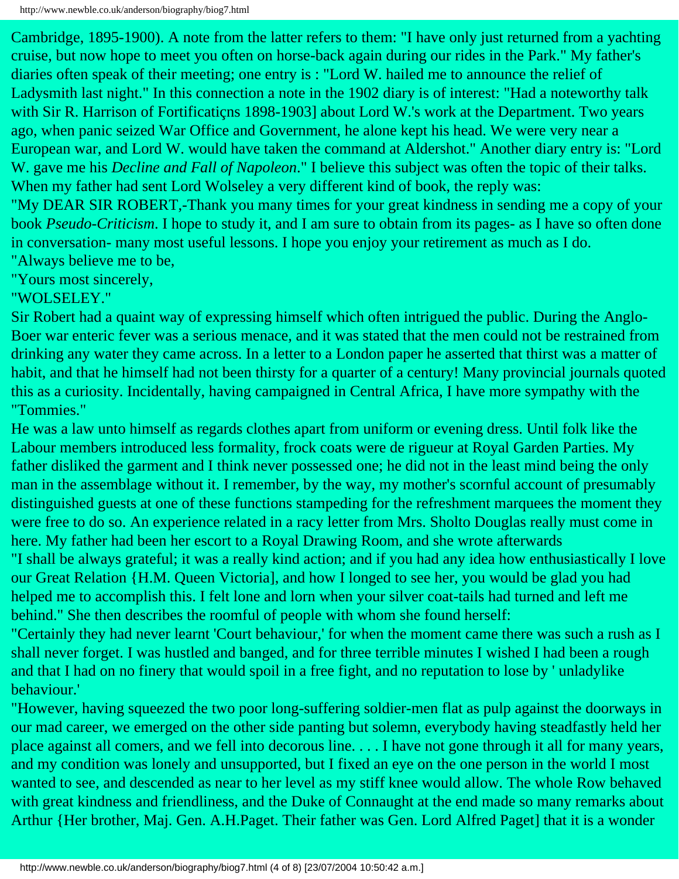Cambridge, 1895-1900). A note from the latter refers to them: "I have only just returned from a yachting cruise, but now hope to meet you often on horse-back again during our rides in the Park." My father's diaries often speak of their meeting; one entry is : "Lord W. hailed me to announce the relief of Ladysmith last night." In this connection a note in the 1902 diary is of interest: "Had a noteworthy talk with Sir R. Harrison of Fortificatiçns 1898-1903] about Lord W.'s work at the Department. Two years ago, when panic seized War Office and Government, he alone kept his head. We were very near a European war, and Lord W. would have taken the command at Aldershot." Another diary entry is: "Lord W. gave me his *Decline and Fall of Napoleon*." I believe this subject was often the topic of their talks. When my father had sent Lord Wolseley a very different kind of book, the reply was:

"My DEAR SIR ROBERT,-Thank you many times for your great kindness in sending me a copy of your book *Pseudo-Criticism*. I hope to study it, and I am sure to obtain from its pages- as I have so often done in conversation- many most useful lessons. I hope you enjoy your retirement as much as I do.

"Always believe me to be,

"Yours most sincerely,

"WOLSELEY."

Sir Robert had a quaint way of expressing himself which often intrigued the public. During the Anglo-Boer war enteric fever was a serious menace, and it was stated that the men could not be restrained from drinking any water they came across. In a letter to a London paper he asserted that thirst was a matter of habit, and that he himself had not been thirsty for a quarter of a century! Many provincial journals quoted this as a curiosity. Incidentally, having campaigned in Central Africa, I have more sympathy with the "Tommies."

He was a law unto himself as regards clothes apart from uniform or evening dress. Until folk like the Labour members introduced less formality, frock coats were de rigueur at Royal Garden Parties. My father disliked the garment and I think never possessed one; he did not in the least mind being the only man in the assemblage without it. I remember, by the way, my mother's scornful account of presumably distinguished guests at one of these functions stampeding for the refreshment marquees the moment they were free to do so. An experience related in a racy letter from Mrs. Sholto Douglas really must come in here. My father had been her escort to a Royal Drawing Room, and she wrote afterwards

"I shall be always grateful; it was a really kind action; and if you had any idea how enthusiastically I love our Great Relation {H.M. Queen Victoria], and how I longed to see her, you would be glad you had helped me to accomplish this. I felt lone and lorn when your silver coat-tails had turned and left me behind." She then describes the roomful of people with whom she found herself:

"Certainly they had never learnt 'Court behaviour,' for when the moment came there was such a rush as I shall never forget. I was hustled and banged, and for three terrible minutes I wished I had been a rough and that I had on no finery that would spoil in a free fight, and no reputation to lose by ' unladylike behaviour.'

"However, having squeezed the two poor long-suffering soldier-men flat as pulp against the doorways in our mad career, we emerged on the other side panting but solemn, everybody having steadfastly held her place against all comers, and we fell into decorous line. . . . I have not gone through it all for many years, and my condition was lonely and unsupported, but I fixed an eye on the one person in the world I most wanted to see, and descended as near to her level as my stiff knee would allow. The whole Row behaved with great kindness and friendliness, and the Duke of Connaught at the end made so many remarks about Arthur {Her brother, Maj. Gen. A.H.Paget. Their father was Gen. Lord Alfred Paget] that it is a wonder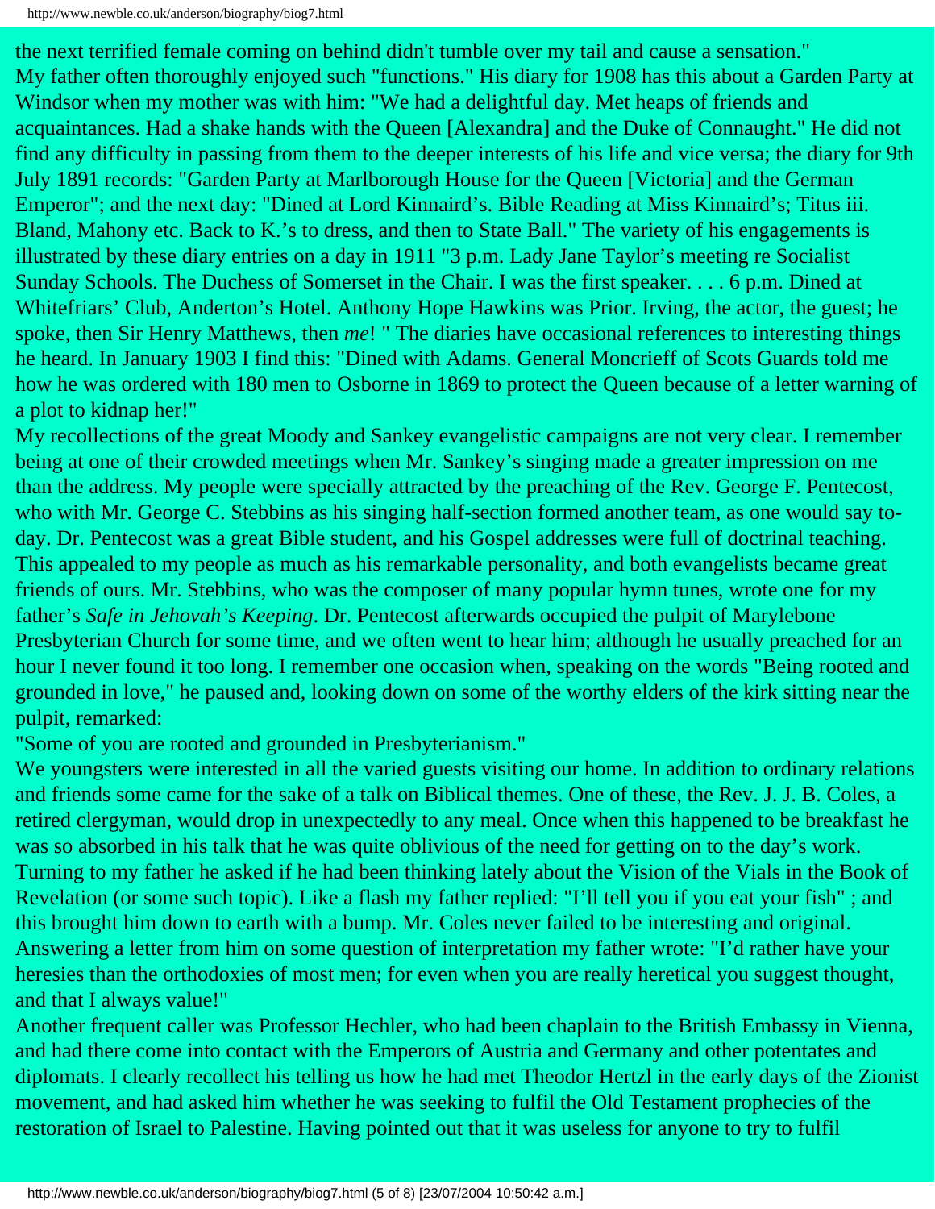the next terrified female coming on behind didn't tumble over my tail and cause a sensation."

My father often thoroughly enjoyed such "functions." His diary for 1908 has this about a Garden Party at Windsor when my mother was with him: "We had a delightful day. Met heaps of friends and acquaintances. Had a shake hands with the Queen [Alexandra] and the Duke of Connaught." He did not find any difficulty in passing from them to the deeper interests of his life and vice versa; the diary for 9th July 1891 records: "Garden Party at Marlborough House for the Queen [Victoria] and the German Emperor"; and the next day: "Dined at Lord Kinnaird's. Bible Reading at Miss Kinnaird's; Titus iii. Bland, Mahony etc. Back to K.'s to dress, and then to State Ball." The variety of his engagements is illustrated by these diary entries on a day in 1911 "3 p.m. Lady Jane Taylor's meeting re Socialist Sunday Schools. The Duchess of Somerset in the Chair. I was the first speaker. . . . 6 p.m. Dined at Whitefriars' Club, Anderton's Hotel. Anthony Hope Hawkins was Prior. Irving, the actor, the guest; he spoke, then Sir Henry Matthews, then *me*! " The diaries have occasional references to interesting things he heard. In January 1903 I find this: "Dined with Adams. General Moncrieff of Scots Guards told me how he was ordered with 180 men to Osborne in 1869 to protect the Queen because of a letter warning of a plot to kidnap her!"

My recollections of the great Moody and Sankey evangelistic campaigns are not very clear. I remember being at one of their crowded meetings when Mr. Sankey's singing made a greater impression on me than the address. My people were specially attracted by the preaching of the Rev. George F. Pentecost, who with Mr. George C. Stebbins as his singing half-section formed another team, as one would say to-day. Dr. Pentecost was a great Bible student, and his Gospel addresses were full of doctrinal teaching. This appealed to my people as much as his remarkable personality, and both evangelists became great friends of ours. Mr. Stebbins, who was the composer of many popular hymn tunes, wrote one for my father's *Safe in Jehovah's Keeping*. Dr. Pentecost afterwards occupied the pulpit of Marylebone Presbyterian Church for some time, and we often went to hear him; although he usually preached for an hour I never found it too long. I remember one occasion when, speaking on the words "Being rooted and grounded in love," he paused and, looking down on some of the worthy elders of the kirk sitting near the pulpit, remarked:

"Some of you are rooted and grounded in Presbyterianism."

We youngsters were interested in all the varied guests visiting our home. In addition to ordinary relations and friends some came for the sake of a talk on Biblical themes. One of these, the Rev. J. J. B. Coles, a retired clergyman, would drop in unexpectedly to any meal. Once when this happened to be breakfast he was so absorbed in his talk that he was quite oblivious of the need for getting on to the day's work. Turning to my father he asked if he had been thinking lately about the Vision of the Vials in the Book of Revelation (or some such topic). Like a flash my father replied: "I'll tell you if you eat your fish" ; and this brought him down to earth with a bump. Mr. Coles never failed to be interesting and original. Answering a letter from him on some question of interpretation my father wrote: "I'd rather have your heresies than the orthodoxies of most men; for even when you are really heretical you suggest thought, and that I always value!"

Another frequent caller was Professor Hechler, who had been chaplain to the British Embassy in Vienna, and had there come into contact with the Emperors of Austria and Germany and other potentates and diplomats. I clearly recollect his telling us how he had met Theodor Hertzl in the early days of the Zionist movement, and had asked him whether he was seeking to fulfil the Old Testament prophecies of the restoration of Israel to Palestine. Having pointed out that it was useless for anyone to try to fulfil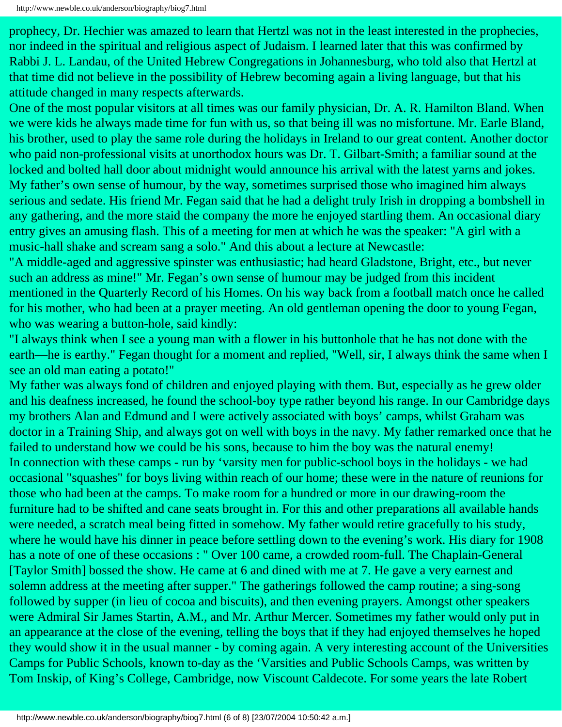prophecy, Dr. Hechler was amazed to learn that Hertzl was not in the least interested in the prophecies, nor indeed in the spiritual and religious aspect of Judaism. I learned later that this was confirmed by Rabbi J. L. Landau, of the United Hebrew Congregations in Johannesburg, who told also that Hertzl at that time did not believe in the possibility of Hebrew becoming again a living language, but that his attitude changed in many respects afterwards.

One of the most popular visitors at all times was our family physician, Dr. A. R. Hamilton Bland. When we were kids he always made time for fun with us, so that being ill was no misfortune. Mr. Earle Bland, his brother, used to play the same role during the holidays in Ireland to our great content. Another doctor who paid non-professional visits at unorthodox hours was Dr. T. Gilbart-Smith; a familiar sound at the locked and bolted hall door about midnight would announce his arrival with the latest yarns and jokes. My father's own sense of humour, by the way, sometimes surprised those who imagined him always serious and sedate. His friend Mr. Fegan said that he had a delight truly Irish in dropping a bombshell in any gathering, and the more staid the company the more he enjoyed startling them. An occasional diary entry gives an amusing flash. This of a meeting for men at which he was the speaker: "A girl with a music-hall shake and scream sang a solo." And this about a lecture at Newcastle:

"A middle-aged and aggressive spinster was enthusiastic; had heard Gladstone, Bright, etc., but never such an address as mine!" Mr. Fegan's own sense of humour may be judged from this incident mentioned in the Quarterly Record of his Homes. On his way back from a football match once he called for his mother, who had been at a prayer meeting. An old gentleman opening the door to young Fegan, who was wearing a button-hole, said kindly:

"I always think when I see a young man with a flower in his buttonhole that he has not done with the earth—he is earthy." Fegan thought for a moment and replied, "Well, sir, I always think the same when I see an old man eating a potato!"

My father was always fond of children and enjoyed playing with them. But, especially as he grew older and his deafness increased, he found the school-boy type rather beyond his range. In our Cambridge days my brothers Alan and Edmund and I were actively associated with boys' camps, whilst Graham was doctor in a Training Ship, and always got on well with boys in the navy. My father remarked once that he failed to understand how we could be his sons, because to him the boy was the natural enemy!

In connection with these camps - run by 'varsity men for public-school boys in the holidays - we had occasional "squashes" for boys living within reach of our home; these were in the nature of reunions for those who had been at the camps. To make room for a hundred or more in our drawing-room the furniture had to be shifted and cane seats brought in. For this and other preparations all available hands were needed, a scratch meal being fitted in somehow. My father would retire gracefully to his study, where he would have his dinner in peace before settling down to the evening's work. His diary for 1908 has a note of one of these occasions : " Over 100 came, a crowded room-full. The Chaplain-General [Taylor Smith] bossed the show. He came at 6 and dined with me at 7. He gave a very earnest and solemn address at the meeting after supper." The gatherings followed the camp routine; a sing-song followed by supper (in lieu of cocoa and biscuits), and then evening prayers. Amongst other speakers were Admiral Sir James Startin, A.M., and Mr. Arthur Mercer. Sometimes my father would only put in an appearance at the close of the evening, telling the boys that if they had enjoyed themselves he hoped they would show it in the usual manner - by coming again. A very interesting account of the Universities Camps for Public Schools, known to-day as the 'Varsities and Public Schools Camps, was written by Tom Inskip, of King's College, Cambridge, now Viscount Caldecote. For some years the late Robert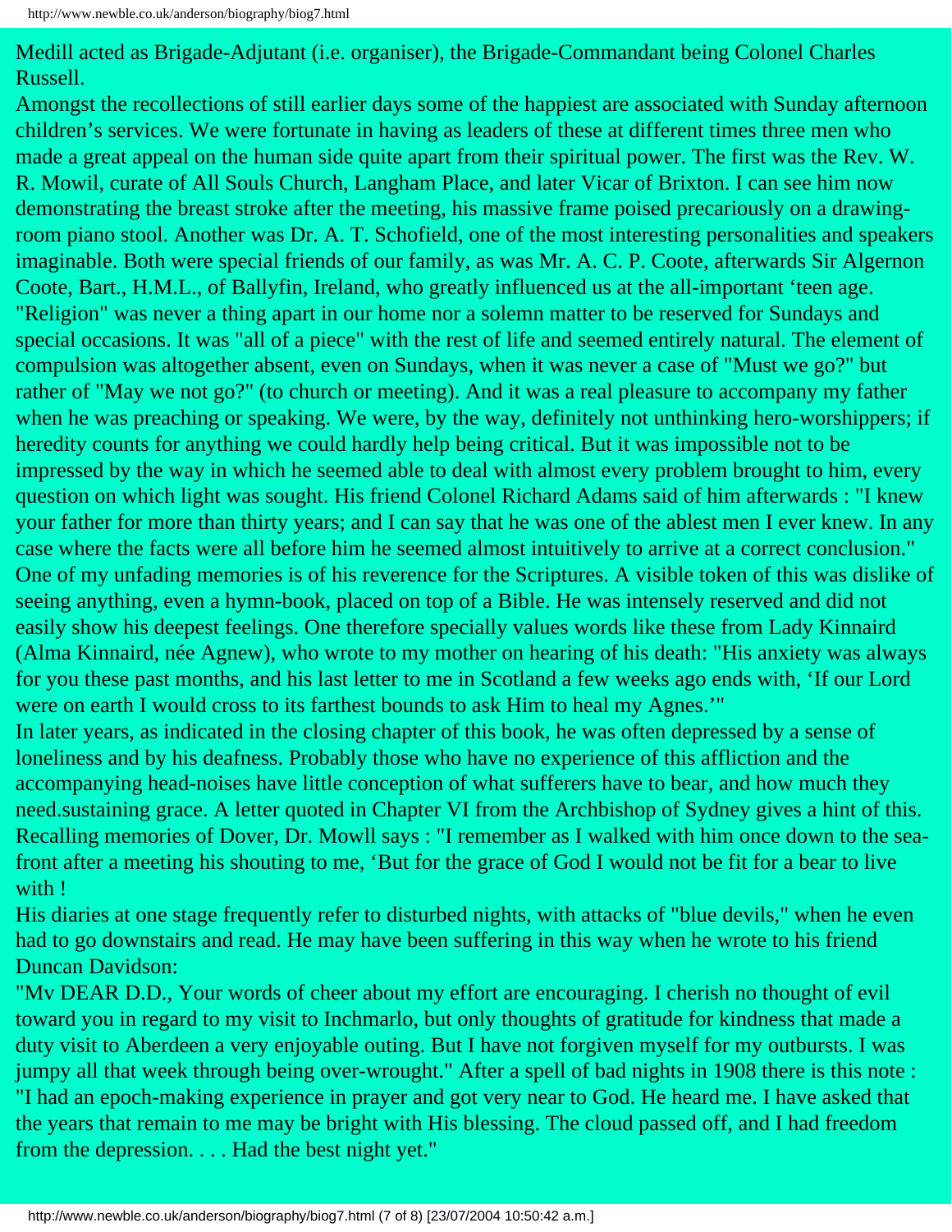Medill acted as Brigade-Adjutant (i.e. organiser), the Brigade-Commandant being Colonel Charles Russell.

Amongst the recollections of still earlier days some of the happiest are associated with Sunday afternoon children's services. We were fortunate in having as leaders of these at different times three men who made a great appeal on the human side quite apart from their spiritual power. The first was the Rev. W. R. Mowil, curate of All Souls Church, Langham Place, and later Vicar of Brixton. I can see him now demonstrating the breast stroke after the meeting, his massive frame poised precariously on a drawing-room piano stool. Another was Dr. A. T. Schofield, one of the most interesting personalities and speakers imaginable. Both were special friends of our family, as was Mr. A. C. P. Coote, afterwards Sir Algernon Coote, Bart., H.M.L., of Ballyfin, Ireland, who greatly influenced us at the all-important 'teen age.

"Religion" was never a thing apart in our home nor a solemn matter to be reserved for Sundays and special occasions. It was "all of a piece" with the rest of life and seemed entirely natural. The element of compulsion was altogether absent, even on Sundays, when it was never a case of "Must we go?" but rather of "May we not go?" (to church or meeting). And it was a real pleasure to accompany my father when he was preaching or speaking. We were, by the way, definitely not unthinking hero-worshippers; if heredity counts for anything we could hardly help being critical. But it was impossible not to be impressed by the way in which he seemed able to deal with almost every problem brought to him, every question on which light was sought. His friend Colonel Richard Adams said of him afterwards : "I knew your father for more than thirty years; and I can say that he was one of the ablest men I ever knew. In any case where the facts were all before him he seemed almost intuitively to arrive at a correct conclusion." One of my unfading memories is of his reverence for the Scriptures. A visible token of this was dislike of seeing anything, even a hymn-book, placed on top of a Bible. He was intensely reserved and did not easily show his deepest feelings. One therefore specially values words like these from Lady Kinnaird (Alma Kinnaird, née Agnew), who wrote to my mother on hearing of his death: "His anxiety was always for you these past months, and his last letter to me in Scotland a few weeks ago ends with, 'If our Lord were on earth I would cross to its farthest bounds to ask Him to heal my Agnes.'"

In later years, as indicated in the closing chapter of this book, he was often depressed by a sense of loneliness and by his deafness. Probably those who have no experience of this affliction and the accompanying head-noises have little conception of what sufferers have to bear, and how much they need.sustaining grace. A letter quoted in Chapter VI from the Archbishop of Sydney gives a hint of this. Recalling memories of Dover, Dr. Mowll says : "I remember as I walked with him once down to the sea-front after a meeting his shouting to me, 'But for the grace of God I would not be fit for a bear to live with !

His diaries at one stage frequently refer to disturbed nights, with attacks of "blue devils," when he even had to go downstairs and read. He may have been suffering in this way when he wrote to his friend Duncan Davidson:

"Mv DEAR D.D., Your words of cheer about my effort are encouraging. I cherish no thought of evil toward you in regard to my visit to Inchmarlo, but only thoughts of gratitude for kindness that made a duty visit to Aberdeen a very enjoyable outing. But I have not forgiven myself for my outbursts. I was jumpy all that week through being over-wrought." After a spell of bad nights in 1908 there is this note : "I had an epoch-making experience in prayer and got very near to God. He heard me. I have asked that the years that remain to me may be bright with His blessing. The cloud passed off, and I had freedom from the depression. . . . Had the best night yet."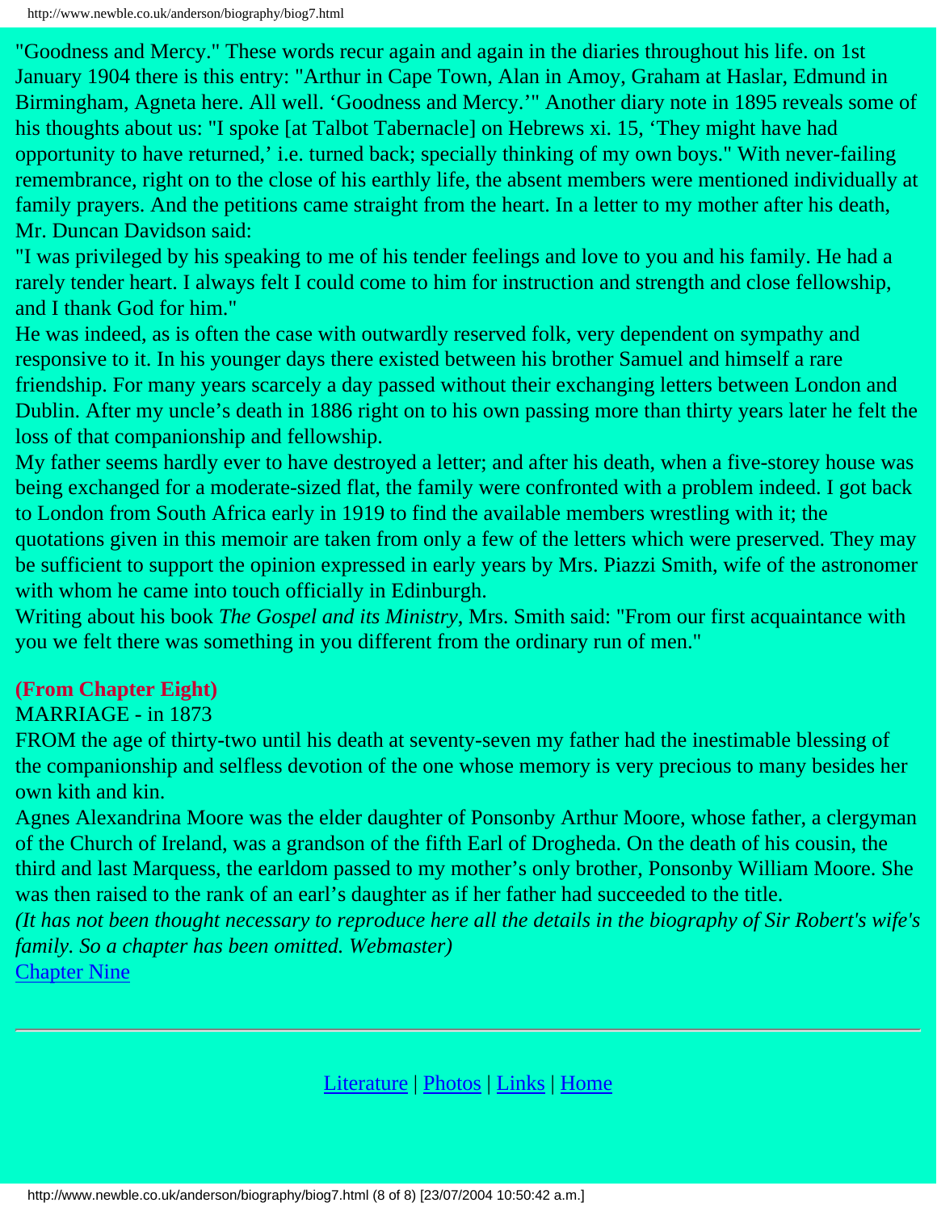"Goodness and Mercy." These words recur again and again in the diaries throughout his life. on 1st January 1904 there is this entry: "Arthur in Cape Town, Alan in Amoy, Graham at Haslar, Edmund in Birmingham, Agneta here. All well. 'Goodness and Mercy.'" Another diary note in 1895 reveals some of his thoughts about us: "I spoke [at Talbot Tabernacle] on Hebrews xi. 15, 'They might have had opportunity to have returned,' i.e. turned back; specially thinking of my own boys." With never-failing remembrance, right on to the close of his earthly life, the absent members were mentioned individually at family prayers. And the petitions came straight from the heart. In a letter to my mother after his death, Mr. Duncan Davidson said:

"I was privileged by his speaking to me of his tender feelings and love to you and his family. He had a rarely tender heart. I always felt I could come to him for instruction and strength and close fellowship, and I thank God for him."

He was indeed, as is often the case with outwardly reserved folk, very dependent on sympathy and responsive to it. In his younger days there existed between his brother Samuel and himself a rare friendship. For many years scarcely a day passed without their exchanging letters between London and Dublin. After my uncle's death in 1886 right on to his own passing more than thirty years later he felt the loss of that companionship and fellowship.

My father seems hardly ever to have destroyed a letter; and after his death, when a five-storey house was being exchanged for a moderate-sized flat, the family were confronted with a problem indeed. I got back to London from South Africa early in 1919 to find the available members wrestling with it; the quotations given in this memoir are taken from only a few of the letters which were preserved. They may be sufficient to support the opinion expressed in early years by Mrs. Piazzi Smith, wife of the astronomer with whom he came into touch officially in Edinburgh.

Writing about his book *The Gospel and its Ministry*, Mrs. Smith said: "From our first acquaintance with you we felt there was something in you different from the ordinary run of men."

**(From Chapter Eight)**

MARRIAGE - in 1873

FROM the age of thirty-two until his death at seventy-seven my father had the inestimable blessing of the companionship and selfless devotion of the one whose memory is very precious to many besides her own kith and kin.

Agnes Alexandrina Moore was the elder daughter of Ponsonby Arthur Moore, whose father, a clergyman of the Church of Ireland, was a grandson of the fifth Earl of Drogheda. On the death of his cousin, the third and last Marquess, the earldom passed to my mother's only brother, Ponsonby William Moore. She was then raised to the rank of an earl's daughter as if her father had succeeded to the title.

*(It has not been thought necessary to reproduce here all the details in the biography of Sir Robert's wife's family. So a chapter has been omitted. Webmaster)*

Chapter Nine

Literature | Photos | Links | Home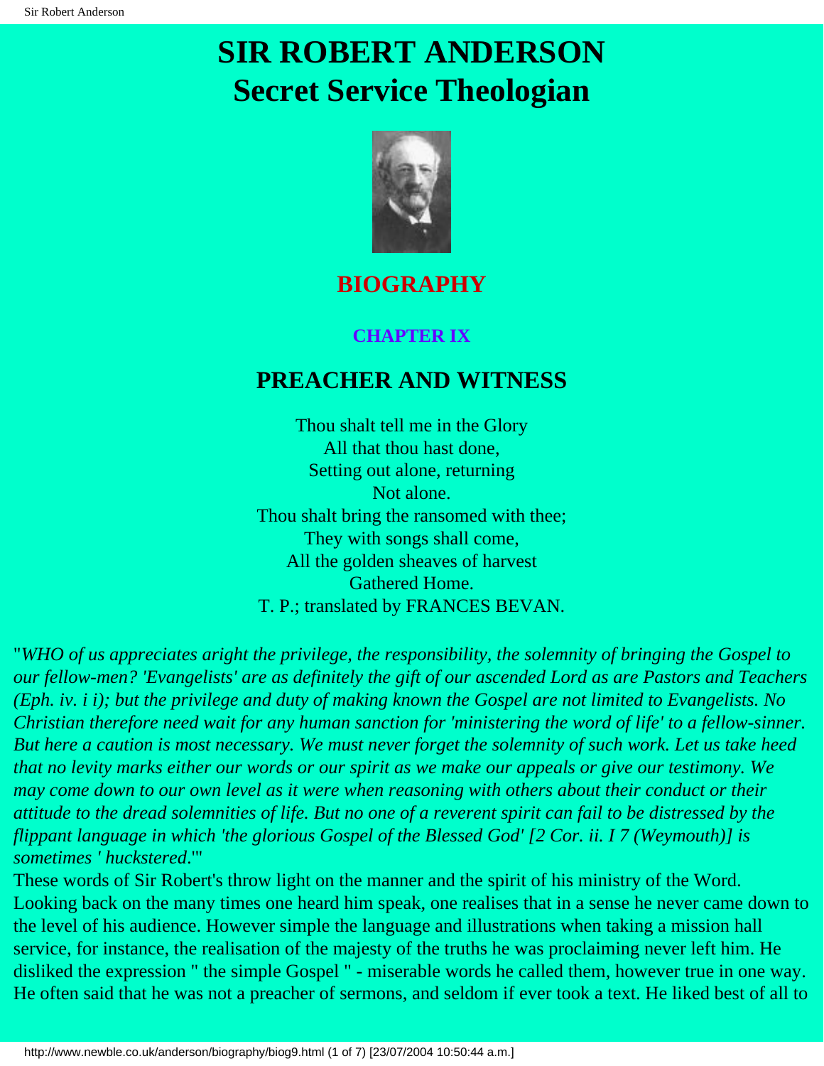# SIR ROBERT ANDERSON
# Secret Service Theologian

## BIOGRAPHY

### CHAPTER IX

## PREACHER AND WITNESS

Thou shalt tell me in the Glory  
All that thou hast done,  
Setting out alone, returning  
Not alone.  
Thou shalt bring the ransomed with thee;  
They with songs shall come,  
All the golden sheaves of harvest  
Gathered Home.  
T. P.; translated by FRANCES BEVAN.

"*WHO of us appreciates aright the privilege, the responsibility, the solemnity of bringing the Gospel to our fellow-men? 'Evangelists' are as definitely the gift of our ascended Lord as are Pastors and Teachers (Eph. iv. i i); but the privilege and duty of making known the Gospel are not limited to Evangelists. No Christian therefore need wait for any human sanction for 'ministering the word of life' to a fellow-sinner. But here a caution is most necessary. We must never forget the solemnity of such work. Let us take heed that no levity marks either our words or our spirit as we make our appeals or give our testimony. We may come down to our own level as it were when reasoning with others about their conduct or their attitude to the dread solemnities of life. But no one of a reverent spirit can fail to be distressed by the flippant language in which 'the glorious Gospel of the Blessed God' [2 Cor. ii. I 7 (Weymouth)] is sometimes ' huckstered*.'"

These words of Sir Robert's throw light on the manner and the spirit of his ministry of the Word. Looking back on the many times one heard him speak, one realises that in a sense he never came down to the level of his audience. However simple the language and illustrations when taking a mission hall service, for instance, the realisation of the majesty of the truths he was proclaiming never left him. He disliked the expression " the simple Gospel " - miserable words he called them, however true in one way. He often said that he was not a preacher of sermons, and seldom if ever took a text. He liked best of all to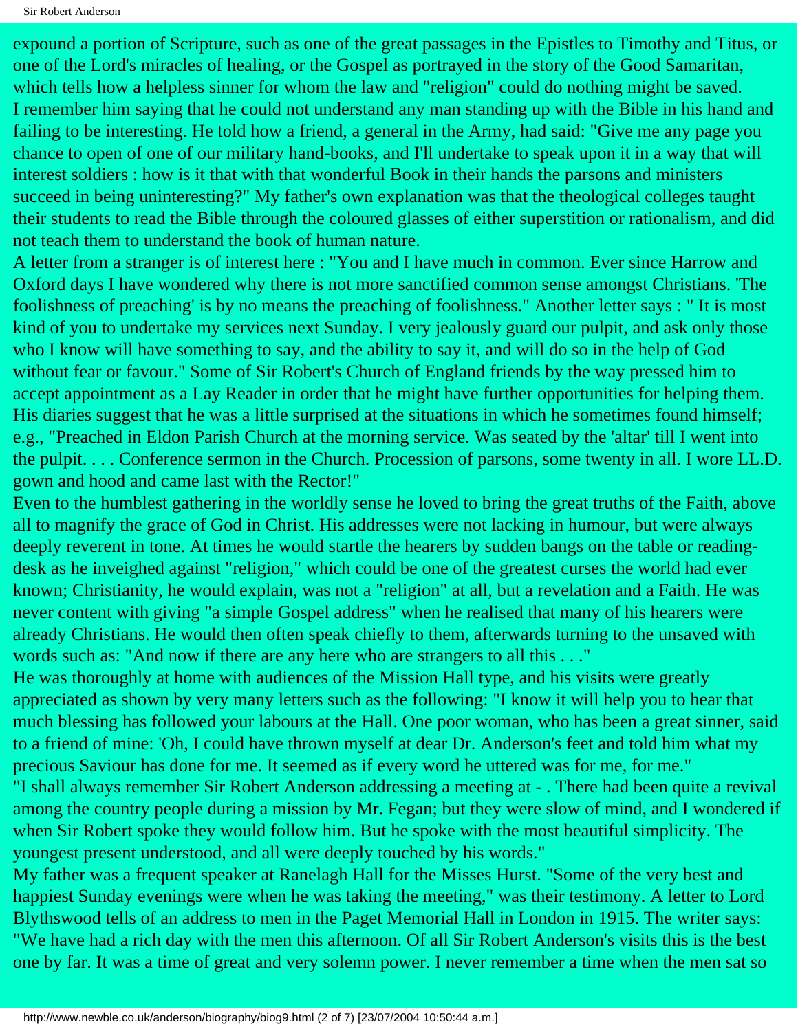expound a portion of Scripture, such as one of the great passages in the Epistles to Timothy and Titus, or one of the Lord's miracles of healing, or the Gospel as portrayed in the story of the Good Samaritan, which tells how a helpless sinner for whom the law and "religion" could do nothing might be saved.

I remember him saying that he could not understand any man standing up with the Bible in his hand and failing to be interesting. He told how a friend, a general in the Army, had said: "Give me any page you chance to open of one of our military hand-books, and I'll undertake to speak upon it in a way that will interest soldiers : how is it that with that wonderful Book in their hands the parsons and ministers succeed in being uninteresting?" My father's own explanation was that the theological colleges taught their students to read the Bible through the coloured glasses of either superstition or rationalism, and did not teach them to understand the book of human nature.

A letter from a stranger is of interest here : "You and I have much in common. Ever since Harrow and Oxford days I have wondered why there is not more sanctified common sense amongst Christians. 'The foolishness of preaching' is by no means the preaching of foolishness." Another letter says : " It is most kind of you to undertake my services next Sunday. I very jealously guard our pulpit, and ask only those who I know will have something to say, and the ability to say it, and will do so in the help of God without fear or favour." Some of Sir Robert's Church of England friends by the way pressed him to accept appointment as a Lay Reader in order that he might have further opportunities for helping them. His diaries suggest that he was a little surprised at the situations in which he sometimes found himself; e.g., "Preached in Eldon Parish Church at the morning service. Was seated by the 'altar' till I went into the pulpit. . . . Conference sermon in the Church. Procession of parsons, some twenty in all. I wore LL.D. gown and hood and came last with the Rector!"

Even to the humblest gathering in the worldly sense he loved to bring the great truths of the Faith, above all to magnify the grace of God in Christ. His addresses were not lacking in humour, but were always deeply reverent in tone. At times he would startle the hearers by sudden bangs on the table or reading-desk as he inveighed against "religion," which could be one of the greatest curses the world had ever known; Christianity, he would explain, was not a "religion" at all, but a revelation and a Faith. He was never content with giving "a simple Gospel address" when he realised that many of his hearers were already Christians. He would then often speak chiefly to them, afterwards turning to the unsaved with words such as: "And now if there are any here who are strangers to all this . . ."

He was thoroughly at home with audiences of the Mission Hall type, and his visits were greatly appreciated as shown by very many letters such as the following: "I know it will help you to hear that much blessing has followed your labours at the Hall. One poor woman, who has been a great sinner, said to a friend of mine: 'Oh, I could have thrown myself at dear Dr. Anderson's feet and told him what my precious Saviour has done for me. It seemed as if every word he uttered was for me, for me."

"I shall always remember Sir Robert Anderson addressing a meeting at - . There had been quite a revival among the country people during a mission by Mr. Fegan; but they were slow of mind, and I wondered if when Sir Robert spoke they would follow him. But he spoke with the most beautiful simplicity. The youngest present understood, and all were deeply touched by his words."

My father was a frequent speaker at Ranelagh Hall for the Misses Hurst. "Some of the very best and happiest Sunday evenings were when he was taking the meeting," was their testimony. A letter to Lord Blythswood tells of an address to men in the Paget Memorial Hall in London in 1915. The writer says: "We have had a rich day with the men this afternoon. Of all Sir Robert Anderson's visits this is the best one by far. It was a time of great and very solemn power. I never remember a time when the men sat so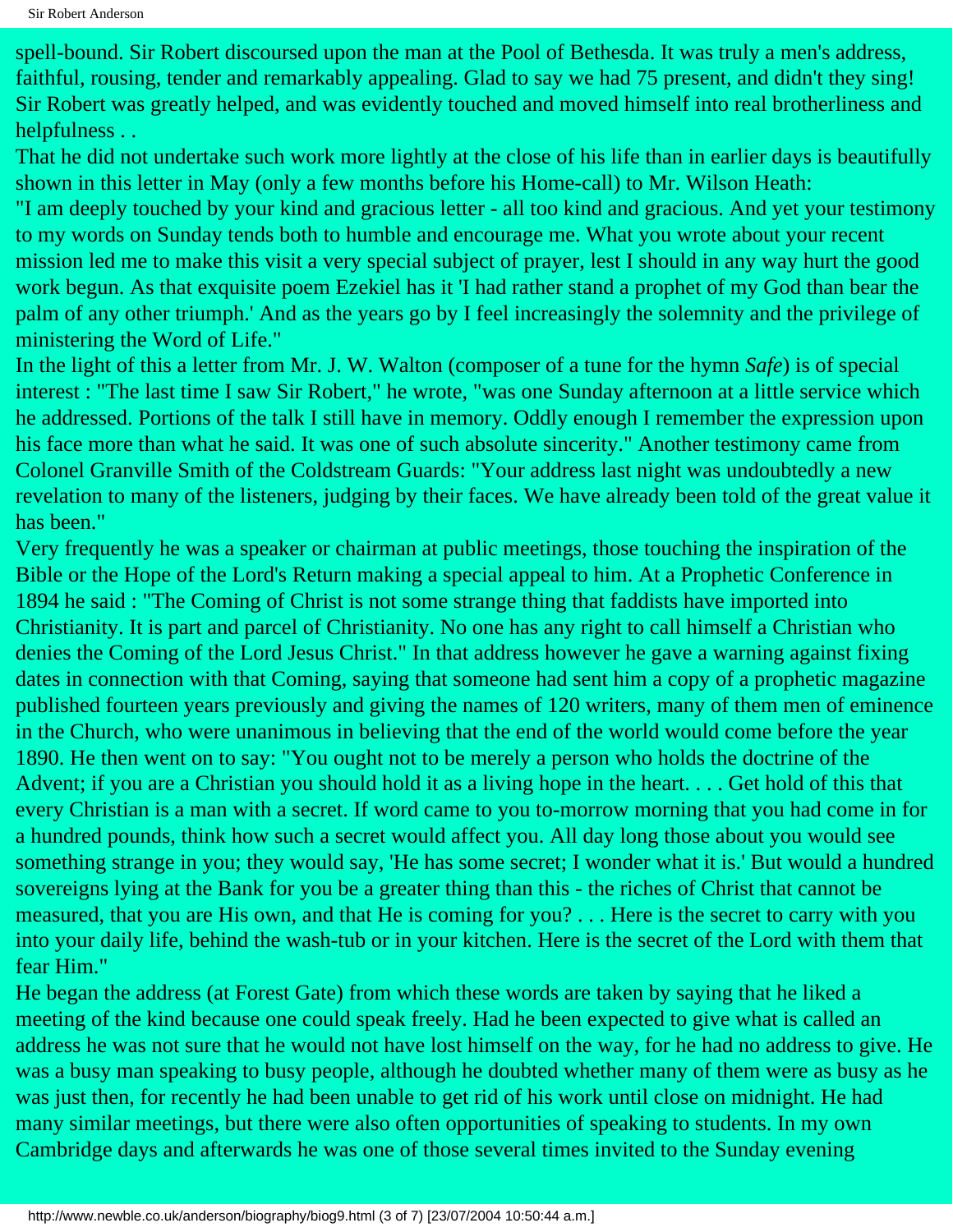spell-bound. Sir Robert discoursed upon the man at the Pool of Bethesda. It was truly a men's address, faithful, rousing, tender and remarkably appealing. Glad to say we had 75 present, and didn't they sing! Sir Robert was greatly helped, and was evidently touched and moved himself into real brotherliness and helpfulness . .

That he did not undertake such work more lightly at the close of his life than in earlier days is beautifully shown in this letter in May (only a few months before his Home-call) to Mr. Wilson Heath:

"I am deeply touched by your kind and gracious letter - all too kind and gracious. And yet your testimony to my words on Sunday tends both to humble and encourage me. What you wrote about your recent mission led me to make this visit a very special subject of prayer, lest I should in any way hurt the good work begun. As that exquisite poem Ezekiel has it 'I had rather stand a prophet of my God than bear the palm of any other triumph.' And as the years go by I feel increasingly the solemnity and the privilege of ministering the Word of Life."

In the light of this a letter from Mr. J. W. Walton (composer of a tune for the hymn *Safe*) is of special interest : "The last time I saw Sir Robert," he wrote, "was one Sunday afternoon at a little service which he addressed. Portions of the talk I still have in memory. Oddly enough I remember the expression upon his face more than what he said. It was one of such absolute sincerity." Another testimony came from Colonel Granville Smith of the Coldstream Guards: "Your address last night was undoubtedly a new revelation to many of the listeners, judging by their faces. We have already been told of the great value it has been."

Very frequently he was a speaker or chairman at public meetings, those touching the inspiration of the Bible or the Hope of the Lord's Return making a special appeal to him. At a Prophetic Conference in 1894 he said : "The Coming of Christ is not some strange thing that faddists have imported into Christianity. It is part and parcel of Christianity. No one has any right to call himself a Christian who denies the Coming of the Lord Jesus Christ." In that address however he gave a warning against fixing dates in connection with that Coming, saying that someone had sent him a copy of a prophetic magazine published fourteen years previously and giving the names of 120 writers, many of them men of eminence in the Church, who were unanimous in believing that the end of the world would come before the year 1890. He then went on to say: "You ought not to be merely a person who holds the doctrine of the Advent; if you are a Christian you should hold it as a living hope in the heart. . . . Get hold of this that every Christian is a man with a secret. If word came to you to-morrow morning that you had come in for a hundred pounds, think how such a secret would affect you. All day long those about you would see something strange in you; they would say, 'He has some secret; I wonder what it is.' But would a hundred sovereigns lying at the Bank for you be a greater thing than this - the riches of Christ that cannot be measured, that you are His own, and that He is coming for you? . . . Here is the secret to carry with you into your daily life, behind the wash-tub or in your kitchen. Here is the secret of the Lord with them that fear Him."

He began the address (at Forest Gate) from which these words are taken by saying that he liked a meeting of the kind because one could speak freely. Had he been expected to give what is called an address he was not sure that he would not have lost himself on the way, for he had no address to give. He was a busy man speaking to busy people, although he doubted whether many of them were as busy as he was just then, for recently he had been unable to get rid of his work until close on midnight. He had many similar meetings, but there were also often opportunities of speaking to students. In my own Cambridge days and afterwards he was one of those several times invited to the Sunday evening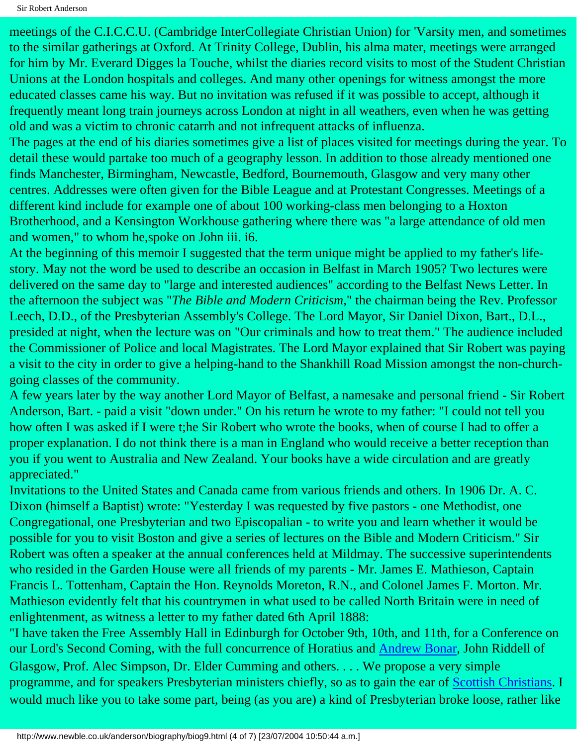meetings of the C.I.C.C.U. (Cambridge InterCollegiate Christian Union) for 'Varsity men, and sometimes to the similar gatherings at Oxford. At Trinity College, Dublin, his alma mater, meetings were arranged for him by Mr. Everard Digges la Touche, whilst the diaries record visits to most of the Student Christian Unions at the London hospitals and colleges. And many other openings for witness amongst the more educated classes came his way. But no invitation was refused if it was possible to accept, although it frequently meant long train journeys across London at night in all weathers, even when he was getting old and was a victim to chronic catarrh and not infrequent attacks of influenza.

The pages at the end of his diaries sometimes give a list of places visited for meetings during the year. To detail these would partake too much of a geography lesson. In addition to those already mentioned one finds Manchester, Birmingham, Newcastle, Bedford, Bournemouth, Glasgow and very many other centres. Addresses were often given for the Bible League and at Protestant Congresses. Meetings of a different kind include for example one of about 100 working-class men belonging to a Hoxton Brotherhood, and a Kensington Workhouse gathering where there was "a large attendance of old men and women," to whom he,spoke on John iii. i6.

At the beginning of this memoir I suggested that the term unique might be applied to my father's life-story. May not the word be used to describe an occasion in Belfast in March 1905? Two lectures were delivered on the same day to "large and interested audiences" according to the Belfast News Letter. In the afternoon the subject was "*The Bible and Modern Criticism*," the chairman being the Rev. Professor Leech, D.D., of the Presbyterian Assembly's College. The Lord Mayor, Sir Daniel Dixon, Bart., D.L., presided at night, when the lecture was on "Our criminals and how to treat them." The audience included the Commissioner of Police and local Magistrates. The Lord Mayor explained that Sir Robert was paying a visit to the city in order to give a helping-hand to the Shankhill Road Mission amongst the non-church-going classes of the community.

A few years later by the way another Lord Mayor of Belfast, a namesake and personal friend - Sir Robert Anderson, Bart. - paid a visit "down under." On his return he wrote to my father: "I could not tell you how often I was asked if I were t;he Sir Robert who wrote the books, when of course I had to offer a proper explanation. I do not think there is a man in England who would receive a better reception than you if you went to Australia and New Zealand. Your books have a wide circulation and are greatly appreciated."

Invitations to the United States and Canada came from various friends and others. In 1906 Dr. A. C. Dixon (himself a Baptist) wrote: "Yesterday I was requested by five pastors - one Methodist, one Congregational, one Presbyterian and two Episcopalian - to write you and learn whether it would be possible for you to visit Boston and give a series of lectures on the Bible and Modern Criticism." Sir Robert was often a speaker at the annual conferences held at Mildmay. The successive superintendents who resided in the Garden House were all friends of my parents - Mr. James E. Mathieson, Captain Francis L. Tottenham, Captain the Hon. Reynolds Moreton, R.N., and Colonel James F. Morton. Mr. Mathieson evidently felt that his countrymen in what used to be called North Britain were in need of enlightenment, as witness a letter to my father dated 6th April 1888:

"I have taken the Free Assembly Hall in Edinburgh for October 9th, 10th, and 11th, for a Conference on our Lord's Second Coming, with the full concurrence of Horatius and Andrew Bonar, John Riddell of Glasgow, Prof. Alec Simpson, Dr. Elder Cumming and others. . . . We propose a very simple programme, and for speakers Presbyterian ministers chiefly, so as to gain the ear of Scottish Christians. I would much like you to take some part, being (as you are) a kind of Presbyterian broke loose, rather like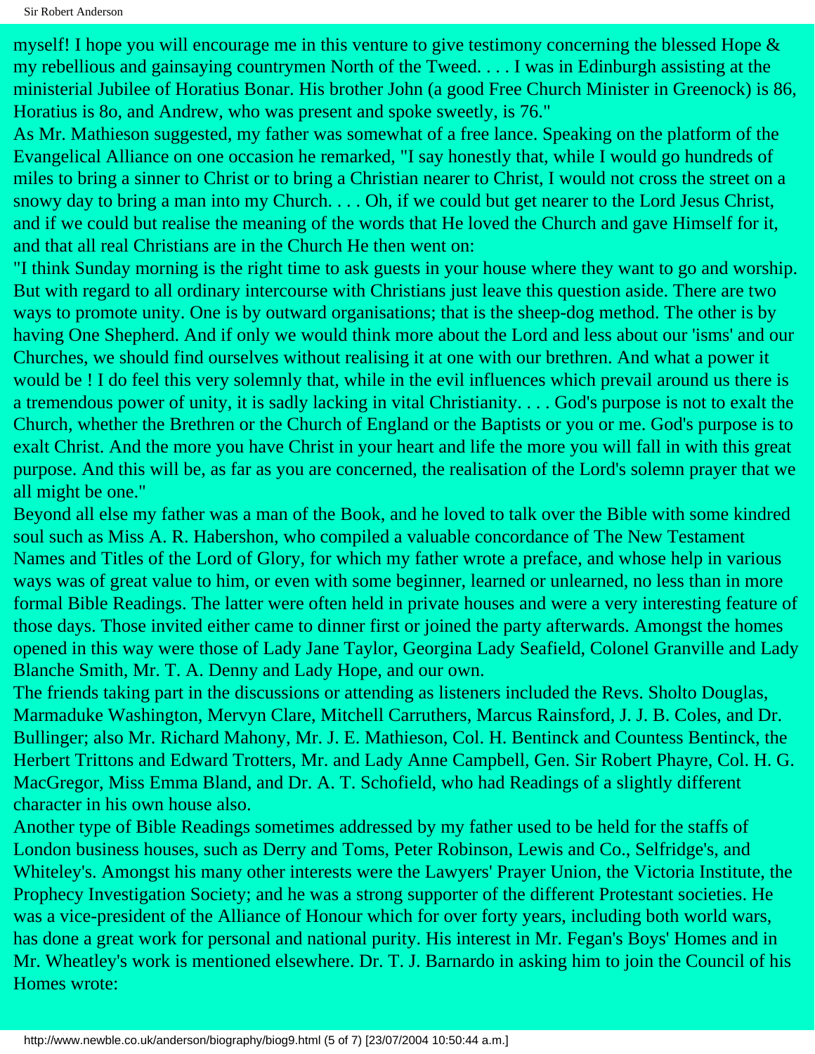myself! I hope you will encourage me in this venture to give testimony concerning the blessed Hope & my rebellious and gainsaying countrymen North of the Tweed. . . . I was in Edinburgh assisting at the ministerial Jubilee of Horatius Bonar. His brother John (a good Free Church Minister in Greenock) is 86, Horatius is 8o, and Andrew, who was present and spoke sweetly, is 76."

As Mr. Mathieson suggested, my father was somewhat of a free lance. Speaking on the platform of the Evangelical Alliance on one occasion he remarked, "I say honestly that, while I would go hundreds of miles to bring a sinner to Christ or to bring a Christian nearer to Christ, I would not cross the street on a snowy day to bring a man into my Church. . . . Oh, if we could but get nearer to the Lord Jesus Christ, and if we could but realise the meaning of the words that He loved the Church and gave Himself for it, and that all real Christians are in the Church He then went on:

"I think Sunday morning is the right time to ask guests in your house where they want to go and worship. But with regard to all ordinary intercourse with Christians just leave this question aside. There are two ways to promote unity. One is by outward organisations; that is the sheep-dog method. The other is by having One Shepherd. And if only we would think more about the Lord and less about our 'isms' and our Churches, we should find ourselves without realising it at one with our brethren. And what a power it would be ! I do feel this very solemnly that, while in the evil influences which prevail around us there is a tremendous power of unity, it is sadly lacking in vital Christianity. . . . God's purpose is not to exalt the Church, whether the Brethren or the Church of England or the Baptists or you or me. God's purpose is to exalt Christ. And the more you have Christ in your heart and life the more you will fall in with this great purpose. And this will be, as far as you are concerned, the realisation of the Lord's solemn prayer that we all might be one."

Beyond all else my father was a man of the Book, and he loved to talk over the Bible with some kindred soul such as Miss A. R. Habershon, who compiled a valuable concordance of The New Testament Names and Titles of the Lord of Glory, for which my father wrote a preface, and whose help in various ways was of great value to him, or even with some beginner, learned or unlearned, no less than in more formal Bible Readings. The latter were often held in private houses and were a very interesting feature of those days. Those invited either came to dinner first or joined the party afterwards. Amongst the homes opened in this way were those of Lady Jane Taylor, Georgina Lady Seafield, Colonel Granville and Lady Blanche Smith, Mr. T. A. Denny and Lady Hope, and our own.

The friends taking part in the discussions or attending as listeners included the Revs. Sholto Douglas, Marmaduke Washington, Mervyn Clare, Mitchell Carruthers, Marcus Rainsford, J. J. B. Coles, and Dr. Bullinger; also Mr. Richard Mahony, Mr. J. E. Mathieson, Col. H. Bentinck and Countess Bentinck, the Herbert Trittons and Edward Trotters, Mr. and Lady Anne Campbell, Gen. Sir Robert Phayre, Col. H. G. MacGregor, Miss Emma Bland, and Dr. A. T. Schofield, who had Readings of a slightly different character in his own house also.

Another type of Bible Readings sometimes addressed by my father used to be held for the staffs of London business houses, such as Derry and Toms, Peter Robinson, Lewis and Co., Selfridge's, and Whiteley's. Amongst his many other interests were the Lawyers' Prayer Union, the Victoria Institute, the Prophecy Investigation Society; and he was a strong supporter of the different Protestant societies. He was a vice-president of the Alliance of Honour which for over forty years, including both world wars, has done a great work for personal and national purity. His interest in Mr. Fegan's Boys' Homes and in Mr. Wheatley's work is mentioned elsewhere. Dr. T. J. Barnardo in asking him to join the Council of his Homes wrote: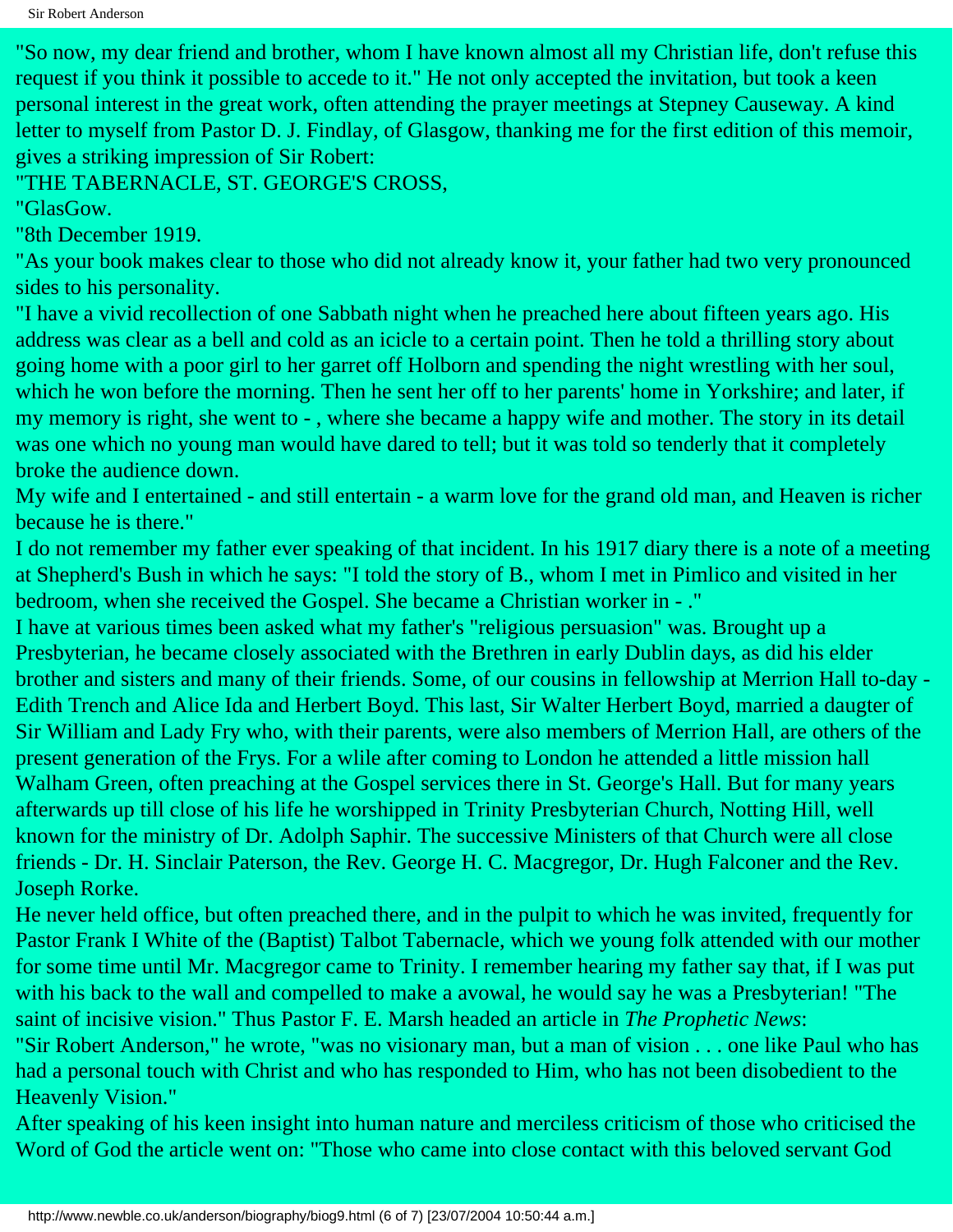"So now, my dear friend and brother, whom I have known almost all my Christian life, don't refuse this request if you think it possible to accede to it." He not only accepted the invitation, but took a keen personal interest in the great work, often attending the prayer meetings at Stepney Causeway. A kind letter to myself from Pastor D. J. Findlay, of Glasgow, thanking me for the first edition of this memoir, gives a striking impression of Sir Robert:

"THE TABERNACLE, ST. GEORGE'S CROSS,

"GlasGow.

"8th December 1919.

"As your book makes clear to those who did not already know it, your father had two very pronounced sides to his personality.

"I have a vivid recollection of one Sabbath night when he preached here about fifteen years ago. His address was clear as a bell and cold as an icicle to a certain point. Then he told a thrilling story about going home with a poor girl to her garret off Holborn and spending the night wrestling with her soul, which he won before the morning. Then he sent her off to her parents' home in Yorkshire; and later, if my memory is right, she went to - , where she became a happy wife and mother. The story in its detail was one which no young man would have dared to tell; but it was told so tenderly that it completely broke the audience down.

My wife and I entertained - and still entertain - a warm love for the grand old man, and Heaven is richer because he is there."

I do not remember my father ever speaking of that incident. In his 1917 diary there is a note of a meeting at Shepherd's Bush in which he says: "I told the story of B., whom I met in Pimlico and visited in her bedroom, when she received the Gospel. She became a Christian worker in - ."

I have at various times been asked what my father's "religious persuasion" was. Brought up a Presbyterian, he became closely associated with the Brethren in early Dublin days, as did his elder brother and sisters and many of their friends. Some, of our cousins in fellowship at Merrion Hall to-day - Edith Trench and Alice Ida and Herbert Boyd. This last, Sir Walter Herbert Boyd, married a daugter of Sir William and Lady Fry who, with their parents, were also members of Merrion Hall, are others of the present generation of the Frys. For a wlile after coming to London he attended a little mission hall Walham Green, often preaching at the Gospel services there in St. George's Hall. But for many years afterwards up till close of his life he worshipped in Trinity Presbyterian Church, Notting Hill, well known for the ministry of Dr. Adolph Saphir. The successive Ministers of that Church were all close friends - Dr. H. Sinclair Paterson, the Rev. George H. C. Macgregor, Dr. Hugh Falconer and the Rev. Joseph Rorke.

He never held office, but often preached there, and in the pulpit to which he was invited, frequently for Pastor Frank I White of the (Baptist) Talbot Tabernacle, which we young folk attended with our mother for some time until Mr. Macgregor came to Trinity. I remember hearing my father say that, if I was put with his back to the wall and compelled to make a avowal, he would say he was a Presbyterian! "The saint of incisive vision." Thus Pastor F. E. Marsh headed an article in *The Prophetic News*:

"Sir Robert Anderson," he wrote, "was no visionary man, but a man of vision . . . one like Paul who has had a personal touch with Christ and who has responded to Him, who has not been disobedient to the Heavenly Vision."

After speaking of his keen insight into human nature and merciless criticism of those who criticised the Word of God the article went on: "Those who came into close contact with this beloved servant God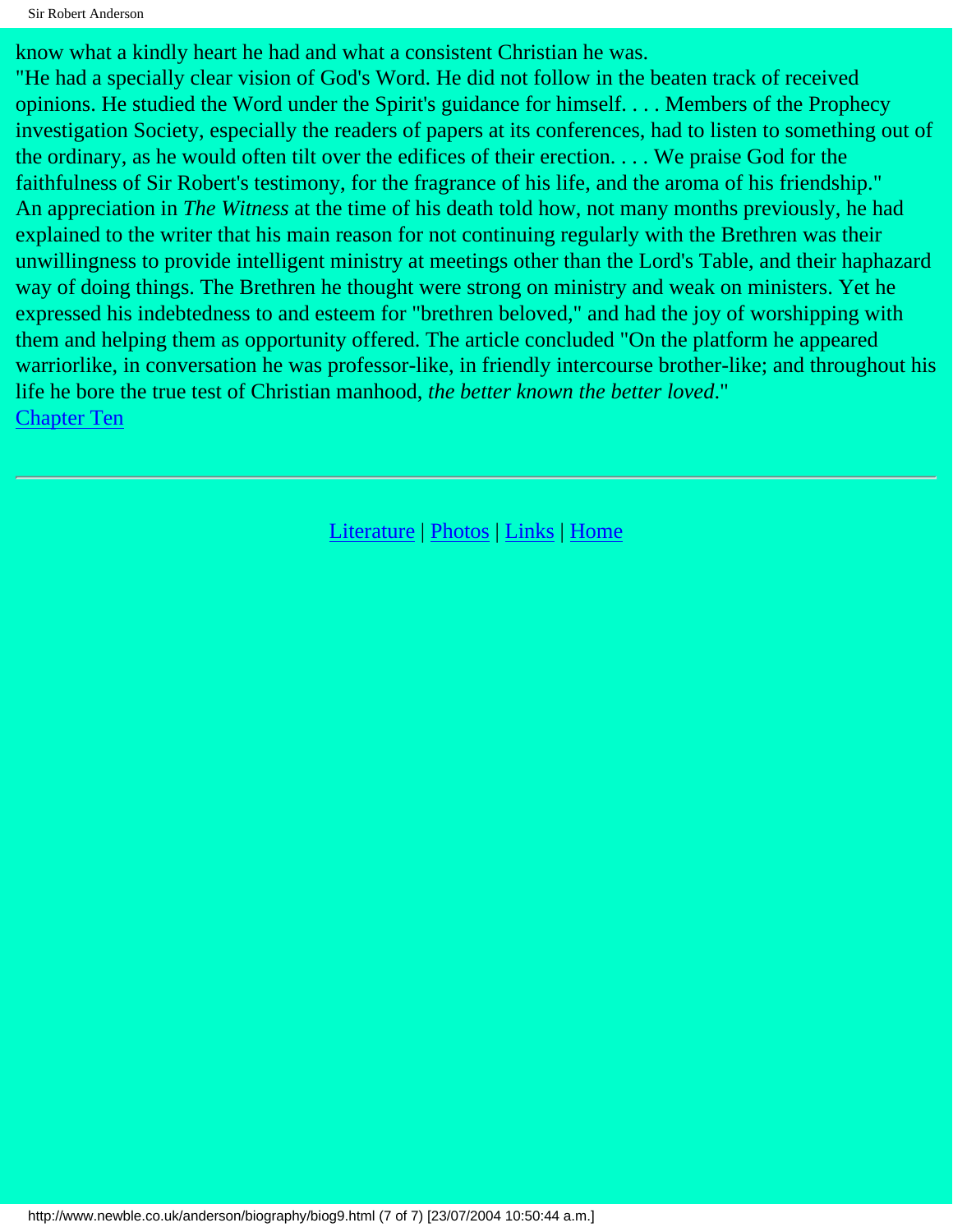know what a kindly heart he had and what a consistent Christian he was.

"He had a specially clear vision of God's Word. He did not follow in the beaten track of received opinions. He studied the Word under the Spirit's guidance for himself. . . . Members of the Prophecy investigation Society, especially the readers of papers at its conferences, had to listen to something out of the ordinary, as he would often tilt over the edifices of their erection. . . . We praise God for the faithfulness of Sir Robert's testimony, for the fragrance of his life, and the aroma of his friendship."

An appreciation in *The Witness* at the time of his death told how, not many months previously, he had explained to the writer that his main reason for not continuing regularly with the Brethren was their unwillingness to provide intelligent ministry at meetings other than the Lord's Table, and their haphazard way of doing things. The Brethren he thought were strong on ministry and weak on ministers. Yet he expressed his indebtedness to and esteem for "brethren beloved," and had the joy of worshipping with them and helping them as opportunity offered. The article concluded "On the platform he appeared warriorlike, in conversation he was professor-like, in friendly intercourse brother-like; and throughout his life he bore the true test of Christian manhood, *the better known the better loved*."

Chapter Ten

---

Literature | Photos | Links | Home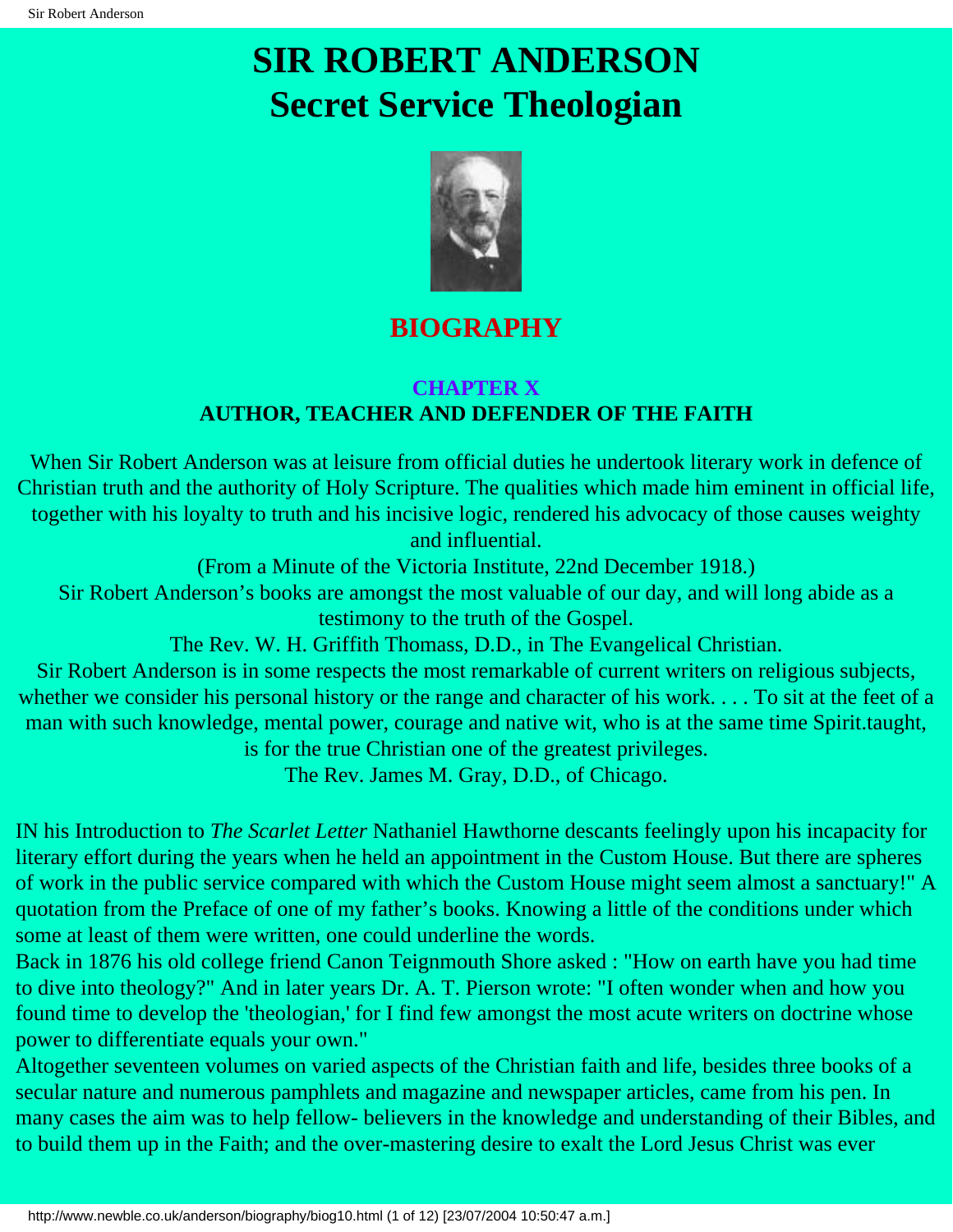# SIR ROBERT ANDERSON
# Secret Service Theologian

## BIOGRAPHY

### CHAPTER X
### AUTHOR, TEACHER AND DEFENDER OF THE FAITH

When Sir Robert Anderson was at leisure from official duties he undertook literary work in defence of Christian truth and the authority of Holy Scripture. The qualities which made him eminent in official life, together with his loyalty to truth and his incisive logic, rendered his advocacy of those causes weighty and influential.

(From a Minute of the Victoria Institute, 22nd December 1918.)

Sir Robert Anderson's books are amongst the most valuable of our day, and will long abide as a testimony to the truth of the Gospel.

The Rev. W. H. Griffith Thomass, D.D., in The Evangelical Christian.

Sir Robert Anderson is in some respects the most remarkable of current writers on religious subjects, whether we consider his personal history or the range and character of his work. . . . To sit at the feet of a man with such knowledge, mental power, courage and native wit, who is at the same time Spirit.taught, is for the true Christian one of the greatest privileges.

The Rev. James M. Gray, D.D., of Chicago.

IN his Introduction to *The Scarlet Letter* Nathaniel Hawthorne descants feelingly upon his incapacity for literary effort during the years when he held an appointment in the Custom House. But there are spheres of work in the public service compared with which the Custom House might seem almost a sanctuary!" A quotation from the Preface of one of my father's books. Knowing a little of the conditions under which some at least of them were written, one could underline the words.

Back in 1876 his old college friend Canon Teignmouth Shore asked : "How on earth have you had time to dive into theology?" And in later years Dr. A. T. Pierson wrote: "I often wonder when and how you found time to develop the 'theologian,' for I find few amongst the most acute writers on doctrine whose power to differentiate equals your own."

Altogether seventeen volumes on varied aspects of the Christian faith and life, besides three books of a secular nature and numerous pamphlets and magazine and newspaper articles, came from his pen. In many cases the aim was to help fellow- believers in the knowledge and understanding of their Bibles, and to build them up in the Faith; and the over-mastering desire to exalt the Lord Jesus Christ was ever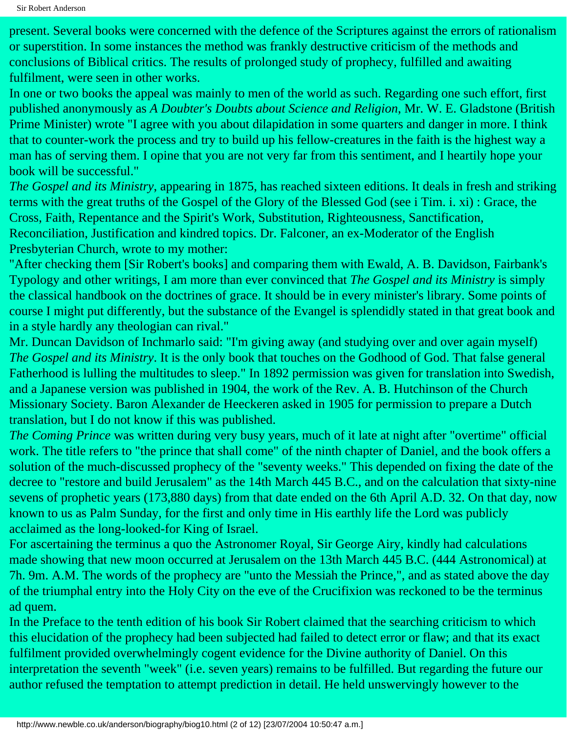present. Several books were concerned with the defence of the Scriptures against the errors of rationalism or superstition. In some instances the method was frankly destructive criticism of the methods and conclusions of Biblical critics. The results of prolonged study of prophecy, fulfilled and awaiting fulfilment, were seen in other works.

In one or two books the appeal was mainly to men of the world as such. Regarding one such effort, first published anonymously as *A Doubter's Doubts about Science and Religion*, Mr. W. E. Gladstone (British Prime Minister) wrote "I agree with you about dilapidation in some quarters and danger in more. I think that to counter-work the process and try to build up his fellow-creatures in the faith is the highest way a man has of serving them. I opine that you are not very far from this sentiment, and I heartily hope your book will be successful."

*The Gospel and its Ministry*, appearing in 1875, has reached sixteen editions. It deals in fresh and striking terms with the great truths of the Gospel of the Glory of the Blessed God (see i Tim. i. xi) : Grace, the Cross, Faith, Repentance and the Spirit's Work, Substitution, Righteousness, Sanctification, Reconciliation, Justification and kindred topics. Dr. Falconer, an ex-Moderator of the English Presbyterian Church, wrote to my mother:

"After checking them [Sir Robert's books] and comparing them with Ewald, A. B. Davidson, Fairbank's Typology and other writings, I am more than ever convinced that *The Gospel and its Ministry* is simply the classical handbook on the doctrines of grace. It should be in every minister's library. Some points of course I might put differently, but the substance of the Evangel is splendidly stated in that great book and in a style hardly any theologian can rival."

Mr. Duncan Davidson of Inchmarlo said: "I'm giving away (and studying over and over again myself) *The Gospel and its Ministry*. It is the only book that touches on the Godhood of God. That false general Fatherhood is lulling the multitudes to sleep." In 1892 permission was given for translation into Swedish, and a Japanese version was published in 1904, the work of the Rev. A. B. Hutchinson of the Church Missionary Society. Baron Alexander de Heeckeren asked in 1905 for permission to prepare a Dutch translation, but I do not know if this was published.

*The Coming Prince* was written during very busy years, much of it late at night after "overtime" official work. The title refers to "the prince that shall come" of the ninth chapter of Daniel, and the book offers a solution of the much-discussed prophecy of the "seventy weeks." This depended on fixing the date of the decree to "restore and build Jerusalem" as the 14th March 445 B.C., and on the calculation that sixty-nine sevens of prophetic years (173,880 days) from that date ended on the 6th April A.D. 32. On that day, now known to us as Palm Sunday, for the first and only time in His earthly life the Lord was publicly acclaimed as the long-looked-for King of Israel.

For ascertaining the terminus a quo the Astronomer Royal, Sir George Airy, kindly had calculations made showing that new moon occurred at Jerusalem on the 13th March 445 B.C. (444 Astronomical) at 7h. 9m. A.M. The words of the prophecy are "unto the Messiah the Prince,", and as stated above the day of the triumphal entry into the Holy City on the eve of the Crucifixion was reckoned to be the terminus ad quem.

In the Preface to the tenth edition of his book Sir Robert claimed that the searching criticism to which this elucidation of the prophecy had been subjected had failed to detect error or flaw; and that its exact fulfilment provided overwhelmingly cogent evidence for the Divine authority of Daniel. On this interpretation the seventh "week" (i.e. seven years) remains to be fulfilled. But regarding the future our author refused the temptation to attempt prediction in detail. He held unswervingly however to the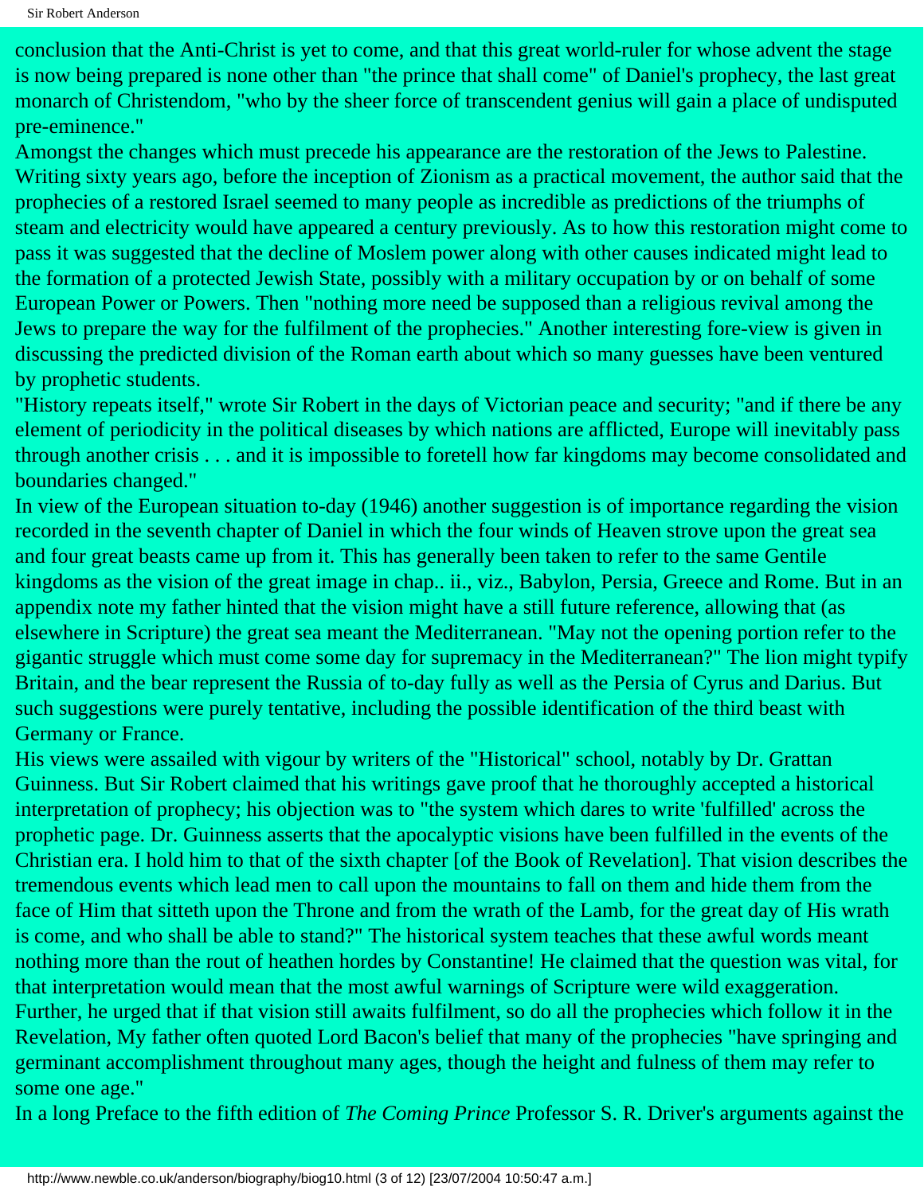conclusion that the Anti-Christ is yet to come, and that this great world-ruler for whose advent the stage is now being prepared is none other than "the prince that shall come" of Daniel's prophecy, the last great monarch of Christendom, "who by the sheer force of transcendent genius will gain a place of undisputed pre-eminence."

Amongst the changes which must precede his appearance are the restoration of the Jews to Palestine. Writing sixty years ago, before the inception of Zionism as a practical movement, the author said that the prophecies of a restored Israel seemed to many people as incredible as predictions of the triumphs of steam and electricity would have appeared a century previously. As to how this restoration might come to pass it was suggested that the decline of Moslem power along with other causes indicated might lead to the formation of a protected Jewish State, possibly with a military occupation by or on behalf of some European Power or Powers. Then "nothing more need be supposed than a religious revival among the Jews to prepare the way for the fulfilment of the prophecies." Another interesting fore-view is given in discussing the predicted division of the Roman earth about which so many guesses have been ventured by prophetic students.

"History repeats itself," wrote Sir Robert in the days of Victorian peace and security; "and if there be any element of periodicity in the political diseases by which nations are afflicted, Europe will inevitably pass through another crisis . . . and it is impossible to foretell how far kingdoms may become consolidated and boundaries changed."

In view of the European situation to-day (1946) another suggestion is of importance regarding the vision recorded in the seventh chapter of Daniel in which the four winds of Heaven strove upon the great sea and four great beasts came up from it. This has generally been taken to refer to the same Gentile kingdoms as the vision of the great image in chap.. ii., viz., Babylon, Persia, Greece and Rome. But in an appendix note my father hinted that the vision might have a still future reference, allowing that (as elsewhere in Scripture) the great sea meant the Mediterranean. "May not the opening portion refer to the gigantic struggle which must come some day for supremacy in the Mediterranean?" The lion might typify Britain, and the bear represent the Russia of to-day fully as well as the Persia of Cyrus and Darius. But such suggestions were purely tentative, including the possible identification of the third beast with Germany or France.

His views were assailed with vigour by writers of the "Historical" school, notably by Dr. Grattan Guinness. But Sir Robert claimed that his writings gave proof that he thoroughly accepted a historical interpretation of prophecy; his objection was to "the system which dares to write 'fulfilled' across the prophetic page. Dr. Guinness asserts that the apocalyptic visions have been fulfilled in the events of the Christian era. I hold him to that of the sixth chapter [of the Book of Revelation]. That vision describes the tremendous events which lead men to call upon the mountains to fall on them and hide them from the face of Him that sitteth upon the Throne and from the wrath of the Lamb, for the great day of His wrath is come, and who shall be able to stand?" The historical system teaches that these awful words meant nothing more than the rout of heathen hordes by Constantine! He claimed that the question was vital, for that interpretation would mean that the most awful warnings of Scripture were wild exaggeration. Further, he urged that if that vision still awaits fulfilment, so do all the prophecies which follow it in the Revelation, My father often quoted Lord Bacon's belief that many of the prophecies "have springing and germinant accomplishment throughout many ages, though the height and fulness of them may refer to some one age."

In a long Preface to the fifth edition of *The Coming Prince* Professor S. R. Driver's arguments against the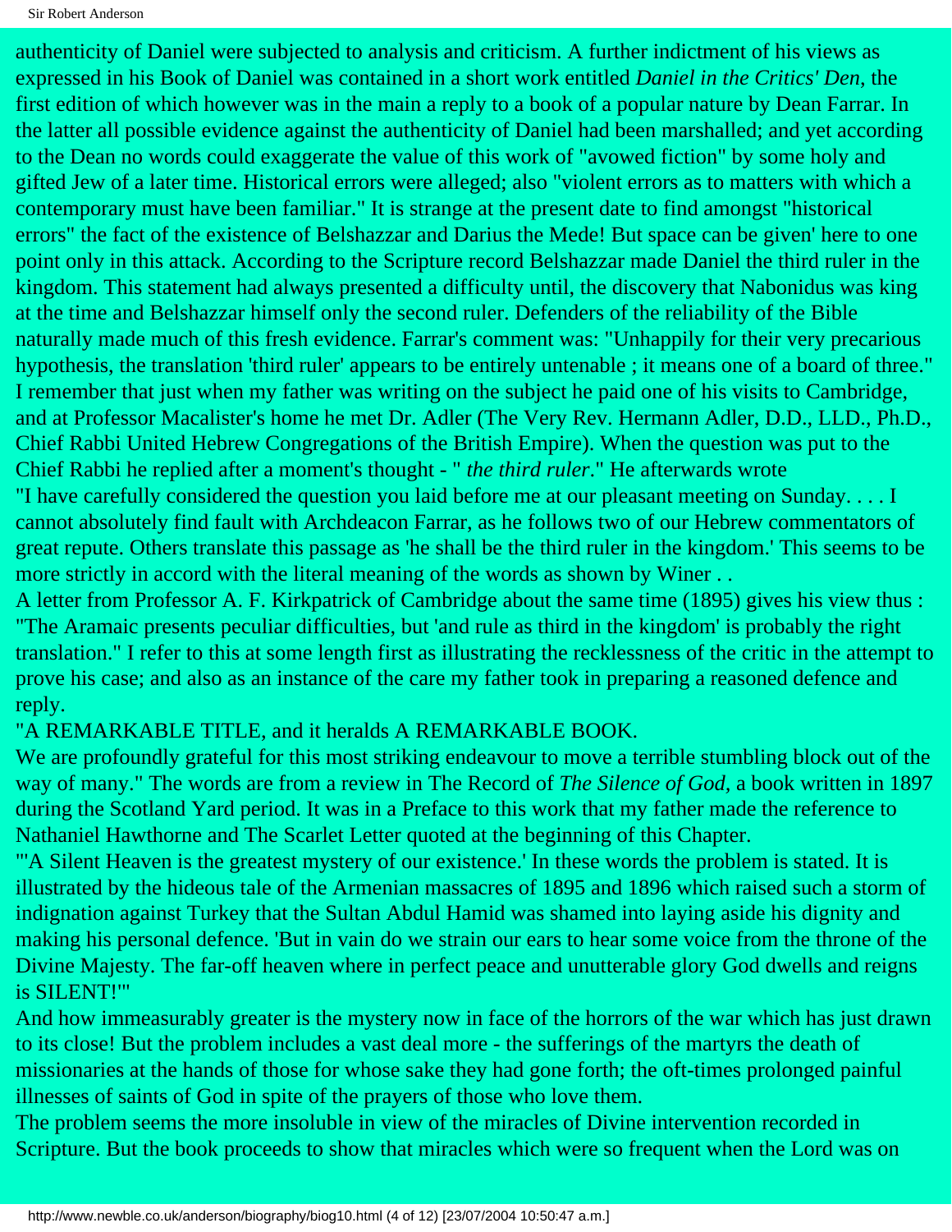authenticity of Daniel were subjected to analysis and criticism. A further indictment of his views as expressed in his Book of Daniel was contained in a short work entitled *Daniel in the Critics' Den*, the first edition of which however was in the main a reply to a book of a popular nature by Dean Farrar. In the latter all possible evidence against the authenticity of Daniel had been marshalled; and yet according to the Dean no words could exaggerate the value of this work of "avowed fiction" by some holy and gifted Jew of a later time. Historical errors were alleged; also "violent errors as to matters with which a contemporary must have been familiar." It is strange at the present date to find amongst "historical errors" the fact of the existence of Belshazzar and Darius the Mede! But space can be given' here to one point only in this attack. According to the Scripture record Belshazzar made Daniel the third ruler in the kingdom. This statement had always presented a difficulty until, the discovery that Nabonidus was king at the time and Belshazzar himself only the second ruler. Defenders of the reliability of the Bible naturally made much of this fresh evidence. Farrar's comment was: "Unhappily for their very precarious hypothesis, the translation 'third ruler' appears to be entirely untenable ; it means one of a board of three." I remember that just when my father was writing on the subject he paid one of his visits to Cambridge, and at Professor Macalister's home he met Dr. Adler (The Very Rev. Hermann Adler, D.D., LLD., Ph.D., Chief Rabbi United Hebrew Congregations of the British Empire). When the question was put to the Chief Rabbi he replied after a moment's thought - " *the third ruler*." He afterwards wrote

"I have carefully considered the question you laid before me at our pleasant meeting on Sunday. . . . I cannot absolutely find fault with Archdeacon Farrar, as he follows two of our Hebrew commentators of great repute. Others translate this passage as 'he shall be the third ruler in the kingdom.' This seems to be more strictly in accord with the literal meaning of the words as shown by Winer . .

A letter from Professor A. F. Kirkpatrick of Cambridge about the same time (1895) gives his view thus : "The Aramaic presents peculiar difficulties, but 'and rule as third in the kingdom' is probably the right translation." I refer to this at some length first as illustrating the recklessness of the critic in the attempt to prove his case; and also as an instance of the care my father took in preparing a reasoned defence and reply.

"A REMARKABLE TITLE, and it heralds A REMARKABLE BOOK.

We are profoundly grateful for this most striking endeavour to move a terrible stumbling block out of the way of many." The words are from a review in The Record of *The Silence of God*, a book written in 1897 during the Scotland Yard period. It was in a Preface to this work that my father made the reference to Nathaniel Hawthorne and The Scarlet Letter quoted at the beginning of this Chapter.

"'A Silent Heaven is the greatest mystery of our existence.' In these words the problem is stated. It is illustrated by the hideous tale of the Armenian massacres of 1895 and 1896 which raised such a storm of indignation against Turkey that the Sultan Abdul Hamid was shamed into laying aside his dignity and making his personal defence. 'But in vain do we strain our ears to hear some voice from the throne of the Divine Majesty. The far-off heaven where in perfect peace and unutterable glory God dwells and reigns is SILENT!'"

And how immeasurably greater is the mystery now in face of the horrors of the war which has just drawn to its close! But the problem includes a vast deal more - the sufferings of the martyrs the death of missionaries at the hands of those for whose sake they had gone forth; the oft-times prolonged painful illnesses of saints of God in spite of the prayers of those who love them.

The problem seems the more insoluble in view of the miracles of Divine intervention recorded in Scripture. But the book proceeds to show that miracles which were so frequent when the Lord was on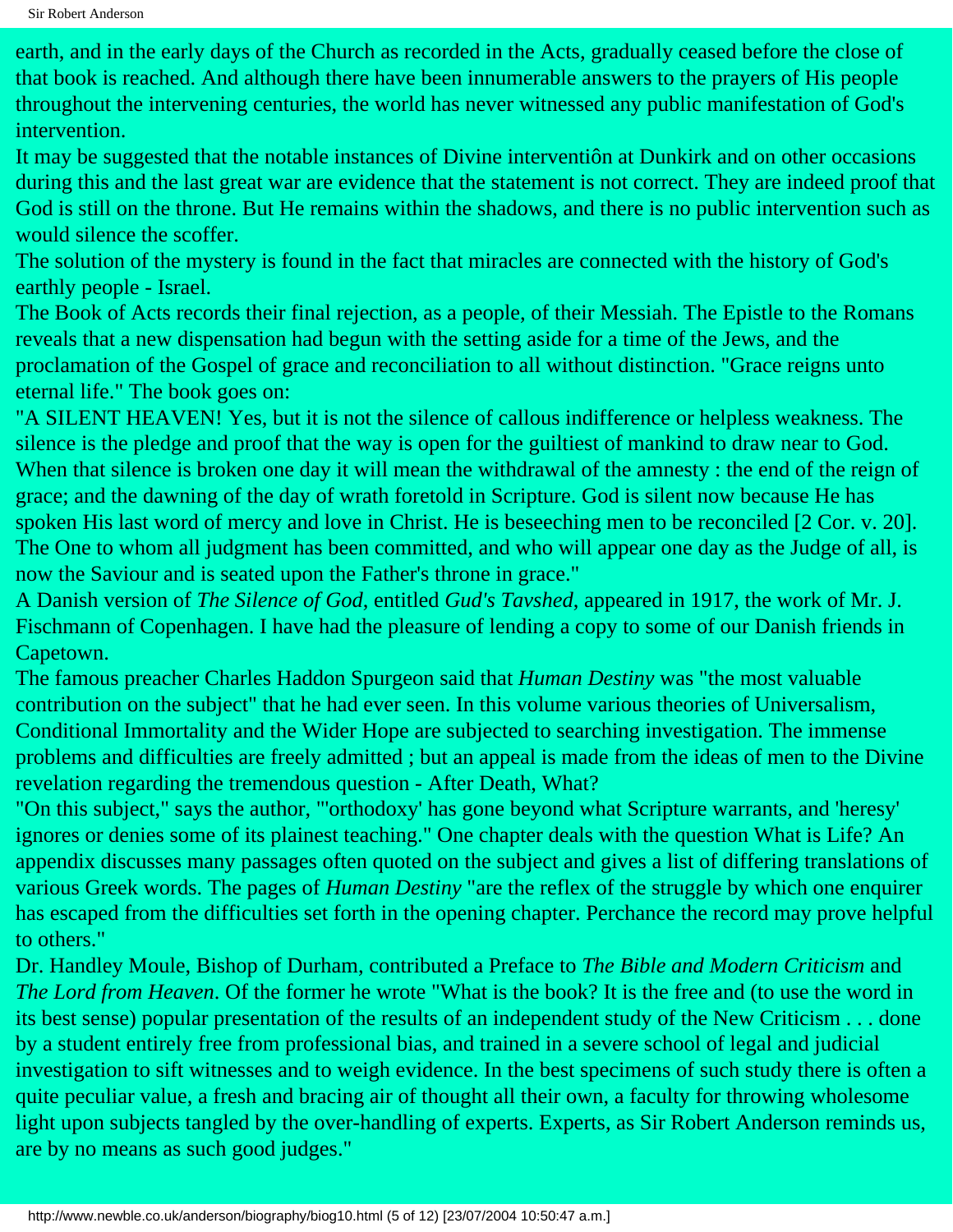earth, and in the early days of the Church as recorded in the Acts, gradually ceased before the close of that book is reached. And although there have been innumerable answers to the prayers of His people throughout the intervening centuries, the world has never witnessed any public manifestation of God's intervention.

It may be suggested that the notable instances of Divine interventiôn at Dunkirk and on other occasions during this and the last great war are evidence that the statement is not correct. They are indeed proof that God is still on the throne. But He remains within the shadows, and there is no public intervention such as would silence the scoffer.

The solution of the mystery is found in the fact that miracles are connected with the history of God's earthly people - Israel.

The Book of Acts records their final rejection, as a people, of their Messiah. The Epistle to the Romans reveals that a new dispensation had begun with the setting aside for a time of the Jews, and the proclamation of the Gospel of grace and reconciliation to all without distinction. "Grace reigns unto eternal life." The book goes on:

"A SILENT HEAVEN! Yes, but it is not the silence of callous indifference or helpless weakness. The silence is the pledge and proof that the way is open for the guiltiest of mankind to draw near to God. When that silence is broken one day it will mean the withdrawal of the amnesty : the end of the reign of grace; and the dawning of the day of wrath foretold in Scripture. God is silent now because He has spoken His last word of mercy and love in Christ. He is beseeching men to be reconciled [2 Cor. v. 20]. The One to whom all judgment has been committed, and who will appear one day as the Judge of all, is now the Saviour and is seated upon the Father's throne in grace."

A Danish version of *The Silence of God*, entitled *Gud's Tavshed*, appeared in 1917, the work of Mr. J. Fischmann of Copenhagen. I have had the pleasure of lending a copy to some of our Danish friends in Capetown.

The famous preacher Charles Haddon Spurgeon said that *Human Destiny* was "the most valuable contribution on the subject" that he had ever seen. In this volume various theories of Universalism, Conditional Immortality and the Wider Hope are subjected to searching investigation. The immense problems and difficulties are freely admitted ; but an appeal is made from the ideas of men to the Divine revelation regarding the tremendous question - After Death, What?

"On this subject," says the author, "'orthodoxy' has gone beyond what Scripture warrants, and 'heresy' ignores or denies some of its plainest teaching." One chapter deals with the question What is Life? An appendix discusses many passages often quoted on the subject and gives a list of differing translations of various Greek words. The pages of *Human Destiny* "are the reflex of the struggle by which one enquirer has escaped from the difficulties set forth in the opening chapter. Perchance the record may prove helpful to others."

Dr. Handley Moule, Bishop of Durham, contributed a Preface to *The Bible and Modern Criticism* and *The Lord from Heaven*. Of the former he wrote "What is the book? It is the free and (to use the word in its best sense) popular presentation of the results of an independent study of the New Criticism . . . done by a student entirely free from professional bias, and trained in a severe school of legal and judicial investigation to sift witnesses and to weigh evidence. In the best specimens of such study there is often a quite peculiar value, a fresh and bracing air of thought all their own, a faculty for throwing wholesome light upon subjects tangled by the over-handling of experts. Experts, as Sir Robert Anderson reminds us, are by no means as such good judges."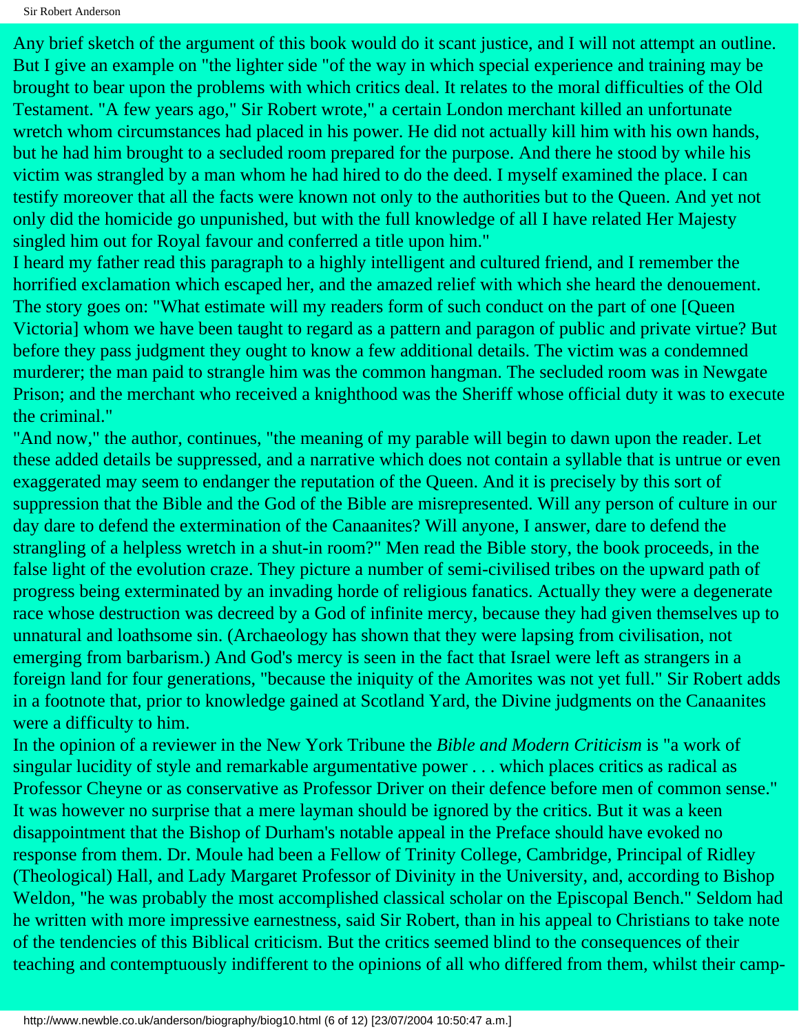Any brief sketch of the argument of this book would do it scant justice, and I will not attempt an outline. But I give an example on "the lighter side "of the way in which special experience and training may be brought to bear upon the problems with which critics deal. It relates to the moral difficulties of the Old Testament. "A few years ago," Sir Robert wrote," a certain London merchant killed an unfortunate wretch whom circumstances had placed in his power. He did not actually kill him with his own hands, but he had him brought to a secluded room prepared for the purpose. And there he stood by while his victim was strangled by a man whom he had hired to do the deed. I myself examined the place. I can testify moreover that all the facts were known not only to the authorities but to the Queen. And yet not only did the homicide go unpunished, but with the full knowledge of all I have related Her Majesty singled him out for Royal favour and conferred a title upon him."

I heard my father read this paragraph to a highly intelligent and cultured friend, and I remember the horrified exclamation which escaped her, and the amazed relief with which she heard the denouement. The story goes on: "What estimate will my readers form of such conduct on the part of one [Queen Victoria] whom we have been taught to regard as a pattern and paragon of public and private virtue? But before they pass judgment they ought to know a few additional details. The victim was a condemned murderer; the man paid to strangle him was the common hangman. The secluded room was in Newgate Prison; and the merchant who received a knighthood was the Sheriff whose official duty it was to execute the criminal."

"And now," the author, continues, "the meaning of my parable will begin to dawn upon the reader. Let these added details be suppressed, and a narrative which does not contain a syllable that is untrue or even exaggerated may seem to endanger the reputation of the Queen. And it is precisely by this sort of suppression that the Bible and the God of the Bible are misrepresented. Will any person of culture in our day dare to defend the extermination of the Canaanites? Will anyone, I answer, dare to defend the strangling of a helpless wretch in a shut-in room?" Men read the Bible story, the book proceeds, in the false light of the evolution craze. They picture a number of semi-civilised tribes on the upward path of progress being exterminated by an invading horde of religious fanatics. Actually they were a degenerate race whose destruction was decreed by a God of infinite mercy, because they had given themselves up to unnatural and loathsome sin. (Archaeology has shown that they were lapsing from civilisation, not emerging from barbarism.) And God's mercy is seen in the fact that Israel were left as strangers in a foreign land for four generations, "because the iniquity of the Amorites was not yet full." Sir Robert adds in a footnote that, prior to knowledge gained at Scotland Yard, the Divine judgments on the Canaanites were a difficulty to him.

In the opinion of a reviewer in the New York Tribune the *Bible and Modern Criticism* is "a work of singular lucidity of style and remarkable argumentative power . . . which places critics as radical as Professor Cheyne or as conservative as Professor Driver on their defence before men of common sense." It was however no surprise that a mere layman should be ignored by the critics. But it was a keen disappointment that the Bishop of Durham's notable appeal in the Preface should have evoked no response from them. Dr. Moule had been a Fellow of Trinity College, Cambridge, Principal of Ridley (Theological) Hall, and Lady Margaret Professor of Divinity in the University, and, according to Bishop Weldon, "he was probably the most accomplished classical scholar on the Episcopal Bench." Seldom had he written with more impressive earnestness, said Sir Robert, than in his appeal to Christians to take note of the tendencies of this Biblical criticism. But the critics seemed blind to the consequences of their teaching and contemptuously indifferent to the opinions of all who differed from them, whilst their camp-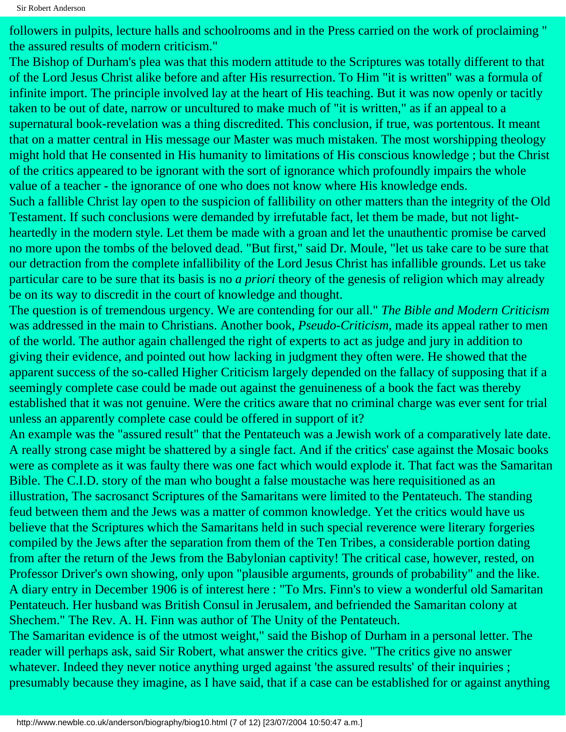followers in pulpits, lecture halls and schoolrooms and in the Press carried on the work of proclaiming " the assured results of modern criticism."

The Bishop of Durham's plea was that this modern attitude to the Scriptures was totally different to that of the Lord Jesus Christ alike before and after His resurrection. To Him "it is written" was a formula of infinite import. The principle involved lay at the heart of His teaching. But it was now openly or tacitly taken to be out of date, narrow or uncultured to make much of "it is written," as if an appeal to a supernatural book-revelation was a thing discredited. This conclusion, if true, was portentous. It meant that on a matter central in His message our Master was much mistaken. The most worshipping theology might hold that He consented in His humanity to limitations of His conscious knowledge ; but the Christ of the critics appeared to be ignorant with the sort of ignorance which profoundly impairs the whole value of a teacher - the ignorance of one who does not know where His knowledge ends.

Such a fallible Christ lay open to the suspicion of fallibility on other matters than the integrity of the Old Testament. If such conclusions were demanded by irrefutable fact, let them be made, but not light-heartedly in the modern style. Let them be made with a groan and let the unauthentic promise be carved no more upon the tombs of the beloved dead. "But first," said Dr. Moule, "let us take care to be sure that our detraction from the complete infallibility of the Lord Jesus Christ has infallible grounds. Let us take particular care to be sure that its basis is no *a priori* theory of the genesis of religion which may already be on its way to discredit in the court of knowledge and thought.

The question is of tremendous urgency. We are contending for our all." *The Bible and Modern Criticism* was addressed in the main to Christians. Another book, *Pseudo-Criticism*, made its appeal rather to men of the world. The author again challenged the right of experts to act as judge and jury in addition to giving their evidence, and pointed out how lacking in judgment they often were. He showed that the apparent success of the so-called Higher Criticism largely depended on the fallacy of supposing that if a seemingly complete case could be made out against the genuineness of a book the fact was thereby established that it was not genuine. Were the critics aware that no criminal charge was ever sent for trial unless an apparently complete case could be offered in support of it?

An example was the "assured result" that the Pentateuch was a Jewish work of a comparatively late date. A really strong case might be shattered by a single fact. And if the critics' case against the Mosaic books were as complete as it was faulty there was one fact which would explode it. That fact was the Samaritan Bible. The C.I.D. story of the man who bought a false moustache was here requisitioned as an illustration, The sacrosanct Scriptures of the Samaritans were limited to the Pentateuch. The standing feud between them and the Jews was a matter of common knowledge. Yet the critics would have us believe that the Scriptures which the Samaritans held in such special reverence were literary forgeries compiled by the Jews after the separation from them of the Ten Tribes, a considerable portion dating from after the return of the Jews from the Babylonian captivity! The critical case, however, rested, on Professor Driver's own showing, only upon "plausible arguments, grounds of probability" and the like.

A diary entry in December 1906 is of interest here : "To Mrs. Finn's to view a wonderful old Samaritan Pentateuch. Her husband was British Consul in Jerusalem, and befriended the Samaritan colony at Shechem." The Rev. A. H. Finn was author of The Unity of the Pentateuch.

The Samaritan evidence is of the utmost weight," said the Bishop of Durham in a personal letter. The reader will perhaps ask, said Sir Robert, what answer the critics give. "The critics give no answer whatever. Indeed they never notice anything urged against 'the assured results' of their inquiries ; presumably because they imagine, as I have said, that if a case can be established for or against anything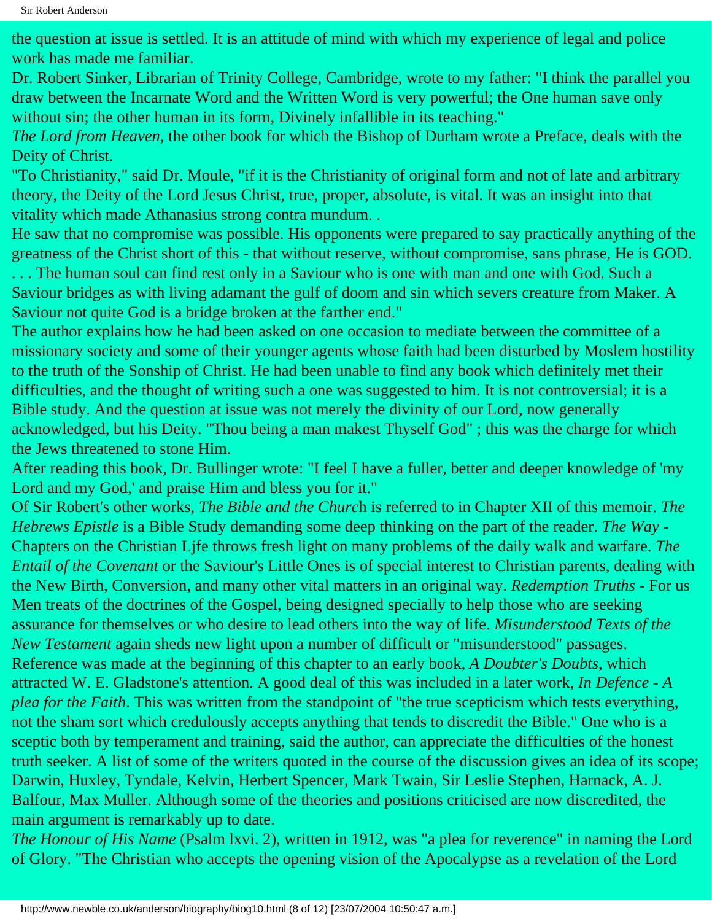the question at issue is settled. It is an attitude of mind with which my experience of legal and police work has made me familiar.

Dr. Robert Sinker, Librarian of Trinity College, Cambridge, wrote to my father: "I think the parallel you draw between the Incarnate Word and the Written Word is very powerful; the One human save only without sin; the other human in its form, Divinely infallible in its teaching."

*The Lord from Heaven*, the other book for which the Bishop of Durham wrote a Preface, deals with the Deity of Christ.

"To Christianity," said Dr. Moule, "if it is the Christianity of original form and not of late and arbitrary theory, the Deity of the Lord Jesus Christ, true, proper, absolute, is vital. It was an insight into that vitality which made Athanasius strong contra mundum. .

He saw that no compromise was possible. His opponents were prepared to say practically anything of the greatness of the Christ short of this - that without reserve, without compromise, sans phrase, He is GOD. . . . The human soul can find rest only in a Saviour who is one with man and one with God. Such a Saviour bridges as with living adamant the gulf of doom and sin which severs creature from Maker. A Saviour not quite God is a bridge broken at the farther end."

The author explains how he had been asked on one occasion to mediate between the committee of a missionary society and some of their younger agents whose faith had been disturbed by Moslem hostility to the truth of the Sonship of Christ. He had been unable to find any book which definitely met their difficulties, and the thought of writing such a one was suggested to him. It is not controversial; it is a Bible study. And the question at issue was not merely the divinity of our Lord, now generally acknowledged, but his Deity. "Thou being a man makest Thyself God" ; this was the charge for which the Jews threatened to stone Him.

After reading this book, Dr. Bullinger wrote: "I feel I have a fuller, better and deeper knowledge of 'my Lord and my God,' and praise Him and bless you for it."

Of Sir Robert's other works, *The Bible and the Church* is referred to in Chapter XII of this memoir. *The Hebrews Epistle* is a Bible Study demanding some deep thinking on the part of the reader. *The Way* - Chapters on the Christian Ljfe throws fresh light on many problems of the daily walk and warfare. *The Entail of the Covenant* or the Saviour's Little Ones is of special interest to Christian parents, dealing with the New Birth, Conversion, and many other vital matters in an original way. *Redemption Truths* - For us Men treats of the doctrines of the Gospel, being designed specially to help those who are seeking assurance for themselves or who desire to lead others into the way of life. *Misunderstood Texts of the New Testament* again sheds new light upon a number of difficult or "misunderstood" passages.

Reference was made at the beginning of this chapter to an early book, *A Doubter's Doubts*, which attracted W. E. Gladstone's attention. A good deal of this was included in a later work, *In Defence - A plea for the Faith*. This was written from the standpoint of "the true scepticism which tests everything, not the sham sort which credulously accepts anything that tends to discredit the Bible." One who is a sceptic both by temperament and training, said the author, can appreciate the difficulties of the honest truth seeker. A list of some of the writers quoted in the course of the discussion gives an idea of its scope; Darwin, Huxley, Tyndale, Kelvin, Herbert Spencer, Mark Twain, Sir Leslie Stephen, Harnack, A. J. Balfour, Max Muller. Although some of the theories and positions criticised are now discredited, the main argument is remarkably up to date.

*The Honour of His Name* (Psalm lxvi. 2), written in 1912, was "a plea for reverence" in naming the Lord of Glory. "The Christian who accepts the opening vision of the Apocalypse as a revelation of the Lord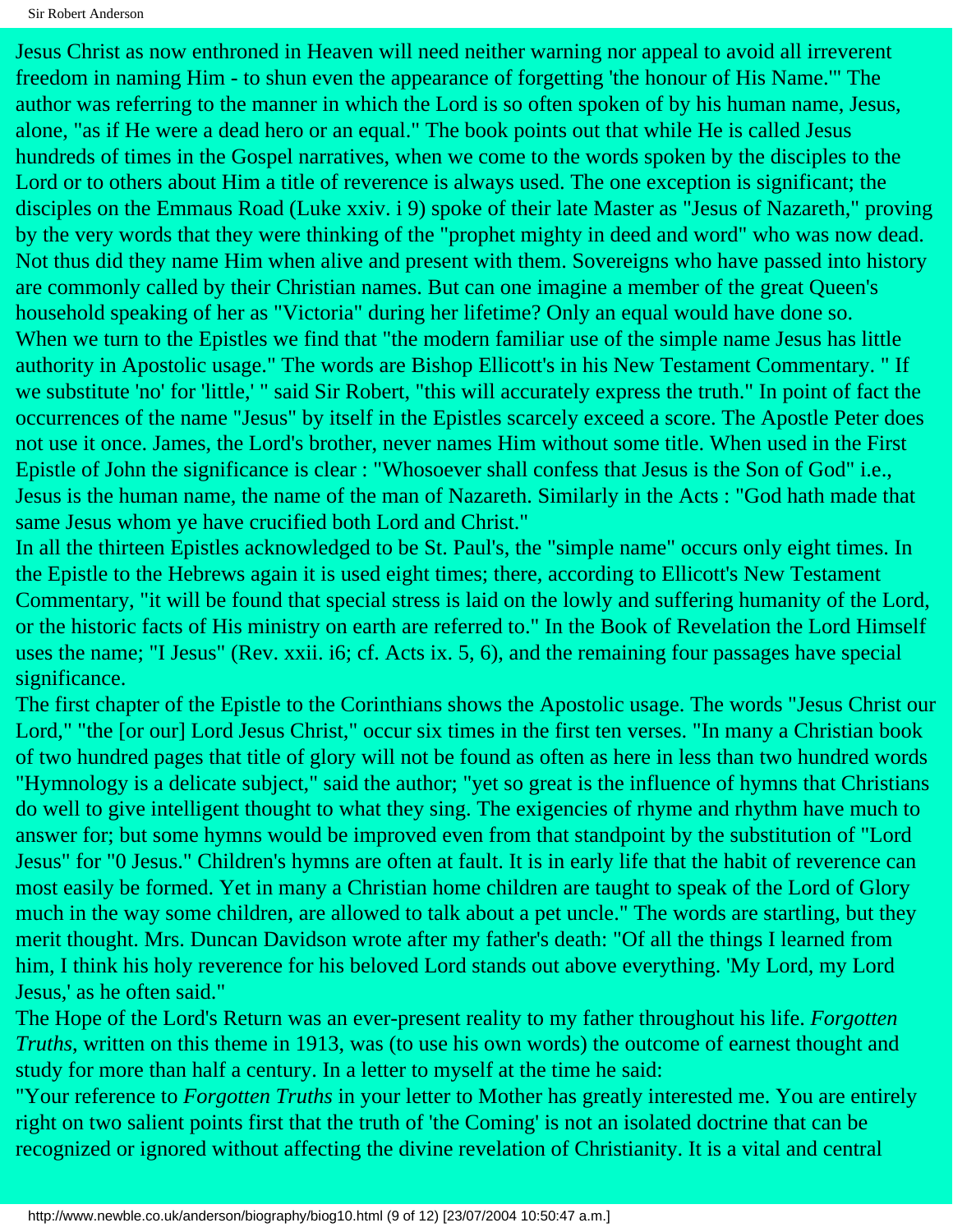Jesus Christ as now enthroned in Heaven will need neither warning nor appeal to avoid all irreverent freedom in naming Him - to shun even the appearance of forgetting 'the honour of His Name.'" The author was referring to the manner in which the Lord is so often spoken of by his human name, Jesus, alone, "as if He were a dead hero or an equal." The book points out that while He is called Jesus hundreds of times in the Gospel narratives, when we come to the words spoken by the disciples to the Lord or to others about Him a title of reverence is always used. The one exception is significant; the disciples on the Emmaus Road (Luke xxiv. i 9) spoke of their late Master as "Jesus of Nazareth," proving by the very words that they were thinking of the "prophet mighty in deed and word" who was now dead. Not thus did they name Him when alive and present with them. Sovereigns who have passed into history are commonly called by their Christian names. But can one imagine a member of the great Queen's household speaking of her as "Victoria" during her lifetime? Only an equal would have done so.

When we turn to the Epistles we find that "the modern familiar use of the simple name Jesus has little authority in Apostolic usage." The words are Bishop Ellicott's in his New Testament Commentary. " If we substitute 'no' for 'little,' " said Sir Robert, "this will accurately express the truth." In point of fact the occurrences of the name "Jesus" by itself in the Epistles scarcely exceed a score. The Apostle Peter does not use it once. James, the Lord's brother, never names Him without some title. When used in the First Epistle of John the significance is clear : "Whosoever shall confess that Jesus is the Son of God" i.e., Jesus is the human name, the name of the man of Nazareth. Similarly in the Acts : "God hath made that same Jesus whom ye have crucified both Lord and Christ."

In all the thirteen Epistles acknowledged to be St. Paul's, the "simple name" occurs only eight times. In the Epistle to the Hebrews again it is used eight times; there, according to Ellicott's New Testament Commentary, "it will be found that special stress is laid on the lowly and suffering humanity of the Lord, or the historic facts of His ministry on earth are referred to." In the Book of Revelation the Lord Himself uses the name; "I Jesus" (Rev. xxii. i6; cf. Acts ix. 5, 6), and the remaining four passages have special significance.

The first chapter of the Epistle to the Corinthians shows the Apostolic usage. The words "Jesus Christ our Lord," "the [or our] Lord Jesus Christ," occur six times in the first ten verses. "In many a Christian book of two hundred pages that title of glory will not be found as often as here in less than two hundred words "Hymnology is a delicate subject," said the author; "yet so great is the influence of hymns that Christians do well to give intelligent thought to what they sing. The exigencies of rhyme and rhythm have much to answer for; but some hymns would be improved even from that standpoint by the substitution of "Lord Jesus" for "0 Jesus." Children's hymns are often at fault. It is in early life that the habit of reverence can most easily be formed. Yet in many a Christian home children are taught to speak of the Lord of Glory much in the way some children, are allowed to talk about a pet uncle." The words are startling, but they merit thought. Mrs. Duncan Davidson wrote after my father's death: "Of all the things I learned from him, I think his holy reverence for his beloved Lord stands out above everything. 'My Lord, my Lord Jesus,' as he often said."

The Hope of the Lord's Return was an ever-present reality to my father throughout his life. *Forgotten Truths*, written on this theme in 1913, was (to use his own words) the outcome of earnest thought and study for more than half a century. In a letter to myself at the time he said:

"Your reference to *Forgotten Truths* in your letter to Mother has greatly interested me. You are entirely right on two salient points first that the truth of 'the Coming' is not an isolated doctrine that can be recognized or ignored without affecting the divine revelation of Christianity. It is a vital and central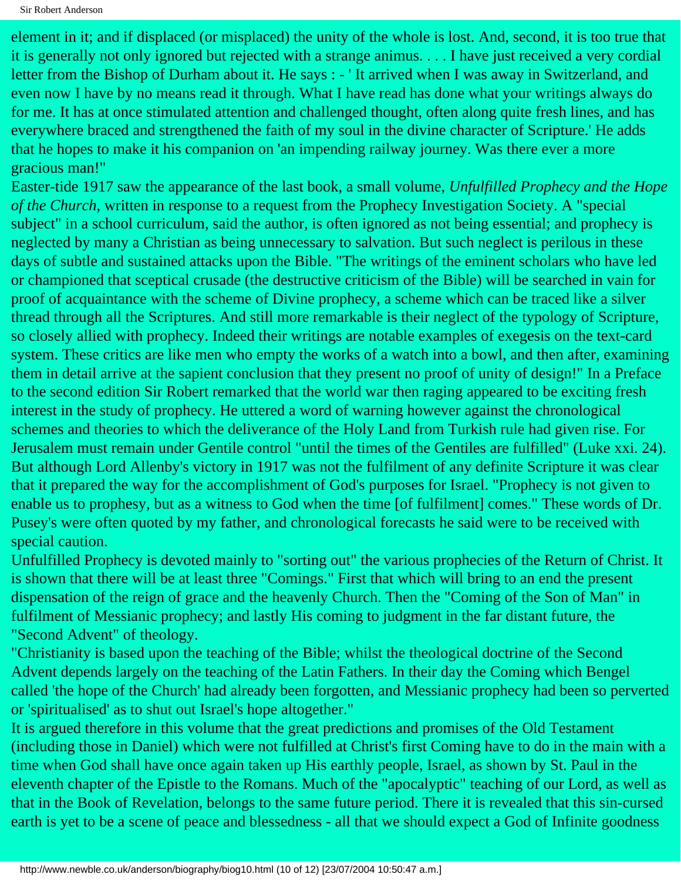element in it; and if displaced (or misplaced) the unity of the whole is lost. And, second, it is too true that it is generally not only ignored but rejected with a strange animus. . . . I have just received a very cordial letter from the Bishop of Durham about it. He says : - ' It arrived when I was away in Switzerland, and even now I have by no means read it through. What I have read has done what your writings always do for me. It has at once stimulated attention and challenged thought, often along quite fresh lines, and has everywhere braced and strengthened the faith of my soul in the divine character of Scripture.' He adds that he hopes to make it his companion on 'an impending railway journey. Was there ever a more gracious man!"

Easter-tide 1917 saw the appearance of the last book, a small volume, *Unfulfilled Prophecy and the Hope of the Church*, written in response to a request from the Prophecy Investigation Society. A "special subject" in a school curriculum, said the author, is often ignored as not being essential; and prophecy is neglected by many a Christian as being unnecessary to salvation. But such neglect is perilous in these days of subtle and sustained attacks upon the Bible. "The writings of the eminent scholars who have led or championed that sceptical crusade (the destructive criticism of the Bible) will be searched in vain for proof of acquaintance with the scheme of Divine prophecy, a scheme which can be traced like a silver thread through all the Scriptures. And still more remarkable is their neglect of the typology of Scripture, so closely allied with prophecy. Indeed their writings are notable examples of exegesis on the text-card system. These critics are like men who empty the works of a watch into a bowl, and then after, examining them in detail arrive at the sapient conclusion that they present no proof of unity of design!" In a Preface to the second edition Sir Robert remarked that the world war then raging appeared to be exciting fresh interest in the study of prophecy. He uttered a word of warning however against the chronological schemes and theories to which the deliverance of the Holy Land from Turkish rule had given rise. For Jerusalem must remain under Gentile control "until the times of the Gentiles are fulfilled" (Luke xxi. 24). But although Lord Allenby's victory in 1917 was not the fulfilment of any definite Scripture it was clear that it prepared the way for the accomplishment of God's purposes for Israel. "Prophecy is not given to enable us to prophesy, but as a witness to God when the time [of fulfilment] comes." These words of Dr. Pusey's were often quoted by my father, and chronological forecasts he said were to be received with special caution.

Unfulfilled Prophecy is devoted mainly to "sorting out" the various prophecies of the Return of Christ. It is shown that there will be at least three "Comings." First that which will bring to an end the present dispensation of the reign of grace and the heavenly Church. Then the "Coming of the Son of Man" in fulfilment of Messianic prophecy; and lastly His coming to judgment in the far distant future, the "Second Advent" of theology.

"Christianity is based upon the teaching of the Bible; whilst the theological doctrine of the Second Advent depends largely on the teaching of the Latin Fathers. In their day the Coming which Bengel called 'the hope of the Church' had already been forgotten, and Messianic prophecy had been so perverted or 'spiritualised' as to shut out Israel's hope altogether."

It is argued therefore in this volume that the great predictions and promises of the Old Testament (including those in Daniel) which were not fulfilled at Christ's first Coming have to do in the main with a time when God shall have once again taken up His earthly people, Israel, as shown by St. Paul in the eleventh chapter of the Epistle to the Romans. Much of the "apocalyptic" teaching of our Lord, as well as that in the Book of Revelation, belongs to the same future period. There it is revealed that this sin-cursed earth is yet to be a scene of peace and blessedness - all that we should expect a God of Infinite goodness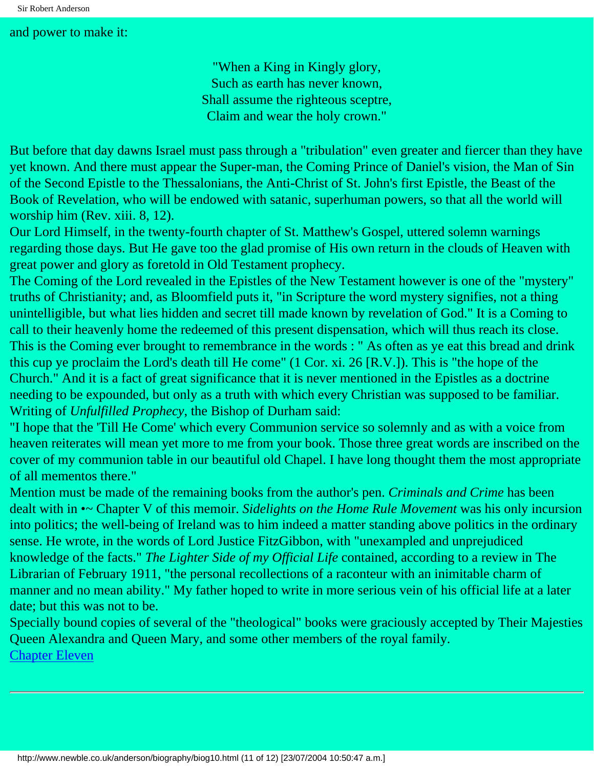and power to make it:

> "When a King in Kingly glory,  
> Such as earth has never known,  
> Shall assume the righteous sceptre,  
> Claim and wear the holy crown."

But before that day dawns Israel must pass through a "tribulation" even greater and fiercer than they have yet known. And there must appear the Super-man, the Coming Prince of Daniel's vision, the Man of Sin of the Second Epistle to the Thessalonians, the Anti-Christ of St. John's first Epistle, the Beast of the Book of Revelation, who will be endowed with satanic, superhuman powers, so that all the world will worship him (Rev. xiii. 8, 12).

Our Lord Himself, in the twenty-fourth chapter of St. Matthew's Gospel, uttered solemn warnings regarding those days. But He gave too the glad promise of His own return in the clouds of Heaven with great power and glory as foretold in Old Testament prophecy.

The Coming of the Lord revealed in the Epistles of the New Testament however is one of the "mystery" truths of Christianity; and, as Bloomfield puts it, "in Scripture the word mystery signifies, not a thing unintelligible, but what lies hidden and secret till made known by revelation of God." It is a Coming to call to their heavenly home the redeemed of this present dispensation, which will thus reach its close. This is the Coming ever brought to remembrance in the words : " As often as ye eat this bread and drink this cup ye proclaim the Lord's death till He come" (1 Cor. xi. 26 [R.V.]). This is "the hope of the Church." And it is a fact of great significance that it is never mentioned in the Epistles as a doctrine needing to be expounded, but only as a truth with which every Christian was supposed to be familiar.

Writing of *Unfulfilled Prophecy*, the Bishop of Durham said:

"I hope that the 'Till He Come' which every Communion service so solemnly and as with a voice from heaven reiterates will mean yet more to me from your book. Those three great words are inscribed on the cover of my communion table in our beautiful old Chapel. I have long thought them the most appropriate of all mementos there."

Mention must be made of the remaining books from the author's pen. *Criminals and Crime* has been dealt with in •~ Chapter V of this memoir. *Sidelights on the Home Rule Movement* was his only incursion into politics; the well-being of Ireland was to him indeed a matter standing above politics in the ordinary sense. He wrote, in the words of Lord Justice FitzGibbon, with "unexampled and unprejudiced knowledge of the facts." *The Lighter Side of my Official Life* contained, according to a review in The Librarian of February 1911, "the personal recollections of a raconteur with an inimitable charm of manner and no mean ability." My father hoped to write in more serious vein of his official life at a later date; but this was not to be.

Specially bound copies of several of the "theological" books were graciously accepted by Their Majesties Queen Alexandra and Queen Mary, and some other members of the royal family.

Chapter Eleven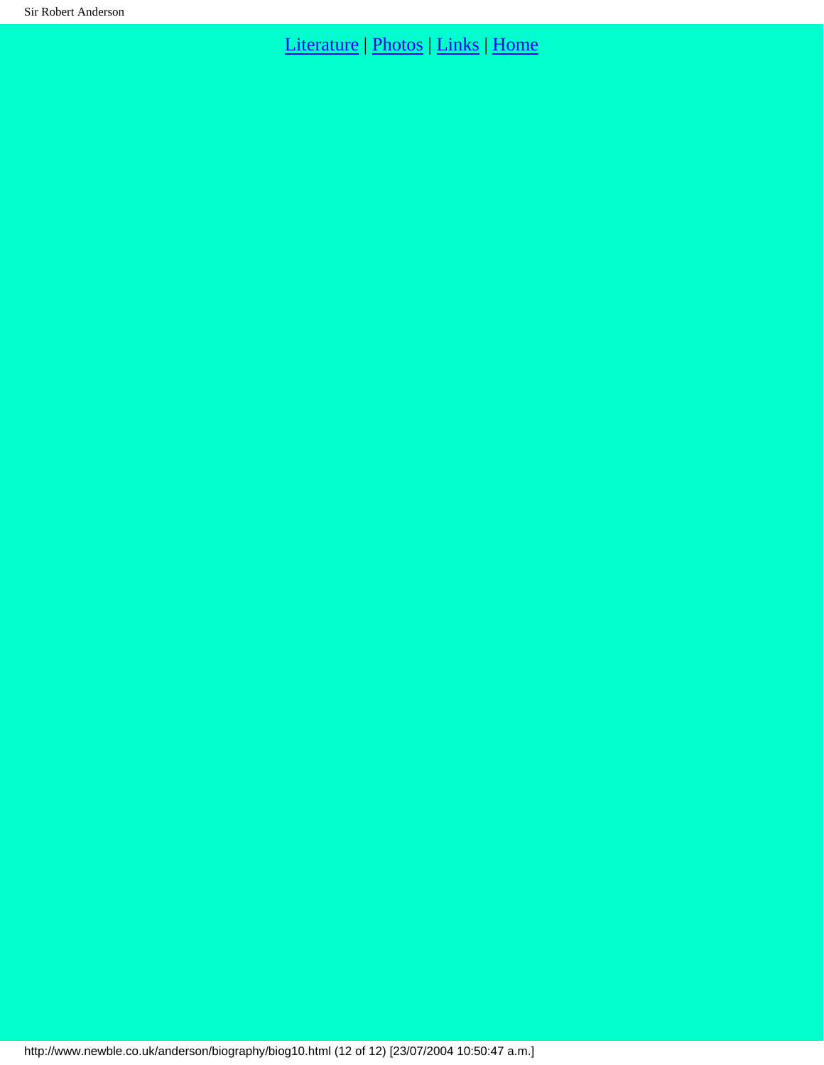Literature | Photos | Links | Home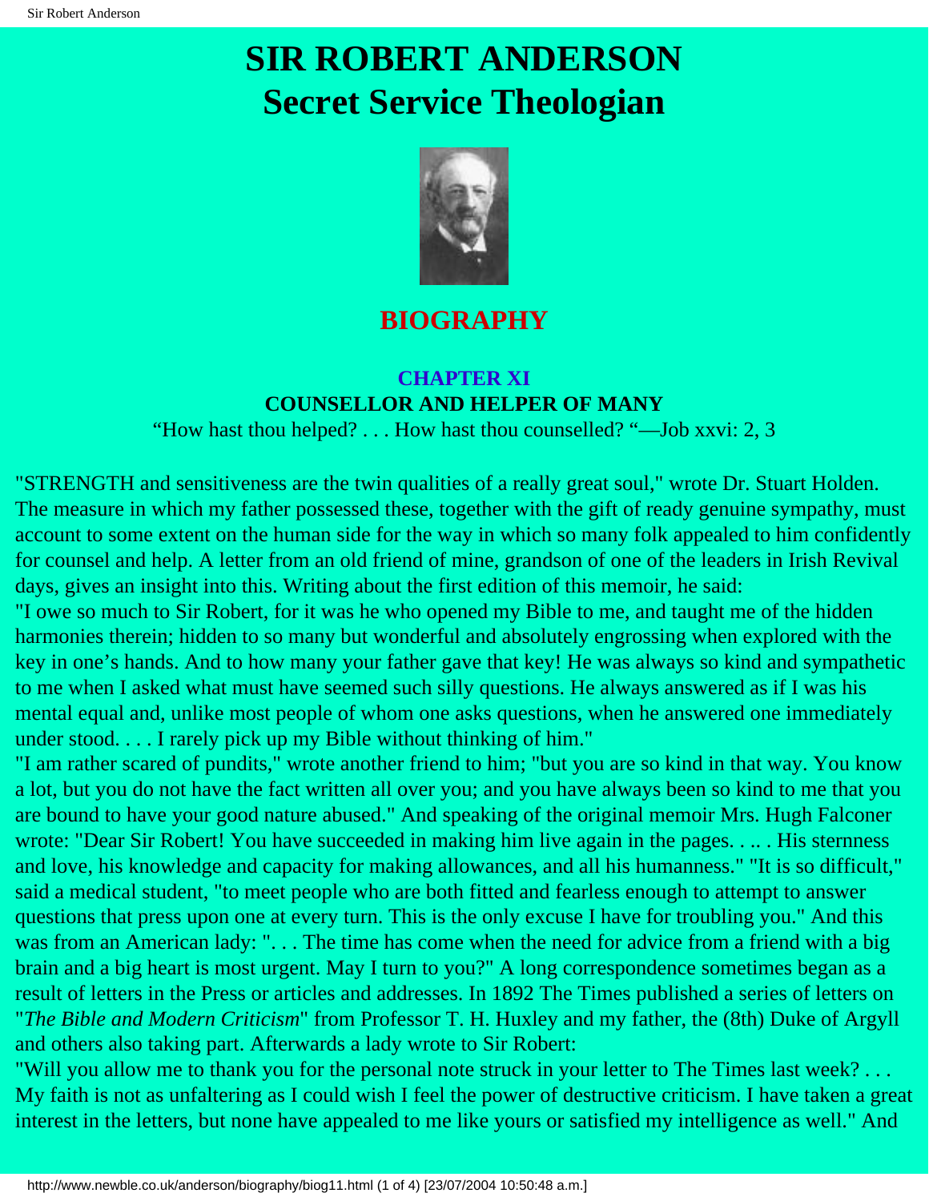# SIR ROBERT ANDERSON
# Secret Service Theologian

## BIOGRAPHY

### CHAPTER XI
### COUNSELLOR AND HELPER OF MANY

"How hast thou helped? . . . How hast thou counselled? "—Job xxvi: 2, 3

"STRENGTH and sensitiveness are the twin qualities of a really great soul," wrote Dr. Stuart Holden. The measure in which my father possessed these, together with the gift of ready genuine sympathy, must account to some extent on the human side for the way in which so many folk appealed to him confidently for counsel and help. A letter from an old friend of mine, grandson of one of the leaders in Irish Revival days, gives an insight into this. Writing about the first edition of this memoir, he said:

"I owe so much to Sir Robert, for it was he who opened my Bible to me, and taught me of the hidden harmonies therein; hidden to so many but wonderful and absolutely engrossing when explored with the key in one's hands. And to how many your father gave that key! He was always so kind and sympathetic to me when I asked what must have seemed such silly questions. He always answered as if I was his mental equal and, unlike most people of whom one asks questions, when he answered one immediately under stood. . . . I rarely pick up my Bible without thinking of him."

"I am rather scared of pundits," wrote another friend to him; "but you are so kind in that way. You know a lot, but you do not have the fact written all over you; and you have always been so kind to me that you are bound to have your good nature abused." And speaking of the original memoir Mrs. Hugh Falconer wrote: "Dear Sir Robert! You have succeeded in making him live again in the pages. . .. . His sternness and love, his knowledge and capacity for making allowances, and all his humanness." "It is so difficult," said a medical student, "to meet people who are both fitted and fearless enough to attempt to answer questions that press upon one at every turn. This is the only excuse I have for troubling you." And this was from an American lady: ". . . The time has come when the need for advice from a friend with a big brain and a big heart is most urgent. May I turn to you?" A long correspondence sometimes began as a result of letters in the Press or articles and addresses. In 1892 The Times published a series of letters on "*The Bible and Modern Criticism*" from Professor T. H. Huxley and my father, the (8th) Duke of Argyll and others also taking part. Afterwards a lady wrote to Sir Robert:

"Will you allow me to thank you for the personal note struck in your letter to The Times last week? . . . My faith is not as unfaltering as I could wish I feel the power of destructive criticism. I have taken a great interest in the letters, but none have appealed to me like yours or satisfied my intelligence as well." And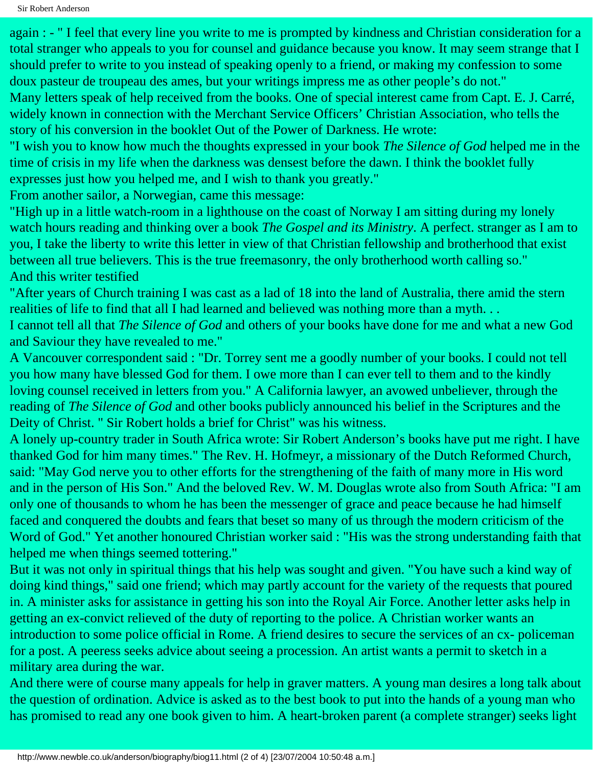again : - " I feel that every line you write to me is prompted by kindness and Christian consideration for a total stranger who appeals to you for counsel and guidance because you know. It may seem strange that I should prefer to write to you instead of speaking openly to a friend, or making my confession to some doux pasteur de troupeau des ames, but your writings impress me as other people's do not."

Many letters speak of help received from the books. One of special interest came from Capt. E. J. Carré, widely known in connection with the Merchant Service Officers' Christian Association, who tells the story of his conversion in the booklet Out of the Power of Darkness. He wrote:

"I wish you to know how much the thoughts expressed in your book *The Silence of God* helped me in the time of crisis in my life when the darkness was densest before the dawn. I think the booklet fully expresses just how you helped me, and I wish to thank you greatly."

From another sailor, a Norwegian, came this message:

"High up in a little watch-room in a lighthouse on the coast of Norway I am sitting during my lonely watch hours reading and thinking over a book *The Gospel and its Ministry*. A perfect. stranger as I am to you, I take the liberty to write this letter in view of that Christian fellowship and brotherhood that exist between all true believers. This is the true freemasonry, the only brotherhood worth calling so."

And this writer testified

"After years of Church training I was cast as a lad of 18 into the land of Australia, there amid the stern realities of life to find that all I had learned and believed was nothing more than a myth. . .

I cannot tell all that *The Silence of God* and others of your books have done for me and what a new God and Saviour they have revealed to me."

A Vancouver correspondent said : "Dr. Torrey sent me a goodly number of your books. I could not tell you how many have blessed God for them. I owe more than I can ever tell to them and to the kindly loving counsel received in letters from you." A California lawyer, an avowed unbeliever, through the reading of *The Silence of God* and other books publicly announced his belief in the Scriptures and the Deity of Christ. " Sir Robert holds a brief for Christ" was his witness.

A lonely up-country trader in South Africa wrote: Sir Robert Anderson's books have put me right. I have thanked God for him many times." The Rev. H. Hofmeyr, a missionary of the Dutch Reformed Church, said: "May God nerve you to other efforts for the strengthening of the faith of many more in His word and in the person of His Son." And the beloved Rev. W. M. Douglas wrote also from South Africa: "I am only one of thousands to whom he has been the messenger of grace and peace because he had himself faced and conquered the doubts and fears that beset so many of us through the modern criticism of the Word of God." Yet another honoured Christian worker said : "His was the strong understanding faith that helped me when things seemed tottering."

But it was not only in spiritual things that his help was sought and given. "You have such a kind way of doing kind things," said one friend; which may partly account for the variety of the requests that poured in. A minister asks for assistance in getting his son into the Royal Air Force. Another letter asks help in getting an ex-convict relieved of the duty of reporting to the police. A Christian worker wants an introduction to some police official in Rome. A friend desires to secure the services of an cx- policeman for a post. A peeress seeks advice about seeing a procession. An artist wants a permit to sketch in a military area during the war.

And there were of course many appeals for help in graver matters. A young man desires a long talk about the question of ordination. Advice is asked as to the best book to put into the hands of a young man who has promised to read any one book given to him. A heart-broken parent (a complete stranger) seeks light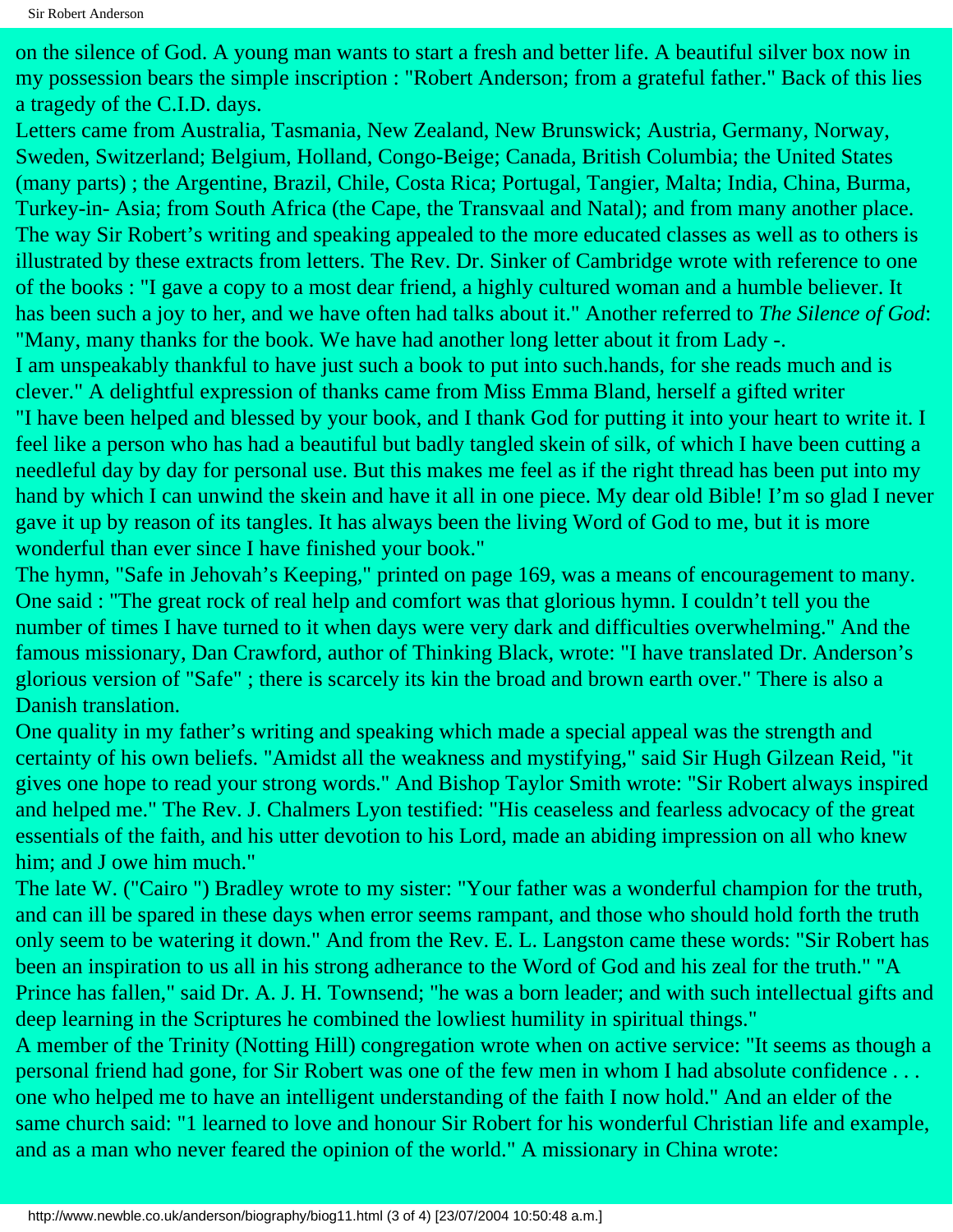on the silence of God. A young man wants to start a fresh and better life. A beautiful silver box now in my possession bears the simple inscription : "Robert Anderson; from a grateful father." Back of this lies a tragedy of the C.I.D. days.

Letters came from Australia, Tasmania, New Zealand, New Brunswick; Austria, Germany, Norway, Sweden, Switzerland; Belgium, Holland, Congo-Beige; Canada, British Columbia; the United States (many parts) ; the Argentine, Brazil, Chile, Costa Rica; Portugal, Tangier, Malta; India, China, Burma, Turkey-in- Asia; from South Africa (the Cape, the Transvaal and Natal); and from many another place.

The way Sir Robert's writing and speaking appealed to the more educated classes as well as to others is illustrated by these extracts from letters. The Rev. Dr. Sinker of Cambridge wrote with reference to one of the books : "I gave a copy to a most dear friend, a highly cultured woman and a humble believer. It has been such a joy to her, and we have often had talks about it." Another referred to *The Silence of God*: "Many, many thanks for the book. We have had another long letter about it from Lady -.

I am unspeakably thankful to have just such a book to put into such.hands, for she reads much and is clever." A delightful expression of thanks came from Miss Emma Bland, herself a gifted writer "I have been helped and blessed by your book, and I thank God for putting it into your heart to write it. I feel like a person who has had a beautiful but badly tangled skein of silk, of which I have been cutting a needleful day by day for personal use. But this makes me feel as if the right thread has been put into my hand by which I can unwind the skein and have it all in one piece. My dear old Bible! I'm so glad I never gave it up by reason of its tangles. It has always been the living Word of God to me, but it is more wonderful than ever since I have finished your book."

The hymn, "Safe in Jehovah's Keeping," printed on page 169, was a means of encouragement to many. One said : "The great rock of real help and comfort was that glorious hymn. I couldn't tell you the number of times I have turned to it when days were very dark and difficulties overwhelming." And the famous missionary, Dan Crawford, author of Thinking Black, wrote: "I have translated Dr. Anderson's glorious version of "Safe" ; there is scarcely its kin the broad and brown earth over." There is also a Danish translation.

One quality in my father's writing and speaking which made a special appeal was the strength and certainty of his own beliefs. "Amidst all the weakness and mystifying," said Sir Hugh Gilzean Reid, "it gives one hope to read your strong words." And Bishop Taylor Smith wrote: "Sir Robert always inspired and helped me." The Rev. J. Chalmers Lyon testified: "His ceaseless and fearless advocacy of the great essentials of the faith, and his utter devotion to his Lord, made an abiding impression on all who knew him; and J owe him much."

The late W. ("Cairo ") Bradley wrote to my sister: "Your father was a wonderful champion for the truth, and can ill be spared in these days when error seems rampant, and those who should hold forth the truth only seem to be watering it down." And from the Rev. E. L. Langston came these words: "Sir Robert has been an inspiration to us all in his strong adherance to the Word of God and his zeal for the truth." "A Prince has fallen," said Dr. A. J. H. Townsend; "he was a born leader; and with such intellectual gifts and deep learning in the Scriptures he combined the lowliest humility in spiritual things."

A member of the Trinity (Notting Hill) congregation wrote when on active service: "It seems as though a personal friend had gone, for Sir Robert was one of the few men in whom I had absolute confidence . . . one who helped me to have an intelligent understanding of the faith I now hold." And an elder of the same church said: "1 learned to love and honour Sir Robert for his wonderful Christian life and example, and as a man who never feared the opinion of the world." A missionary in China wrote: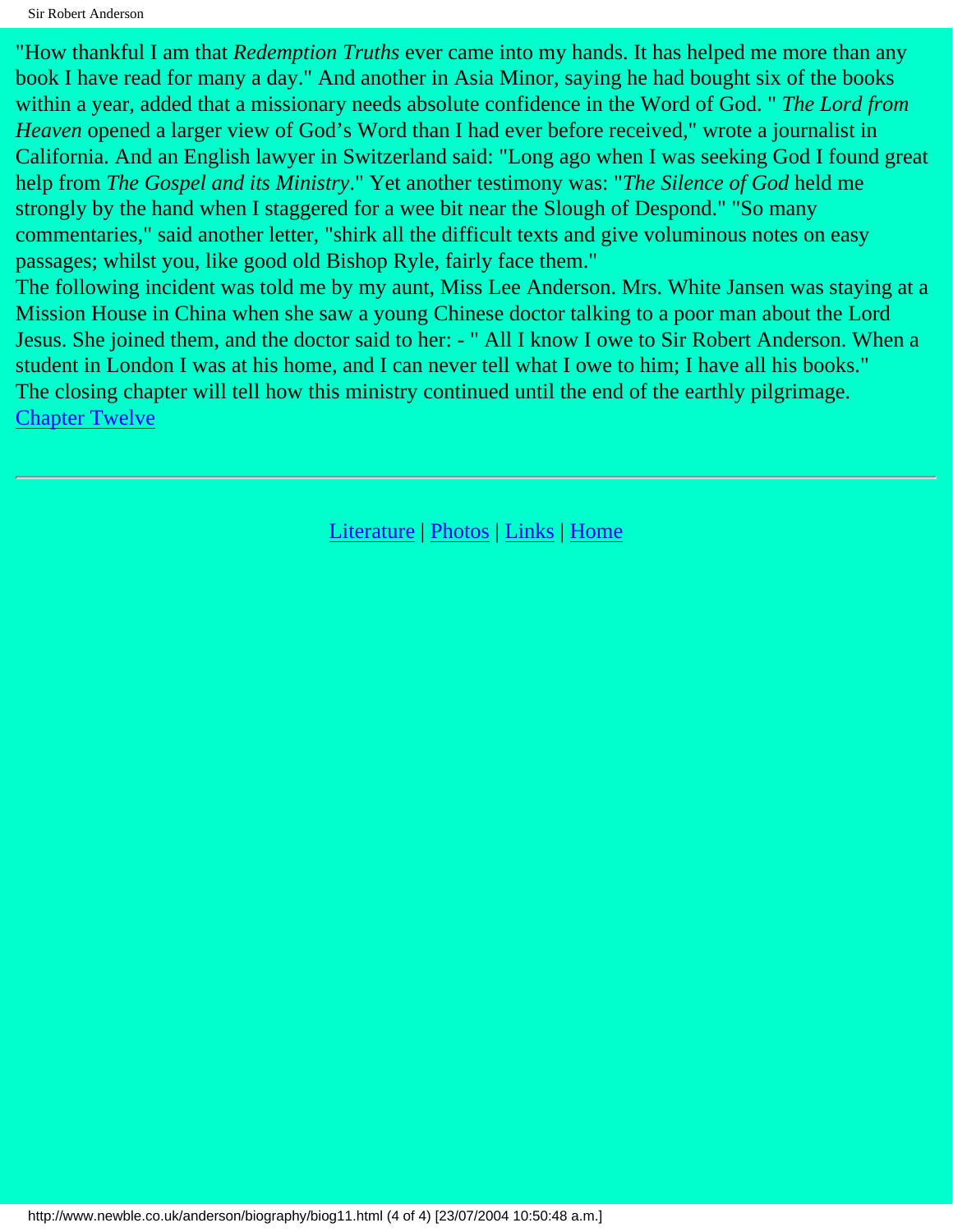"How thankful I am that *Redemption Truths* ever came into my hands. It has helped me more than any book I have read for many a day." And another in Asia Minor, saying he had bought six of the books within a year, added that a missionary needs absolute confidence in the Word of God. " *The Lord from Heaven* opened a larger view of God's Word than I had ever before received," wrote a journalist in California. And an English lawyer in Switzerland said: "Long ago when I was seeking God I found great help from *The Gospel and its Ministry*." Yet another testimony was: "*The Silence of God* held me strongly by the hand when I staggered for a wee bit near the Slough of Despond." "So many commentaries," said another letter, "shirk all the difficult texts and give voluminous notes on easy passages; whilst you, like good old Bishop Ryle, fairly face them."

The following incident was told me by my aunt, Miss Lee Anderson. Mrs. White Jansen was staying at a Mission House in China when she saw a young Chinese doctor talking to a poor man about the Lord Jesus. She joined them, and the doctor said to her: - " All I know I owe to Sir Robert Anderson. When a student in London I was at his home, and I can never tell what I owe to him; I have all his books."

The closing chapter will tell how this ministry continued until the end of the earthly pilgrimage.

Chapter Twelve

---

Literature | Photos | Links | Home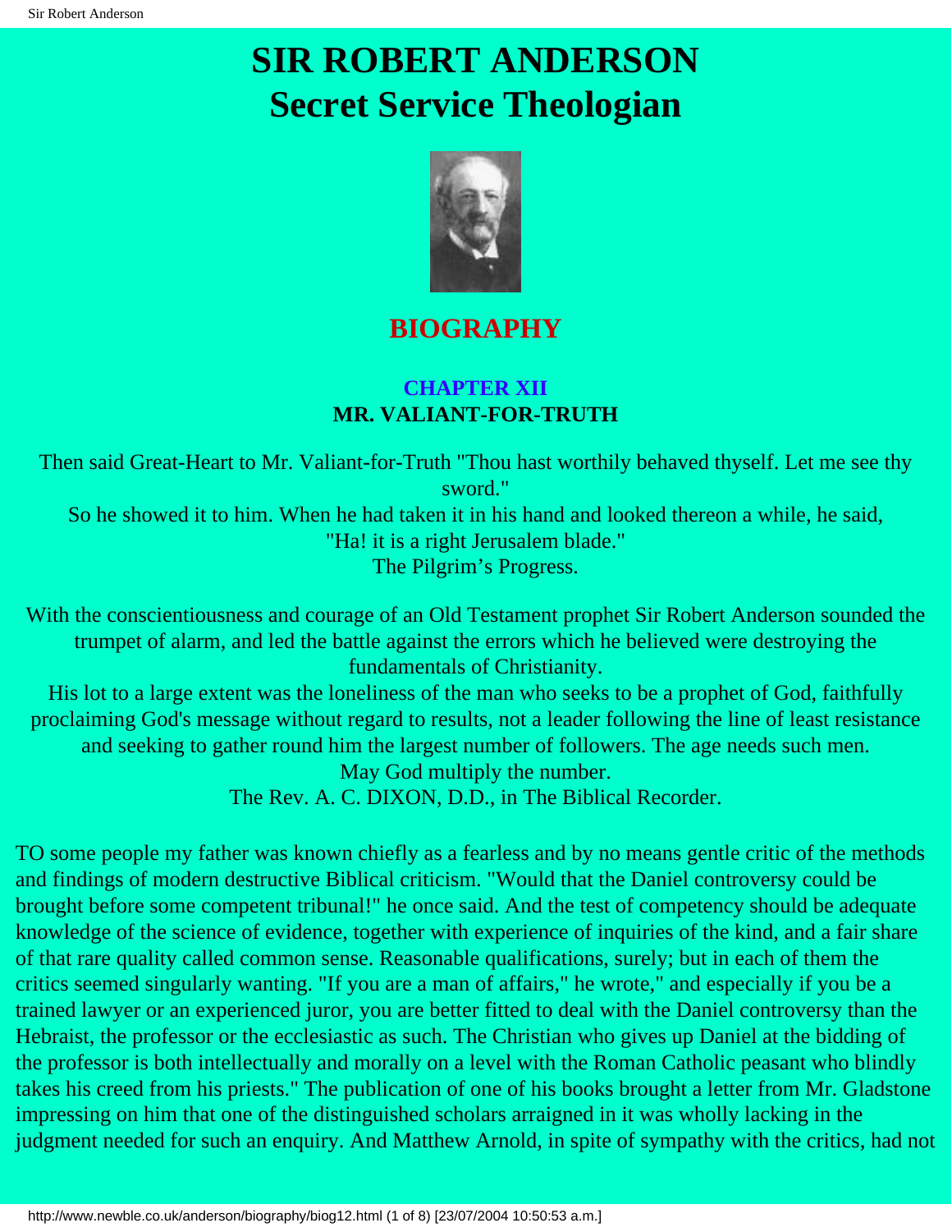# SIR ROBERT ANDERSON
# Secret Service Theologian

## BIOGRAPHY

### CHAPTER XII
### MR. VALIANT-FOR-TRUTH

Then said Great-Heart to Mr. Valiant-for-Truth "Thou hast worthily behaved thyself. Let me see thy sword."
So he showed it to him. When he had taken it in his hand and looked thereon a while, he said, "Ha! it is a right Jerusalem blade."
The Pilgrim's Progress.

With the conscientiousness and courage of an Old Testament prophet Sir Robert Anderson sounded the trumpet of alarm, and led the battle against the errors which he believed were destroying the fundamentals of Christianity.
His lot to a large extent was the loneliness of the man who seeks to be a prophet of God, faithfully proclaiming God's message without regard to results, not a leader following the line of least resistance and seeking to gather round him the largest number of followers. The age needs such men.
May God multiply the number.
The Rev. A. C. DIXON, D.D., in The Biblical Recorder.

TO some people my father was known chiefly as a fearless and by no means gentle critic of the methods and findings of modern destructive Biblical criticism. "Would that the Daniel controversy could be brought before some competent tribunal!" he once said. And the test of competency should be adequate knowledge of the science of evidence, together with experience of inquiries of the kind, and a fair share of that rare quality called common sense. Reasonable qualifications, surely; but in each of them the critics seemed singularly wanting. "If you are a man of affairs," he wrote," and especially if you be a trained lawyer or an experienced juror, you are better fitted to deal with the Daniel controversy than the Hebraist, the professor or the ecclesiastic as such. The Christian who gives up Daniel at the bidding of the professor is both intellectually and morally on a level with the Roman Catholic peasant who blindly takes his creed from his priests." The publication of one of his books brought a letter from Mr. Gladstone impressing on him that one of the distinguished scholars arraigned in it was wholly lacking in the judgment needed for such an enquiry. And Matthew Arnold, in spite of sympathy with the critics, had not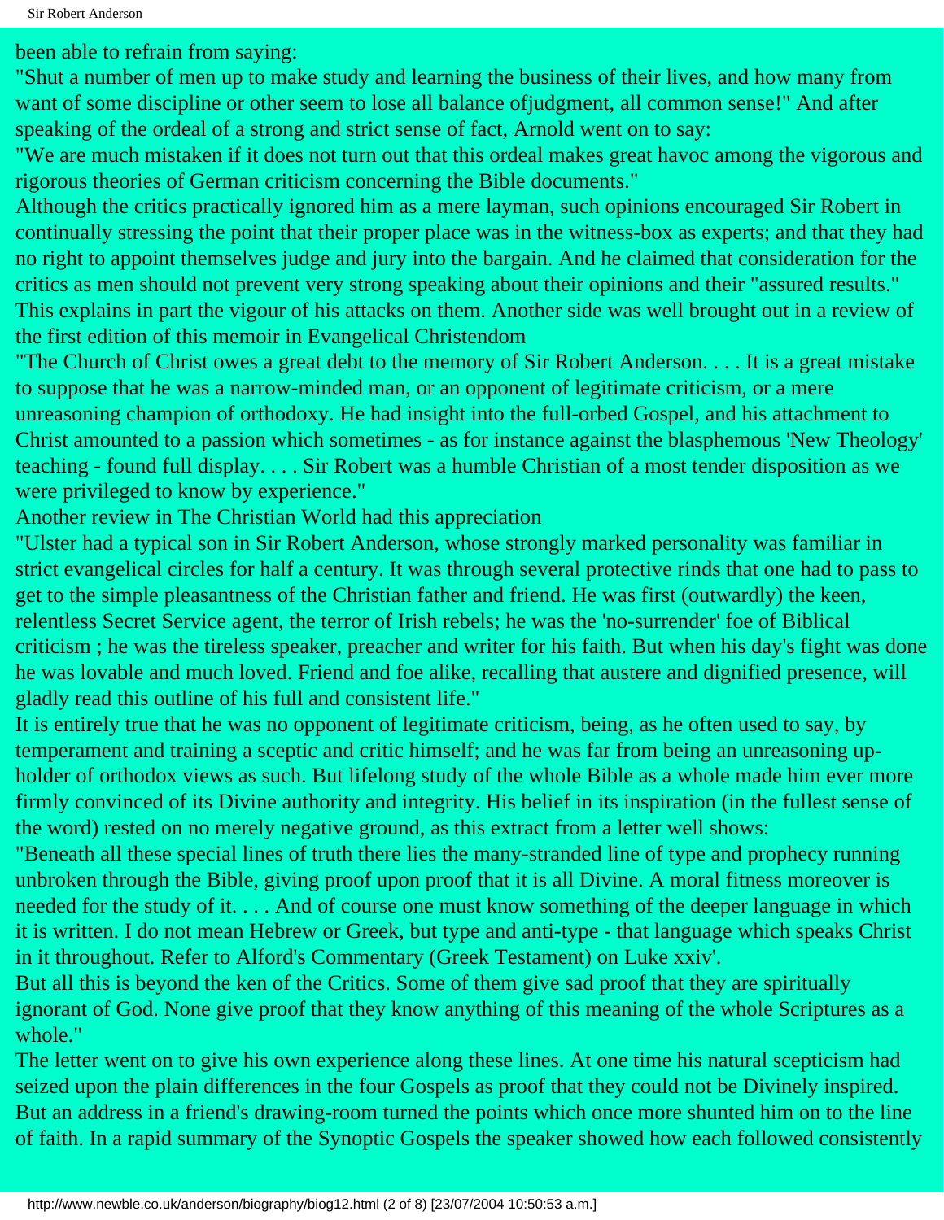been able to refrain from saying:

"Shut a number of men up to make study and learning the business of their lives, and how many from want of some discipline or other seem to lose all balance ofjudgment, all common sense!" And after speaking of the ordeal of a strong and strict sense of fact, Arnold went on to say:

"We are much mistaken if it does not turn out that this ordeal makes great havoc among the vigorous and rigorous theories of German criticism concerning the Bible documents."

Although the critics practically ignored him as a mere layman, such opinions encouraged Sir Robert in continually stressing the point that their proper place was in the witness-box as experts; and that they had no right to appoint themselves judge and jury into the bargain. And he claimed that consideration for the critics as men should not prevent very strong speaking about their opinions and their "assured results." This explains in part the vigour of his attacks on them. Another side was well brought out in a review of the first edition of this memoir in Evangelical Christendom

"The Church of Christ owes a great debt to the memory of Sir Robert Anderson. . . . It is a great mistake to suppose that he was a narrow-minded man, or an opponent of legitimate criticism, or a mere unreasoning champion of orthodoxy. He had insight into the full-orbed Gospel, and his attachment to Christ amounted to a passion which sometimes - as for instance against the blasphemous 'New Theology' teaching - found full display. . . . Sir Robert was a humble Christian of a most tender disposition as we were privileged to know by experience."

Another review in The Christian World had this appreciation

"Ulster had a typical son in Sir Robert Anderson, whose strongly marked personality was familiar in strict evangelical circles for half a century. It was through several protective rinds that one had to pass to get to the simple pleasantness of the Christian father and friend. He was first (outwardly) the keen, relentless Secret Service agent, the terror of Irish rebels; he was the 'no-surrender' foe of Biblical criticism ; he was the tireless speaker, preacher and writer for his faith. But when his day's fight was done he was lovable and much loved. Friend and foe alike, recalling that austere and dignified presence, will gladly read this outline of his full and consistent life."

It is entirely true that he was no opponent of legitimate criticism, being, as he often used to say, by temperament and training a sceptic and critic himself; and he was far from being an unreasoning up-holder of orthodox views as such. But lifelong study of the whole Bible as a whole made him ever more firmly convinced of its Divine authority and integrity. His belief in its inspiration (in the fullest sense of the word) rested on no merely negative ground, as this extract from a letter well shows:

"Beneath all these special lines of truth there lies the many-stranded line of type and prophecy running unbroken through the Bible, giving proof upon proof that it is all Divine. A moral fitness moreover is needed for the study of it. . . . And of course one must know something of the deeper language in which it is written. I do not mean Hebrew or Greek, but type and anti-type - that language which speaks Christ in it throughout. Refer to Alford's Commentary (Greek Testament) on Luke xxiv'.

But all this is beyond the ken of the Critics. Some of them give sad proof that they are spiritually ignorant of God. None give proof that they know anything of this meaning of the whole Scriptures as a whole."

The letter went on to give his own experience along these lines. At one time his natural scepticism had seized upon the plain differences in the four Gospels as proof that they could not be Divinely inspired. But an address in a friend's drawing-room turned the points which once more shunted him on to the line of faith. In a rapid summary of the Synoptic Gospels the speaker showed how each followed consistently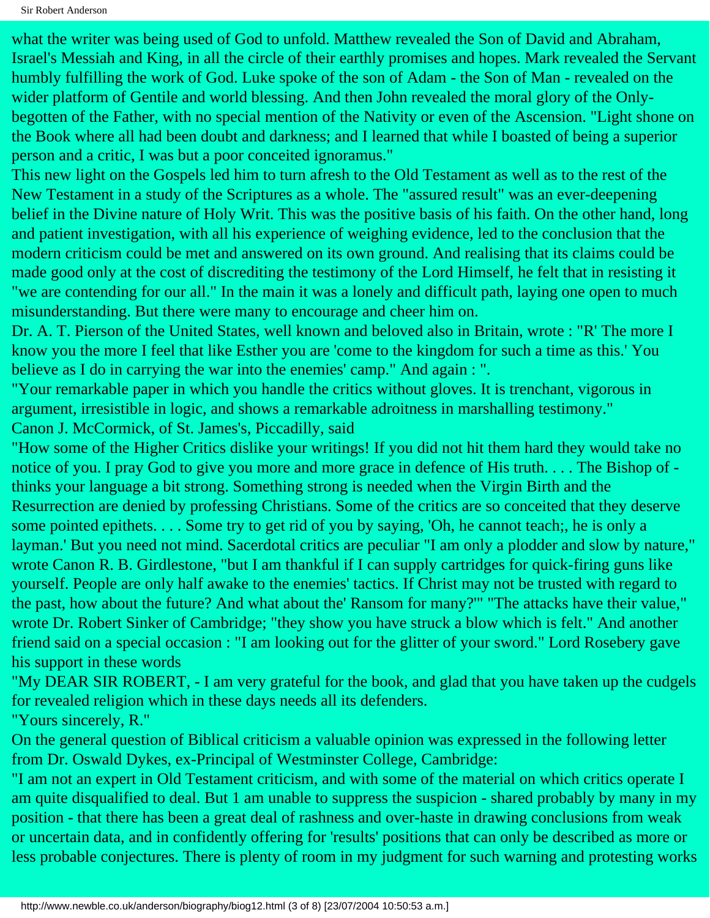what the writer was being used of God to unfold. Matthew revealed the Son of David and Abraham, Israel's Messiah and King, in all the circle of their earthly promises and hopes. Mark revealed the Servant humbly fulfilling the work of God. Luke spoke of the son of Adam - the Son of Man - revealed on the wider platform of Gentile and world blessing. And then John revealed the moral glory of the Only-begotten of the Father, with no special mention of the Nativity or even of the Ascension. "Light shone on the Book where all had been doubt and darkness; and I learned that while I boasted of being a superior person and a critic, I was but a poor conceited ignoramus."

This new light on the Gospels led him to turn afresh to the Old Testament as well as to the rest of the New Testament in a study of the Scriptures as a whole. The "assured result" was an ever-deepening belief in the Divine nature of Holy Writ. This was the positive basis of his faith. On the other hand, long and patient investigation, with all his experience of weighing evidence, led to the conclusion that the modern criticism could be met and answered on its own ground. And realising that its claims could be made good only at the cost of discrediting the testimony of the Lord Himself, he felt that in resisting it "we are contending for our all." In the main it was a lonely and difficult path, laying one open to much misunderstanding. But there were many to encourage and cheer him on.

Dr. A. T. Pierson of the United States, well known and beloved also in Britain, wrote : "R' The more I know you the more I feel that like Esther you are 'come to the kingdom for such a time as this.' You believe as I do in carrying the war into the enemies' camp." And again : ".

"Your remarkable paper in which you handle the critics without gloves. It is trenchant, vigorous in argument, irresistible in logic, and shows a remarkable adroitness in marshalling testimony."

Canon J. McCormick, of St. James's, Piccadilly, said

"How some of the Higher Critics dislike your writings! If you did not hit them hard they would take no notice of you. I pray God to give you more and more grace in defence of His truth. . . . The Bishop of - thinks your language a bit strong. Something strong is needed when the Virgin Birth and the Resurrection are denied by professing Christians. Some of the critics are so conceited that they deserve some pointed epithets. . . . Some try to get rid of you by saying, 'Oh, he cannot teach;, he is only a layman.' But you need not mind. Sacerdotal critics are peculiar "I am only a plodder and slow by nature," wrote Canon R. B. Girdlestone, "but I am thankful if I can supply cartridges for quick-firing guns like yourself. People are only half awake to the enemies' tactics. If Christ may not be trusted with regard to the past, how about the future? And what about the' Ransom for many?'" "The attacks have their value," wrote Dr. Robert Sinker of Cambridge; "they show you have struck a blow which is felt." And another friend said on a special occasion : "I am looking out for the glitter of your sword." Lord Rosebery gave his support in these words

"My DEAR SIR ROBERT, - I am very grateful for the book, and glad that you have taken up the cudgels for revealed religion which in these days needs all its defenders.

"Yours sincerely, R."

On the general question of Biblical criticism a valuable opinion was expressed in the following letter from Dr. Oswald Dykes, ex-Principal of Westminster College, Cambridge:

"I am not an expert in Old Testament criticism, and with some of the material on which critics operate I am quite disqualified to deal. But 1 am unable to suppress the suspicion - shared probably by many in my position - that there has been a great deal of rashness and over-haste in drawing conclusions from weak or uncertain data, and in confidently offering for 'results' positions that can only be described as more or less probable conjectures. There is plenty of room in my judgment for such warning and protesting works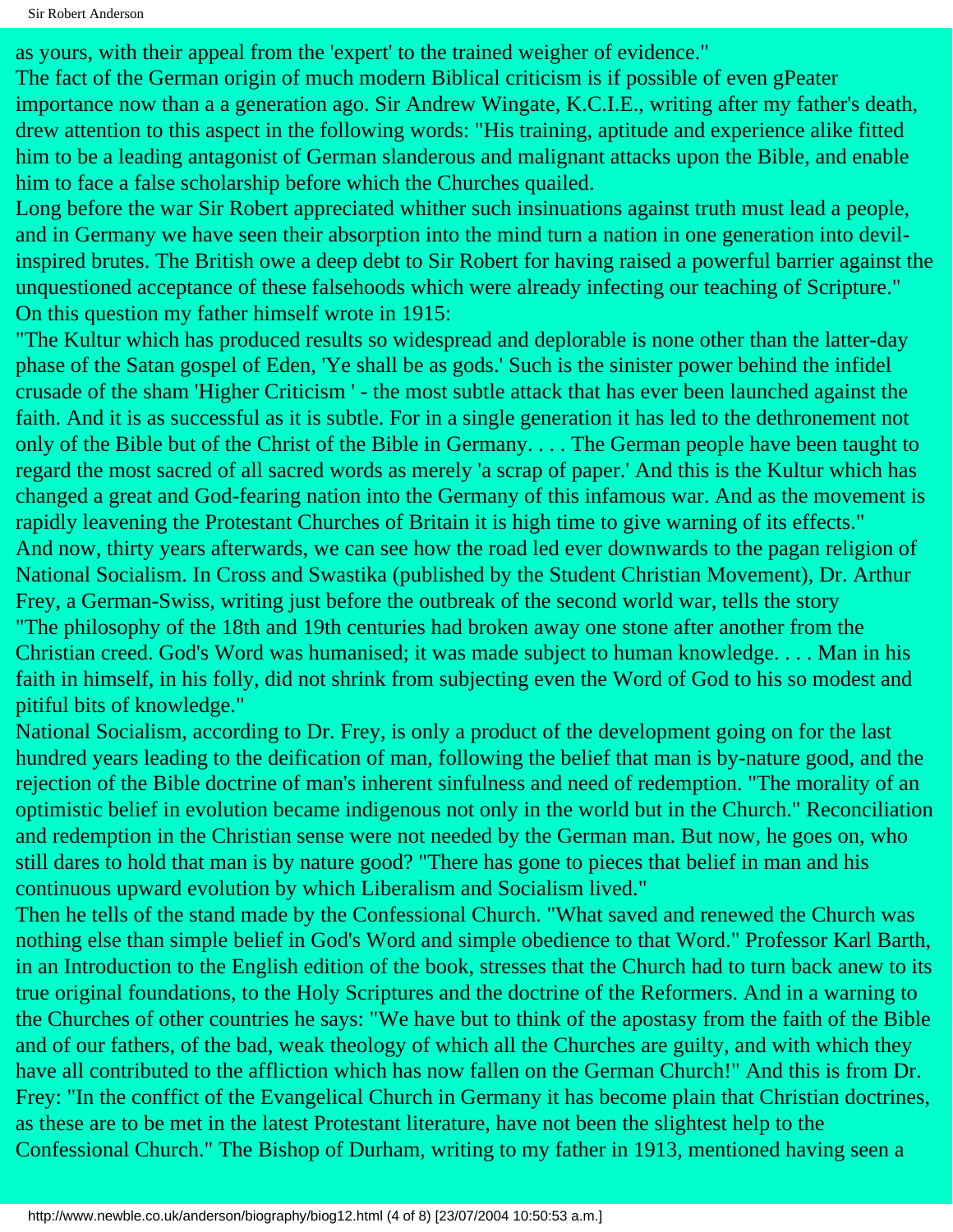as yours, with their appeal from the 'expert' to the trained weigher of evidence."

The fact of the German origin of much modern Biblical criticism is if possible of even gPeater importance now than a a generation ago. Sir Andrew Wingate, K.C.I.E., writing after my father's death, drew attention to this aspect in the following words: "His training, aptitude and experience alike fitted him to be a leading antagonist of German slanderous and malignant attacks upon the Bible, and enable him to face a false scholarship before which the Churches quailed.

Long before the war Sir Robert appreciated whither such insinuations against truth must lead a people, and in Germany we have seen their absorption into the mind turn a nation in one generation into devil-inspired brutes. The British owe a deep debt to Sir Robert for having raised a powerful barrier against the unquestioned acceptance of these falsehoods which were already infecting our teaching of Scripture."

On this question my father himself wrote in 1915:

"The Kultur which has produced results so widespread and deplorable is none other than the latter-day phase of the Satan gospel of Eden, 'Ye shall be as gods.' Such is the sinister power behind the infidel crusade of the sham 'Higher Criticism ' - the most subtle attack that has ever been launched against the faith. And it is as successful as it is subtle. For in a single generation it has led to the dethronement not only of the Bible but of the Christ of the Bible in Germany. . . . The German people have been taught to regard the most sacred of all sacred words as merely 'a scrap of paper.' And this is the Kultur which has changed a great and God-fearing nation into the Germany of this infamous war. And as the movement is rapidly leavening the Protestant Churches of Britain it is high time to give warning of its effects."

And now, thirty years afterwards, we can see how the road led ever downwards to the pagan religion of National Socialism. In Cross and Swastika (published by the Student Christian Movement), Dr. Arthur Frey, a German-Swiss, writing just before the outbreak of the second world war, tells the story

"The philosophy of the 18th and 19th centuries had broken away one stone after another from the Christian creed. God's Word was humanised; it was made subject to human knowledge. . . . Man in his faith in himself, in his folly, did not shrink from subjecting even the Word of God to his so modest and pitiful bits of knowledge."

National Socialism, according to Dr. Frey, is only a product of the development going on for the last hundred years leading to the deification of man, following the belief that man is by-nature good, and the rejection of the Bible doctrine of man's inherent sinfulness and need of redemption. "The morality of an optimistic belief in evolution became indigenous not only in the world but in the Church." Reconciliation and redemption in the Christian sense were not needed by the German man. But now, he goes on, who still dares to hold that man is by nature good? "There has gone to pieces that belief in man and his continuous upward evolution by which Liberalism and Socialism lived."

Then he tells of the stand made by the Confessional Church. "What saved and renewed the Church was nothing else than simple belief in God's Word and simple obedience to that Word." Professor Karl Barth, in an Introduction to the English edition of the book, stresses that the Church had to turn back anew to its true original foundations, to the Holy Scriptures and the doctrine of the Reformers. And in a warning to the Churches of other countries he says: "We have but to think of the apostasy from the faith of the Bible and of our fathers, of the bad, weak theology of which all the Churches are guilty, and with which they have all contributed to the affliction which has now fallen on the German Church!" And this is from Dr. Frey: "In the conffict of the Evangelical Church in Germany it has become plain that Christian doctrines, as these are to be met in the latest Protestant literature, have not been the slightest help to the Confessional Church." The Bishop of Durham, writing to my father in 1913, mentioned having seen a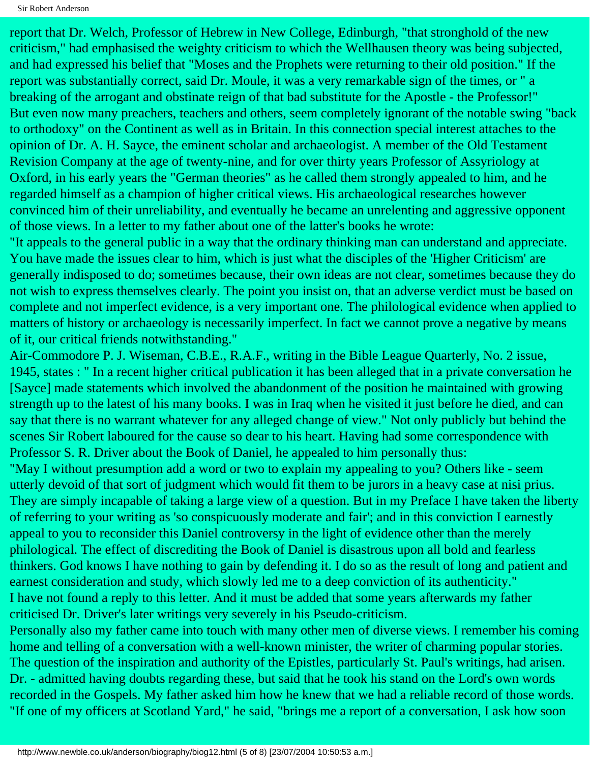report that Dr. Welch, Professor of Hebrew in New College, Edinburgh, "that stronghold of the new criticism," had emphasised the weighty criticism to which the Wellhausen theory was being subjected, and had expressed his belief that "Moses and the Prophets were returning to their old position." If the report was substantially correct, said Dr. Moule, it was a very remarkable sign of the times, or " a breaking of the arrogant and obstinate reign of that bad substitute for the Apostle - the Professor!"

But even now many preachers, teachers and others, seem completely ignorant of the notable swing "back to orthodoxy" on the Continent as well as in Britain. In this connection special interest attaches to the opinion of Dr. A. H. Sayce, the eminent scholar and archaeologist. A member of the Old Testament Revision Company at the age of twenty-nine, and for over thirty years Professor of Assyriology at Oxford, in his early years the "German theories" as he called them strongly appealed to him, and he regarded himself as a champion of higher critical views. His archaeological researches however convinced him of their unreliability, and eventually he became an unrelenting and aggressive opponent of those views. In a letter to my father about one of the latter's books he wrote:

"It appeals to the general public in a way that the ordinary thinking man can understand and appreciate. You have made the issues clear to him, which is just what the disciples of the 'Higher Criticism' are generally indisposed to do; sometimes because, their own ideas are not clear, sometimes because they do not wish to express themselves clearly. The point you insist on, that an adverse verdict must be based on complete and not imperfect evidence, is a very important one. The philological evidence when applied to matters of history or archaeology is necessarily imperfect. In fact we cannot prove a negative by means of it, our critical friends notwithstanding."

Air-Commodore P. J. Wiseman, C.B.E., R.A.F., writing in the Bible League Quarterly, No. 2 issue, 1945, states : " In a recent higher critical publication it has been alleged that in a private conversation he [Sayce] made statements which involved the abandonment of the position he maintained with growing strength up to the latest of his many books. I was in Iraq when he visited it just before he died, and can say that there is no warrant whatever for any alleged change of view." Not only publicly but behind the scenes Sir Robert laboured for the cause so dear to his heart. Having had some correspondence with Professor S. R. Driver about the Book of Daniel, he appealed to him personally thus:

"May I without presumption add a word or two to explain my appealing to you? Others like - seem utterly devoid of that sort of judgment which would fit them to be jurors in a heavy case at nisi prius. They are simply incapable of taking a large view of a question. But in my Preface I have taken the liberty of referring to your writing as 'so conspicuously moderate and fair'; and in this conviction I earnestly appeal to you to reconsider this Daniel controversy in the light of evidence other than the merely philological. The effect of discrediting the Book of Daniel is disastrous upon all bold and fearless thinkers. God knows I have nothing to gain by defending it. I do so as the result of long and patient and earnest consideration and study, which slowly led me to a deep conviction of its authenticity."

I have not found a reply to this letter. And it must be added that some years afterwards my father criticised Dr. Driver's later writings very severely in his Pseudo-criticism.

Personally also my father came into touch with many other men of diverse views. I remember his coming home and telling of a conversation with a well-known minister, the writer of charming popular stories. The question of the inspiration and authority of the Epistles, particularly St. Paul's writings, had arisen. Dr. - admitted having doubts regarding these, but said that he took his stand on the Lord's own words recorded in the Gospels. My father asked him how he knew that we had a reliable record of those words. "If one of my officers at Scotland Yard," he said, "brings me a report of a conversation, I ask how soon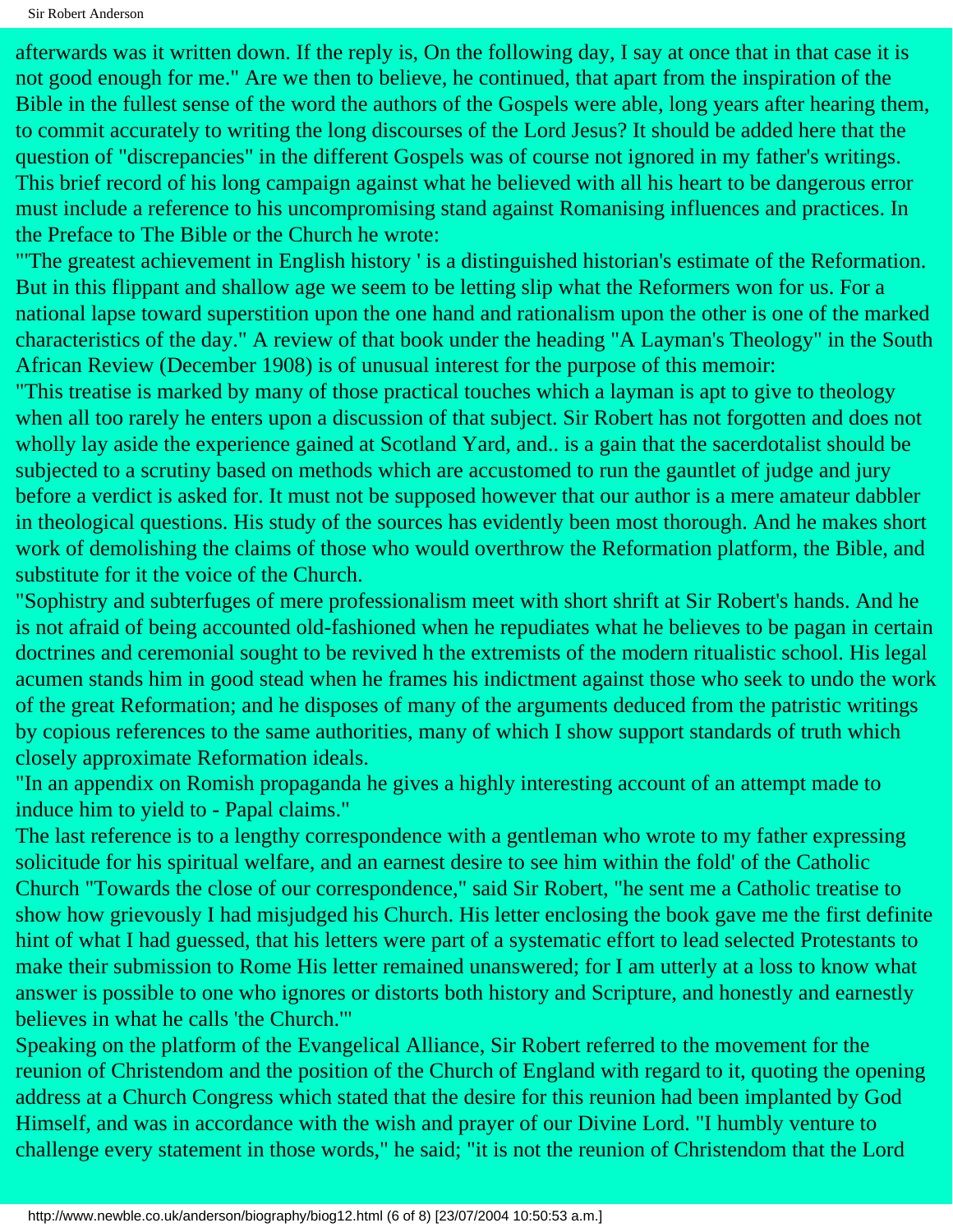afterwards was it written down. If the reply is, On the following day, I say at once that in that case it is not good enough for me." Are we then to believe, he continued, that apart from the inspiration of the Bible in the fullest sense of the word the authors of the Gospels were able, long years after hearing them, to commit accurately to writing the long discourses of the Lord Jesus? It should be added here that the question of "discrepancies" in the different Gospels was of course not ignored in my father's writings. This brief record of his long campaign against what he believed with all his heart to be dangerous error must include a reference to his uncompromising stand against Romanising influences and practices. In the Preface to The Bible or the Church he wrote:

"'The greatest achievement in English history ' is a distinguished historian's estimate of the Reformation. But in this flippant and shallow age we seem to be letting slip what the Reformers won for us. For a national lapse toward superstition upon the one hand and rationalism upon the other is one of the marked characteristics of the day." A review of that book under the heading "A Layman's Theology" in the South African Review (December 1908) is of unusual interest for the purpose of this memoir:

"This treatise is marked by many of those practical touches which a layman is apt to give to theology when all too rarely he enters upon a discussion of that subject. Sir Robert has not forgotten and does not wholly lay aside the experience gained at Scotland Yard, and.. is a gain that the sacerdotalist should be subjected to a scrutiny based on methods which are accustomed to run the gauntlet of judge and jury before a verdict is asked for. It must not be supposed however that our author is a mere amateur dabbler in theological questions. His study of the sources has evidently been most thorough. And he makes short work of demolishing the claims of those who would overthrow the Reformation platform, the Bible, and substitute for it the voice of the Church.

"Sophistry and subterfuges of mere professionalism meet with short shrift at Sir Robert's hands. And he is not afraid of being accounted old-fashioned when he repudiates what he believes to be pagan in certain doctrines and ceremonial sought to be revived h the extremists of the modern ritualistic school. His legal acumen stands him in good stead when he frames his indictment against those who seek to undo the work of the great Reformation; and he disposes of many of the arguments deduced from the patristic writings by copious references to the same authorities, many of which I show support standards of truth which closely approximate Reformation ideals.

"In an appendix on Romish propaganda he gives a highly interesting account of an attempt made to induce him to yield to - Papal claims."

The last reference is to a lengthy correspondence with a gentleman who wrote to my father expressing solicitude for his spiritual welfare, and an earnest desire to see him within the fold' of the Catholic Church "Towards the close of our correspondence," said Sir Robert, "he sent me a Catholic treatise to show how grievously I had misjudged his Church. His letter enclosing the book gave me the first definite hint of what I had guessed, that his letters were part of a systematic effort to lead selected Protestants to make their submission to Rome His letter remained unanswered; for I am utterly at a loss to know what answer is possible to one who ignores or distorts both history and Scripture, and honestly and earnestly believes in what he calls 'the Church.'"

Speaking on the platform of the Evangelical Alliance, Sir Robert referred to the movement for the reunion of Christendom and the position of the Church of England with regard to it, quoting the opening address at a Church Congress which stated that the desire for this reunion had been implanted by God Himself, and was in accordance with the wish and prayer of our Divine Lord. "I humbly venture to challenge every statement in those words," he said; "it is not the reunion of Christendom that the Lord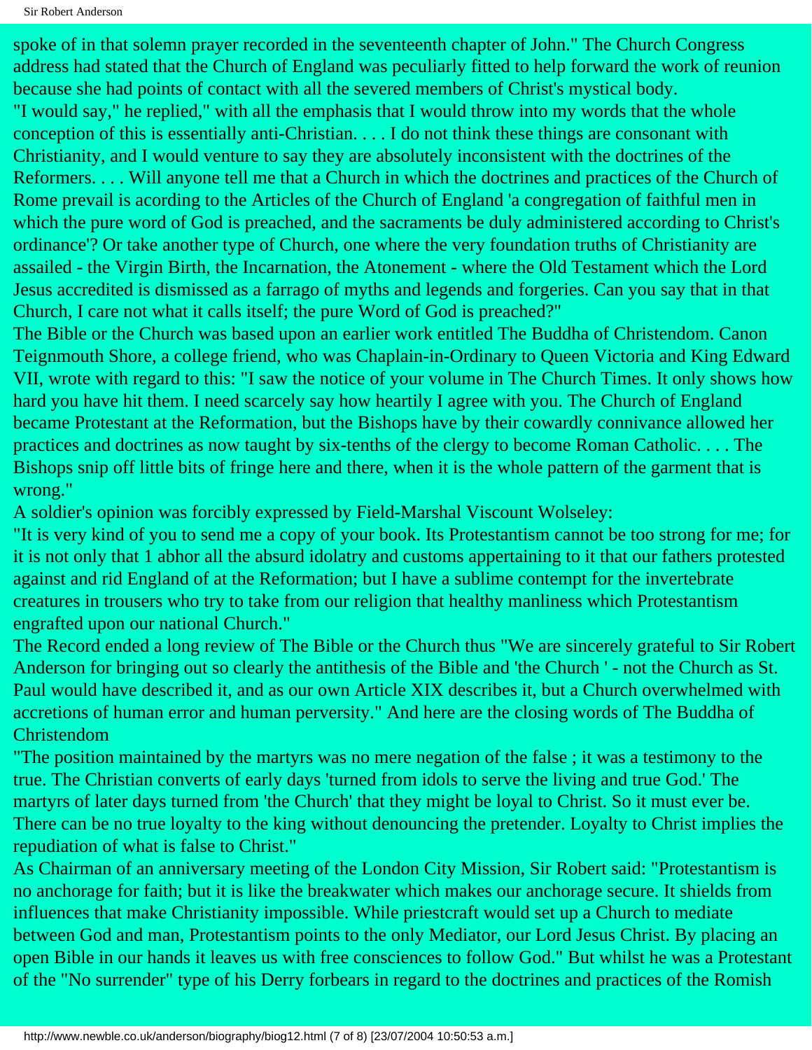spoke of in that solemn prayer recorded in the seventeenth chapter of John." The Church Congress address had stated that the Church of England was peculiarly fitted to help forward the work of reunion because she had points of contact with all the severed members of Christ's mystical body.

"I would say," he replied," with all the emphasis that I would throw into my words that the whole conception of this is essentially anti-Christian. . . . I do not think these things are consonant with Christianity, and I would venture to say they are absolutely inconsistent with the doctrines of the Reformers. . . . Will anyone tell me that a Church in which the doctrines and practices of the Church of Rome prevail is acording to the Articles of the Church of England 'a congregation of faithful men in which the pure word of God is preached, and the sacraments be duly administered according to Christ's ordinance'? Or take another type of Church, one where the very foundation truths of Christianity are assailed - the Virgin Birth, the Incarnation, the Atonement - where the Old Testament which the Lord Jesus accredited is dismissed as a farrago of myths and legends and forgeries. Can you say that in that Church, I care not what it calls itself; the pure Word of God is preached?"

The Bible or the Church was based upon an earlier work entitled The Buddha of Christendom. Canon Teignmouth Shore, a college friend, who was Chaplain-in-Ordinary to Queen Victoria and King Edward VII, wrote with regard to this: "I saw the notice of your volume in The Church Times. It only shows how hard you have hit them. I need scarcely say how heartily I agree with you. The Church of England became Protestant at the Reformation, but the Bishops have by their cowardly connivance allowed her practices and doctrines as now taught by six-tenths of the clergy to become Roman Catholic. . . . The Bishops snip off little bits of fringe here and there, when it is the whole pattern of the garment that is wrong."

A soldier's opinion was forcibly expressed by Field-Marshal Viscount Wolseley:

"It is very kind of you to send me a copy of your book. Its Protestantism cannot be too strong for me; for it is not only that 1 abhor all the absurd idolatry and customs appertaining to it that our fathers protested against and rid England of at the Reformation; but I have a sublime contempt for the invertebrate creatures in trousers who try to take from our religion that healthy manliness which Protestantism engrafted upon our national Church."

The Record ended a long review of The Bible or the Church thus "We are sincerely grateful to Sir Robert Anderson for bringing out so clearly the antithesis of the Bible and 'the Church ' - not the Church as St. Paul would have described it, and as our own Article XIX describes it, but a Church overwhelmed with accretions of human error and human perversity." And here are the closing words of The Buddha of Christendom

"The position maintained by the martyrs was no mere negation of the false ; it was a testimony to the true. The Christian converts of early days 'turned from idols to serve the living and true God.' The martyrs of later days turned from 'the Church' that they might be loyal to Christ. So it must ever be. There can be no true loyalty to the king without denouncing the pretender. Loyalty to Christ implies the repudiation of what is false to Christ."

As Chairman of an anniversary meeting of the London City Mission, Sir Robert said: "Protestantism is no anchorage for faith; but it is like the breakwater which makes our anchorage secure. It shields from influences that make Christianity impossible. While priestcraft would set up a Church to mediate between God and man, Protestantism points to the only Mediator, our Lord Jesus Christ. By placing an open Bible in our hands it leaves us with free consciences to follow God." But whilst he was a Protestant of the "No surrender" type of his Derry forbears in regard to the doctrines and practices of the Romish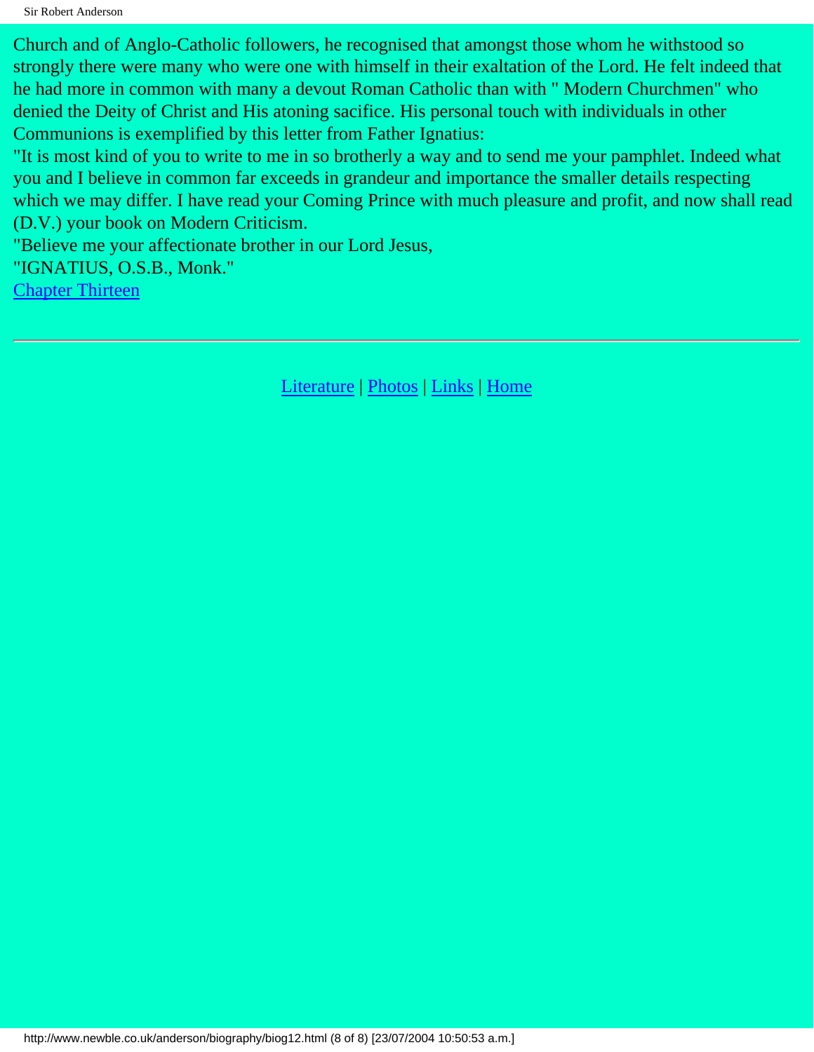Church and of Anglo-Catholic followers, he recognised that amongst those whom he withstood so strongly there were many who were one with himself in their exaltation of the Lord. He felt indeed that he had more in common with many a devout Roman Catholic than with " Modern Churchmen" who denied the Deity of Christ and His atoning sacifice. His personal touch with individuals in other Communions is exemplified by this letter from Father Ignatius:

"It is most kind of you to write to me in so brotherly a way and to send me your pamphlet. Indeed what you and I believe in common far exceeds in grandeur and importance the smaller details respecting which we may differ. I have read your Coming Prince with much pleasure and profit, and now shall read (D.V.) your book on Modern Criticism.

"Believe me your affectionate brother in our Lord Jesus,

"IGNATIUS, O.S.B., Monk."

Chapter Thirteen

---

Literature | Photos | Links | Home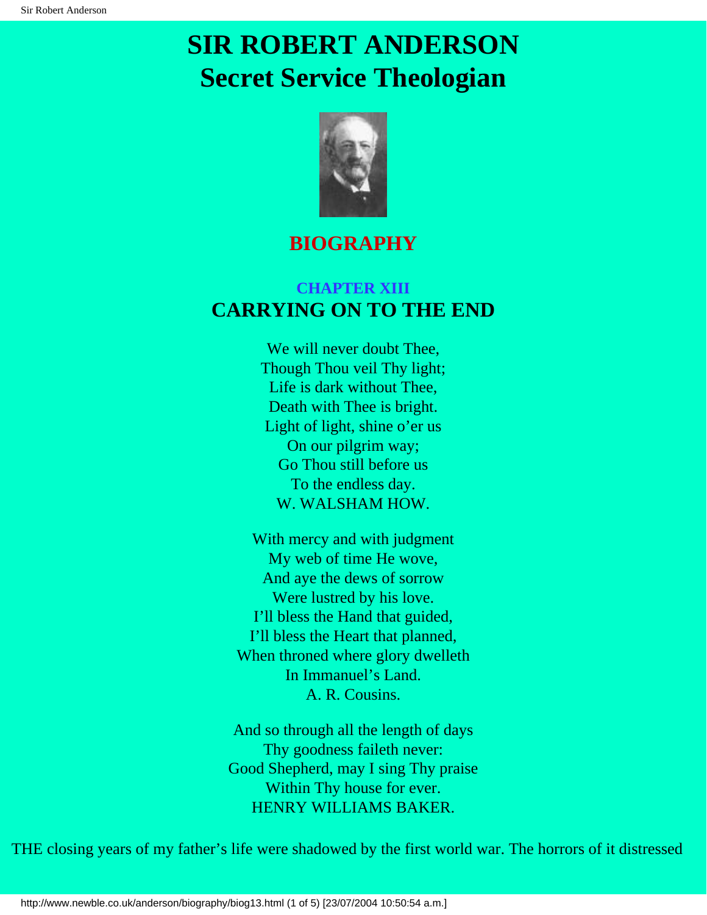# SIR ROBERT ANDERSON
# Secret Service Theologian

## BIOGRAPHY

### CHAPTER XIII
### CARRYING ON TO THE END

We will never doubt Thee,
Though Thou veil Thy light;
Life is dark without Thee,
Death with Thee is bright.
Light of light, shine o'er us
On our pilgrim way;
Go Thou still before us
To the endless day.
W. WALSHAM HOW.

With mercy and with judgment
My web of time He wove,
And aye the dews of sorrow
Were lustred by his love.
I'll bless the Hand that guided,
I'll bless the Heart that planned,
When throned where glory dwelleth
In Immanuel's Land.
A. R. Cousins.

And so through all the length of days
Thy goodness faileth never:
Good Shepherd, may I sing Thy praise
Within Thy house for ever.
HENRY WILLIAMS BAKER.

THE closing years of my father's life were shadowed by the first world war. The horrors of it distressed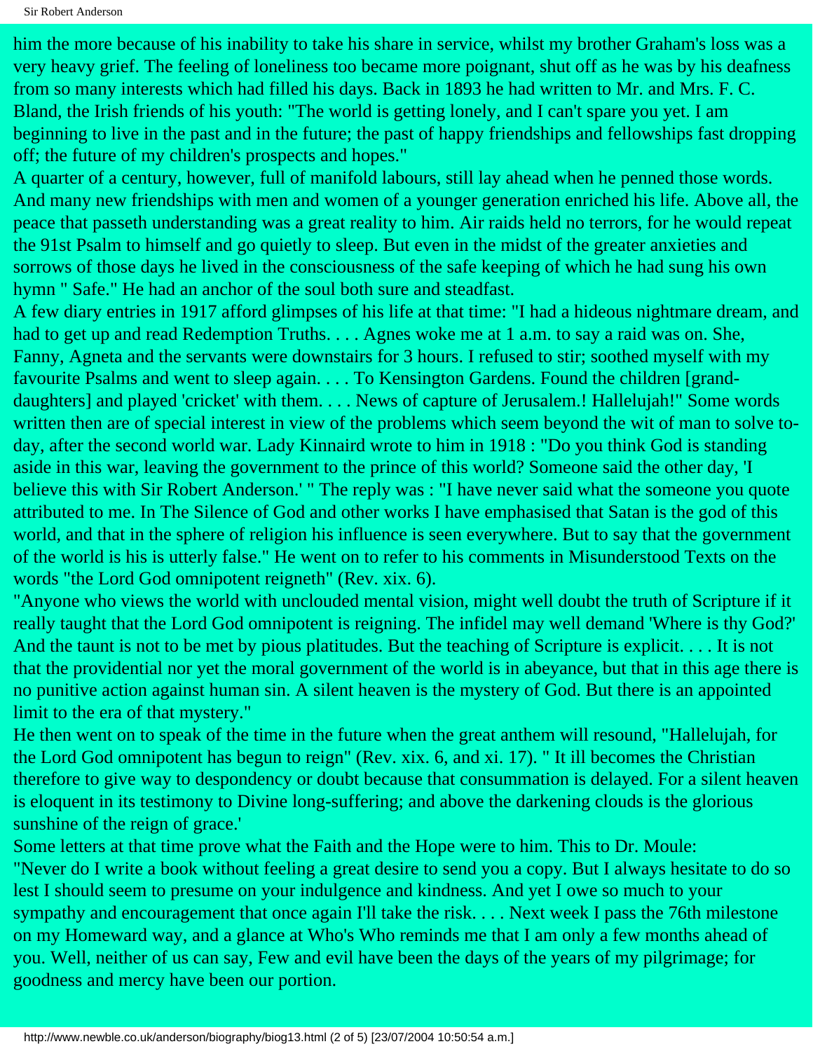him the more because of his inability to take his share in service, whilst my brother Graham's loss was a very heavy grief. The feeling of loneliness too became more poignant, shut off as he was by his deafness from so many interests which had filled his days. Back in 1893 he had written to Mr. and Mrs. F. C. Bland, the Irish friends of his youth: "The world is getting lonely, and I can't spare you yet. I am beginning to live in the past and in the future; the past of happy friendships and fellowships fast dropping off; the future of my children's prospects and hopes."

A quarter of a century, however, full of manifold labours, still lay ahead when he penned those words. And many new friendships with men and women of a younger generation enriched his life. Above all, the peace that passeth understanding was a great reality to him. Air raids held no terrors, for he would repeat the 91st Psalm to himself and go quietly to sleep. But even in the midst of the greater anxieties and sorrows of those days he lived in the consciousness of the safe keeping of which he had sung his own hymn " Safe." He had an anchor of the soul both sure and steadfast.

A few diary entries in 1917 afford glimpses of his life at that time: "I had a hideous nightmare dream, and had to get up and read Redemption Truths. . . . Agnes woke me at 1 a.m. to say a raid was on. She, Fanny, Agneta and the servants were downstairs for 3 hours. I refused to stir; soothed myself with my favourite Psalms and went to sleep again. . . . To Kensington Gardens. Found the children [grand-daughters] and played 'cricket' with them. . . . News of capture of Jerusalem.! Hallelujah!" Some words written then are of special interest in view of the problems which seem beyond the wit of man to solve to-day, after the second world war. Lady Kinnaird wrote to him in 1918 : "Do you think God is standing aside in this war, leaving the government to the prince of this world? Someone said the other day, 'I believe this with Sir Robert Anderson.' " The reply was : "I have never said what the someone you quote attributed to me. In The Silence of God and other works I have emphasised that Satan is the god of this world, and that in the sphere of religion his influence is seen everywhere. But to say that the government of the world is his is utterly false." He went on to refer to his comments in Misunderstood Texts on the words "the Lord God omnipotent reigneth" (Rev. xix. 6).

"Anyone who views the world with unclouded mental vision, might well doubt the truth of Scripture if it really taught that the Lord God omnipotent is reigning. The infidel may well demand 'Where is thy God?' And the taunt is not to be met by pious platitudes. But the teaching of Scripture is explicit. . . . It is not that the providential nor yet the moral government of the world is in abeyance, but that in this age there is no punitive action against human sin. A silent heaven is the mystery of God. But there is an appointed limit to the era of that mystery."

He then went on to speak of the time in the future when the great anthem will resound, "Hallelujah, for the Lord God omnipotent has begun to reign" (Rev. xix. 6, and xi. 17). " It ill becomes the Christian therefore to give way to despondency or doubt because that consummation is delayed. For a silent heaven is eloquent in its testimony to Divine long-suffering; and above the darkening clouds is the glorious sunshine of the reign of grace.'

Some letters at that time prove what the Faith and the Hope were to him. This to Dr. Moule:

"Never do I write a book without feeling a great desire to send you a copy. But I always hesitate to do so lest I should seem to presume on your indulgence and kindness. And yet I owe so much to your sympathy and encouragement that once again I'll take the risk. . . . Next week I pass the 76th milestone on my Homeward way, and a glance at Who's Who reminds me that I am only a few months ahead of you. Well, neither of us can say, Few and evil have been the days of the years of my pilgrimage; for goodness and mercy have been our portion.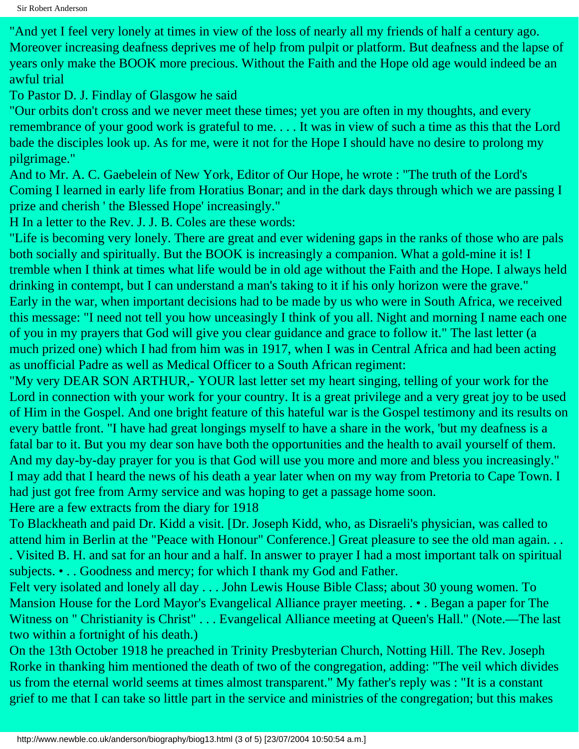"And yet I feel very lonely at times in view of the loss of nearly all my friends of half a century ago. Moreover increasing deafness deprives me of help from pulpit or platform. But deafness and the lapse of years only make the BOOK more precious. Without the Faith and the Hope old age would indeed be an awful trial

To Pastor D. J. Findlay of Glasgow he said

"Our orbits don't cross and we never meet these times; yet you are often in my thoughts, and every remembrance of your good work is grateful to me. . . . It was in view of such a time as this that the Lord bade the disciples look up. As for me, were it not for the Hope I should have no desire to prolong my pilgrimage."

And to Mr. A. C. Gaebelein of New York, Editor of Our Hope, he wrote : "The truth of the Lord's Coming I learned in early life from Horatius Bonar; and in the dark days through which we are passing I prize and cherish ' the Blessed Hope' increasingly."

H In a letter to the Rev. J. J. B. Coles are these words:

"Life is becoming very lonely. There are great and ever widening gaps in the ranks of those who are pals both socially and spiritually. But the BOOK is increasingly a companion. What a gold-mine it is! I tremble when I think at times what life would be in old age without the Faith and the Hope. I always held drinking in contempt, but I can understand a man's taking to it if his only horizon were the grave."

Early in the war, when important decisions had to be made by us who were in South Africa, we received this message: "I need not tell you how unceasingly I think of you all. Night and morning I name each one of you in my prayers that God will give you clear guidance and grace to follow it." The last letter (a much prized one) which I had from him was in 1917, when I was in Central Africa and had been acting as unofficial Padre as well as Medical Officer to a South African regiment:

"My very DEAR SON ARTHUR,- YOUR last letter set my heart singing, telling of your work for the Lord in connection with your work for your country. It is a great privilege and a very great joy to be used of Him in the Gospel. And one bright feature of this hateful war is the Gospel testimony and its results on every battle front. "I have had great longings myself to have a share in the work, 'but my deafness is a fatal bar to it. But you my dear son have both the opportunities and the health to avail yourself of them. And my day-by-day prayer for you is that God will use you more and more and bless you increasingly."

I may add that I heard the news of his death a year later when on my way from Pretoria to Cape Town. I had just got free from Army service and was hoping to get a passage home soon.

Here are a few extracts from the diary for 1918

To Blackheath and paid Dr. Kidd a visit. [Dr. Joseph Kidd, who, as Disraeli's physician, was called to attend him in Berlin at the "Peace with Honour" Conference.] Great pleasure to see the old man again. . . . Visited B. H. and sat for an hour and a half. In answer to prayer I had a most important talk on spiritual subjects. • . . Goodness and mercy; for which I thank my God and Father.

Felt very isolated and lonely all day . . . John Lewis House Bible Class; about 30 young women. To Mansion House for the Lord Mayor's Evangelical Alliance prayer meeting. . • . Began a paper for The Witness on " Christianity is Christ" . . . Evangelical Alliance meeting at Queen's Hall." (Note.—The last two within a fortnight of his death.)

On the 13th October 1918 he preached in Trinity Presbyterian Church, Notting Hill. The Rev. Joseph Rorke in thanking him mentioned the death of two of the congregation, adding: "The veil which divides us from the eternal world seems at times almost transparent." My father's reply was : "It is a constant grief to me that I can take so little part in the service and ministries of the congregation; but this makes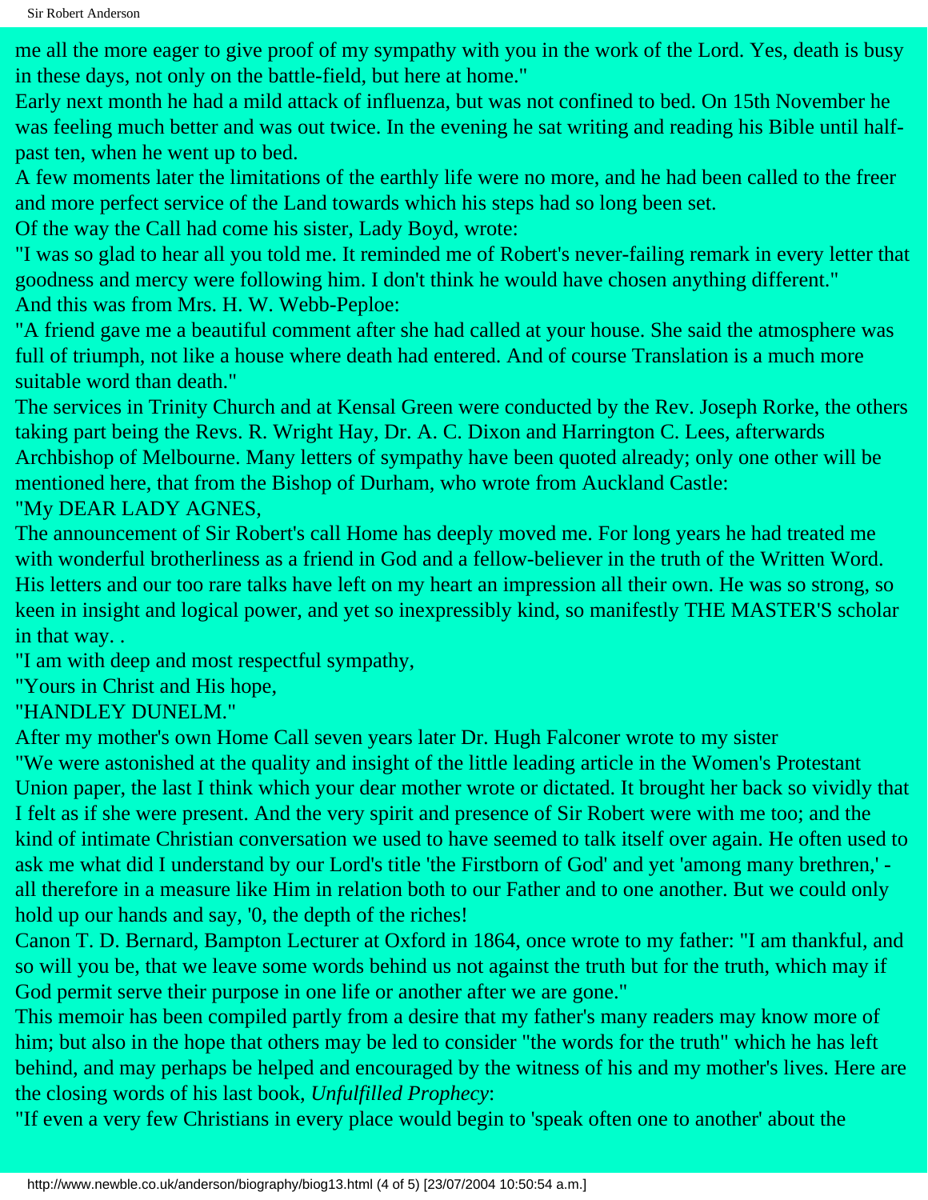me all the more eager to give proof of my sympathy with you in the work of the Lord. Yes, death is busy in these days, not only on the battle-field, but here at home."

Early next month he had a mild attack of influenza, but was not confined to bed. On 15th November he was feeling much better and was out twice. In the evening he sat writing and reading his Bible until half-past ten, when he went up to bed.

A few moments later the limitations of the earthly life were no more, and he had been called to the freer and more perfect service of the Land towards which his steps had so long been set.

Of the way the Call had come his sister, Lady Boyd, wrote:

"I was so glad to hear all you told me. It reminded me of Robert's never-failing remark in every letter that goodness and mercy were following him. I don't think he would have chosen anything different."

And this was from Mrs. H. W. Webb-Peploe:

"A friend gave me a beautiful comment after she had called at your house. She said the atmosphere was full of triumph, not like a house where death had entered. And of course Translation is a much more suitable word than death."

The services in Trinity Church and at Kensal Green were conducted by the Rev. Joseph Rorke, the others taking part being the Revs. R. Wright Hay, Dr. A. C. Dixon and Harrington C. Lees, afterwards Archbishop of Melbourne. Many letters of sympathy have been quoted already; only one other will be mentioned here, that from the Bishop of Durham, who wrote from Auckland Castle:

"My DEAR LADY AGNES,

The announcement of Sir Robert's call Home has deeply moved me. For long years he had treated me with wonderful brotherliness as a friend in God and a fellow-believer in the truth of the Written Word. His letters and our too rare talks have left on my heart an impression all their own. He was so strong, so keen in insight and logical power, and yet so inexpressibly kind, so manifestly THE MASTER'S scholar in that way. .

"I am with deep and most respectful sympathy,

"Yours in Christ and His hope,

"HANDLEY DUNELM."

After my mother's own Home Call seven years later Dr. Hugh Falconer wrote to my sister

"We were astonished at the quality and insight of the little leading article in the Women's Protestant Union paper, the last I think which your dear mother wrote or dictated. It brought her back so vividly that I felt as if she were present. And the very spirit and presence of Sir Robert were with me too; and the kind of intimate Christian conversation we used to have seemed to talk itself over again. He often used to ask me what did I understand by our Lord's title 'the Firstborn of God' and yet 'among many brethren,' - all therefore in a measure like Him in relation both to our Father and to one another. But we could only hold up our hands and say, '0, the depth of the riches!

Canon T. D. Bernard, Bampton Lecturer at Oxford in 1864, once wrote to my father: "I am thankful, and so will you be, that we leave some words behind us not against the truth but for the truth, which may if God permit serve their purpose in one life or another after we are gone."

This memoir has been compiled partly from a desire that my father's many readers may know more of him; but also in the hope that others may be led to consider "the words for the truth" which he has left behind, and may perhaps be helped and encouraged by the witness of his and my mother's lives. Here are the closing words of his last book, *Unfulfilled Prophecy*:

"If even a very few Christians in every place would begin to 'speak often one to another' about the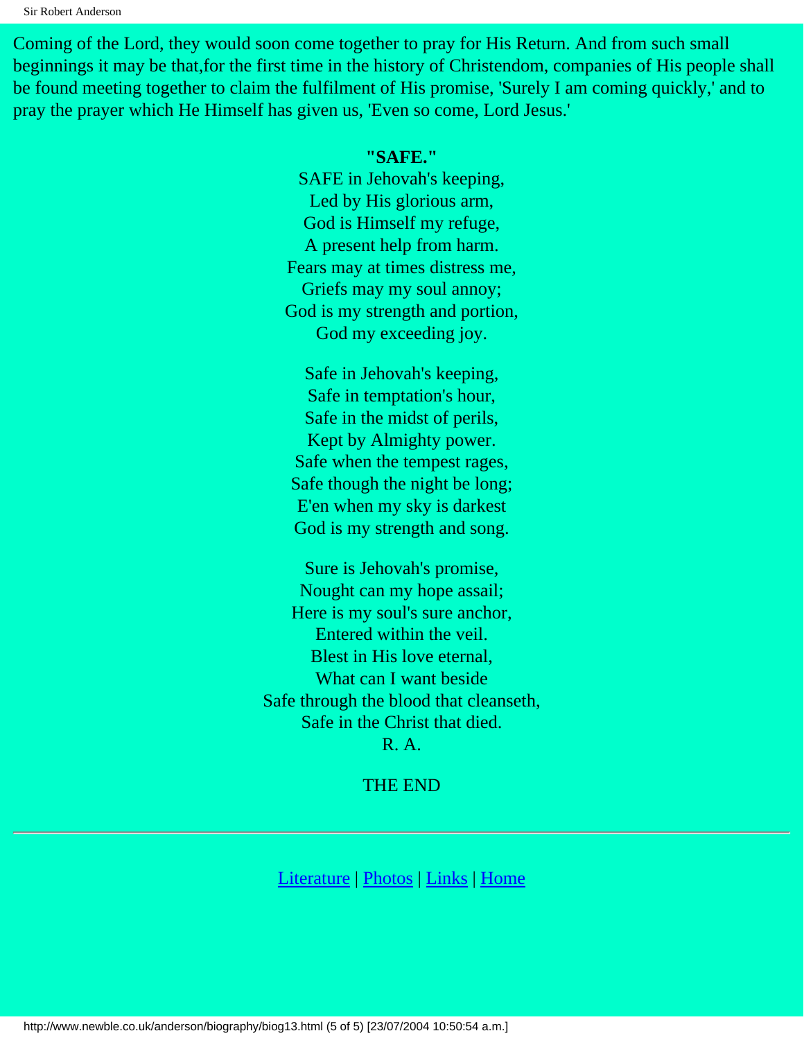Coming of the Lord, they would soon come together to pray for His Return. And from such small beginnings it may be that,for the first time in the history of Christendom, companies of His people shall be found meeting together to claim the fulfilment of His promise, 'Surely I am coming quickly,' and to pray the prayer which He Himself has given us, 'Even so come, Lord Jesus.'

**"SAFE."**

SAFE in Jehovah's keeping,
Led by His glorious arm,
God is Himself my refuge,
A present help from harm.
Fears may at times distress me,
Griefs may my soul annoy;
God is my strength and portion,
God my exceeding joy.

Safe in Jehovah's keeping,
Safe in temptation's hour,
Safe in the midst of perils,
Kept by Almighty power.
Safe when the tempest rages,
Safe though the night be long;
E'en when my sky is darkest
God is my strength and song.

Sure is Jehovah's promise,
Nought can my hope assail;
Here is my soul's sure anchor,
Entered within the veil.
Blest in His love eternal,
What can I want beside
Safe through the blood that cleanseth,
Safe in the Christ that died.
R. A.

THE END

---

Literature | Photos | Links | Home